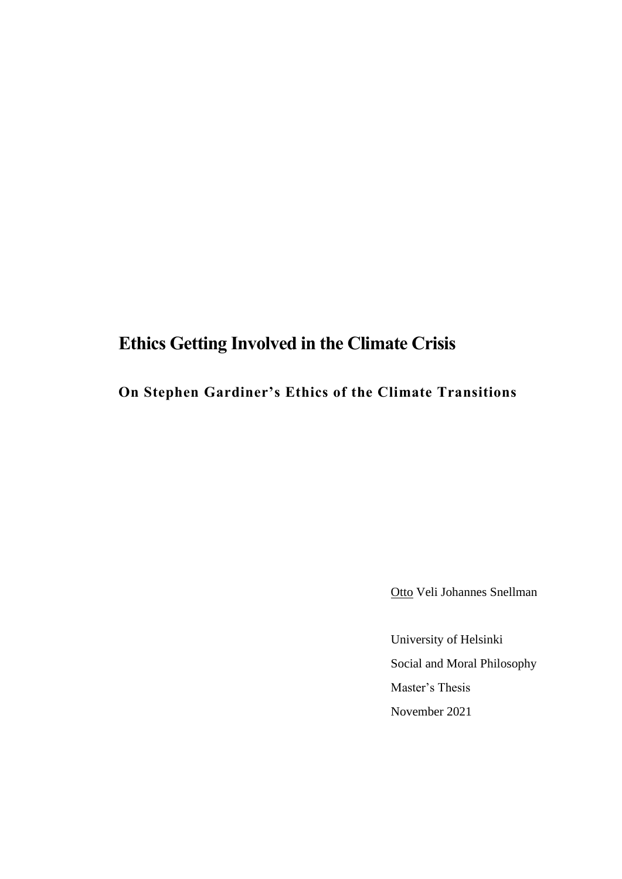# Ethics Getting Involved in the Climate Crisis

## On Stephen Gardiner's Ethics of the Climate Transitions

Otto Veli Johannes Snellman

University of Helsinki

Social and Moral Philosophy

Master's Thesis

November 2021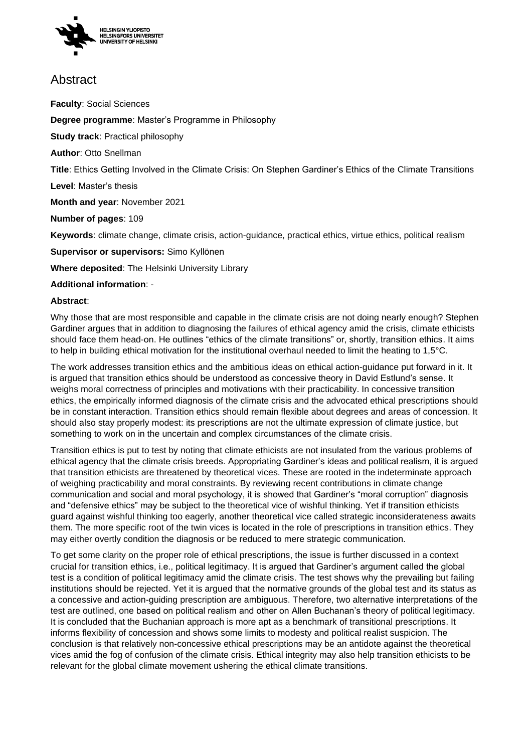# Abstract

**Faculty**: Social Sciences

**Degree programme**: Master's Programme in Philosophy

**Study track**: Practical philosophy

**Author**: Otto Snellman

**Title**: Ethics Getting Involved in the Climate Crisis: On Stephen Gardiner's Ethics of the Climate Transitions

**Level**: Master's thesis

**Month and year**: November 2021

**Number of pages**: 109

**Keywords**: climate change, climate crisis, action-guidance, practical ethics, virtue ethics, political realism

**Supervisor or supervisors:** Simo Kyllönen

**Where deposited**: The Helsinki University Library

**Additional information**: -

**Abstract**:

Why those that are most responsible and capable in the climate crisis are not doing nearly enough? Stephen Gardiner argues that in addition to diagnosing the failures of ethical agency amid the crisis, climate ethicists should face them head-on. He outlines "ethics of the climate transitions" or, shortly, transition ethics. It aims to help in building ethical motivation for the institutional overhaul needed to limit the heating to 1,5°C.

The work addresses transition ethics and the ambitious ideas on ethical action-guidance put forward in it. It is argued that transition ethics should be understood as concessive theory in David Estlund's sense. It weighs moral correctness of principles and motivations with their practicability. In concessive transition ethics, the empirically informed diagnosis of the climate crisis and the advocated ethical prescriptions should be in constant interaction. Transition ethics should remain flexible about degrees and areas of concession. It should also stay properly modest: its prescriptions are not the ultimate expression of climate justice, but something to work on in the uncertain and complex circumstances of the climate crisis.

Transition ethics is put to test by noting that climate ethicists are not insulated from the various problems of ethical agency that the climate crisis breeds. Appropriating Gardiner's ideas and political realism, it is argued that transition ethicists are threatened by theoretical vices. These are rooted in the indeterminate approach of weighing practicability and moral constraints. By reviewing recent contributions in climate change communication and social and moral psychology, it is showed that Gardiner's "moral corruption" diagnosis and "defensive ethics" may be subject to the theoretical vice of wishful thinking. Yet if transition ethicists guard against wishful thinking too eagerly, another theoretical vice called strategic inconsiderateness awaits them. The more specific root of the twin vices is located in the role of prescriptions in transition ethics. They may either overtly condition the diagnosis or be reduced to mere strategic communication.

To get some clarity on the proper role of ethical prescriptions, the issue is further discussed in a context crucial for transition ethics, i.e., political legitimacy. It is argued that Gardiner's argument called the global test is a condition of political legitimacy amid the climate crisis. The test shows why the prevailing but failing institutions should be rejected. Yet it is argued that the normative grounds of the global test and its status as a concessive and action-guiding prescription are ambiguous. Therefore, two alternative interpretations of the test are outlined, one based on political realism and other on Allen Buchanan's theory of political legitimacy. It is concluded that the Buchanian approach is more apt as a benchmark of transitional prescriptions. It informs flexibility of concession and shows some limits to modesty and political realist suspicion. The conclusion is that relatively non-concessive ethical prescriptions may be an antidote against the theoretical vices amid the fog of confusion of the climate crisis. Ethical integrity may also help transition ethicists to be relevant for the global climate movement ushering the ethical climate transitions.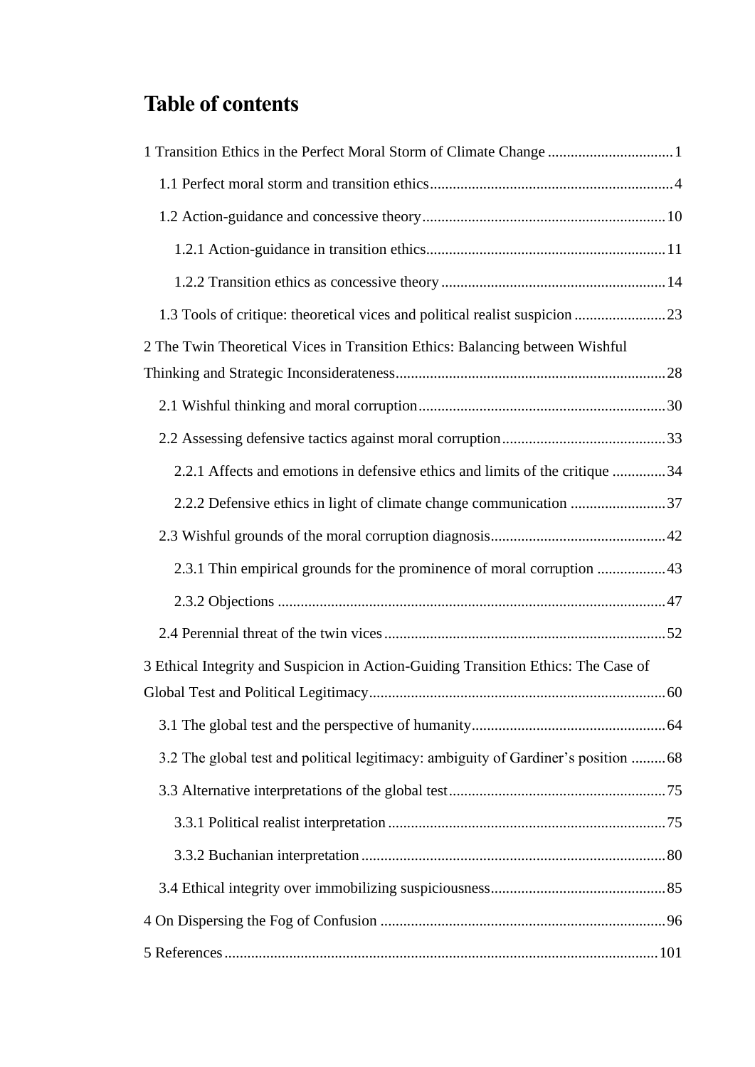# Table of contents

1 Transition Ethics in the Perfect Moral Storm of Climate Change ..... 1

- 1.1 Perfect moral storm and transition ethics ..... 4
- 1.2 Action-guidance and concessive theory ..... 10
  - 1.2.1 Action-guidance in transition ethics ..... 11
  - 1.2.2 Transition ethics as concessive theory ..... 14
- 1.3 Tools of critique: theoretical vices and political realist suspicion ..... 23

2 The Twin Theoretical Vices in Transition Ethics: Balancing between Wishful Thinking and Strategic Inconsiderateness ..... 28

- 2.1 Wishful thinking and moral corruption ..... 30
- 2.2 Assessing defensive tactics against moral corruption ..... 33
  - 2.2.1 Affects and emotions in defensive ethics and limits of the critique ..... 34
  - 2.2.2 Defensive ethics in light of climate change communication ..... 37
- 2.3 Wishful grounds of the moral corruption diagnosis ..... 42
  - 2.3.1 Thin empirical grounds for the prominence of moral corruption ..... 43
  - 2.3.2 Objections ..... 47
- 2.4 Perennial threat of the twin vices ..... 52

3 Ethical Integrity and Suspicion in Action-Guiding Transition Ethics: The Case of Global Test and Political Legitimacy ..... 60

- 3.1 The global test and the perspective of humanity ..... 64
- 3.2 The global test and political legitimacy: ambiguity of Gardiner's position ..... 68
- 3.3 Alternative interpretations of the global test ..... 75
  - 3.3.1 Political realist interpretation ..... 75
  - 3.3.2 Buchanian interpretation ..... 80
- 3.4 Ethical integrity over immobilizing suspiciousness ..... 85

4 On Dispersing the Fog of Confusion ..... 96

5 References ..... 101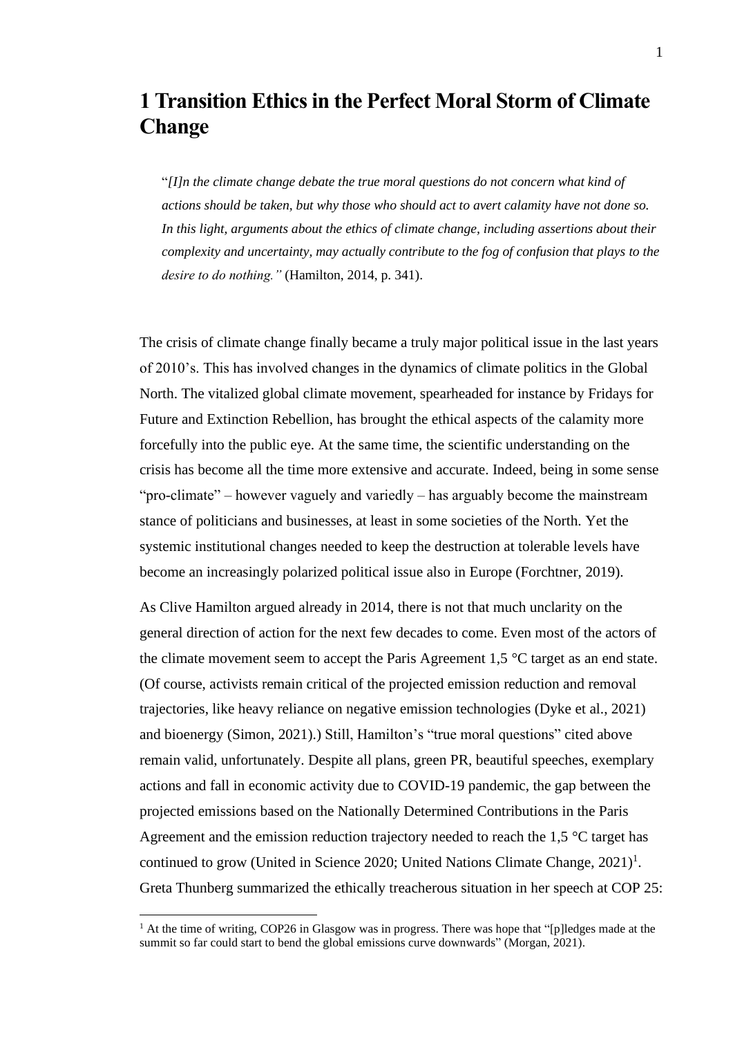# 1 Transition Ethics in the Perfect Moral Storm of Climate Change

> "*[I]n the climate change debate the true moral questions do not concern what kind of actions should be taken, but why those who should act to avert calamity have not done so. In this light, arguments about the ethics of climate change, including assertions about their complexity and uncertainty, may actually contribute to the fog of confusion that plays to the desire to do nothing."* (Hamilton, 2014, p. 341).

The crisis of climate change finally became a truly major political issue in the last years of 2010's. This has involved changes in the dynamics of climate politics in the Global North. The vitalized global climate movement, spearheaded for instance by Fridays for Future and Extinction Rebellion, has brought the ethical aspects of the calamity more forcefully into the public eye. At the same time, the scientific understanding on the crisis has become all the time more extensive and accurate. Indeed, being in some sense "pro-climate" – however vaguely and variedly – has arguably become the mainstream stance of politicians and businesses, at least in some societies of the North. Yet the systemic institutional changes needed to keep the destruction at tolerable levels have become an increasingly polarized political issue also in Europe (Forchtner, 2019).

As Clive Hamilton argued already in 2014, there is not that much unclarity on the general direction of action for the next few decades to come. Even most of the actors of the climate movement seem to accept the Paris Agreement 1,5 °C target as an end state. (Of course, activists remain critical of the projected emission reduction and removal trajectories, like heavy reliance on negative emission technologies (Dyke et al., 2021) and bioenergy (Simon, 2021).) Still, Hamilton's "true moral questions" cited above remain valid, unfortunately. Despite all plans, green PR, beautiful speeches, exemplary actions and fall in economic activity due to COVID-19 pandemic, the gap between the projected emissions based on the Nationally Determined Contributions in the Paris Agreement and the emission reduction trajectory needed to reach the 1,5 °C target has continued to grow (United in Science 2020; United Nations Climate Change, 2021)[1]. Greta Thunberg summarized the ethically treacherous situation in her speech at COP 25:

[1] At the time of writing, COP26 in Glasgow was in progress. There was hope that "[p]ledges made at the summit so far could start to bend the global emissions curve downwards" (Morgan, 2021).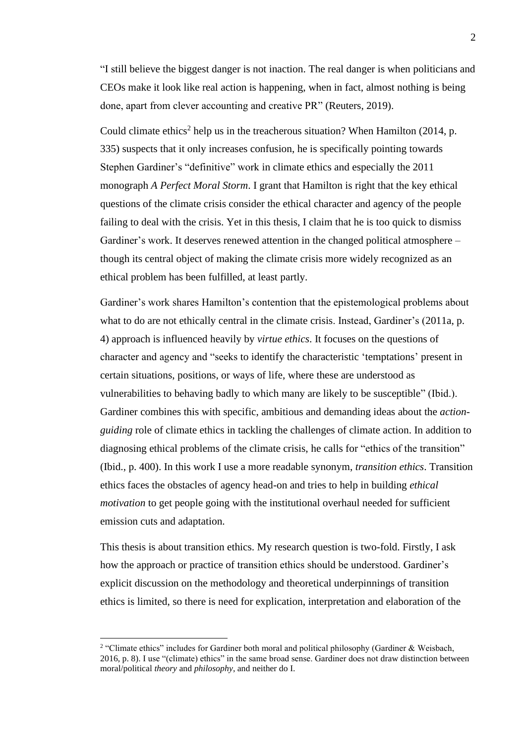"I still believe the biggest danger is not inaction. The real danger is when politicians and CEOs make it look like real action is happening, when in fact, almost nothing is being done, apart from clever accounting and creative PR" (Reuters, 2019).

Could climate ethics[2] help us in the treacherous situation? When Hamilton (2014, p. 335) suspects that it only increases confusion, he is specifically pointing towards Stephen Gardiner's "definitive" work in climate ethics and especially the 2011 monograph *A Perfect Moral Storm*. I grant that Hamilton is right that the key ethical questions of the climate crisis consider the ethical character and agency of the people failing to deal with the crisis. Yet in this thesis, I claim that he is too quick to dismiss Gardiner's work. It deserves renewed attention in the changed political atmosphere – though its central object of making the climate crisis more widely recognized as an ethical problem has been fulfilled, at least partly.

Gardiner's work shares Hamilton's contention that the epistemological problems about what to do are not ethically central in the climate crisis. Instead, Gardiner's (2011a, p. 4) approach is influenced heavily by *virtue ethics*. It focuses on the questions of character and agency and "seeks to identify the characteristic 'temptations' present in certain situations, positions, or ways of life, where these are understood as vulnerabilities to behaving badly to which many are likely to be susceptible" (Ibid.). Gardiner combines this with specific, ambitious and demanding ideas about the *action-guiding* role of climate ethics in tackling the challenges of climate action. In addition to diagnosing ethical problems of the climate crisis, he calls for "ethics of the transition" (Ibid., p. 400). In this work I use a more readable synonym, *transition ethics*. Transition ethics faces the obstacles of agency head-on and tries to help in building *ethical motivation* to get people going with the institutional overhaul needed for sufficient emission cuts and adaptation.

This thesis is about transition ethics. My research question is two-fold. Firstly, I ask how the approach or practice of transition ethics should be understood. Gardiner's explicit discussion on the methodology and theoretical underpinnings of transition ethics is limited, so there is need for explication, interpretation and elaboration of the

[2] "Climate ethics" includes for Gardiner both moral and political philosophy (Gardiner & Weisbach, 2016, p. 8). I use "(climate) ethics" in the same broad sense. Gardiner does not draw distinction between moral/political *theory* and *philosophy*, and neither do I.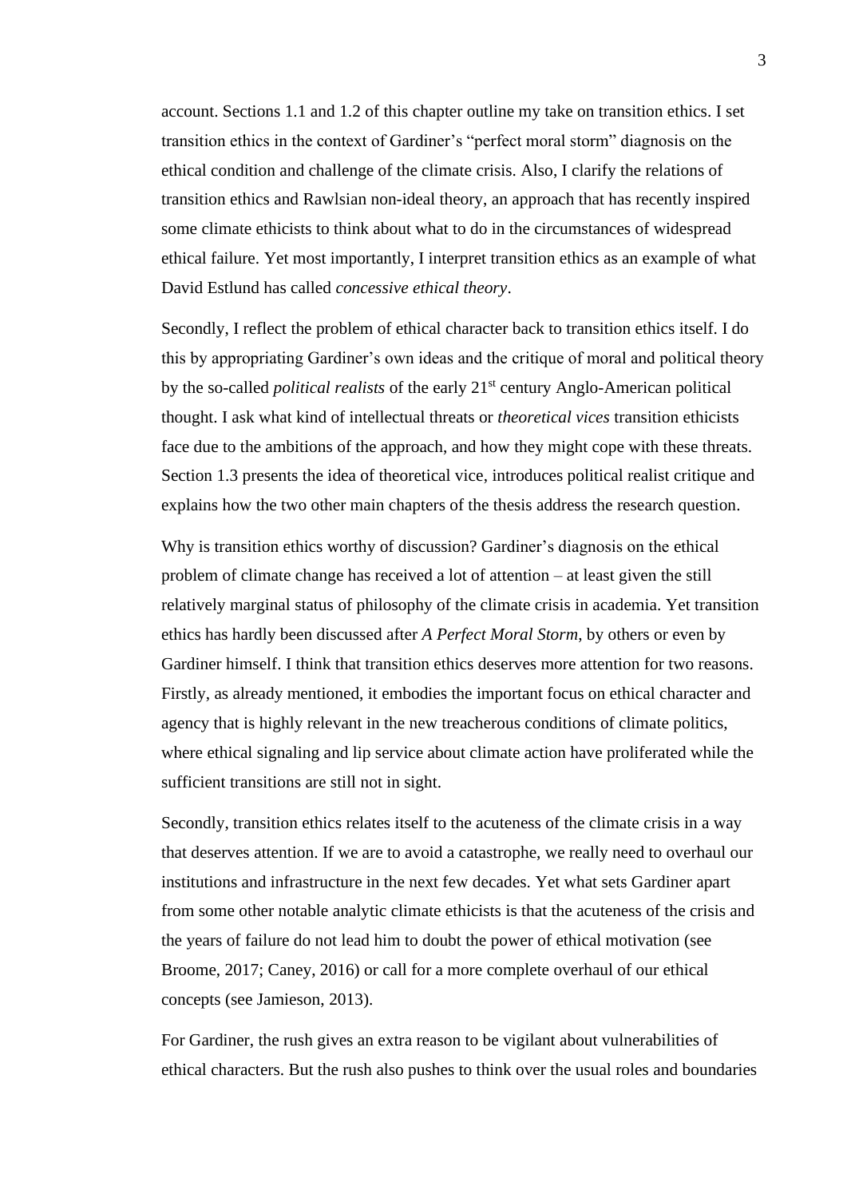account. Sections 1.1 and 1.2 of this chapter outline my take on transition ethics. I set transition ethics in the context of Gardiner's "perfect moral storm" diagnosis on the ethical condition and challenge of the climate crisis. Also, I clarify the relations of transition ethics and Rawlsian non-ideal theory, an approach that has recently inspired some climate ethicists to think about what to do in the circumstances of widespread ethical failure. Yet most importantly, I interpret transition ethics as an example of what David Estlund has called *concessive ethical theory*.

Secondly, I reflect the problem of ethical character back to transition ethics itself. I do this by appropriating Gardiner's own ideas and the critique of moral and political theory by the so-called *political realists* of the early 21st century Anglo-American political thought. I ask what kind of intellectual threats or *theoretical vices* transition ethicists face due to the ambitions of the approach, and how they might cope with these threats. Section 1.3 presents the idea of theoretical vice, introduces political realist critique and explains how the two other main chapters of the thesis address the research question.

Why is transition ethics worthy of discussion? Gardiner's diagnosis on the ethical problem of climate change has received a lot of attention – at least given the still relatively marginal status of philosophy of the climate crisis in academia. Yet transition ethics has hardly been discussed after *A Perfect Moral Storm*, by others or even by Gardiner himself. I think that transition ethics deserves more attention for two reasons. Firstly, as already mentioned, it embodies the important focus on ethical character and agency that is highly relevant in the new treacherous conditions of climate politics, where ethical signaling and lip service about climate action have proliferated while the sufficient transitions are still not in sight.

Secondly, transition ethics relates itself to the acuteness of the climate crisis in a way that deserves attention. If we are to avoid a catastrophe, we really need to overhaul our institutions and infrastructure in the next few decades. Yet what sets Gardiner apart from some other notable analytic climate ethicists is that the acuteness of the crisis and the years of failure do not lead him to doubt the power of ethical motivation (see Broome, 2017; Caney, 2016) or call for a more complete overhaul of our ethical concepts (see Jamieson, 2013).

For Gardiner, the rush gives an extra reason to be vigilant about vulnerabilities of ethical characters. But the rush also pushes to think over the usual roles and boundaries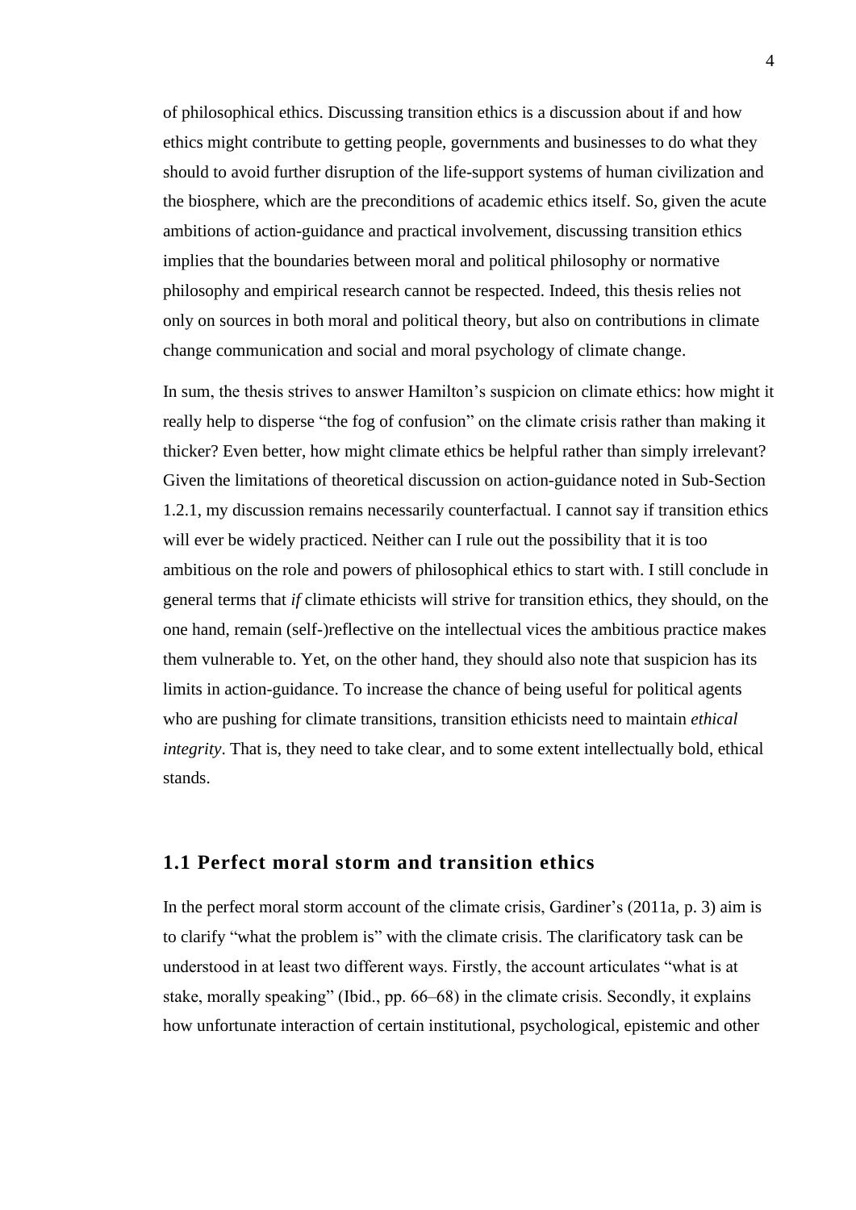of philosophical ethics. Discussing transition ethics is a discussion about if and how ethics might contribute to getting people, governments and businesses to do what they should to avoid further disruption of the life-support systems of human civilization and the biosphere, which are the preconditions of academic ethics itself. So, given the acute ambitions of action-guidance and practical involvement, discussing transition ethics implies that the boundaries between moral and political philosophy or normative philosophy and empirical research cannot be respected. Indeed, this thesis relies not only on sources in both moral and political theory, but also on contributions in climate change communication and social and moral psychology of climate change.

In sum, the thesis strives to answer Hamilton's suspicion on climate ethics: how might it really help to disperse "the fog of confusion" on the climate crisis rather than making it thicker? Even better, how might climate ethics be helpful rather than simply irrelevant? Given the limitations of theoretical discussion on action-guidance noted in Sub-Section 1.2.1, my discussion remains necessarily counterfactual. I cannot say if transition ethics will ever be widely practiced. Neither can I rule out the possibility that it is too ambitious on the role and powers of philosophical ethics to start with. I still conclude in general terms that *if* climate ethicists will strive for transition ethics, they should, on the one hand, remain (self-)reflective on the intellectual vices the ambitious practice makes them vulnerable to. Yet, on the other hand, they should also note that suspicion has its limits in action-guidance. To increase the chance of being useful for political agents who are pushing for climate transitions, transition ethicists need to maintain *ethical integrity*. That is, they need to take clear, and to some extent intellectually bold, ethical stands.

## 1.1 Perfect moral storm and transition ethics

In the perfect moral storm account of the climate crisis, Gardiner's (2011a, p. 3) aim is to clarify "what the problem is" with the climate crisis. The clarificatory task can be understood in at least two different ways. Firstly, the account articulates "what is at stake, morally speaking" (Ibid., pp. 66–68) in the climate crisis. Secondly, it explains how unfortunate interaction of certain institutional, psychological, epistemic and other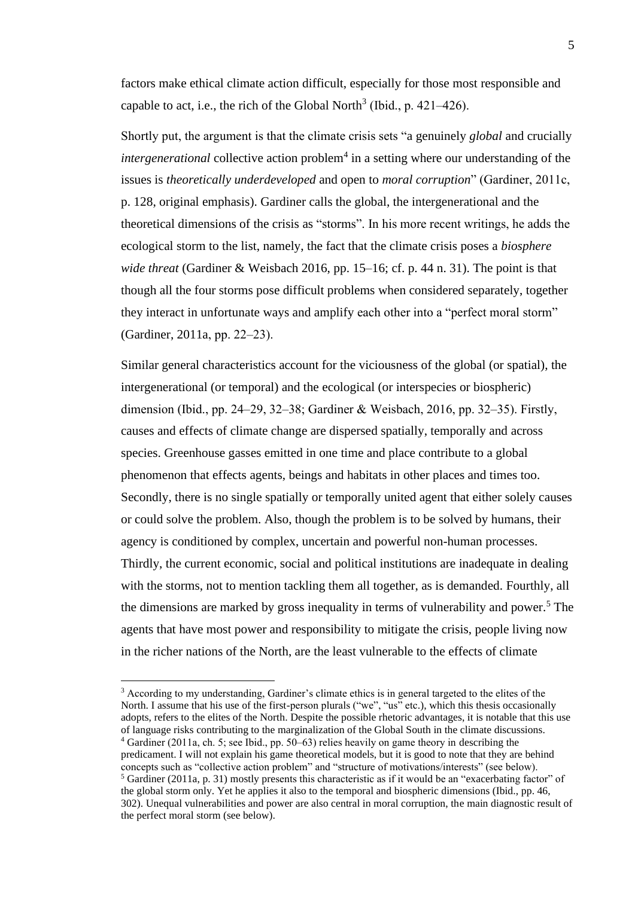factors make ethical climate action difficult, especially for those most responsible and capable to act, i.e., the rich of the Global North[3] (Ibid., p. 421–426).

Shortly put, the argument is that the climate crisis sets "a genuinely *global* and crucially *intergenerational* collective action problem[4] in a setting where our understanding of the issues is *theoretically underdeveloped* and open to *moral corruption*" (Gardiner, 2011c, p. 128, original emphasis). Gardiner calls the global, the intergenerational and the theoretical dimensions of the crisis as "storms". In his more recent writings, he adds the ecological storm to the list, namely, the fact that the climate crisis poses a *biosphere wide threat* (Gardiner & Weisbach 2016, pp. 15–16; cf. p. 44 n. 31). The point is that though all the four storms pose difficult problems when considered separately, together they interact in unfortunate ways and amplify each other into a "perfect moral storm" (Gardiner, 2011a, pp. 22–23).

Similar general characteristics account for the viciousness of the global (or spatial), the intergenerational (or temporal) and the ecological (or interspecies or biospheric) dimension (Ibid., pp. 24–29, 32–38; Gardiner & Weisbach, 2016, pp. 32–35). Firstly, causes and effects of climate change are dispersed spatially, temporally and across species. Greenhouse gasses emitted in one time and place contribute to a global phenomenon that effects agents, beings and habitats in other places and times too. Secondly, there is no single spatially or temporally united agent that either solely causes or could solve the problem. Also, though the problem is to be solved by humans, their agency is conditioned by complex, uncertain and powerful non-human processes. Thirdly, the current economic, social and political institutions are inadequate in dealing with the storms, not to mention tackling them all together, as is demanded. Fourthly, all the dimensions are marked by gross inequality in terms of vulnerability and power.[5] The agents that have most power and responsibility to mitigate the crisis, people living now in the richer nations of the North, are the least vulnerable to the effects of climate

[3] According to my understanding, Gardiner's climate ethics is in general targeted to the elites of the North. I assume that his use of the first-person plurals ("we", "us" etc.), which this thesis occasionally adopts, refers to the elites of the North. Despite the possible rhetoric advantages, it is notable that this use of language risks contributing to the marginalization of the Global South in the climate discussions.

[4] Gardiner (2011a, ch. 5; see Ibid., pp. 50–63) relies heavily on game theory in describing the predicament. I will not explain his game theoretical models, but it is good to note that they are behind concepts such as "collective action problem" and "structure of motivations/interests" (see below).

[5] Gardiner (2011a, p. 31) mostly presents this characteristic as if it would be an "exacerbating factor" of the global storm only. Yet he applies it also to the temporal and biospheric dimensions (Ibid., pp. 46, 302). Unequal vulnerabilities and power are also central in moral corruption, the main diagnostic result of the perfect moral storm (see below).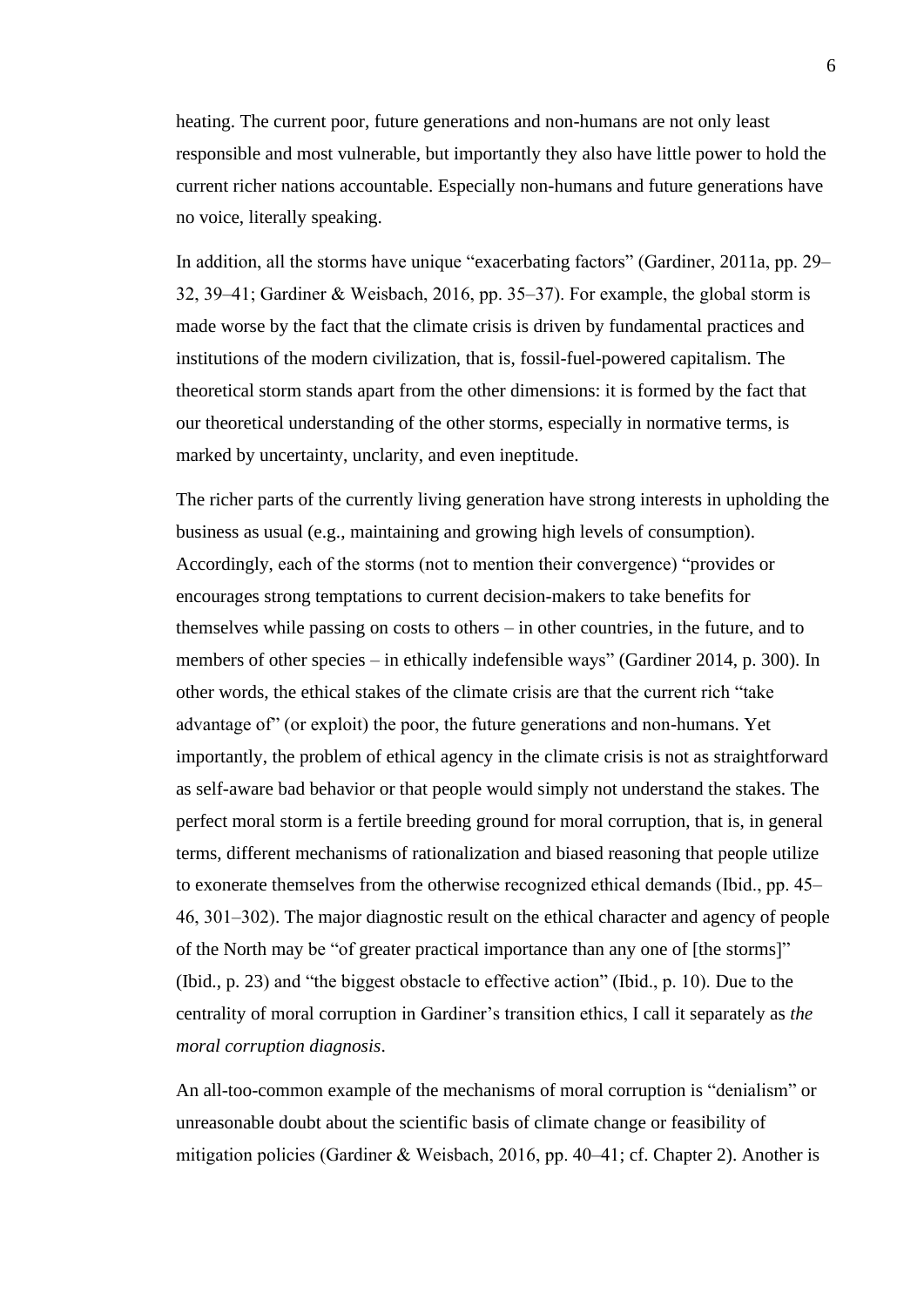heating. The current poor, future generations and non-humans are not only least responsible and most vulnerable, but importantly they also have little power to hold the current richer nations accountable. Especially non-humans and future generations have no voice, literally speaking.

In addition, all the storms have unique "exacerbating factors" (Gardiner, 2011a, pp. 29–32, 39–41; Gardiner & Weisbach, 2016, pp. 35–37). For example, the global storm is made worse by the fact that the climate crisis is driven by fundamental practices and institutions of the modern civilization, that is, fossil-fuel-powered capitalism. The theoretical storm stands apart from the other dimensions: it is formed by the fact that our theoretical understanding of the other storms, especially in normative terms, is marked by uncertainty, unclarity, and even ineptitude.

The richer parts of the currently living generation have strong interests in upholding the business as usual (e.g., maintaining and growing high levels of consumption). Accordingly, each of the storms (not to mention their convergence) "provides or encourages strong temptations to current decision-makers to take benefits for themselves while passing on costs to others – in other countries, in the future, and to members of other species – in ethically indefensible ways" (Gardiner 2014, p. 300). In other words, the ethical stakes of the climate crisis are that the current rich "take advantage of" (or exploit) the poor, the future generations and non-humans. Yet importantly, the problem of ethical agency in the climate crisis is not as straightforward as self-aware bad behavior or that people would simply not understand the stakes. The perfect moral storm is a fertile breeding ground for moral corruption, that is, in general terms, different mechanisms of rationalization and biased reasoning that people utilize to exonerate themselves from the otherwise recognized ethical demands (Ibid., pp. 45–46, 301–302). The major diagnostic result on the ethical character and agency of people of the North may be "of greater practical importance than any one of [the storms]" (Ibid., p. 23) and "the biggest obstacle to effective action" (Ibid., p. 10). Due to the centrality of moral corruption in Gardiner's transition ethics, I call it separately as *the moral corruption diagnosis*.

An all-too-common example of the mechanisms of moral corruption is "denialism" or unreasonable doubt about the scientific basis of climate change or feasibility of mitigation policies (Gardiner & Weisbach, 2016, pp. 40–41; cf. Chapter 2). Another is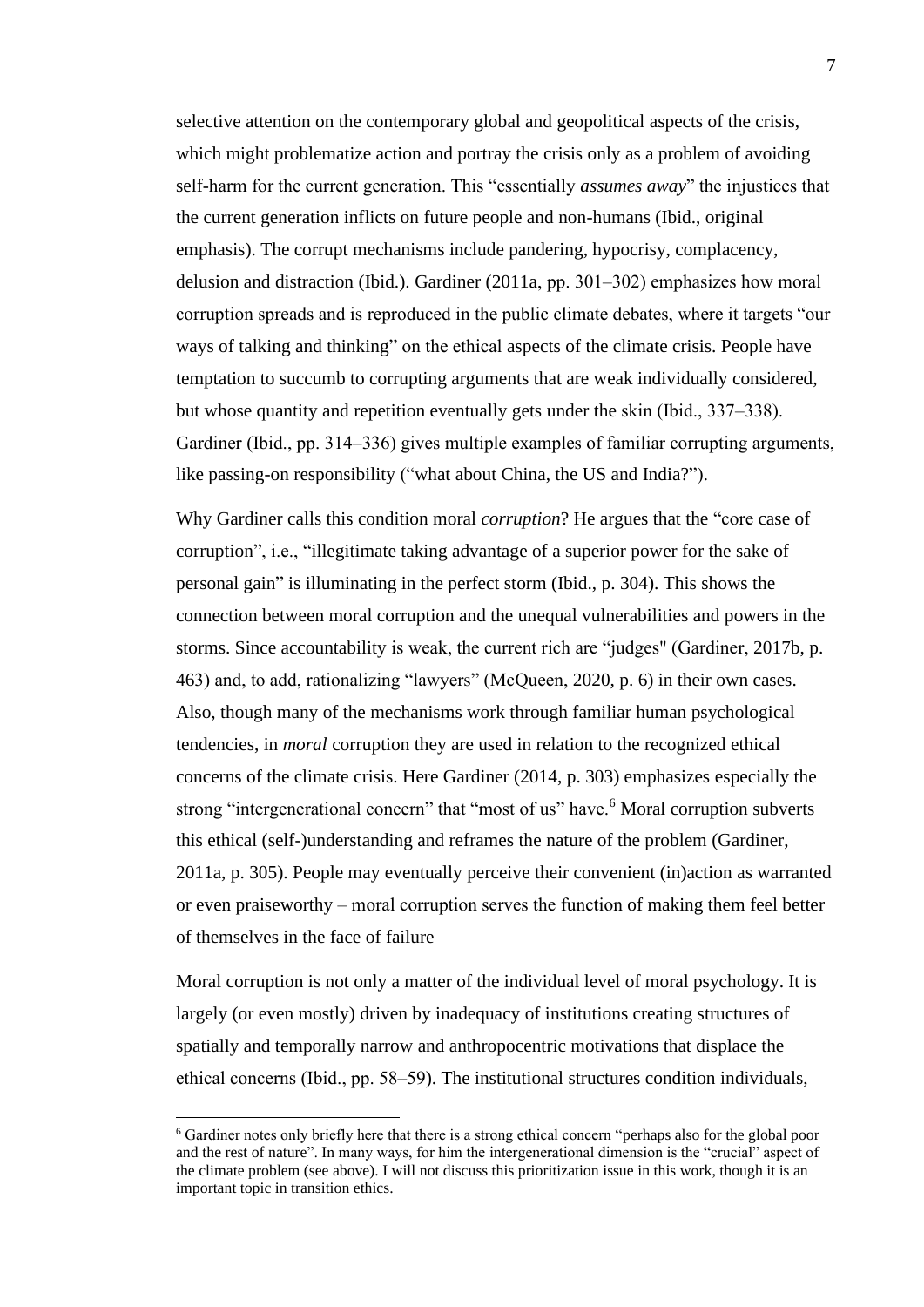selective attention on the contemporary global and geopolitical aspects of the crisis, which might problematize action and portray the crisis only as a problem of avoiding self-harm for the current generation. This "essentially *assumes away*" the injustices that the current generation inflicts on future people and non-humans (Ibid., original emphasis). The corrupt mechanisms include pandering, hypocrisy, complacency, delusion and distraction (Ibid.). Gardiner (2011a, pp. 301–302) emphasizes how moral corruption spreads and is reproduced in the public climate debates, where it targets "our ways of talking and thinking" on the ethical aspects of the climate crisis. People have temptation to succumb to corrupting arguments that are weak individually considered, but whose quantity and repetition eventually gets under the skin (Ibid., 337–338). Gardiner (Ibid., pp. 314–336) gives multiple examples of familiar corrupting arguments, like passing-on responsibility ("what about China, the US and India?").

Why Gardiner calls this condition moral *corruption*? He argues that the "core case of corruption", i.e., "illegitimate taking advantage of a superior power for the sake of personal gain" is illuminating in the perfect storm (Ibid., p. 304). This shows the connection between moral corruption and the unequal vulnerabilities and powers in the storms. Since accountability is weak, the current rich are "judges" (Gardiner, 2017b, p. 463) and, to add, rationalizing "lawyers" (McQueen, 2020, p. 6) in their own cases. Also, though many of the mechanisms work through familiar human psychological tendencies, in *moral* corruption they are used in relation to the recognized ethical concerns of the climate crisis. Here Gardiner (2014, p. 303) emphasizes especially the strong "intergenerational concern" that "most of us" have.[6] Moral corruption subverts this ethical (self-)understanding and reframes the nature of the problem (Gardiner, 2011a, p. 305). People may eventually perceive their convenient (in)action as warranted or even praiseworthy – moral corruption serves the function of making them feel better of themselves in the face of failure

Moral corruption is not only a matter of the individual level of moral psychology. It is largely (or even mostly) driven by inadequacy of institutions creating structures of spatially and temporally narrow and anthropocentric motivations that displace the ethical concerns (Ibid., pp. 58–59). The institutional structures condition individuals,

[6] Gardiner notes only briefly here that there is a strong ethical concern "perhaps also for the global poor and the rest of nature". In many ways, for him the intergenerational dimension is the "crucial" aspect of the climate problem (see above). I will not discuss this prioritization issue in this work, though it is an important topic in transition ethics.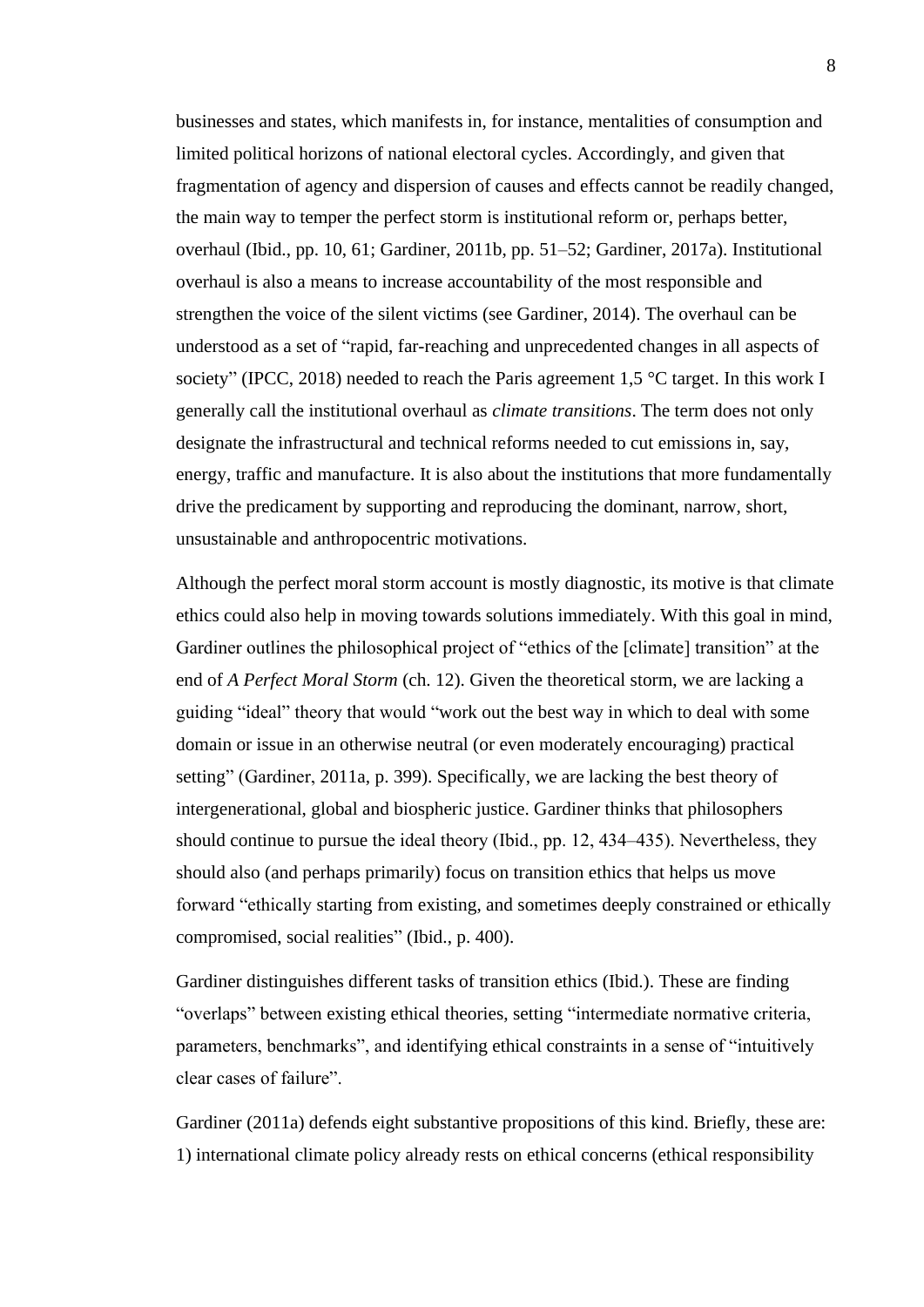businesses and states, which manifests in, for instance, mentalities of consumption and limited political horizons of national electoral cycles. Accordingly, and given that fragmentation of agency and dispersion of causes and effects cannot be readily changed, the main way to temper the perfect storm is institutional reform or, perhaps better, overhaul (Ibid., pp. 10, 61; Gardiner, 2011b, pp. 51–52; Gardiner, 2017a). Institutional overhaul is also a means to increase accountability of the most responsible and strengthen the voice of the silent victims (see Gardiner, 2014). The overhaul can be understood as a set of "rapid, far-reaching and unprecedented changes in all aspects of society" (IPCC, 2018) needed to reach the Paris agreement 1,5 °C target. In this work I generally call the institutional overhaul as *climate transitions*. The term does not only designate the infrastructural and technical reforms needed to cut emissions in, say, energy, traffic and manufacture. It is also about the institutions that more fundamentally drive the predicament by supporting and reproducing the dominant, narrow, short, unsustainable and anthropocentric motivations.

Although the perfect moral storm account is mostly diagnostic, its motive is that climate ethics could also help in moving towards solutions immediately. With this goal in mind, Gardiner outlines the philosophical project of "ethics of the [climate] transition" at the end of *A Perfect Moral Storm* (ch. 12). Given the theoretical storm, we are lacking a guiding "ideal" theory that would "work out the best way in which to deal with some domain or issue in an otherwise neutral (or even moderately encouraging) practical setting" (Gardiner, 2011a, p. 399). Specifically, we are lacking the best theory of intergenerational, global and biospheric justice. Gardiner thinks that philosophers should continue to pursue the ideal theory (Ibid., pp. 12, 434–435). Nevertheless, they should also (and perhaps primarily) focus on transition ethics that helps us move forward "ethically starting from existing, and sometimes deeply constrained or ethically compromised, social realities" (Ibid., p. 400).

Gardiner distinguishes different tasks of transition ethics (Ibid.). These are finding "overlaps" between existing ethical theories, setting "intermediate normative criteria, parameters, benchmarks", and identifying ethical constraints in a sense of "intuitively clear cases of failure".

Gardiner (2011a) defends eight substantive propositions of this kind. Briefly, these are: 1) international climate policy already rests on ethical concerns (ethical responsibility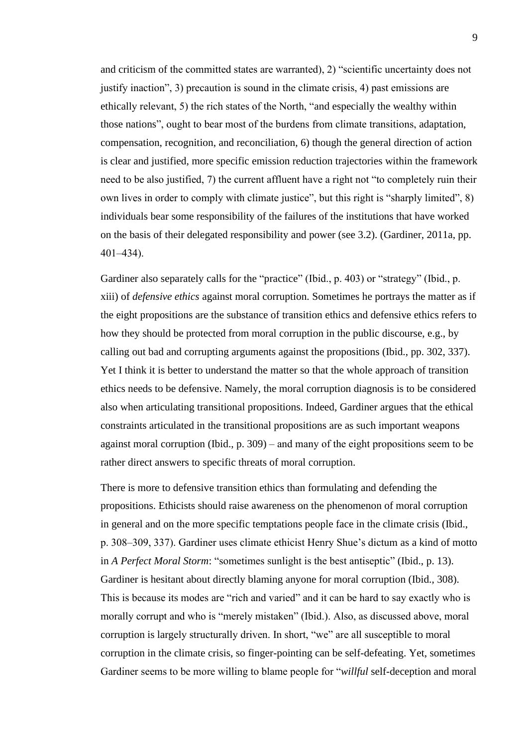and criticism of the committed states are warranted), 2) "scientific uncertainty does not justify inaction", 3) precaution is sound in the climate crisis, 4) past emissions are ethically relevant, 5) the rich states of the North, "and especially the wealthy within those nations", ought to bear most of the burdens from climate transitions, adaptation, compensation, recognition, and reconciliation, 6) though the general direction of action is clear and justified, more specific emission reduction trajectories within the framework need to be also justified, 7) the current affluent have a right not "to completely ruin their own lives in order to comply with climate justice", but this right is "sharply limited", 8) individuals bear some responsibility of the failures of the institutions that have worked on the basis of their delegated responsibility and power (see 3.2). (Gardiner, 2011a, pp. 401–434).

Gardiner also separately calls for the "practice" (Ibid., p. 403) or "strategy" (Ibid., p. xiii) of *defensive ethics* against moral corruption. Sometimes he portrays the matter as if the eight propositions are the substance of transition ethics and defensive ethics refers to how they should be protected from moral corruption in the public discourse, e.g., by calling out bad and corrupting arguments against the propositions (Ibid., pp. 302, 337). Yet I think it is better to understand the matter so that the whole approach of transition ethics needs to be defensive. Namely, the moral corruption diagnosis is to be considered also when articulating transitional propositions. Indeed, Gardiner argues that the ethical constraints articulated in the transitional propositions are as such important weapons against moral corruption (Ibid., p. 309) – and many of the eight propositions seem to be rather direct answers to specific threats of moral corruption.

There is more to defensive transition ethics than formulating and defending the propositions. Ethicists should raise awareness on the phenomenon of moral corruption in general and on the more specific temptations people face in the climate crisis (Ibid., p. 308–309, 337). Gardiner uses climate ethicist Henry Shue's dictum as a kind of motto in *A Perfect Moral Storm*: "sometimes sunlight is the best antiseptic" (Ibid., p. 13). Gardiner is hesitant about directly blaming anyone for moral corruption (Ibid., 308). This is because its modes are "rich and varied" and it can be hard to say exactly who is morally corrupt and who is "merely mistaken" (Ibid.). Also, as discussed above, moral corruption is largely structurally driven. In short, "we" are all susceptible to moral corruption in the climate crisis, so finger-pointing can be self-defeating. Yet, sometimes Gardiner seems to be more willing to blame people for "*willful* self-deception and moral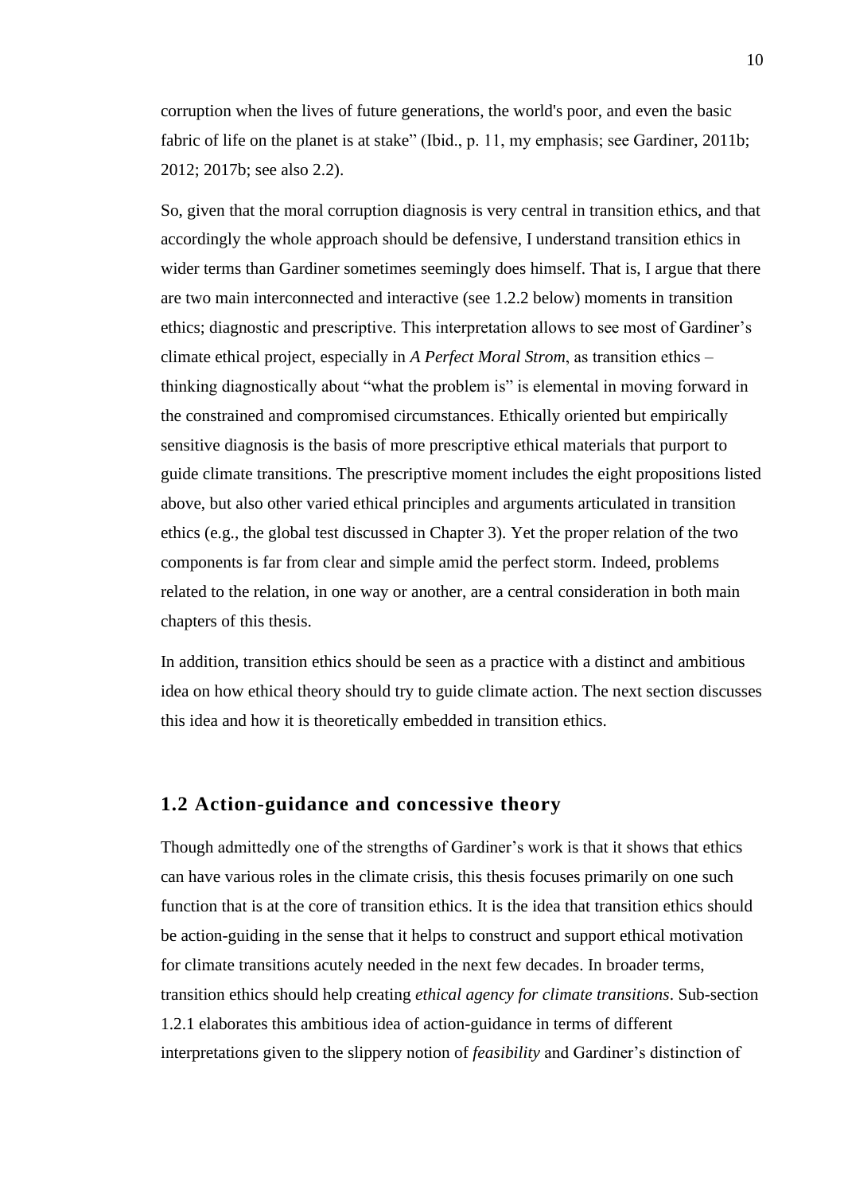corruption when the lives of future generations, the world's poor, and even the basic fabric of life on the planet is at stake" (Ibid., p. 11, my emphasis; see Gardiner, 2011b; 2012; 2017b; see also 2.2).

So, given that the moral corruption diagnosis is very central in transition ethics, and that accordingly the whole approach should be defensive, I understand transition ethics in wider terms than Gardiner sometimes seemingly does himself. That is, I argue that there are two main interconnected and interactive (see 1.2.2 below) moments in transition ethics; diagnostic and prescriptive. This interpretation allows to see most of Gardiner's climate ethical project, especially in *A Perfect Moral Strom*, as transition ethics – thinking diagnostically about "what the problem is" is elemental in moving forward in the constrained and compromised circumstances. Ethically oriented but empirically sensitive diagnosis is the basis of more prescriptive ethical materials that purport to guide climate transitions. The prescriptive moment includes the eight propositions listed above, but also other varied ethical principles and arguments articulated in transition ethics (e.g., the global test discussed in Chapter 3). Yet the proper relation of the two components is far from clear and simple amid the perfect storm. Indeed, problems related to the relation, in one way or another, are a central consideration in both main chapters of this thesis.

In addition, transition ethics should be seen as a practice with a distinct and ambitious idea on how ethical theory should try to guide climate action. The next section discusses this idea and how it is theoretically embedded in transition ethics.

## 1.2 Action-guidance and concessive theory

Though admittedly one of the strengths of Gardiner's work is that it shows that ethics can have various roles in the climate crisis, this thesis focuses primarily on one such function that is at the core of transition ethics. It is the idea that transition ethics should be action-guiding in the sense that it helps to construct and support ethical motivation for climate transitions acutely needed in the next few decades. In broader terms, transition ethics should help creating *ethical agency for climate transitions*. Sub-section 1.2.1 elaborates this ambitious idea of action-guidance in terms of different interpretations given to the slippery notion of *feasibility* and Gardiner's distinction of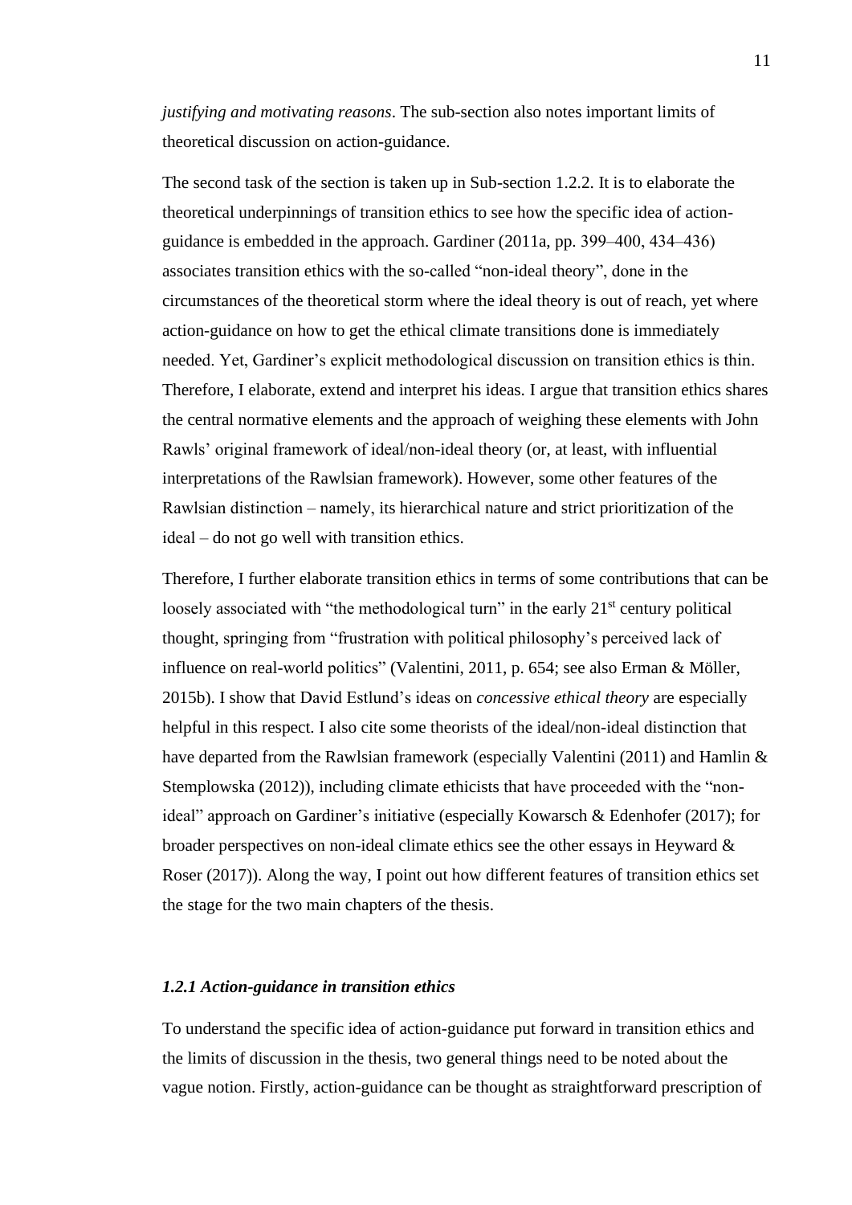*justifying and motivating reasons*. The sub-section also notes important limits of theoretical discussion on action-guidance.

The second task of the section is taken up in Sub-section 1.2.2. It is to elaborate the theoretical underpinnings of transition ethics to see how the specific idea of action-guidance is embedded in the approach. Gardiner (2011a, pp. 399–400, 434–436) associates transition ethics with the so-called "non-ideal theory", done in the circumstances of the theoretical storm where the ideal theory is out of reach, yet where action-guidance on how to get the ethical climate transitions done is immediately needed. Yet, Gardiner's explicit methodological discussion on transition ethics is thin. Therefore, I elaborate, extend and interpret his ideas. I argue that transition ethics shares the central normative elements and the approach of weighing these elements with John Rawls' original framework of ideal/non-ideal theory (or, at least, with influential interpretations of the Rawlsian framework). However, some other features of the Rawlsian distinction – namely, its hierarchical nature and strict prioritization of the ideal – do not go well with transition ethics.

Therefore, I further elaborate transition ethics in terms of some contributions that can be loosely associated with "the methodological turn" in the early 21st century political thought, springing from "frustration with political philosophy's perceived lack of influence on real-world politics" (Valentini, 2011, p. 654; see also Erman & Möller, 2015b). I show that David Estlund's ideas on *concessive ethical theory* are especially helpful in this respect. I also cite some theorists of the ideal/non-ideal distinction that have departed from the Rawlsian framework (especially Valentini (2011) and Hamlin & Stemplowska (2012)), including climate ethicists that have proceeded with the "non-ideal" approach on Gardiner's initiative (especially Kowarsch & Edenhofer (2017); for broader perspectives on non-ideal climate ethics see the other essays in Heyward & Roser (2017)). Along the way, I point out how different features of transition ethics set the stage for the two main chapters of the thesis.

### *1.2.1 Action-guidance in transition ethics*

To understand the specific idea of action-guidance put forward in transition ethics and the limits of discussion in the thesis, two general things need to be noted about the vague notion. Firstly, action-guidance can be thought as straightforward prescription of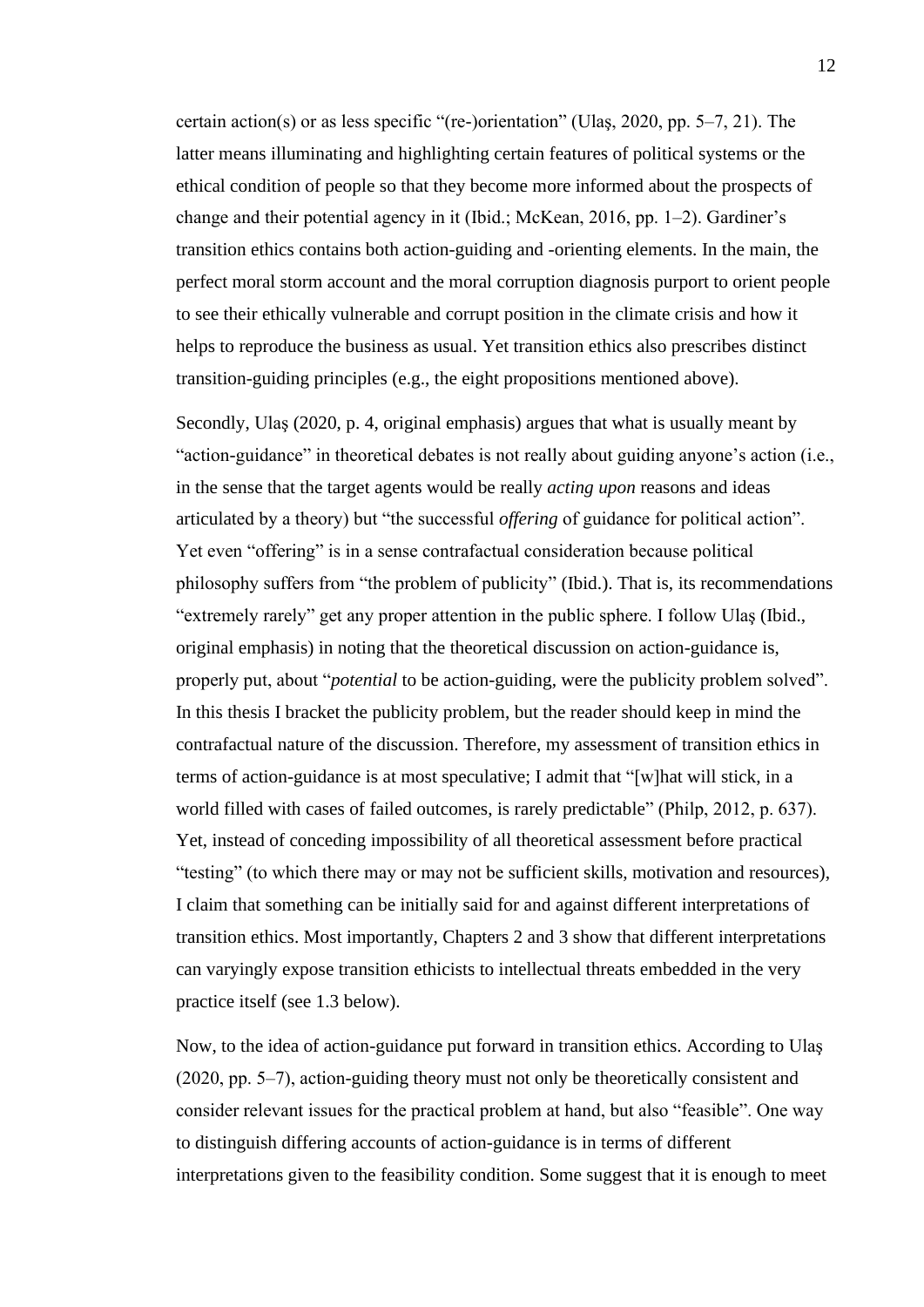certain action(s) or as less specific "(re-)orientation" (Ulaş, 2020, pp. 5–7, 21). The latter means illuminating and highlighting certain features of political systems or the ethical condition of people so that they become more informed about the prospects of change and their potential agency in it (Ibid.; McKean, 2016, pp. 1–2). Gardiner's transition ethics contains both action-guiding and -orienting elements. In the main, the perfect moral storm account and the moral corruption diagnosis purport to orient people to see their ethically vulnerable and corrupt position in the climate crisis and how it helps to reproduce the business as usual. Yet transition ethics also prescribes distinct transition-guiding principles (e.g., the eight propositions mentioned above).

Secondly, Ulaş (2020, p. 4, original emphasis) argues that what is usually meant by "action-guidance" in theoretical debates is not really about guiding anyone's action (i.e., in the sense that the target agents would be really *acting upon* reasons and ideas articulated by a theory) but "the successful *offering* of guidance for political action". Yet even "offering" is in a sense contrafactual consideration because political philosophy suffers from "the problem of publicity" (Ibid.). That is, its recommendations "extremely rarely" get any proper attention in the public sphere. I follow Ulaş (Ibid., original emphasis) in noting that the theoretical discussion on action-guidance is, properly put, about "*potential* to be action-guiding, were the publicity problem solved". In this thesis I bracket the publicity problem, but the reader should keep in mind the contrafactual nature of the discussion. Therefore, my assessment of transition ethics in terms of action-guidance is at most speculative; I admit that "[w]hat will stick, in a world filled with cases of failed outcomes, is rarely predictable" (Philp, 2012, p. 637). Yet, instead of conceding impossibility of all theoretical assessment before practical "testing" (to which there may or may not be sufficient skills, motivation and resources), I claim that something can be initially said for and against different interpretations of transition ethics. Most importantly, Chapters 2 and 3 show that different interpretations can varyingly expose transition ethicists to intellectual threats embedded in the very practice itself (see 1.3 below).

Now, to the idea of action-guidance put forward in transition ethics. According to Ulaş (2020, pp. 5–7), action-guiding theory must not only be theoretically consistent and consider relevant issues for the practical problem at hand, but also "feasible". One way to distinguish differing accounts of action-guidance is in terms of different interpretations given to the feasibility condition. Some suggest that it is enough to meet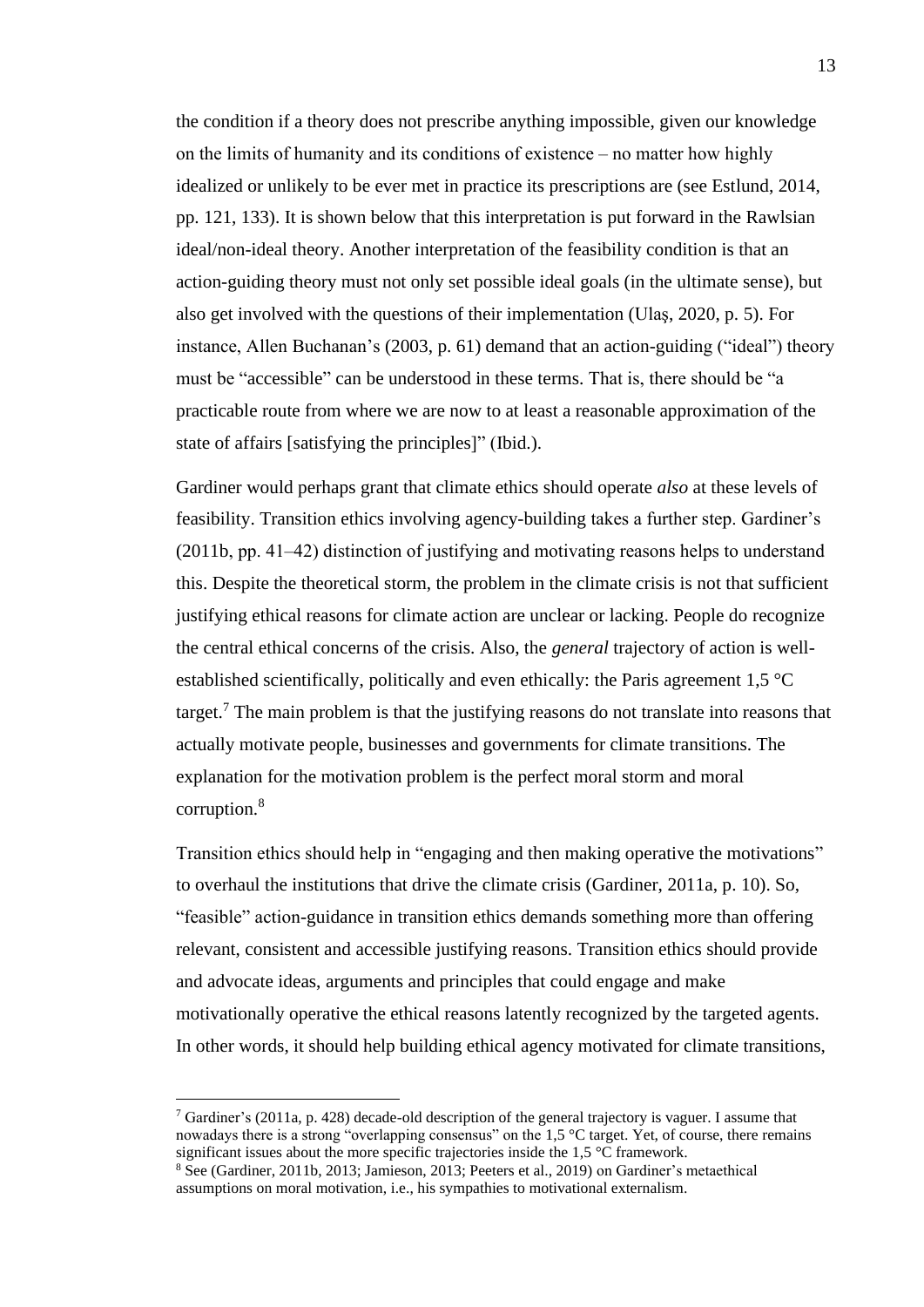the condition if a theory does not prescribe anything impossible, given our knowledge on the limits of humanity and its conditions of existence – no matter how highly idealized or unlikely to be ever met in practice its prescriptions are (see Estlund, 2014, pp. 121, 133). It is shown below that this interpretation is put forward in the Rawlsian ideal/non-ideal theory. Another interpretation of the feasibility condition is that an action-guiding theory must not only set possible ideal goals (in the ultimate sense), but also get involved with the questions of their implementation (Ulaş, 2020, p. 5). For instance, Allen Buchanan's (2003, p. 61) demand that an action-guiding ("ideal") theory must be "accessible" can be understood in these terms. That is, there should be "a practicable route from where we are now to at least a reasonable approximation of the state of affairs [satisfying the principles]" (Ibid.).

Gardiner would perhaps grant that climate ethics should operate *also* at these levels of feasibility. Transition ethics involving agency-building takes a further step. Gardiner's (2011b, pp. 41–42) distinction of justifying and motivating reasons helps to understand this. Despite the theoretical storm, the problem in the climate crisis is not that sufficient justifying ethical reasons for climate action are unclear or lacking. People do recognize the central ethical concerns of the crisis. Also, the *general* trajectory of action is well-established scientifically, politically and even ethically: the Paris agreement 1,5 °C target.[7] The main problem is that the justifying reasons do not translate into reasons that actually motivate people, businesses and governments for climate transitions. The explanation for the motivation problem is the perfect moral storm and moral corruption.[8]

Transition ethics should help in "engaging and then making operative the motivations" to overhaul the institutions that drive the climate crisis (Gardiner, 2011a, p. 10). So, "feasible" action-guidance in transition ethics demands something more than offering relevant, consistent and accessible justifying reasons. Transition ethics should provide and advocate ideas, arguments and principles that could engage and make motivationally operative the ethical reasons latently recognized by the targeted agents. In other words, it should help building ethical agency motivated for climate transitions,

[7] Gardiner's (2011a, p. 428) decade-old description of the general trajectory is vaguer. I assume that nowadays there is a strong "overlapping consensus" on the 1,5 °C target. Yet, of course, there remains significant issues about the more specific trajectories inside the 1,5 °C framework.

[8] See (Gardiner, 2011b, 2013; Jamieson, 2013; Peeters et al., 2019) on Gardiner's metaethical assumptions on moral motivation, i.e., his sympathies to motivational externalism.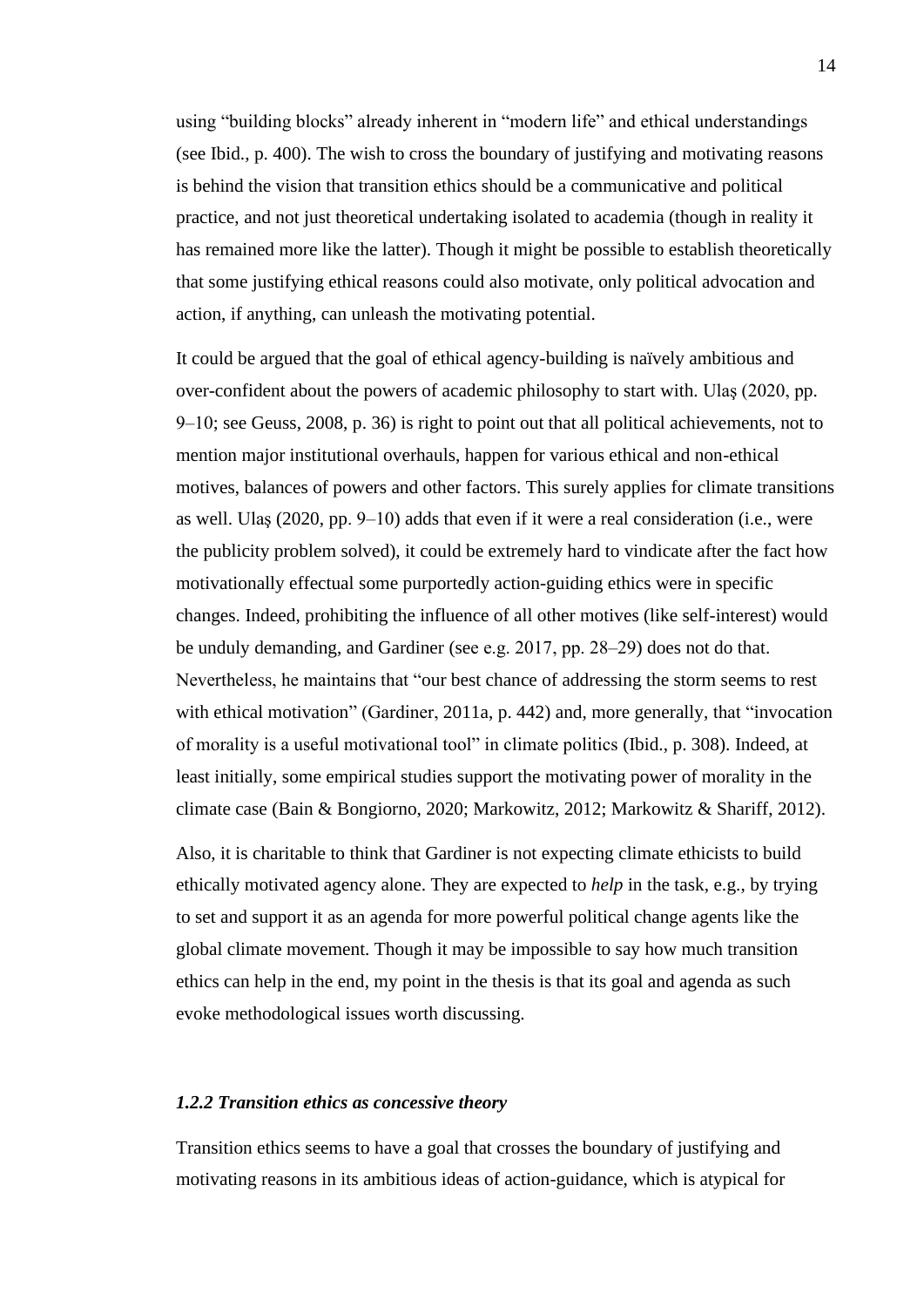using "building blocks" already inherent in "modern life" and ethical understandings (see Ibid., p. 400). The wish to cross the boundary of justifying and motivating reasons is behind the vision that transition ethics should be a communicative and political practice, and not just theoretical undertaking isolated to academia (though in reality it has remained more like the latter). Though it might be possible to establish theoretically that some justifying ethical reasons could also motivate, only political advocation and action, if anything, can unleash the motivating potential.

It could be argued that the goal of ethical agency-building is naïvely ambitious and over-confident about the powers of academic philosophy to start with. Ulaş (2020, pp. 9–10; see Geuss, 2008, p. 36) is right to point out that all political achievements, not to mention major institutional overhauls, happen for various ethical and non-ethical motives, balances of powers and other factors. This surely applies for climate transitions as well. Ulaş (2020, pp. 9–10) adds that even if it were a real consideration (i.e., were the publicity problem solved), it could be extremely hard to vindicate after the fact how motivationally effectual some purportedly action-guiding ethics were in specific changes. Indeed, prohibiting the influence of all other motives (like self-interest) would be unduly demanding, and Gardiner (see e.g. 2017, pp. 28–29) does not do that. Nevertheless, he maintains that "our best chance of addressing the storm seems to rest with ethical motivation" (Gardiner, 2011a, p. 442) and, more generally, that "invocation of morality is a useful motivational tool" in climate politics (Ibid., p. 308). Indeed, at least initially, some empirical studies support the motivating power of morality in the climate case (Bain & Bongiorno, 2020; Markowitz, 2012; Markowitz & Shariff, 2012).

Also, it is charitable to think that Gardiner is not expecting climate ethicists to build ethically motivated agency alone. They are expected to *help* in the task, e.g., by trying to set and support it as an agenda for more powerful political change agents like the global climate movement. Though it may be impossible to say how much transition ethics can help in the end, my point in the thesis is that its goal and agenda as such evoke methodological issues worth discussing.

### *1.2.2 Transition ethics as concessive theory*

Transition ethics seems to have a goal that crosses the boundary of justifying and motivating reasons in its ambitious ideas of action-guidance, which is atypical for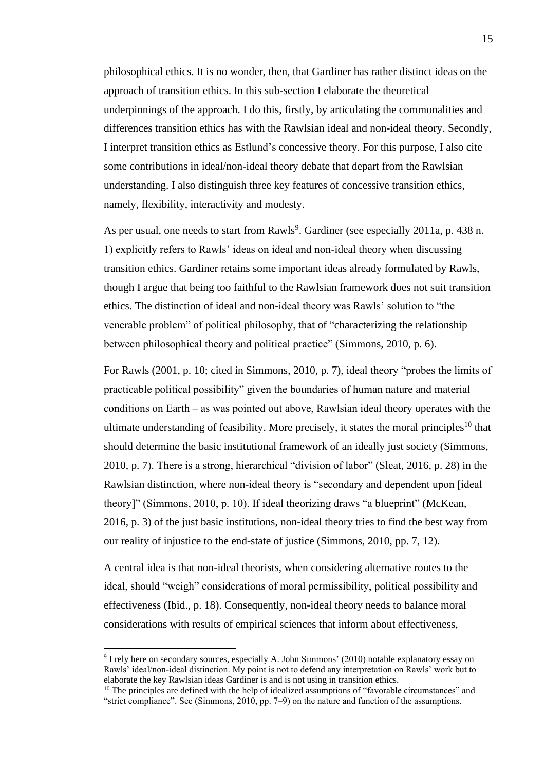philosophical ethics. It is no wonder, then, that Gardiner has rather distinct ideas on the approach of transition ethics. In this sub-section I elaborate the theoretical underpinnings of the approach. I do this, firstly, by articulating the commonalities and differences transition ethics has with the Rawlsian ideal and non-ideal theory. Secondly, I interpret transition ethics as Estlund's concessive theory. For this purpose, I also cite some contributions in ideal/non-ideal theory debate that depart from the Rawlsian understanding. I also distinguish three key features of concessive transition ethics, namely, flexibility, interactivity and modesty.

As per usual, one needs to start from Rawls[9]. Gardiner (see especially 2011a, p. 438 n. 1) explicitly refers to Rawls' ideas on ideal and non-ideal theory when discussing transition ethics. Gardiner retains some important ideas already formulated by Rawls, though I argue that being too faithful to the Rawlsian framework does not suit transition ethics. The distinction of ideal and non-ideal theory was Rawls' solution to "the venerable problem" of political philosophy, that of "characterizing the relationship between philosophical theory and political practice" (Simmons, 2010, p. 6).

For Rawls (2001, p. 10; cited in Simmons, 2010, p. 7), ideal theory "probes the limits of practicable political possibility" given the boundaries of human nature and material conditions on Earth – as was pointed out above, Rawlsian ideal theory operates with the ultimate understanding of feasibility. More precisely, it states the moral principles[10] that should determine the basic institutional framework of an ideally just society (Simmons, 2010, p. 7). There is a strong, hierarchical "division of labor" (Sleat, 2016, p. 28) in the Rawlsian distinction, where non-ideal theory is "secondary and dependent upon [ideal theory]" (Simmons, 2010, p. 10). If ideal theorizing draws "a blueprint" (McKean, 2016, p. 3) of the just basic institutions, non-ideal theory tries to find the best way from our reality of injustice to the end-state of justice (Simmons, 2010, pp. 7, 12).

A central idea is that non-ideal theorists, when considering alternative routes to the ideal, should "weigh" considerations of moral permissibility, political possibility and effectiveness (Ibid., p. 18). Consequently, non-ideal theory needs to balance moral considerations with results of empirical sciences that inform about effectiveness,

---

[9] I rely here on secondary sources, especially A. John Simmons' (2010) notable explanatory essay on Rawls' ideal/non-ideal distinction. My point is not to defend any interpretation on Rawls' work but to elaborate the key Rawlsian ideas Gardiner is and is not using in transition ethics.

[10] The principles are defined with the help of idealized assumptions of "favorable circumstances" and "strict compliance". See (Simmons, 2010, pp. 7–9) on the nature and function of the assumptions.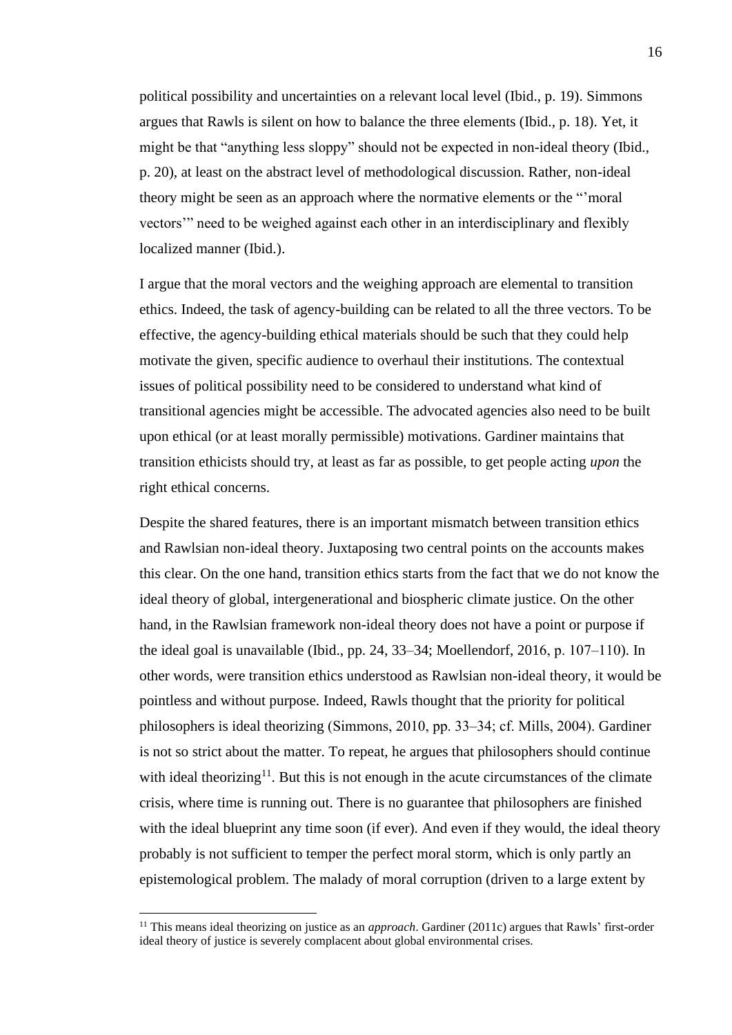political possibility and uncertainties on a relevant local level (Ibid., p. 19). Simmons argues that Rawls is silent on how to balance the three elements (Ibid., p. 18). Yet, it might be that "anything less sloppy" should not be expected in non-ideal theory (Ibid., p. 20), at least on the abstract level of methodological discussion. Rather, non-ideal theory might be seen as an approach where the normative elements or the "'moral vectors'" need to be weighed against each other in an interdisciplinary and flexibly localized manner (Ibid.).

I argue that the moral vectors and the weighing approach are elemental to transition ethics. Indeed, the task of agency-building can be related to all the three vectors. To be effective, the agency-building ethical materials should be such that they could help motivate the given, specific audience to overhaul their institutions. The contextual issues of political possibility need to be considered to understand what kind of transitional agencies might be accessible. The advocated agencies also need to be built upon ethical (or at least morally permissible) motivations. Gardiner maintains that transition ethicists should try, at least as far as possible, to get people acting *upon* the right ethical concerns.

Despite the shared features, there is an important mismatch between transition ethics and Rawlsian non-ideal theory. Juxtaposing two central points on the accounts makes this clear. On the one hand, transition ethics starts from the fact that we do not know the ideal theory of global, intergenerational and biospheric climate justice. On the other hand, in the Rawlsian framework non-ideal theory does not have a point or purpose if the ideal goal is unavailable (Ibid., pp. 24, 33–34; Moellendorf, 2016, p. 107–110). In other words, were transition ethics understood as Rawlsian non-ideal theory, it would be pointless and without purpose. Indeed, Rawls thought that the priority for political philosophers is ideal theorizing (Simmons, 2010, pp. 33–34; cf. Mills, 2004). Gardiner is not so strict about the matter. To repeat, he argues that philosophers should continue with ideal theorizing[11]. But this is not enough in the acute circumstances of the climate crisis, where time is running out. There is no guarantee that philosophers are finished with the ideal blueprint any time soon (if ever). And even if they would, the ideal theory probably is not sufficient to temper the perfect moral storm, which is only partly an epistemological problem. The malady of moral corruption (driven to a large extent by

[11] This means ideal theorizing on justice as an *approach*. Gardiner (2011c) argues that Rawls' first-order ideal theory of justice is severely complacent about global environmental crises.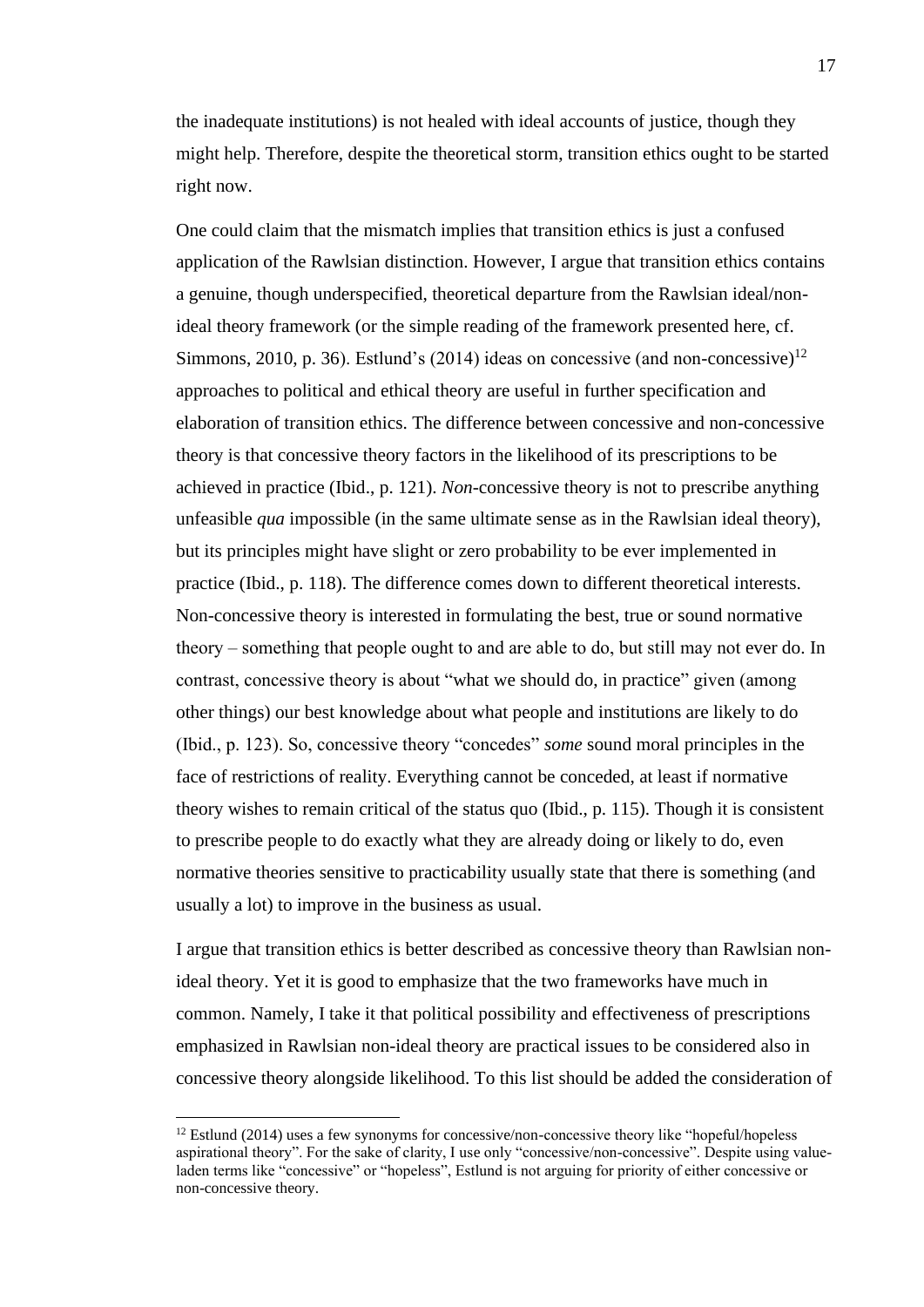the inadequate institutions) is not healed with ideal accounts of justice, though they might help. Therefore, despite the theoretical storm, transition ethics ought to be started right now.

One could claim that the mismatch implies that transition ethics is just a confused application of the Rawlsian distinction. However, I argue that transition ethics contains a genuine, though underspecified, theoretical departure from the Rawlsian ideal/non-ideal theory framework (or the simple reading of the framework presented here, cf. Simmons, 2010, p. 36). Estlund's (2014) ideas on concessive (and non-concessive)[12] approaches to political and ethical theory are useful in further specification and elaboration of transition ethics. The difference between concessive and non-concessive theory is that concessive theory factors in the likelihood of its prescriptions to be achieved in practice (Ibid., p. 121). *Non*-concessive theory is not to prescribe anything unfeasible *qua* impossible (in the same ultimate sense as in the Rawlsian ideal theory), but its principles might have slight or zero probability to be ever implemented in practice (Ibid., p. 118). The difference comes down to different theoretical interests. Non-concessive theory is interested in formulating the best, true or sound normative theory – something that people ought to and are able to do, but still may not ever do. In contrast, concessive theory is about "what we should do, in practice" given (among other things) our best knowledge about what people and institutions are likely to do (Ibid., p. 123). So, concessive theory "concedes" *some* sound moral principles in the face of restrictions of reality. Everything cannot be conceded, at least if normative theory wishes to remain critical of the status quo (Ibid., p. 115). Though it is consistent to prescribe people to do exactly what they are already doing or likely to do, even normative theories sensitive to practicability usually state that there is something (and usually a lot) to improve in the business as usual.

I argue that transition ethics is better described as concessive theory than Rawlsian non-ideal theory. Yet it is good to emphasize that the two frameworks have much in common. Namely, I take it that political possibility and effectiveness of prescriptions emphasized in Rawlsian non-ideal theory are practical issues to be considered also in concessive theory alongside likelihood. To this list should be added the consideration of

[12] Estlund (2014) uses a few synonyms for concessive/non-concessive theory like "hopeful/hopeless aspirational theory". For the sake of clarity, I use only "concessive/non-concessive". Despite using value-laden terms like "concessive" or "hopeless", Estlund is not arguing for priority of either concessive or non-concessive theory.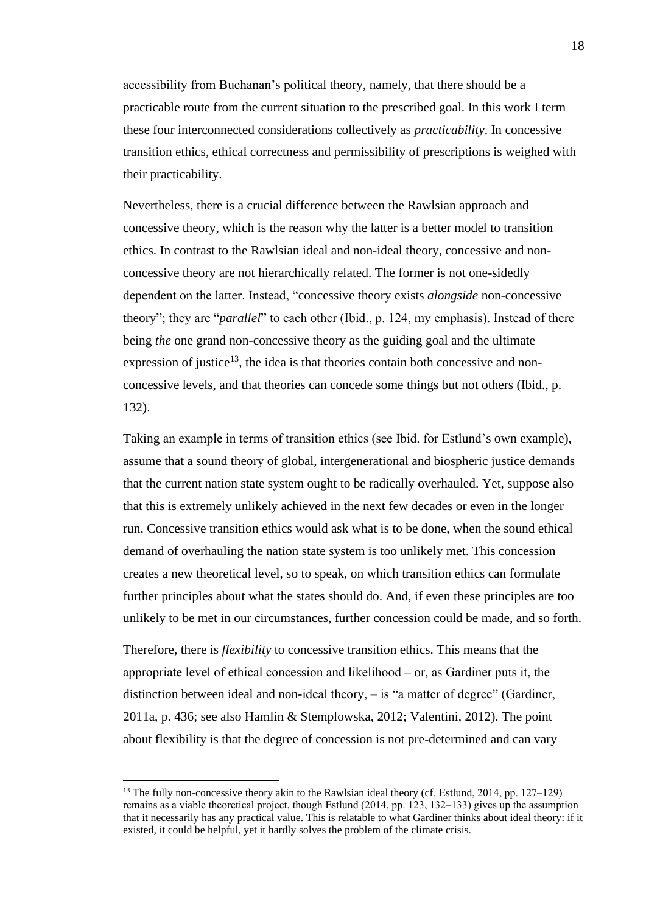accessibility from Buchanan's political theory, namely, that there should be a practicable route from the current situation to the prescribed goal. In this work I term these four interconnected considerations collectively as *practicability*. In concessive transition ethics, ethical correctness and permissibility of prescriptions is weighed with their practicability.

Nevertheless, there is a crucial difference between the Rawlsian approach and concessive theory, which is the reason why the latter is a better model to transition ethics. In contrast to the Rawlsian ideal and non-ideal theory, concessive and non-concessive theory are not hierarchically related. The former is not one-sidedly dependent on the latter. Instead, "concessive theory exists *alongside* non-concessive theory"; they are "*parallel*" to each other (Ibid., p. 124, my emphasis). Instead of there being *the* one grand non-concessive theory as the guiding goal and the ultimate expression of justice[13], the idea is that theories contain both concessive and non-concessive levels, and that theories can concede some things but not others (Ibid., p. 132).

Taking an example in terms of transition ethics (see Ibid. for Estlund's own example), assume that a sound theory of global, intergenerational and biospheric justice demands that the current nation state system ought to be radically overhauled. Yet, suppose also that this is extremely unlikely achieved in the next few decades or even in the longer run. Concessive transition ethics would ask what is to be done, when the sound ethical demand of overhauling the nation state system is too unlikely met. This concession creates a new theoretical level, so to speak, on which transition ethics can formulate further principles about what the states should do. And, if even these principles are too unlikely to be met in our circumstances, further concession could be made, and so forth.

Therefore, there is *flexibility* to concessive transition ethics. This means that the appropriate level of ethical concession and likelihood – or, as Gardiner puts it, the distinction between ideal and non-ideal theory, – is "a matter of degree" (Gardiner, 2011a, p. 436; see also Hamlin & Stemplowska, 2012; Valentini, 2012). The point about flexibility is that the degree of concession is not pre-determined and can vary

---

[13] The fully non-concessive theory akin to the Rawlsian ideal theory (cf. Estlund, 2014, pp. 127–129) remains as a viable theoretical project, though Estlund (2014, pp. 123, 132–133) gives up the assumption that it necessarily has any practical value. This is relatable to what Gardiner thinks about ideal theory: if it existed, it could be helpful, yet it hardly solves the problem of the climate crisis.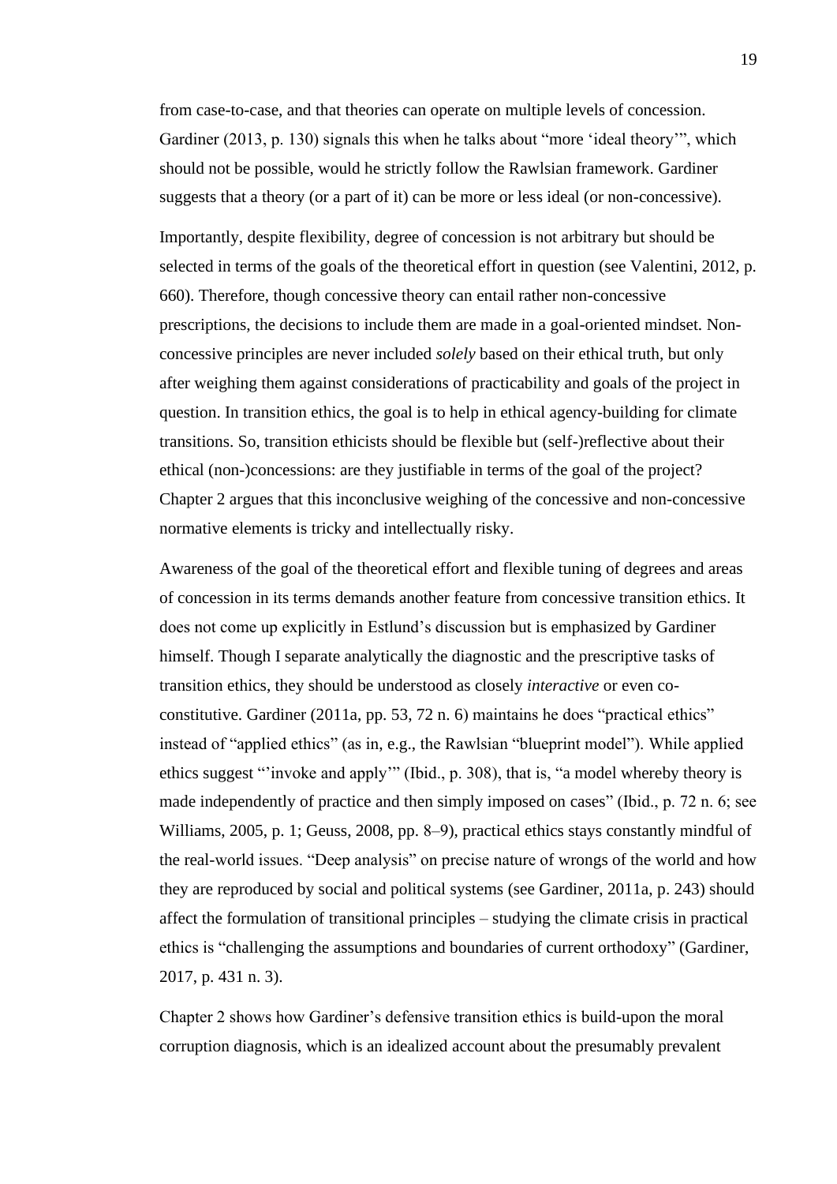from case-to-case, and that theories can operate on multiple levels of concession. Gardiner (2013, p. 130) signals this when he talks about "more 'ideal theory'", which should not be possible, would he strictly follow the Rawlsian framework. Gardiner suggests that a theory (or a part of it) can be more or less ideal (or non-concessive).

Importantly, despite flexibility, degree of concession is not arbitrary but should be selected in terms of the goals of the theoretical effort in question (see Valentini, 2012, p. 660). Therefore, though concessive theory can entail rather non-concessive prescriptions, the decisions to include them are made in a goal-oriented mindset. Non-concessive principles are never included *solely* based on their ethical truth, but only after weighing them against considerations of practicability and goals of the project in question. In transition ethics, the goal is to help in ethical agency-building for climate transitions. So, transition ethicists should be flexible but (self-)reflective about their ethical (non-)concessions: are they justifiable in terms of the goal of the project? Chapter 2 argues that this inconclusive weighing of the concessive and non-concessive normative elements is tricky and intellectually risky.

Awareness of the goal of the theoretical effort and flexible tuning of degrees and areas of concession in its terms demands another feature from concessive transition ethics. It does not come up explicitly in Estlund's discussion but is emphasized by Gardiner himself. Though I separate analytically the diagnostic and the prescriptive tasks of transition ethics, they should be understood as closely *interactive* or even co-constitutive. Gardiner (2011a, pp. 53, 72 n. 6) maintains he does "practical ethics" instead of "applied ethics" (as in, e.g., the Rawlsian "blueprint model"). While applied ethics suggest "'invoke and apply'" (Ibid., p. 308), that is, "a model whereby theory is made independently of practice and then simply imposed on cases" (Ibid., p. 72 n. 6; see Williams, 2005, p. 1; Geuss, 2008, pp. 8–9), practical ethics stays constantly mindful of the real-world issues. "Deep analysis" on precise nature of wrongs of the world and how they are reproduced by social and political systems (see Gardiner, 2011a, p. 243) should affect the formulation of transitional principles – studying the climate crisis in practical ethics is "challenging the assumptions and boundaries of current orthodoxy" (Gardiner, 2017, p. 431 n. 3).

Chapter 2 shows how Gardiner's defensive transition ethics is build-upon the moral corruption diagnosis, which is an idealized account about the presumably prevalent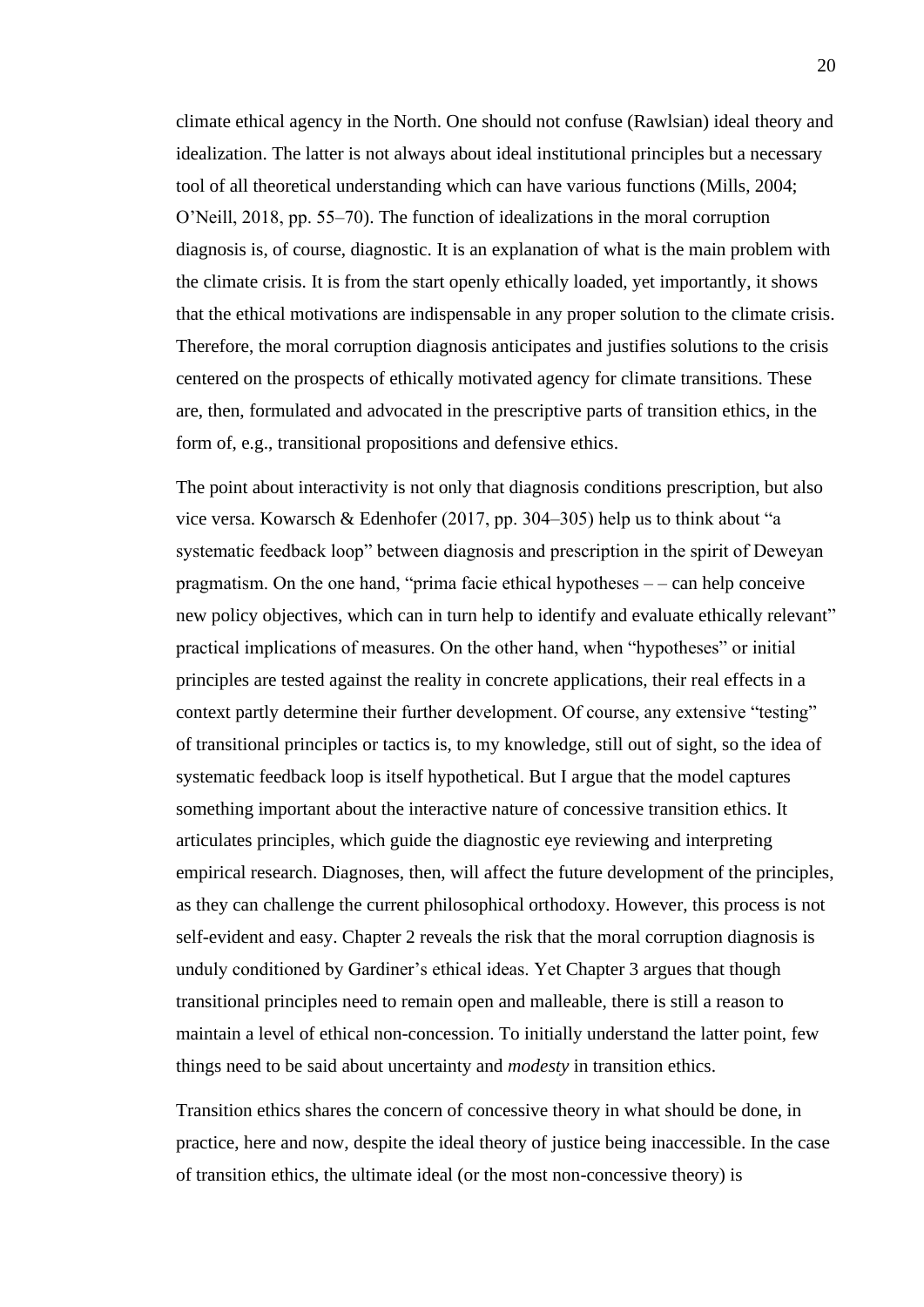climate ethical agency in the North. One should not confuse (Rawlsian) ideal theory and idealization. The latter is not always about ideal institutional principles but a necessary tool of all theoretical understanding which can have various functions (Mills, 2004; O'Neill, 2018, pp. 55–70). The function of idealizations in the moral corruption diagnosis is, of course, diagnostic. It is an explanation of what is the main problem with the climate crisis. It is from the start openly ethically loaded, yet importantly, it shows that the ethical motivations are indispensable in any proper solution to the climate crisis. Therefore, the moral corruption diagnosis anticipates and justifies solutions to the crisis centered on the prospects of ethically motivated agency for climate transitions. These are, then, formulated and advocated in the prescriptive parts of transition ethics, in the form of, e.g., transitional propositions and defensive ethics.

The point about interactivity is not only that diagnosis conditions prescription, but also vice versa. Kowarsch & Edenhofer (2017, pp. 304–305) help us to think about "a systematic feedback loop" between diagnosis and prescription in the spirit of Deweyan pragmatism. On the one hand, "prima facie ethical hypotheses – – can help conceive new policy objectives, which can in turn help to identify and evaluate ethically relevant" practical implications of measures. On the other hand, when "hypotheses" or initial principles are tested against the reality in concrete applications, their real effects in a context partly determine their further development. Of course, any extensive "testing" of transitional principles or tactics is, to my knowledge, still out of sight, so the idea of systematic feedback loop is itself hypothetical. But I argue that the model captures something important about the interactive nature of concessive transition ethics. It articulates principles, which guide the diagnostic eye reviewing and interpreting empirical research. Diagnoses, then, will affect the future development of the principles, as they can challenge the current philosophical orthodoxy. However, this process is not self-evident and easy. Chapter 2 reveals the risk that the moral corruption diagnosis is unduly conditioned by Gardiner's ethical ideas. Yet Chapter 3 argues that though transitional principles need to remain open and malleable, there is still a reason to maintain a level of ethical non-concession. To initially understand the latter point, few things need to be said about uncertainty and *modesty* in transition ethics.

Transition ethics shares the concern of concessive theory in what should be done, in practice, here and now, despite the ideal theory of justice being inaccessible. In the case of transition ethics, the ultimate ideal (or the most non-concessive theory) is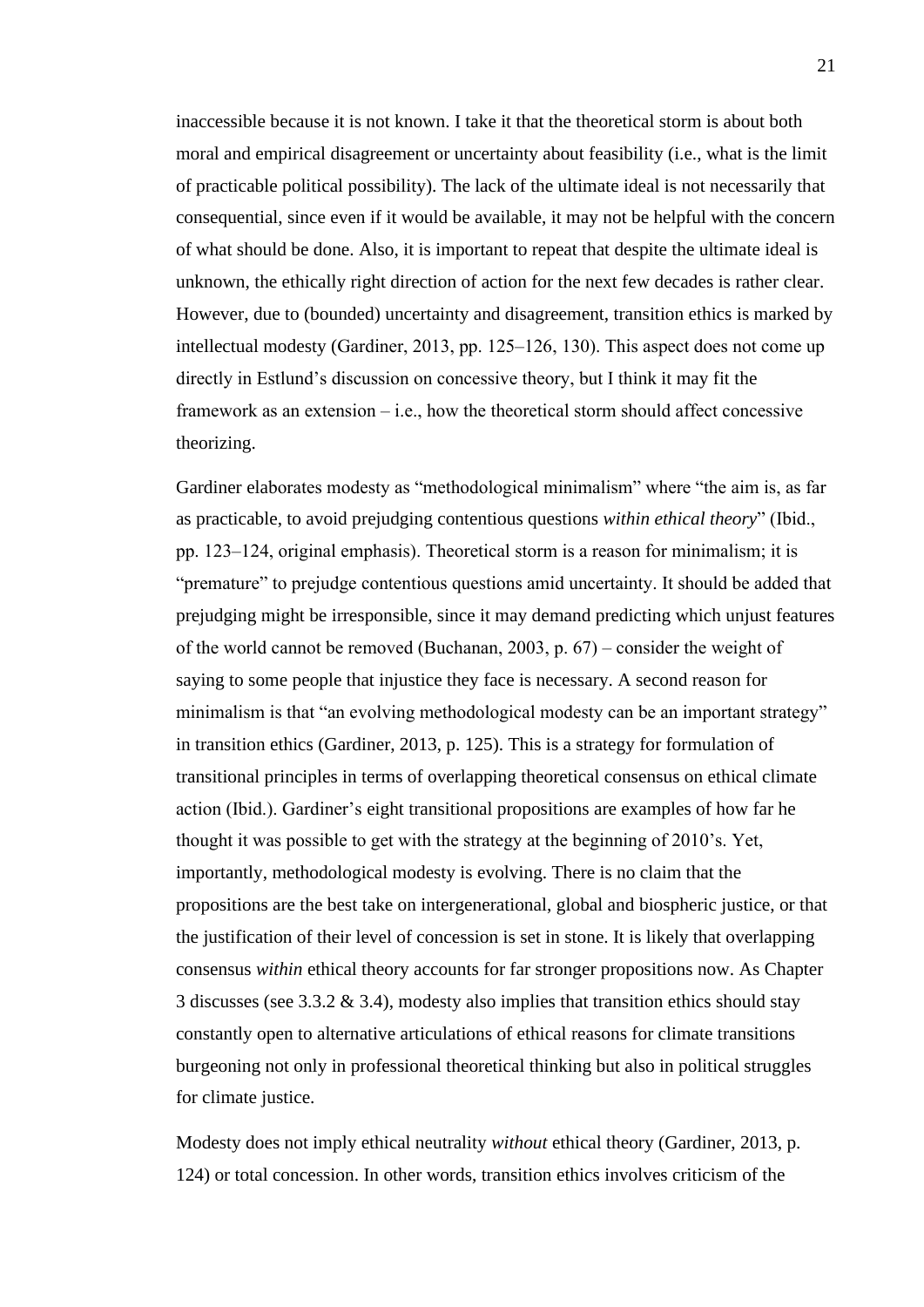inaccessible because it is not known. I take it that the theoretical storm is about both moral and empirical disagreement or uncertainty about feasibility (i.e., what is the limit of practicable political possibility). The lack of the ultimate ideal is not necessarily that consequential, since even if it would be available, it may not be helpful with the concern of what should be done. Also, it is important to repeat that despite the ultimate ideal is unknown, the ethically right direction of action for the next few decades is rather clear. However, due to (bounded) uncertainty and disagreement, transition ethics is marked by intellectual modesty (Gardiner, 2013, pp. 125–126, 130). This aspect does not come up directly in Estlund's discussion on concessive theory, but I think it may fit the framework as an extension – i.e., how the theoretical storm should affect concessive theorizing.

Gardiner elaborates modesty as "methodological minimalism" where "the aim is, as far as practicable, to avoid prejudging contentious questions *within ethical theory*" (Ibid., pp. 123–124, original emphasis). Theoretical storm is a reason for minimalism; it is "premature" to prejudge contentious questions amid uncertainty. It should be added that prejudging might be irresponsible, since it may demand predicting which unjust features of the world cannot be removed (Buchanan, 2003, p. 67) – consider the weight of saying to some people that injustice they face is necessary. A second reason for minimalism is that "an evolving methodological modesty can be an important strategy" in transition ethics (Gardiner, 2013, p. 125). This is a strategy for formulation of transitional principles in terms of overlapping theoretical consensus on ethical climate action (Ibid.). Gardiner's eight transitional propositions are examples of how far he thought it was possible to get with the strategy at the beginning of 2010's. Yet, importantly, methodological modesty is evolving. There is no claim that the propositions are the best take on intergenerational, global and biospheric justice, or that the justification of their level of concession is set in stone. It is likely that overlapping consensus *within* ethical theory accounts for far stronger propositions now. As Chapter 3 discusses (see 3.3.2 & 3.4), modesty also implies that transition ethics should stay constantly open to alternative articulations of ethical reasons for climate transitions burgeoning not only in professional theoretical thinking but also in political struggles for climate justice.

Modesty does not imply ethical neutrality *without* ethical theory (Gardiner, 2013, p. 124) or total concession. In other words, transition ethics involves criticism of the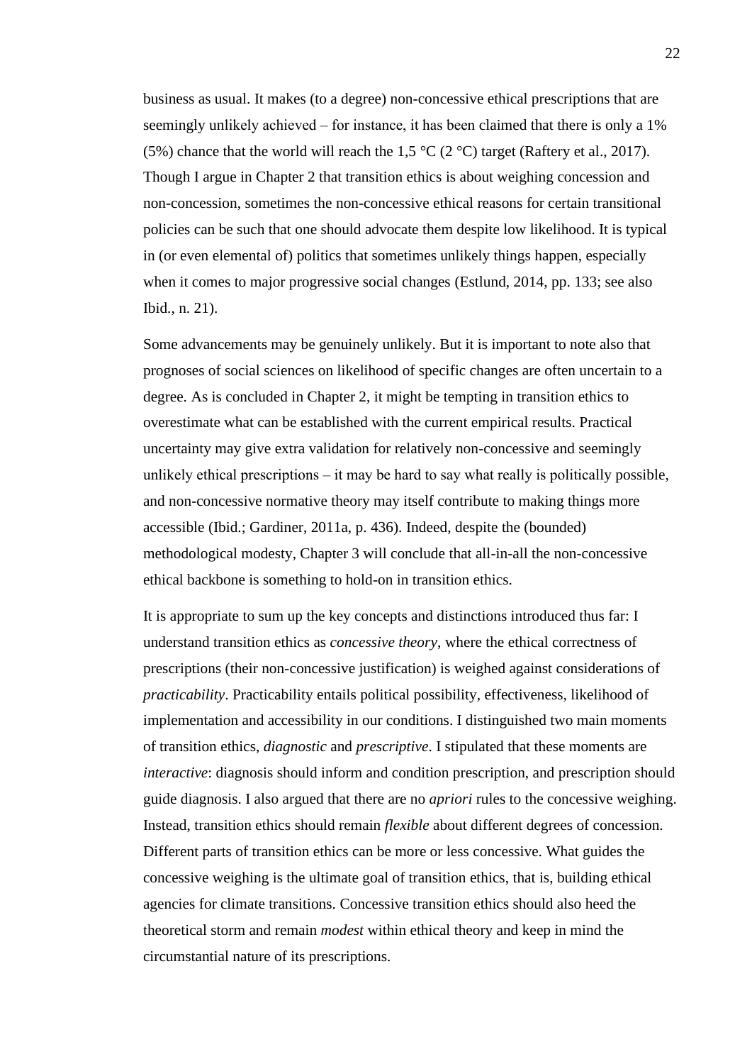business as usual. It makes (to a degree) non-concessive ethical prescriptions that are seemingly unlikely achieved – for instance, it has been claimed that there is only a 1% (5%) chance that the world will reach the 1,5 °C (2 °C) target (Raftery et al., 2017). Though I argue in Chapter 2 that transition ethics is about weighing concession and non-concession, sometimes the non-concessive ethical reasons for certain transitional policies can be such that one should advocate them despite low likelihood. It is typical in (or even elemental of) politics that sometimes unlikely things happen, especially when it comes to major progressive social changes (Estlund, 2014, pp. 133; see also Ibid., n. 21).

Some advancements may be genuinely unlikely. But it is important to note also that prognoses of social sciences on likelihood of specific changes are often uncertain to a degree. As is concluded in Chapter 2, it might be tempting in transition ethics to overestimate what can be established with the current empirical results. Practical uncertainty may give extra validation for relatively non-concessive and seemingly unlikely ethical prescriptions – it may be hard to say what really is politically possible, and non-concessive normative theory may itself contribute to making things more accessible (Ibid.; Gardiner, 2011a, p. 436). Indeed, despite the (bounded) methodological modesty, Chapter 3 will conclude that all-in-all the non-concessive ethical backbone is something to hold-on in transition ethics.

It is appropriate to sum up the key concepts and distinctions introduced thus far: I understand transition ethics as *concessive theory*, where the ethical correctness of prescriptions (their non-concessive justification) is weighed against considerations of *practicability*. Practicability entails political possibility, effectiveness, likelihood of implementation and accessibility in our conditions. I distinguished two main moments of transition ethics, *diagnostic* and *prescriptive*. I stipulated that these moments are *interactive*: diagnosis should inform and condition prescription, and prescription should guide diagnosis. I also argued that there are no *apriori* rules to the concessive weighing. Instead, transition ethics should remain *flexible* about different degrees of concession. Different parts of transition ethics can be more or less concessive. What guides the concessive weighing is the ultimate goal of transition ethics, that is, building ethical agencies for climate transitions. Concessive transition ethics should also heed the theoretical storm and remain *modest* within ethical theory and keep in mind the circumstantial nature of its prescriptions.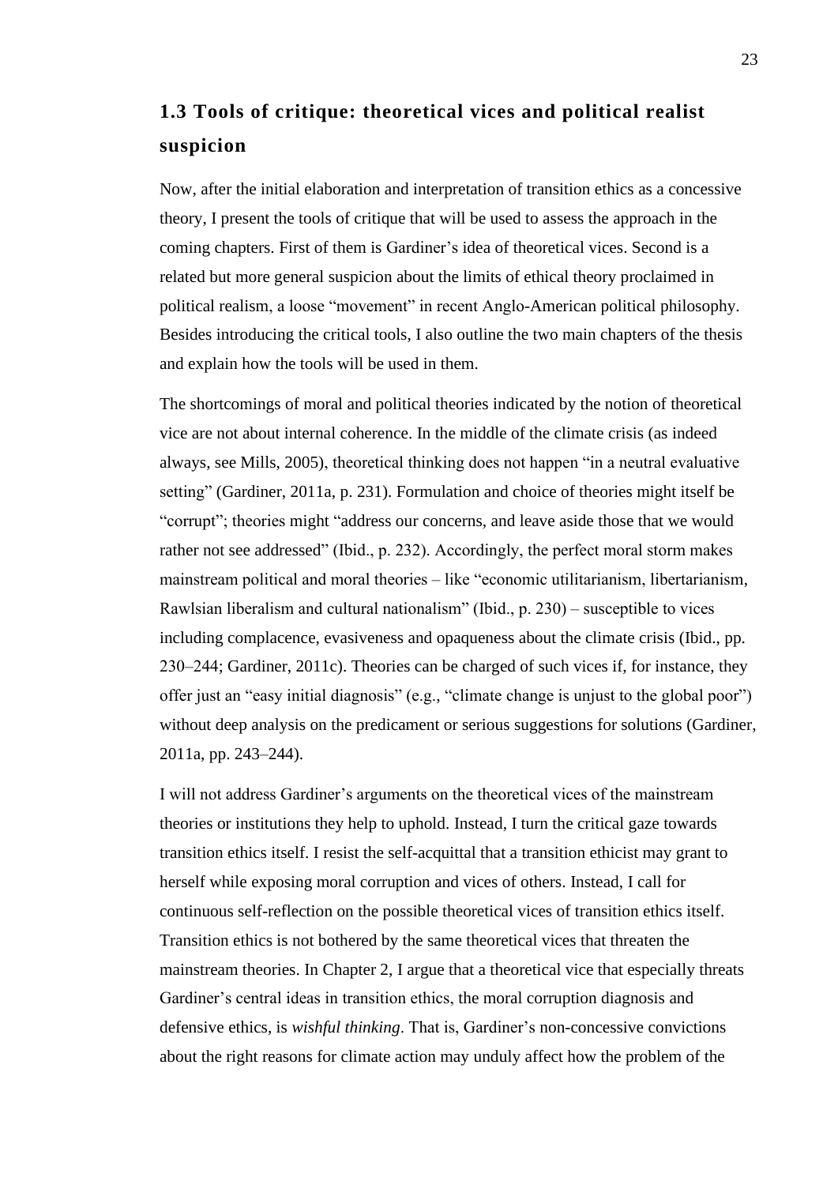## 1.3 Tools of critique: theoretical vices and political realist suspicion

Now, after the initial elaboration and interpretation of transition ethics as a concessive theory, I present the tools of critique that will be used to assess the approach in the coming chapters. First of them is Gardiner's idea of theoretical vices. Second is a related but more general suspicion about the limits of ethical theory proclaimed in political realism, a loose "movement" in recent Anglo-American political philosophy. Besides introducing the critical tools, I also outline the two main chapters of the thesis and explain how the tools will be used in them.

The shortcomings of moral and political theories indicated by the notion of theoretical vice are not about internal coherence. In the middle of the climate crisis (as indeed always, see Mills, 2005), theoretical thinking does not happen "in a neutral evaluative setting" (Gardiner, 2011a, p. 231). Formulation and choice of theories might itself be "corrupt"; theories might "address our concerns, and leave aside those that we would rather not see addressed" (Ibid., p. 232). Accordingly, the perfect moral storm makes mainstream political and moral theories – like "economic utilitarianism, libertarianism, Rawlsian liberalism and cultural nationalism" (Ibid., p. 230) – susceptible to vices including complacence, evasiveness and opaqueness about the climate crisis (Ibid., pp. 230–244; Gardiner, 2011c). Theories can be charged of such vices if, for instance, they offer just an "easy initial diagnosis" (e.g., "climate change is unjust to the global poor") without deep analysis on the predicament or serious suggestions for solutions (Gardiner, 2011a, pp. 243–244).

I will not address Gardiner's arguments on the theoretical vices of the mainstream theories or institutions they help to uphold. Instead, I turn the critical gaze towards transition ethics itself. I resist the self-acquittal that a transition ethicist may grant to herself while exposing moral corruption and vices of others. Instead, I call for continuous self-reflection on the possible theoretical vices of transition ethics itself. Transition ethics is not bothered by the same theoretical vices that threaten the mainstream theories. In Chapter 2, I argue that a theoretical vice that especially threats Gardiner's central ideas in transition ethics, the moral corruption diagnosis and defensive ethics, is *wishful thinking*. That is, Gardiner's non-concessive convictions about the right reasons for climate action may unduly affect how the problem of the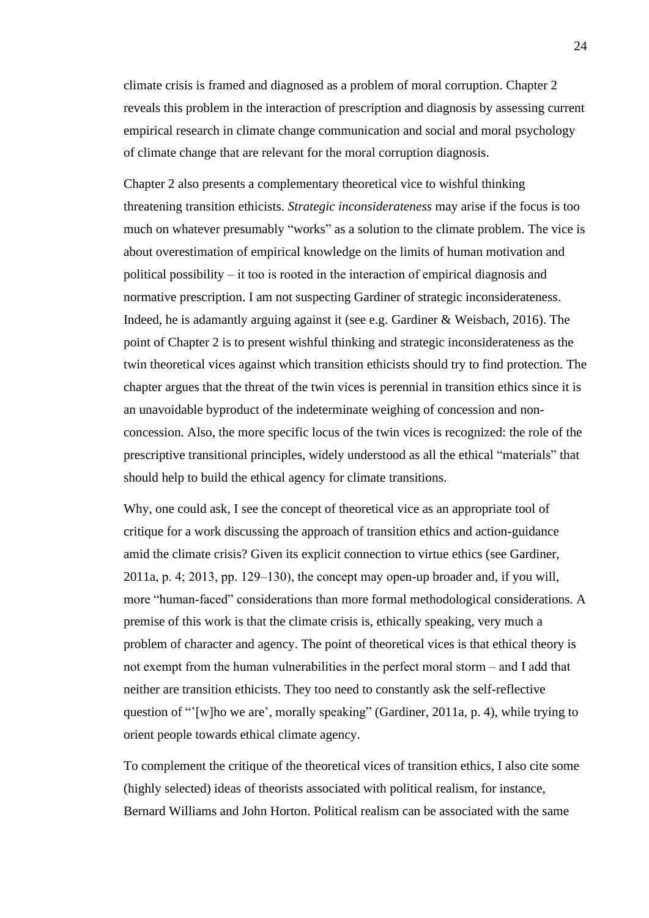climate crisis is framed and diagnosed as a problem of moral corruption. Chapter 2 reveals this problem in the interaction of prescription and diagnosis by assessing current empirical research in climate change communication and social and moral psychology of climate change that are relevant for the moral corruption diagnosis.

Chapter 2 also presents a complementary theoretical vice to wishful thinking threatening transition ethicists. *Strategic inconsiderateness* may arise if the focus is too much on whatever presumably "works" as a solution to the climate problem. The vice is about overestimation of empirical knowledge on the limits of human motivation and political possibility – it too is rooted in the interaction of empirical diagnosis and normative prescription. I am not suspecting Gardiner of strategic inconsiderateness. Indeed, he is adamantly arguing against it (see e.g. Gardiner & Weisbach, 2016). The point of Chapter 2 is to present wishful thinking and strategic inconsiderateness as the twin theoretical vices against which transition ethicists should try to find protection. The chapter argues that the threat of the twin vices is perennial in transition ethics since it is an unavoidable byproduct of the indeterminate weighing of concession and non-concession. Also, the more specific locus of the twin vices is recognized: the role of the prescriptive transitional principles, widely understood as all the ethical "materials" that should help to build the ethical agency for climate transitions.

Why, one could ask, I see the concept of theoretical vice as an appropriate tool of critique for a work discussing the approach of transition ethics and action-guidance amid the climate crisis? Given its explicit connection to virtue ethics (see Gardiner, 2011a, p. 4; 2013, pp. 129–130), the concept may open-up broader and, if you will, more "human-faced" considerations than more formal methodological considerations. A premise of this work is that the climate crisis is, ethically speaking, very much a problem of character and agency. The point of theoretical vices is that ethical theory is not exempt from the human vulnerabilities in the perfect moral storm – and I add that neither are transition ethicists. They too need to constantly ask the self-reflective question of "'[w]ho we are', morally speaking" (Gardiner, 2011a, p. 4), while trying to orient people towards ethical climate agency.

To complement the critique of the theoretical vices of transition ethics, I also cite some (highly selected) ideas of theorists associated with political realism, for instance, Bernard Williams and John Horton. Political realism can be associated with the same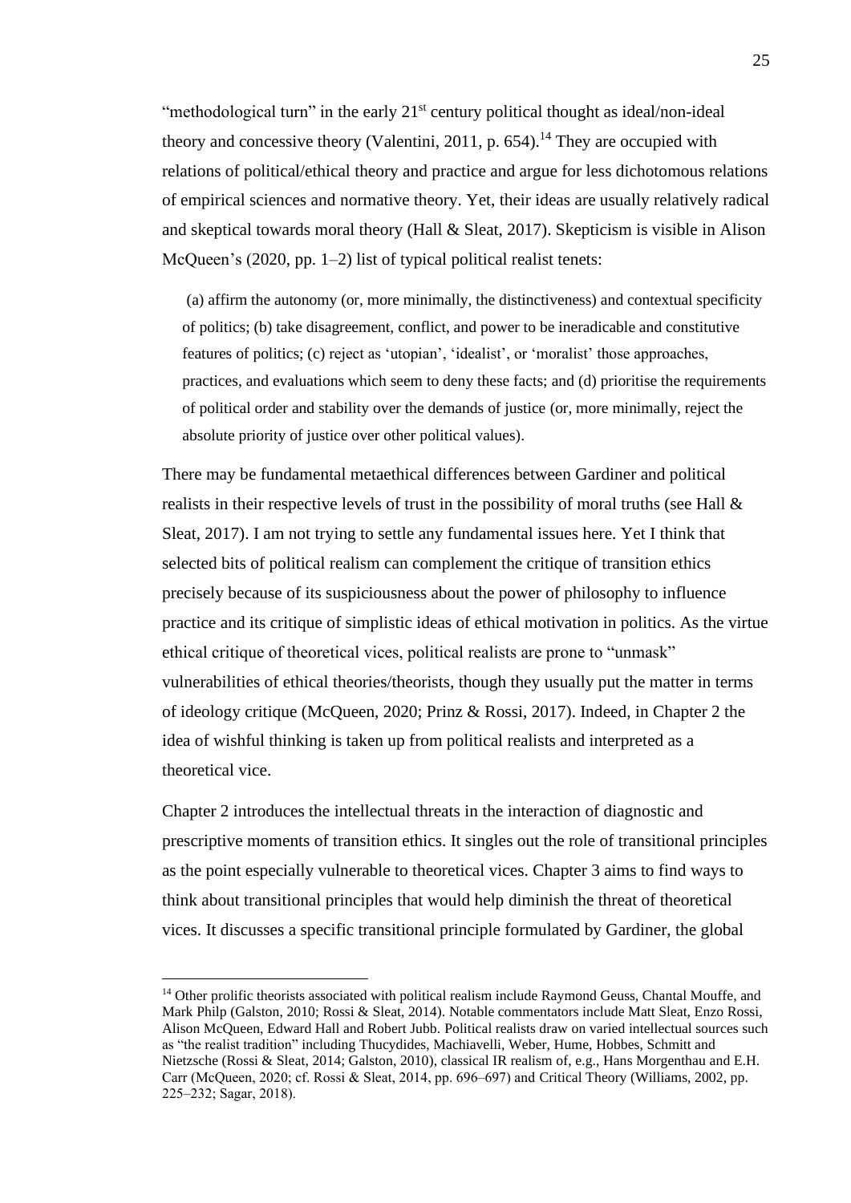"methodological turn" in the early 21st century political thought as ideal/non-ideal theory and concessive theory (Valentini, 2011, p. 654).[14] They are occupied with relations of political/ethical theory and practice and argue for less dichotomous relations of empirical sciences and normative theory. Yet, their ideas are usually relatively radical and skeptical towards moral theory (Hall & Sleat, 2017). Skepticism is visible in Alison McQueen's (2020, pp. 1–2) list of typical political realist tenets:

> (a) affirm the autonomy (or, more minimally, the distinctiveness) and contextual specificity of politics; (b) take disagreement, conflict, and power to be ineradicable and constitutive features of politics; (c) reject as 'utopian', 'idealist', or 'moralist' those approaches, practices, and evaluations which seem to deny these facts; and (d) prioritise the requirements of political order and stability over the demands of justice (or, more minimally, reject the absolute priority of justice over other political values).

There may be fundamental metaethical differences between Gardiner and political realists in their respective levels of trust in the possibility of moral truths (see Hall & Sleat, 2017). I am not trying to settle any fundamental issues here. Yet I think that selected bits of political realism can complement the critique of transition ethics precisely because of its suspiciousness about the power of philosophy to influence practice and its critique of simplistic ideas of ethical motivation in politics. As the virtue ethical critique of theoretical vices, political realists are prone to "unmask" vulnerabilities of ethical theories/theorists, though they usually put the matter in terms of ideology critique (McQueen, 2020; Prinz & Rossi, 2017). Indeed, in Chapter 2 the idea of wishful thinking is taken up from political realists and interpreted as a theoretical vice.

Chapter 2 introduces the intellectual threats in the interaction of diagnostic and prescriptive moments of transition ethics. It singles out the role of transitional principles as the point especially vulnerable to theoretical vices. Chapter 3 aims to find ways to think about transitional principles that would help diminish the threat of theoretical vices. It discusses a specific transitional principle formulated by Gardiner, the global

[14] Other prolific theorists associated with political realism include Raymond Geuss, Chantal Mouffe, and Mark Philp (Galston, 2010; Rossi & Sleat, 2014). Notable commentators include Matt Sleat, Enzo Rossi, Alison McQueen, Edward Hall and Robert Jubb. Political realists draw on varied intellectual sources such as "the realist tradition" including Thucydides, Machiavelli, Weber, Hume, Hobbes, Schmitt and Nietzsche (Rossi & Sleat, 2014; Galston, 2010), classical IR realism of, e.g., Hans Morgenthau and E.H. Carr (McQueen, 2020; cf. Rossi & Sleat, 2014, pp. 696–697) and Critical Theory (Williams, 2002, pp. 225–232; Sagar, 2018).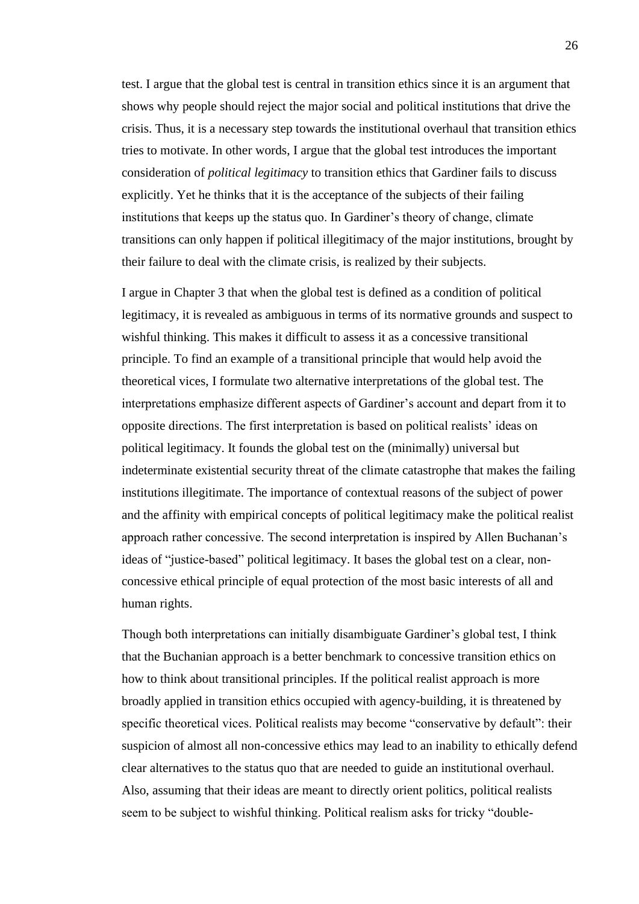test. I argue that the global test is central in transition ethics since it is an argument that shows why people should reject the major social and political institutions that drive the crisis. Thus, it is a necessary step towards the institutional overhaul that transition ethics tries to motivate. In other words, I argue that the global test introduces the important consideration of *political legitimacy* to transition ethics that Gardiner fails to discuss explicitly. Yet he thinks that it is the acceptance of the subjects of their failing institutions that keeps up the status quo. In Gardiner's theory of change, climate transitions can only happen if political illegitimacy of the major institutions, brought by their failure to deal with the climate crisis, is realized by their subjects.

I argue in Chapter 3 that when the global test is defined as a condition of political legitimacy, it is revealed as ambiguous in terms of its normative grounds and suspect to wishful thinking. This makes it difficult to assess it as a concessive transitional principle. To find an example of a transitional principle that would help avoid the theoretical vices, I formulate two alternative interpretations of the global test. The interpretations emphasize different aspects of Gardiner's account and depart from it to opposite directions. The first interpretation is based on political realists' ideas on political legitimacy. It founds the global test on the (minimally) universal but indeterminate existential security threat of the climate catastrophe that makes the failing institutions illegitimate. The importance of contextual reasons of the subject of power and the affinity with empirical concepts of political legitimacy make the political realist approach rather concessive. The second interpretation is inspired by Allen Buchanan's ideas of "justice-based" political legitimacy. It bases the global test on a clear, non-concessive ethical principle of equal protection of the most basic interests of all and human rights.

Though both interpretations can initially disambiguate Gardiner's global test, I think that the Buchanian approach is a better benchmark to concessive transition ethics on how to think about transitional principles. If the political realist approach is more broadly applied in transition ethics occupied with agency-building, it is threatened by specific theoretical vices. Political realists may become "conservative by default": their suspicion of almost all non-concessive ethics may lead to an inability to ethically defend clear alternatives to the status quo that are needed to guide an institutional overhaul. Also, assuming that their ideas are meant to directly orient politics, political realists seem to be subject to wishful thinking. Political realism asks for tricky "double-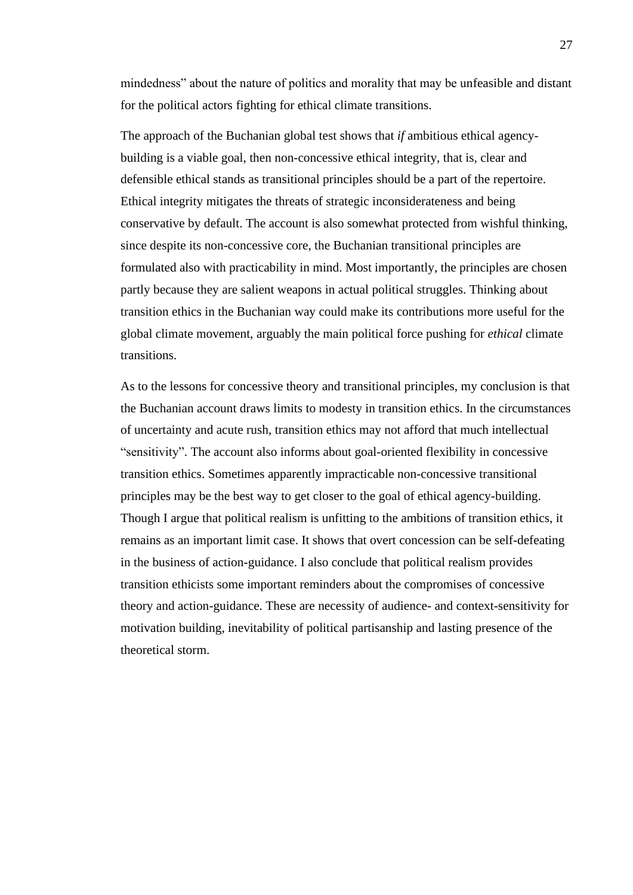mindedness" about the nature of politics and morality that may be unfeasible and distant for the political actors fighting for ethical climate transitions.

The approach of the Buchanian global test shows that *if* ambitious ethical agency-building is a viable goal, then non-concessive ethical integrity, that is, clear and defensible ethical stands as transitional principles should be a part of the repertoire. Ethical integrity mitigates the threats of strategic inconsiderateness and being conservative by default. The account is also somewhat protected from wishful thinking, since despite its non-concessive core, the Buchanian transitional principles are formulated also with practicability in mind. Most importantly, the principles are chosen partly because they are salient weapons in actual political struggles. Thinking about transition ethics in the Buchanian way could make its contributions more useful for the global climate movement, arguably the main political force pushing for *ethical* climate transitions.

As to the lessons for concessive theory and transitional principles, my conclusion is that the Buchanian account draws limits to modesty in transition ethics. In the circumstances of uncertainty and acute rush, transition ethics may not afford that much intellectual "sensitivity". The account also informs about goal-oriented flexibility in concessive transition ethics. Sometimes apparently impracticable non-concessive transitional principles may be the best way to get closer to the goal of ethical agency-building. Though I argue that political realism is unfitting to the ambitions of transition ethics, it remains as an important limit case. It shows that overt concession can be self-defeating in the business of action-guidance. I also conclude that political realism provides transition ethicists some important reminders about the compromises of concessive theory and action-guidance. These are necessity of audience- and context-sensitivity for motivation building, inevitability of political partisanship and lasting presence of the theoretical storm.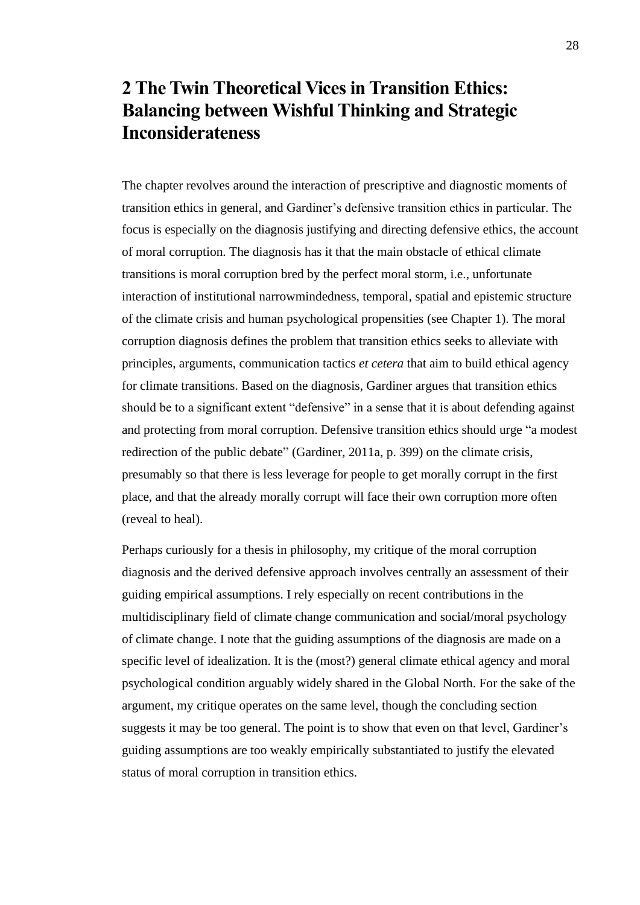# 2 The Twin Theoretical Vices in Transition Ethics: Balancing between Wishful Thinking and Strategic Inconsiderateness

The chapter revolves around the interaction of prescriptive and diagnostic moments of transition ethics in general, and Gardiner's defensive transition ethics in particular. The focus is especially on the diagnosis justifying and directing defensive ethics, the account of moral corruption. The diagnosis has it that the main obstacle of ethical climate transitions is moral corruption bred by the perfect moral storm, i.e., unfortunate interaction of institutional narrowmindedness, temporal, spatial and epistemic structure of the climate crisis and human psychological propensities (see Chapter 1). The moral corruption diagnosis defines the problem that transition ethics seeks to alleviate with principles, arguments, communication tactics *et cetera* that aim to build ethical agency for climate transitions. Based on the diagnosis, Gardiner argues that transition ethics should be to a significant extent "defensive" in a sense that it is about defending against and protecting from moral corruption. Defensive transition ethics should urge "a modest redirection of the public debate" (Gardiner, 2011a, p. 399) on the climate crisis, presumably so that there is less leverage for people to get morally corrupt in the first place, and that the already morally corrupt will face their own corruption more often (reveal to heal).

Perhaps curiously for a thesis in philosophy, my critique of the moral corruption diagnosis and the derived defensive approach involves centrally an assessment of their guiding empirical assumptions. I rely especially on recent contributions in the multidisciplinary field of climate change communication and social/moral psychology of climate change. I note that the guiding assumptions of the diagnosis are made on a specific level of idealization. It is the (most?) general climate ethical agency and moral psychological condition arguably widely shared in the Global North. For the sake of the argument, my critique operates on the same level, though the concluding section suggests it may be too general. The point is to show that even on that level, Gardiner's guiding assumptions are too weakly empirically substantiated to justify the elevated status of moral corruption in transition ethics.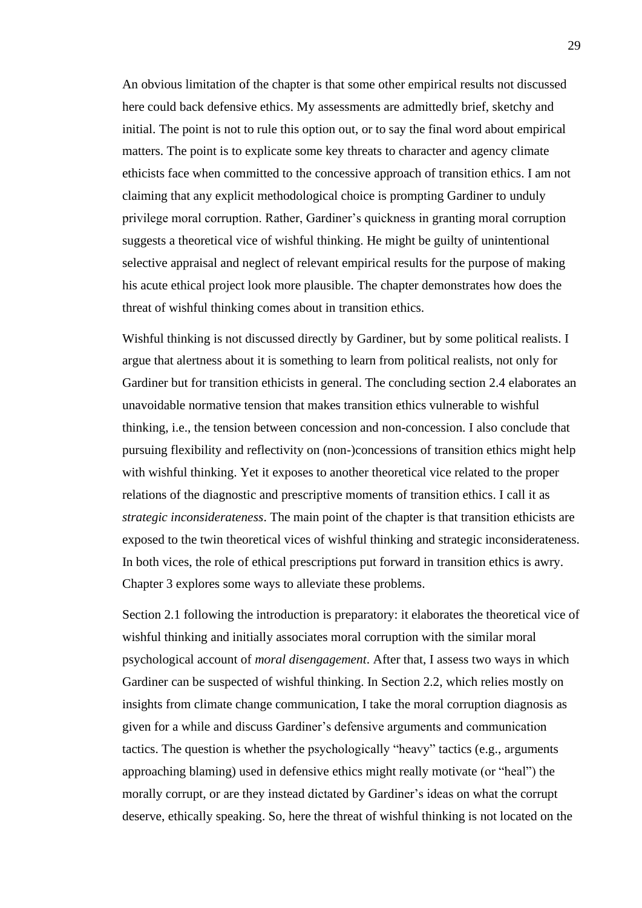An obvious limitation of the chapter is that some other empirical results not discussed here could back defensive ethics. My assessments are admittedly brief, sketchy and initial. The point is not to rule this option out, or to say the final word about empirical matters. The point is to explicate some key threats to character and agency climate ethicists face when committed to the concessive approach of transition ethics. I am not claiming that any explicit methodological choice is prompting Gardiner to unduly privilege moral corruption. Rather, Gardiner's quickness in granting moral corruption suggests a theoretical vice of wishful thinking. He might be guilty of unintentional selective appraisal and neglect of relevant empirical results for the purpose of making his acute ethical project look more plausible. The chapter demonstrates how does the threat of wishful thinking comes about in transition ethics.

Wishful thinking is not discussed directly by Gardiner, but by some political realists. I argue that alertness about it is something to learn from political realists, not only for Gardiner but for transition ethicists in general. The concluding section 2.4 elaborates an unavoidable normative tension that makes transition ethics vulnerable to wishful thinking, i.e., the tension between concession and non-concession. I also conclude that pursuing flexibility and reflectivity on (non-)concessions of transition ethics might help with wishful thinking. Yet it exposes to another theoretical vice related to the proper relations of the diagnostic and prescriptive moments of transition ethics. I call it as *strategic inconsiderateness*. The main point of the chapter is that transition ethicists are exposed to the twin theoretical vices of wishful thinking and strategic inconsiderateness. In both vices, the role of ethical prescriptions put forward in transition ethics is awry. Chapter 3 explores some ways to alleviate these problems.

Section 2.1 following the introduction is preparatory: it elaborates the theoretical vice of wishful thinking and initially associates moral corruption with the similar moral psychological account of *moral disengagement*. After that, I assess two ways in which Gardiner can be suspected of wishful thinking. In Section 2.2, which relies mostly on insights from climate change communication, I take the moral corruption diagnosis as given for a while and discuss Gardiner's defensive arguments and communication tactics. The question is whether the psychologically "heavy" tactics (e.g., arguments approaching blaming) used in defensive ethics might really motivate (or "heal") the morally corrupt, or are they instead dictated by Gardiner's ideas on what the corrupt deserve, ethically speaking. So, here the threat of wishful thinking is not located on the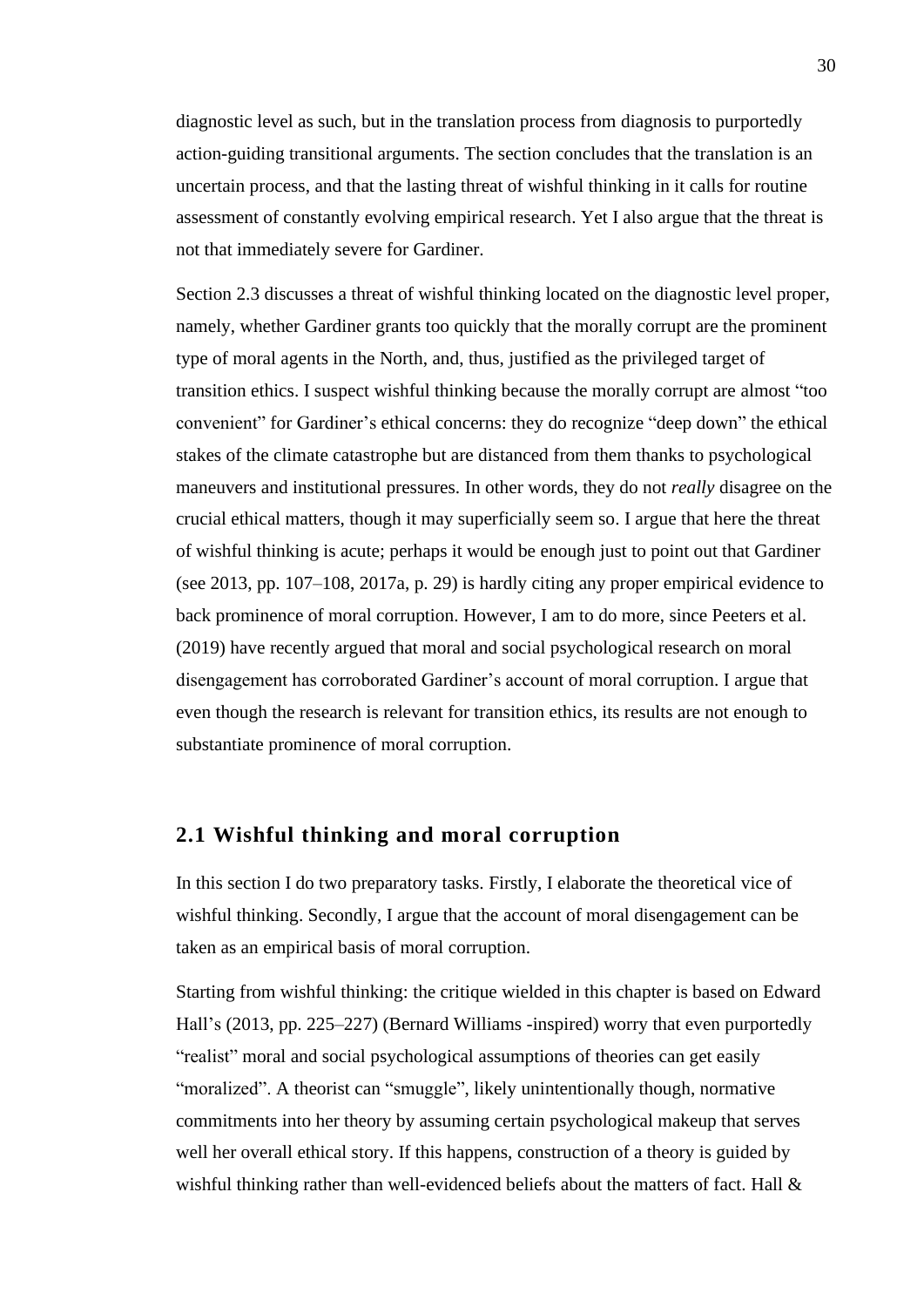diagnostic level as such, but in the translation process from diagnosis to purportedly action-guiding transitional arguments. The section concludes that the translation is an uncertain process, and that the lasting threat of wishful thinking in it calls for routine assessment of constantly evolving empirical research. Yet I also argue that the threat is not that immediately severe for Gardiner.

Section 2.3 discusses a threat of wishful thinking located on the diagnostic level proper, namely, whether Gardiner grants too quickly that the morally corrupt are the prominent type of moral agents in the North, and, thus, justified as the privileged target of transition ethics. I suspect wishful thinking because the morally corrupt are almost "too convenient" for Gardiner's ethical concerns: they do recognize "deep down" the ethical stakes of the climate catastrophe but are distanced from them thanks to psychological maneuvers and institutional pressures. In other words, they do not *really* disagree on the crucial ethical matters, though it may superficially seem so. I argue that here the threat of wishful thinking is acute; perhaps it would be enough just to point out that Gardiner (see 2013, pp. 107–108, 2017a, p. 29) is hardly citing any proper empirical evidence to back prominence of moral corruption. However, I am to do more, since Peeters et al. (2019) have recently argued that moral and social psychological research on moral disengagement has corroborated Gardiner's account of moral corruption. I argue that even though the research is relevant for transition ethics, its results are not enough to substantiate prominence of moral corruption.

## 2.1 Wishful thinking and moral corruption

In this section I do two preparatory tasks. Firstly, I elaborate the theoretical vice of wishful thinking. Secondly, I argue that the account of moral disengagement can be taken as an empirical basis of moral corruption.

Starting from wishful thinking: the critique wielded in this chapter is based on Edward Hall's (2013, pp. 225–227) (Bernard Williams -inspired) worry that even purportedly "realist" moral and social psychological assumptions of theories can get easily "moralized". A theorist can "smuggle", likely unintentionally though, normative commitments into her theory by assuming certain psychological makeup that serves well her overall ethical story. If this happens, construction of a theory is guided by wishful thinking rather than well-evidenced beliefs about the matters of fact. Hall &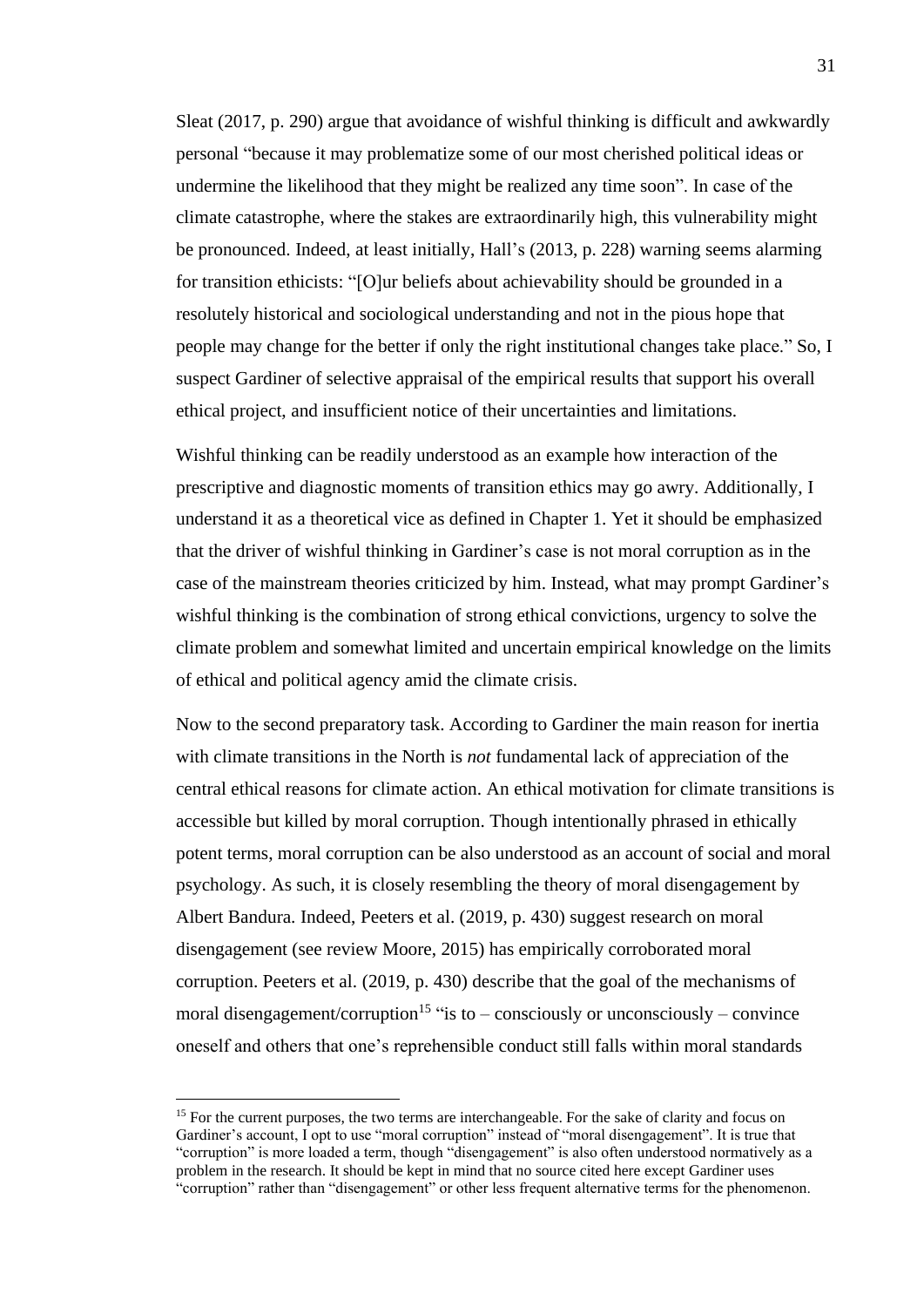Sleat (2017, p. 290) argue that avoidance of wishful thinking is difficult and awkwardly personal "because it may problematize some of our most cherished political ideas or undermine the likelihood that they might be realized any time soon". In case of the climate catastrophe, where the stakes are extraordinarily high, this vulnerability might be pronounced. Indeed, at least initially, Hall's (2013, p. 228) warning seems alarming for transition ethicists: "[O]ur beliefs about achievability should be grounded in a resolutely historical and sociological understanding and not in the pious hope that people may change for the better if only the right institutional changes take place." So, I suspect Gardiner of selective appraisal of the empirical results that support his overall ethical project, and insufficient notice of their uncertainties and limitations.

Wishful thinking can be readily understood as an example how interaction of the prescriptive and diagnostic moments of transition ethics may go awry. Additionally, I understand it as a theoretical vice as defined in Chapter 1. Yet it should be emphasized that the driver of wishful thinking in Gardiner's case is not moral corruption as in the case of the mainstream theories criticized by him. Instead, what may prompt Gardiner's wishful thinking is the combination of strong ethical convictions, urgency to solve the climate problem and somewhat limited and uncertain empirical knowledge on the limits of ethical and political agency amid the climate crisis.

Now to the second preparatory task. According to Gardiner the main reason for inertia with climate transitions in the North is *not* fundamental lack of appreciation of the central ethical reasons for climate action. An ethical motivation for climate transitions is accessible but killed by moral corruption. Though intentionally phrased in ethically potent terms, moral corruption can be also understood as an account of social and moral psychology. As such, it is closely resembling the theory of moral disengagement by Albert Bandura. Indeed, Peeters et al. (2019, p. 430) suggest research on moral disengagement (see review Moore, 2015) has empirically corroborated moral corruption. Peeters et al. (2019, p. 430) describe that the goal of the mechanisms of moral disengagement/corruption[15] "is to – consciously or unconsciously – convince oneself and others that one's reprehensible conduct still falls within moral standards

[15] For the current purposes, the two terms are interchangeable. For the sake of clarity and focus on Gardiner's account, I opt to use "moral corruption" instead of "moral disengagement". It is true that "corruption" is more loaded a term, though "disengagement" is also often understood normatively as a problem in the research. It should be kept in mind that no source cited here except Gardiner uses "corruption" rather than "disengagement" or other less frequent alternative terms for the phenomenon.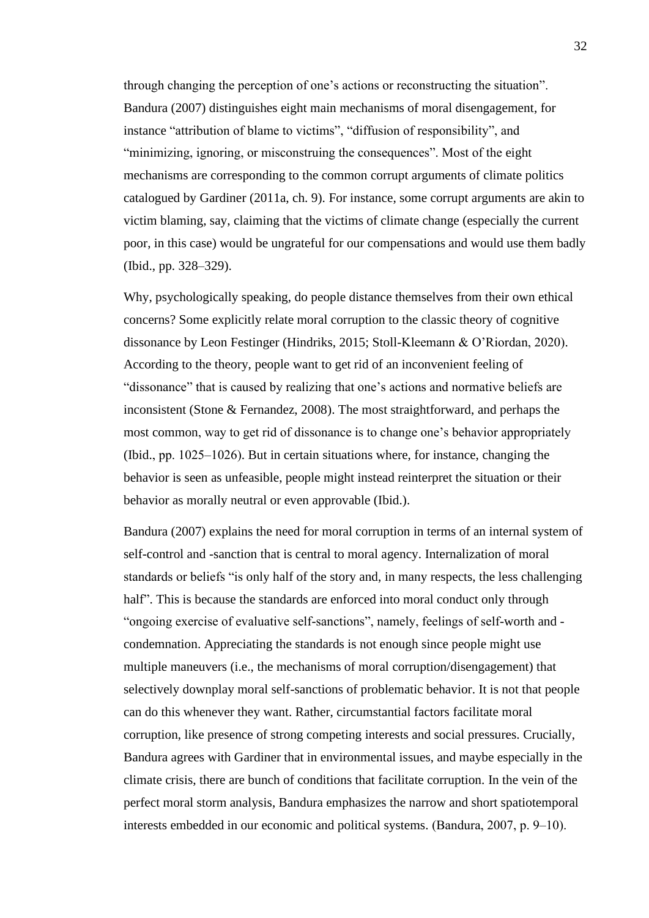through changing the perception of one's actions or reconstructing the situation". Bandura (2007) distinguishes eight main mechanisms of moral disengagement, for instance "attribution of blame to victims", "diffusion of responsibility", and "minimizing, ignoring, or misconstruing the consequences". Most of the eight mechanisms are corresponding to the common corrupt arguments of climate politics catalogued by Gardiner (2011a, ch. 9). For instance, some corrupt arguments are akin to victim blaming, say, claiming that the victims of climate change (especially the current poor, in this case) would be ungrateful for our compensations and would use them badly (Ibid., pp. 328–329).

Why, psychologically speaking, do people distance themselves from their own ethical concerns? Some explicitly relate moral corruption to the classic theory of cognitive dissonance by Leon Festinger (Hindriks, 2015; Stoll-Kleemann & O'Riordan, 2020). According to the theory, people want to get rid of an inconvenient feeling of "dissonance" that is caused by realizing that one's actions and normative beliefs are inconsistent (Stone & Fernandez, 2008). The most straightforward, and perhaps the most common, way to get rid of dissonance is to change one's behavior appropriately (Ibid., pp. 1025–1026). But in certain situations where, for instance, changing the behavior is seen as unfeasible, people might instead reinterpret the situation or their behavior as morally neutral or even approvable (Ibid.).

Bandura (2007) explains the need for moral corruption in terms of an internal system of self-control and -sanction that is central to moral agency. Internalization of moral standards or beliefs "is only half of the story and, in many respects, the less challenging half". This is because the standards are enforced into moral conduct only through "ongoing exercise of evaluative self-sanctions", namely, feelings of self-worth and -condemnation. Appreciating the standards is not enough since people might use multiple maneuvers (i.e., the mechanisms of moral corruption/disengagement) that selectively downplay moral self-sanctions of problematic behavior. It is not that people can do this whenever they want. Rather, circumstantial factors facilitate moral corruption, like presence of strong competing interests and social pressures. Crucially, Bandura agrees with Gardiner that in environmental issues, and maybe especially in the climate crisis, there are bunch of conditions that facilitate corruption. In the vein of the perfect moral storm analysis, Bandura emphasizes the narrow and short spatiotemporal interests embedded in our economic and political systems. (Bandura, 2007, p. 9–10).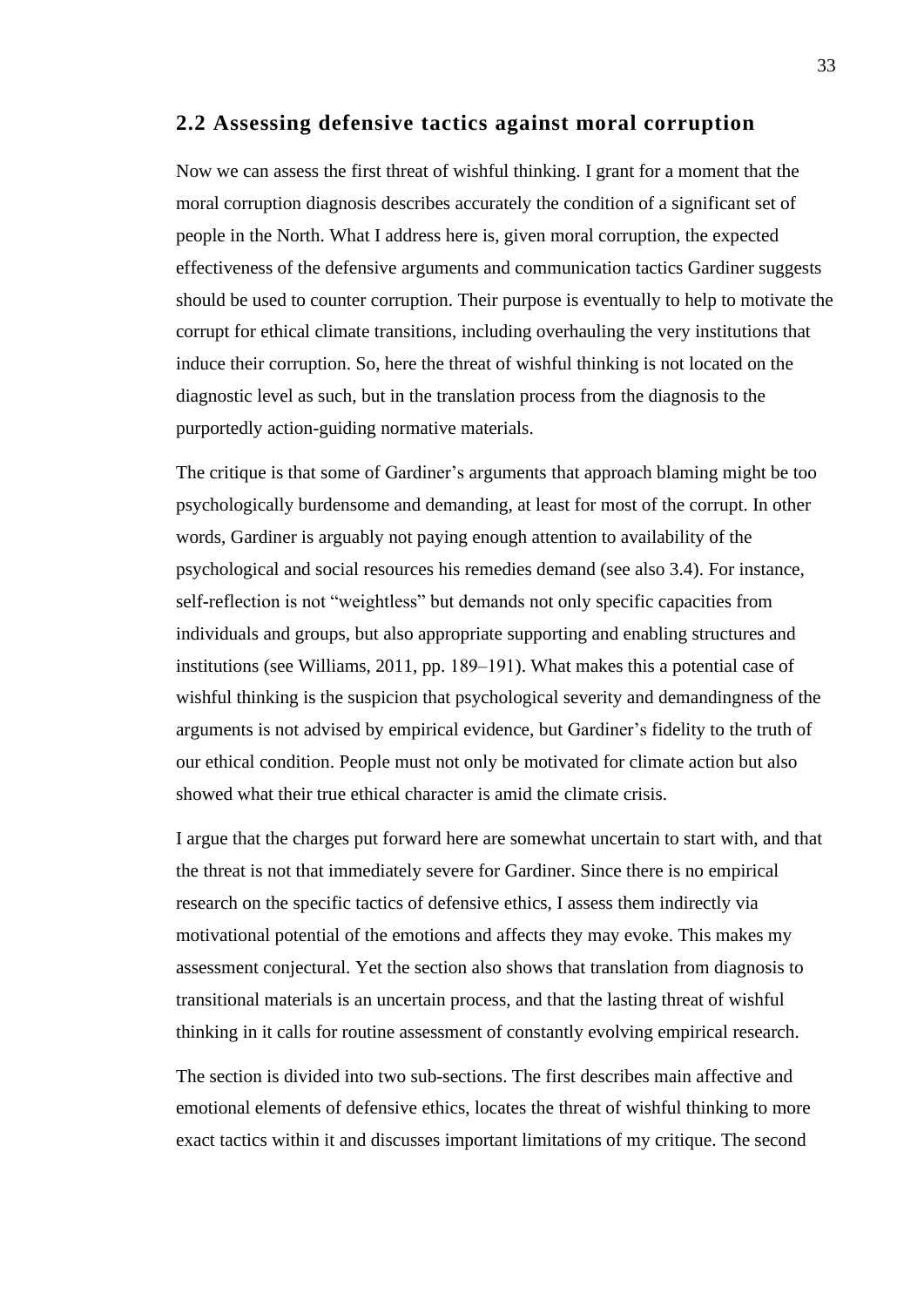## 2.2 Assessing defensive tactics against moral corruption

Now we can assess the first threat of wishful thinking. I grant for a moment that the moral corruption diagnosis describes accurately the condition of a significant set of people in the North. What I address here is, given moral corruption, the expected effectiveness of the defensive arguments and communication tactics Gardiner suggests should be used to counter corruption. Their purpose is eventually to help to motivate the corrupt for ethical climate transitions, including overhauling the very institutions that induce their corruption. So, here the threat of wishful thinking is not located on the diagnostic level as such, but in the translation process from the diagnosis to the purportedly action-guiding normative materials.

The critique is that some of Gardiner's arguments that approach blaming might be too psychologically burdensome and demanding, at least for most of the corrupt. In other words, Gardiner is arguably not paying enough attention to availability of the psychological and social resources his remedies demand (see also 3.4). For instance, self-reflection is not "weightless" but demands not only specific capacities from individuals and groups, but also appropriate supporting and enabling structures and institutions (see Williams, 2011, pp. 189–191). What makes this a potential case of wishful thinking is the suspicion that psychological severity and demandingness of the arguments is not advised by empirical evidence, but Gardiner's fidelity to the truth of our ethical condition. People must not only be motivated for climate action but also showed what their true ethical character is amid the climate crisis.

I argue that the charges put forward here are somewhat uncertain to start with, and that the threat is not that immediately severe for Gardiner. Since there is no empirical research on the specific tactics of defensive ethics, I assess them indirectly via motivational potential of the emotions and affects they may evoke. This makes my assessment conjectural. Yet the section also shows that translation from diagnosis to transitional materials is an uncertain process, and that the lasting threat of wishful thinking in it calls for routine assessment of constantly evolving empirical research.

The section is divided into two sub-sections. The first describes main affective and emotional elements of defensive ethics, locates the threat of wishful thinking to more exact tactics within it and discusses important limitations of my critique. The second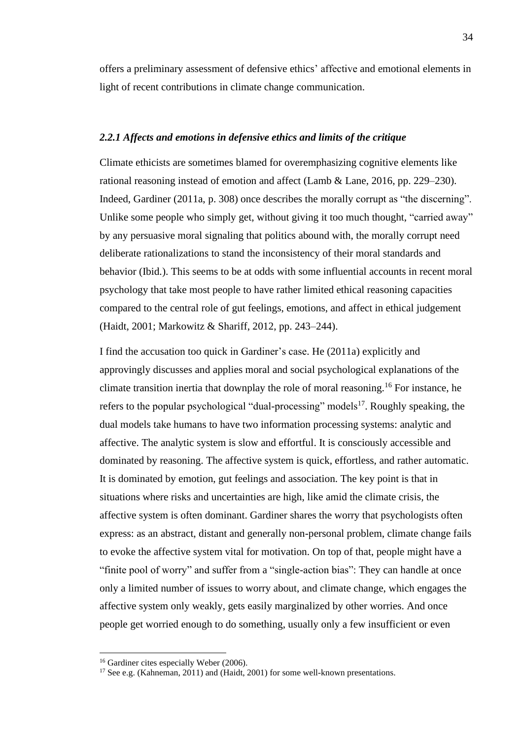offers a preliminary assessment of defensive ethics' affective and emotional elements in light of recent contributions in climate change communication.

### *2.2.1 Affects and emotions in defensive ethics and limits of the critique*

Climate ethicists are sometimes blamed for overemphasizing cognitive elements like rational reasoning instead of emotion and affect (Lamb & Lane, 2016, pp. 229–230). Indeed, Gardiner (2011a, p. 308) once describes the morally corrupt as "the discerning". Unlike some people who simply get, without giving it too much thought, "carried away" by any persuasive moral signaling that politics abound with, the morally corrupt need deliberate rationalizations to stand the inconsistency of their moral standards and behavior (Ibid.). This seems to be at odds with some influential accounts in recent moral psychology that take most people to have rather limited ethical reasoning capacities compared to the central role of gut feelings, emotions, and affect in ethical judgement (Haidt, 2001; Markowitz & Shariff, 2012, pp. 243–244).

I find the accusation too quick in Gardiner's case. He (2011a) explicitly and approvingly discusses and applies moral and social psychological explanations of the climate transition inertia that downplay the role of moral reasoning.[16] For instance, he refers to the popular psychological "dual-processing" models[17]. Roughly speaking, the dual models take humans to have two information processing systems: analytic and affective. The analytic system is slow and effortful. It is consciously accessible and dominated by reasoning. The affective system is quick, effortless, and rather automatic. It is dominated by emotion, gut feelings and association. The key point is that in situations where risks and uncertainties are high, like amid the climate crisis, the affective system is often dominant. Gardiner shares the worry that psychologists often express: as an abstract, distant and generally non-personal problem, climate change fails to evoke the affective system vital for motivation. On top of that, people might have a "finite pool of worry" and suffer from a "single-action bias": They can handle at once only a limited number of issues to worry about, and climate change, which engages the affective system only weakly, gets easily marginalized by other worries. And once people get worried enough to do something, usually only a few insufficient or even

[16] Gardiner cites especially Weber (2006).

[17] See e.g. (Kahneman, 2011) and (Haidt, 2001) for some well-known presentations.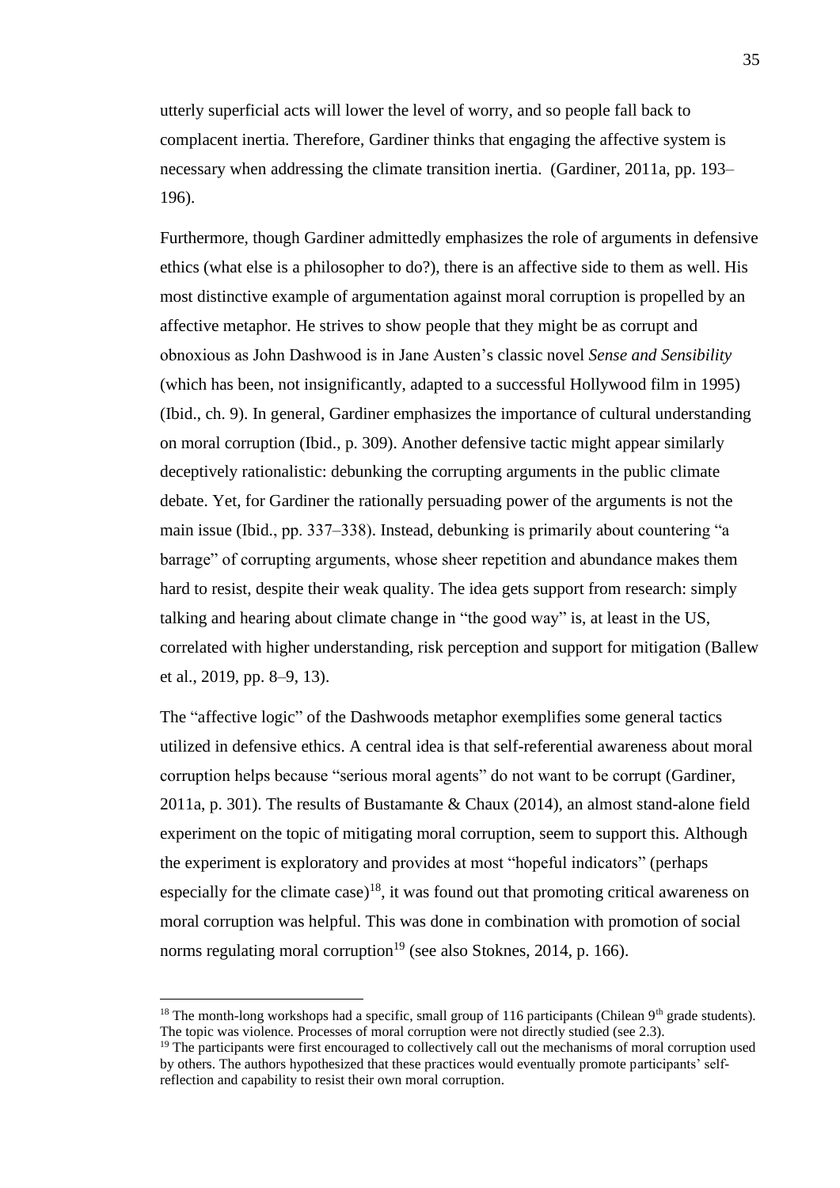utterly superficial acts will lower the level of worry, and so people fall back to complacent inertia. Therefore, Gardiner thinks that engaging the affective system is necessary when addressing the climate transition inertia. (Gardiner, 2011a, pp. 193–196).

Furthermore, though Gardiner admittedly emphasizes the role of arguments in defensive ethics (what else is a philosopher to do?), there is an affective side to them as well. His most distinctive example of argumentation against moral corruption is propelled by an affective metaphor. He strives to show people that they might be as corrupt and obnoxious as John Dashwood is in Jane Austen's classic novel *Sense and Sensibility* (which has been, not insignificantly, adapted to a successful Hollywood film in 1995) (Ibid., ch. 9). In general, Gardiner emphasizes the importance of cultural understanding on moral corruption (Ibid., p. 309). Another defensive tactic might appear similarly deceptively rationalistic: debunking the corrupting arguments in the public climate debate. Yet, for Gardiner the rationally persuading power of the arguments is not the main issue (Ibid., pp. 337–338). Instead, debunking is primarily about countering "a barrage" of corrupting arguments, whose sheer repetition and abundance makes them hard to resist, despite their weak quality. The idea gets support from research: simply talking and hearing about climate change in "the good way" is, at least in the US, correlated with higher understanding, risk perception and support for mitigation (Ballew et al., 2019, pp. 8–9, 13).

The "affective logic" of the Dashwoods metaphor exemplifies some general tactics utilized in defensive ethics. A central idea is that self-referential awareness about moral corruption helps because "serious moral agents" do not want to be corrupt (Gardiner, 2011a, p. 301). The results of Bustamante & Chaux (2014), an almost stand-alone field experiment on the topic of mitigating moral corruption, seem to support this. Although the experiment is exploratory and provides at most "hopeful indicators" (perhaps especially for the climate case)[18], it was found out that promoting critical awareness on moral corruption was helpful. This was done in combination with promotion of social norms regulating moral corruption[19] (see also Stoknes, 2014, p. 166).

[18] The month-long workshops had a specific, small group of 116 participants (Chilean 9th grade students). The topic was violence. Processes of moral corruption were not directly studied (see 2.3).

[19] The participants were first encouraged to collectively call out the mechanisms of moral corruption used by others. The authors hypothesized that these practices would eventually promote participants' self-reflection and capability to resist their own moral corruption.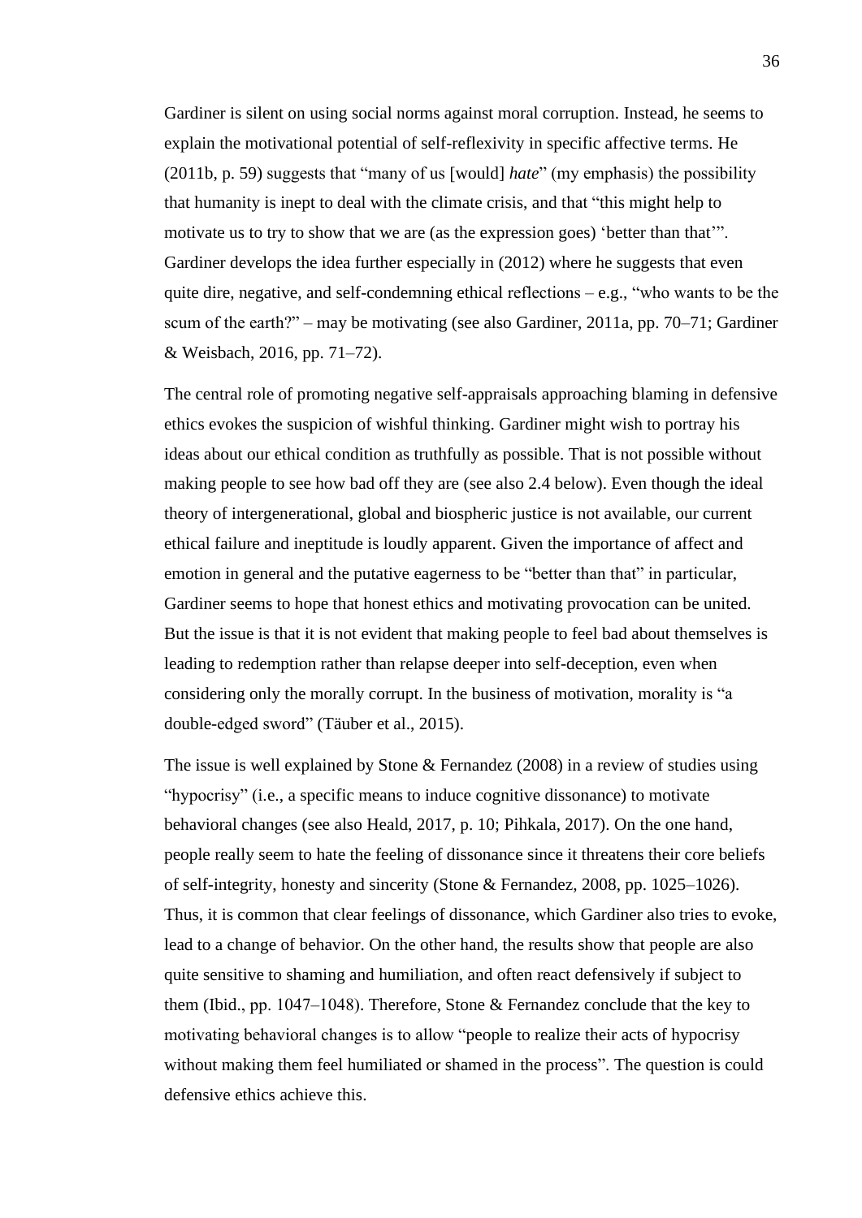Gardiner is silent on using social norms against moral corruption. Instead, he seems to explain the motivational potential of self-reflexivity in specific affective terms. He (2011b, p. 59) suggests that "many of us [would] *hate*" (my emphasis) the possibility that humanity is inept to deal with the climate crisis, and that "this might help to motivate us to try to show that we are (as the expression goes) 'better than that'". Gardiner develops the idea further especially in (2012) where he suggests that even quite dire, negative, and self-condemning ethical reflections – e.g., "who wants to be the scum of the earth?" – may be motivating (see also Gardiner, 2011a, pp. 70–71; Gardiner & Weisbach, 2016, pp. 71–72).

The central role of promoting negative self-appraisals approaching blaming in defensive ethics evokes the suspicion of wishful thinking. Gardiner might wish to portray his ideas about our ethical condition as truthfully as possible. That is not possible without making people to see how bad off they are (see also 2.4 below). Even though the ideal theory of intergenerational, global and biospheric justice is not available, our current ethical failure and ineptitude is loudly apparent. Given the importance of affect and emotion in general and the putative eagerness to be "better than that" in particular, Gardiner seems to hope that honest ethics and motivating provocation can be united. But the issue is that it is not evident that making people to feel bad about themselves is leading to redemption rather than relapse deeper into self-deception, even when considering only the morally corrupt. In the business of motivation, morality is "a double-edged sword" (Täuber et al., 2015).

The issue is well explained by Stone & Fernandez (2008) in a review of studies using "hypocrisy" (i.e., a specific means to induce cognitive dissonance) to motivate behavioral changes (see also Heald, 2017, p. 10; Pihkala, 2017). On the one hand, people really seem to hate the feeling of dissonance since it threatens their core beliefs of self-integrity, honesty and sincerity (Stone & Fernandez, 2008, pp. 1025–1026). Thus, it is common that clear feelings of dissonance, which Gardiner also tries to evoke, lead to a change of behavior. On the other hand, the results show that people are also quite sensitive to shaming and humiliation, and often react defensively if subject to them (Ibid., pp. 1047–1048). Therefore, Stone & Fernandez conclude that the key to motivating behavioral changes is to allow "people to realize their acts of hypocrisy without making them feel humiliated or shamed in the process". The question is could defensive ethics achieve this.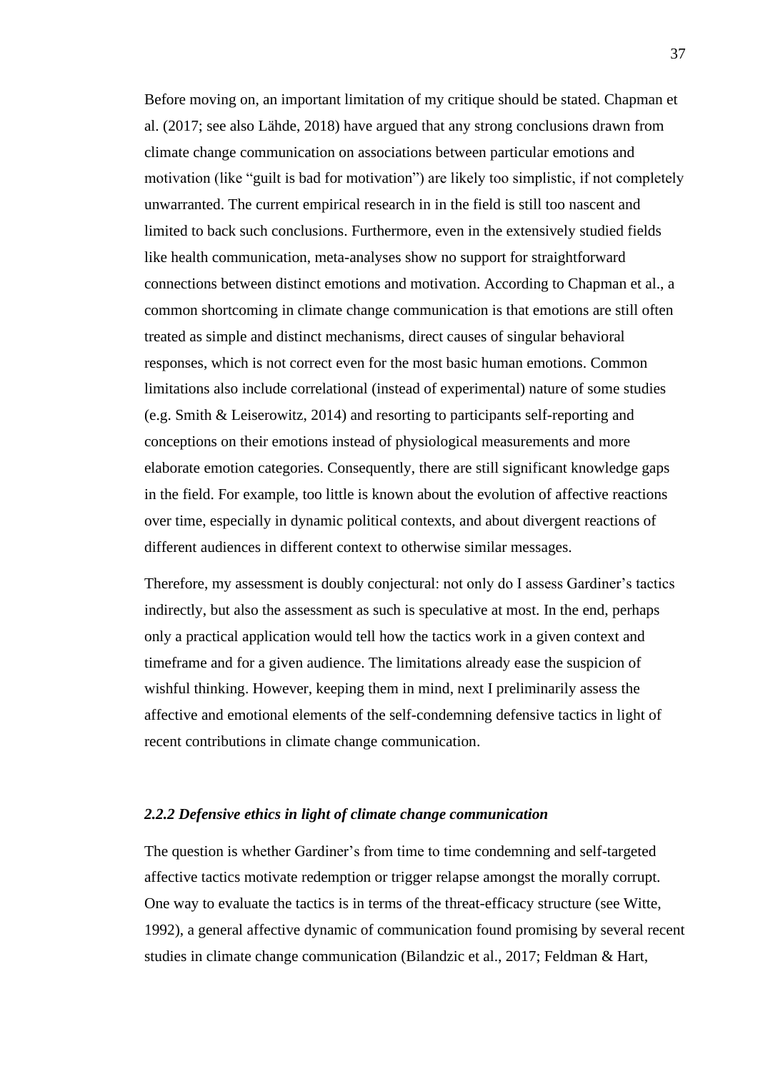Before moving on, an important limitation of my critique should be stated. Chapman et al. (2017; see also Lähde, 2018) have argued that any strong conclusions drawn from climate change communication on associations between particular emotions and motivation (like "guilt is bad for motivation") are likely too simplistic, if not completely unwarranted. The current empirical research in in the field is still too nascent and limited to back such conclusions. Furthermore, even in the extensively studied fields like health communication, meta-analyses show no support for straightforward connections between distinct emotions and motivation. According to Chapman et al., a common shortcoming in climate change communication is that emotions are still often treated as simple and distinct mechanisms, direct causes of singular behavioral responses, which is not correct even for the most basic human emotions. Common limitations also include correlational (instead of experimental) nature of some studies (e.g. Smith & Leiserowitz, 2014) and resorting to participants self-reporting and conceptions on their emotions instead of physiological measurements and more elaborate emotion categories. Consequently, there are still significant knowledge gaps in the field. For example, too little is known about the evolution of affective reactions over time, especially in dynamic political contexts, and about divergent reactions of different audiences in different context to otherwise similar messages.

Therefore, my assessment is doubly conjectural: not only do I assess Gardiner's tactics indirectly, but also the assessment as such is speculative at most. In the end, perhaps only a practical application would tell how the tactics work in a given context and timeframe and for a given audience. The limitations already ease the suspicion of wishful thinking. However, keeping them in mind, next I preliminarily assess the affective and emotional elements of the self-condemning defensive tactics in light of recent contributions in climate change communication.

### *2.2.2 Defensive ethics in light of climate change communication*

The question is whether Gardiner's from time to time condemning and self-targeted affective tactics motivate redemption or trigger relapse amongst the morally corrupt. One way to evaluate the tactics is in terms of the threat-efficacy structure (see Witte, 1992), a general affective dynamic of communication found promising by several recent studies in climate change communication (Bilandzic et al., 2017; Feldman & Hart,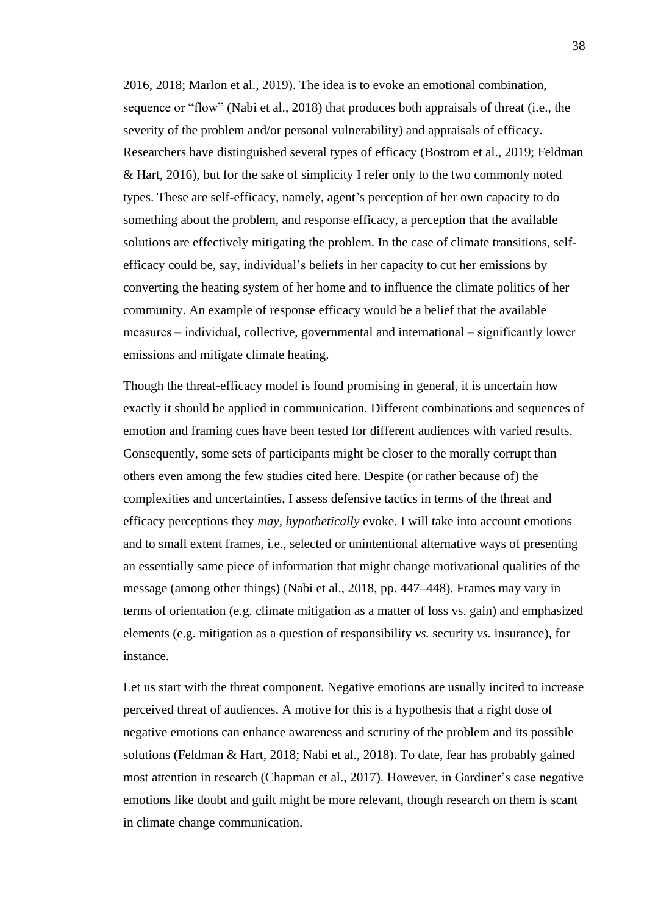2016, 2018; Marlon et al., 2019). The idea is to evoke an emotional combination, sequence or "flow" (Nabi et al., 2018) that produces both appraisals of threat (i.e., the severity of the problem and/or personal vulnerability) and appraisals of efficacy. Researchers have distinguished several types of efficacy (Bostrom et al., 2019; Feldman & Hart, 2016), but for the sake of simplicity I refer only to the two commonly noted types. These are self-efficacy, namely, agent's perception of her own capacity to do something about the problem, and response efficacy, a perception that the available solutions are effectively mitigating the problem. In the case of climate transitions, self-efficacy could be, say, individual's beliefs in her capacity to cut her emissions by converting the heating system of her home and to influence the climate politics of her community. An example of response efficacy would be a belief that the available measures – individual, collective, governmental and international – significantly lower emissions and mitigate climate heating.

Though the threat-efficacy model is found promising in general, it is uncertain how exactly it should be applied in communication. Different combinations and sequences of emotion and framing cues have been tested for different audiences with varied results. Consequently, some sets of participants might be closer to the morally corrupt than others even among the few studies cited here. Despite (or rather because of) the complexities and uncertainties, I assess defensive tactics in terms of the threat and efficacy perceptions they *may*, *hypothetically* evoke. I will take into account emotions and to small extent frames, i.e., selected or unintentional alternative ways of presenting an essentially same piece of information that might change motivational qualities of the message (among other things) (Nabi et al., 2018, pp. 447–448). Frames may vary in terms of orientation (e.g. climate mitigation as a matter of loss vs. gain) and emphasized elements (e.g. mitigation as a question of responsibility *vs.* security *vs.* insurance), for instance.

Let us start with the threat component. Negative emotions are usually incited to increase perceived threat of audiences. A motive for this is a hypothesis that a right dose of negative emotions can enhance awareness and scrutiny of the problem and its possible solutions (Feldman & Hart, 2018; Nabi et al., 2018). To date, fear has probably gained most attention in research (Chapman et al., 2017). However, in Gardiner's case negative emotions like doubt and guilt might be more relevant, though research on them is scant in climate change communication.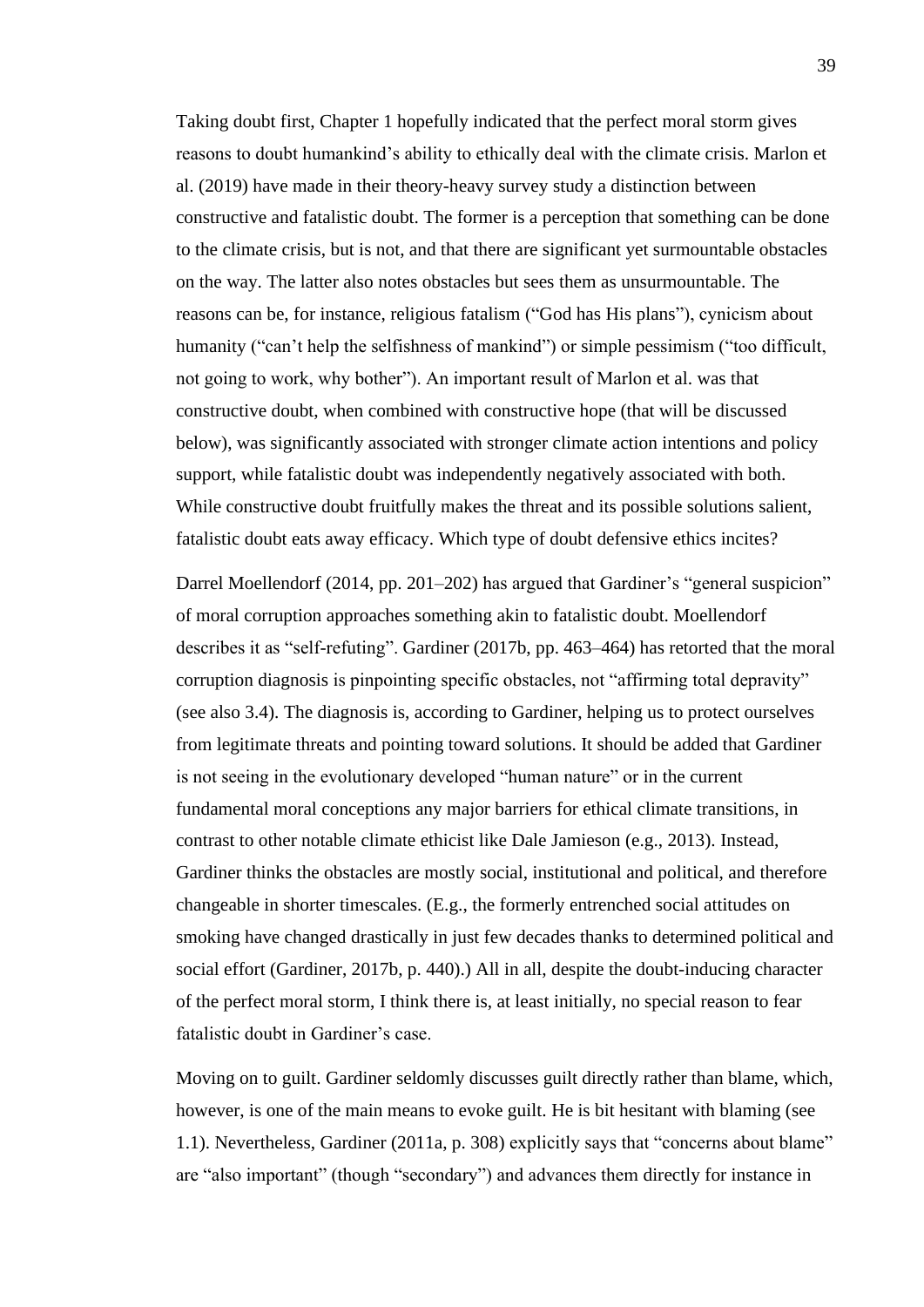Taking doubt first, Chapter 1 hopefully indicated that the perfect moral storm gives reasons to doubt humankind's ability to ethically deal with the climate crisis. Marlon et al. (2019) have made in their theory-heavy survey study a distinction between constructive and fatalistic doubt. The former is a perception that something can be done to the climate crisis, but is not, and that there are significant yet surmountable obstacles on the way. The latter also notes obstacles but sees them as unsurmountable. The reasons can be, for instance, religious fatalism ("God has His plans"), cynicism about humanity ("can't help the selfishness of mankind") or simple pessimism ("too difficult, not going to work, why bother"). An important result of Marlon et al. was that constructive doubt, when combined with constructive hope (that will be discussed below), was significantly associated with stronger climate action intentions and policy support, while fatalistic doubt was independently negatively associated with both. While constructive doubt fruitfully makes the threat and its possible solutions salient, fatalistic doubt eats away efficacy. Which type of doubt defensive ethics incites?

Darrel Moellendorf (2014, pp. 201–202) has argued that Gardiner's "general suspicion" of moral corruption approaches something akin to fatalistic doubt. Moellendorf describes it as "self-refuting". Gardiner (2017b, pp. 463–464) has retorted that the moral corruption diagnosis is pinpointing specific obstacles, not "affirming total depravity" (see also 3.4). The diagnosis is, according to Gardiner, helping us to protect ourselves from legitimate threats and pointing toward solutions. It should be added that Gardiner is not seeing in the evolutionary developed "human nature" or in the current fundamental moral conceptions any major barriers for ethical climate transitions, in contrast to other notable climate ethicist like Dale Jamieson (e.g., 2013). Instead, Gardiner thinks the obstacles are mostly social, institutional and political, and therefore changeable in shorter timescales. (E.g., the formerly entrenched social attitudes on smoking have changed drastically in just few decades thanks to determined political and social effort (Gardiner, 2017b, p. 440).) All in all, despite the doubt-inducing character of the perfect moral storm, I think there is, at least initially, no special reason to fear fatalistic doubt in Gardiner's case.

Moving on to guilt. Gardiner seldomly discusses guilt directly rather than blame, which, however, is one of the main means to evoke guilt. He is bit hesitant with blaming (see 1.1). Nevertheless, Gardiner (2011a, p. 308) explicitly says that "concerns about blame" are "also important" (though "secondary") and advances them directly for instance in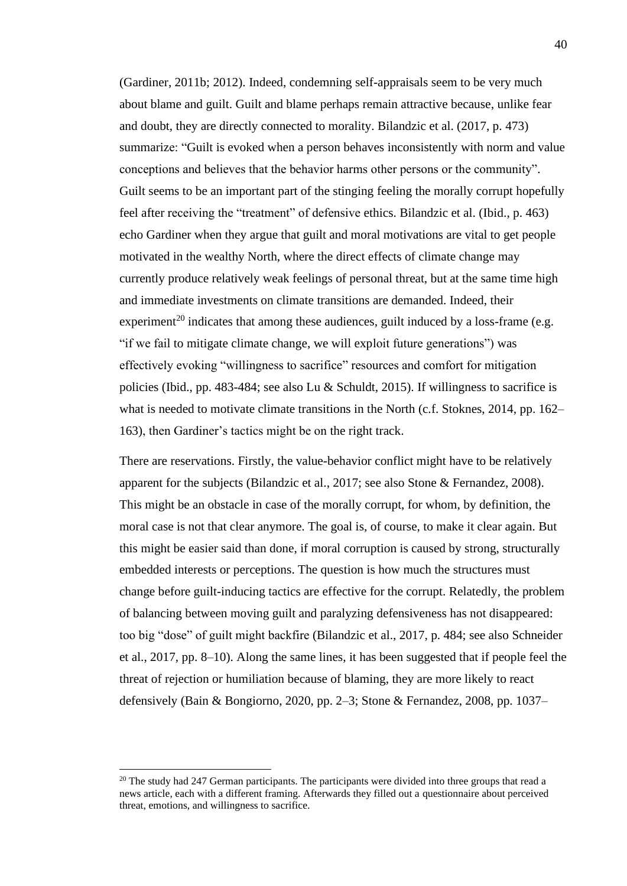(Gardiner, 2011b; 2012). Indeed, condemning self-appraisals seem to be very much about blame and guilt. Guilt and blame perhaps remain attractive because, unlike fear and doubt, they are directly connected to morality. Bilandzic et al. (2017, p. 473) summarize: "Guilt is evoked when a person behaves inconsistently with norm and value conceptions and believes that the behavior harms other persons or the community". Guilt seems to be an important part of the stinging feeling the morally corrupt hopefully feel after receiving the "treatment" of defensive ethics. Bilandzic et al. (Ibid., p. 463) echo Gardiner when they argue that guilt and moral motivations are vital to get people motivated in the wealthy North, where the direct effects of climate change may currently produce relatively weak feelings of personal threat, but at the same time high and immediate investments on climate transitions are demanded. Indeed, their experiment[20] indicates that among these audiences, guilt induced by a loss-frame (e.g. "if we fail to mitigate climate change, we will exploit future generations") was effectively evoking "willingness to sacrifice" resources and comfort for mitigation policies (Ibid., pp. 483-484; see also Lu & Schuldt, 2015). If willingness to sacrifice is what is needed to motivate climate transitions in the North (c.f. Stoknes, 2014, pp. 162–163), then Gardiner's tactics might be on the right track.

There are reservations. Firstly, the value-behavior conflict might have to be relatively apparent for the subjects (Bilandzic et al., 2017; see also Stone & Fernandez, 2008). This might be an obstacle in case of the morally corrupt, for whom, by definition, the moral case is not that clear anymore. The goal is, of course, to make it clear again. But this might be easier said than done, if moral corruption is caused by strong, structurally embedded interests or perceptions. The question is how much the structures must change before guilt-inducing tactics are effective for the corrupt. Relatedly, the problem of balancing between moving guilt and paralyzing defensiveness has not disappeared: too big "dose" of guilt might backfire (Bilandzic et al., 2017, p. 484; see also Schneider et al., 2017, pp. 8–10). Along the same lines, it has been suggested that if people feel the threat of rejection or humiliation because of blaming, they are more likely to react defensively (Bain & Bongiorno, 2020, pp. 2–3; Stone & Fernandez, 2008, pp. 1037–

[20] The study had 247 German participants. The participants were divided into three groups that read a news article, each with a different framing. Afterwards they filled out a questionnaire about perceived threat, emotions, and willingness to sacrifice.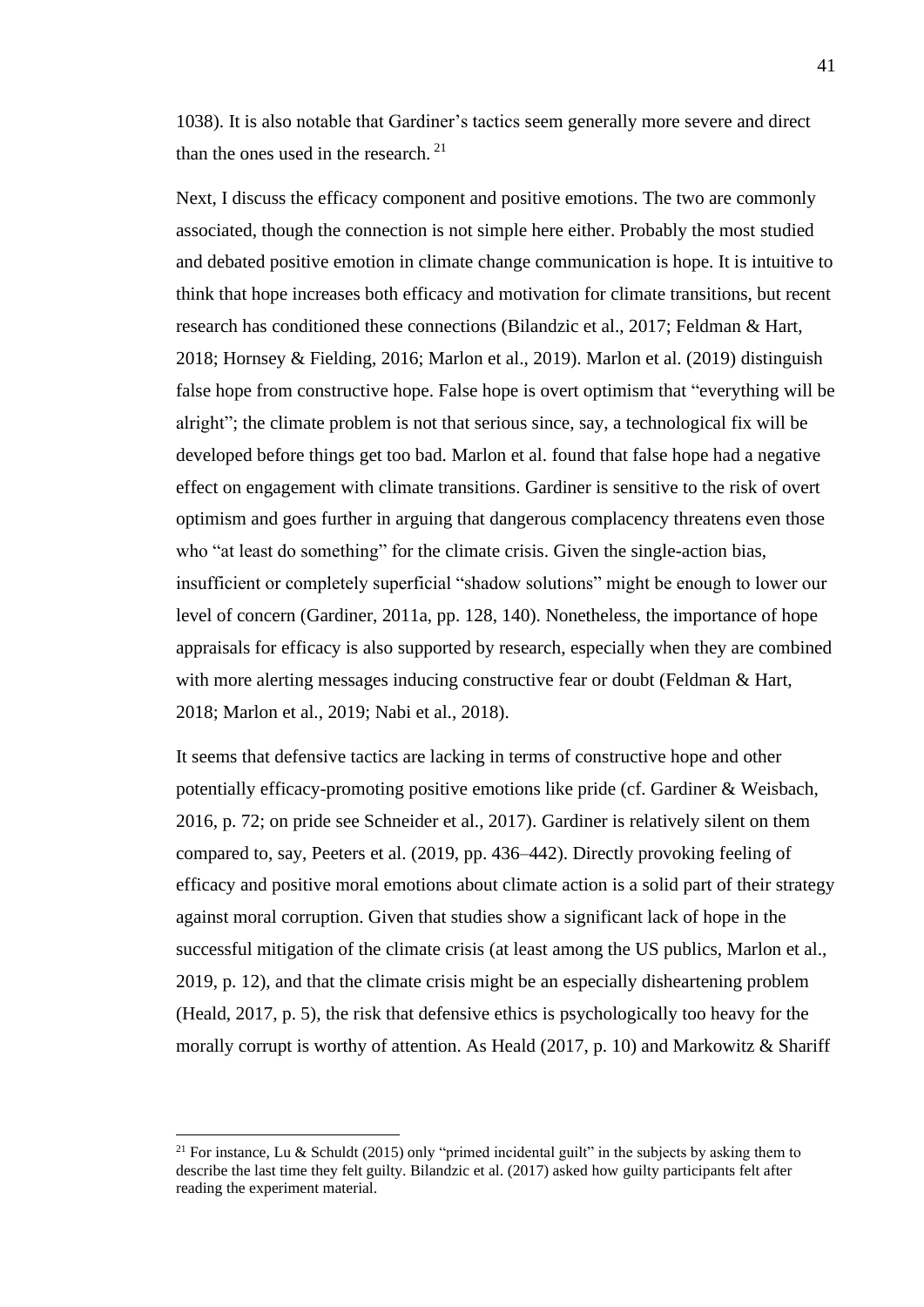1038). It is also notable that Gardiner's tactics seem generally more severe and direct than the ones used in the research.[21]

Next, I discuss the efficacy component and positive emotions. The two are commonly associated, though the connection is not simple here either. Probably the most studied and debated positive emotion in climate change communication is hope. It is intuitive to think that hope increases both efficacy and motivation for climate transitions, but recent research has conditioned these connections (Bilandzic et al., 2017; Feldman & Hart, 2018; Hornsey & Fielding, 2016; Marlon et al., 2019). Marlon et al. (2019) distinguish false hope from constructive hope. False hope is overt optimism that "everything will be alright"; the climate problem is not that serious since, say, a technological fix will be developed before things get too bad. Marlon et al. found that false hope had a negative effect on engagement with climate transitions. Gardiner is sensitive to the risk of overt optimism and goes further in arguing that dangerous complacency threatens even those who "at least do something" for the climate crisis. Given the single-action bias, insufficient or completely superficial "shadow solutions" might be enough to lower our level of concern (Gardiner, 2011a, pp. 128, 140). Nonetheless, the importance of hope appraisals for efficacy is also supported by research, especially when they are combined with more alerting messages inducing constructive fear or doubt (Feldman & Hart, 2018; Marlon et al., 2019; Nabi et al., 2018).

It seems that defensive tactics are lacking in terms of constructive hope and other potentially efficacy-promoting positive emotions like pride (cf. Gardiner & Weisbach, 2016, p. 72; on pride see Schneider et al., 2017). Gardiner is relatively silent on them compared to, say, Peeters et al. (2019, pp. 436–442). Directly provoking feeling of efficacy and positive moral emotions about climate action is a solid part of their strategy against moral corruption. Given that studies show a significant lack of hope in the successful mitigation of the climate crisis (at least among the US publics, Marlon et al., 2019, p. 12), and that the climate crisis might be an especially disheartening problem (Heald, 2017, p. 5), the risk that defensive ethics is psychologically too heavy for the morally corrupt is worthy of attention. As Heald (2017, p. 10) and Markowitz & Shariff

[21] For instance, Lu & Schuldt (2015) only "primed incidental guilt" in the subjects by asking them to describe the last time they felt guilty. Bilandzic et al. (2017) asked how guilty participants felt after reading the experiment material.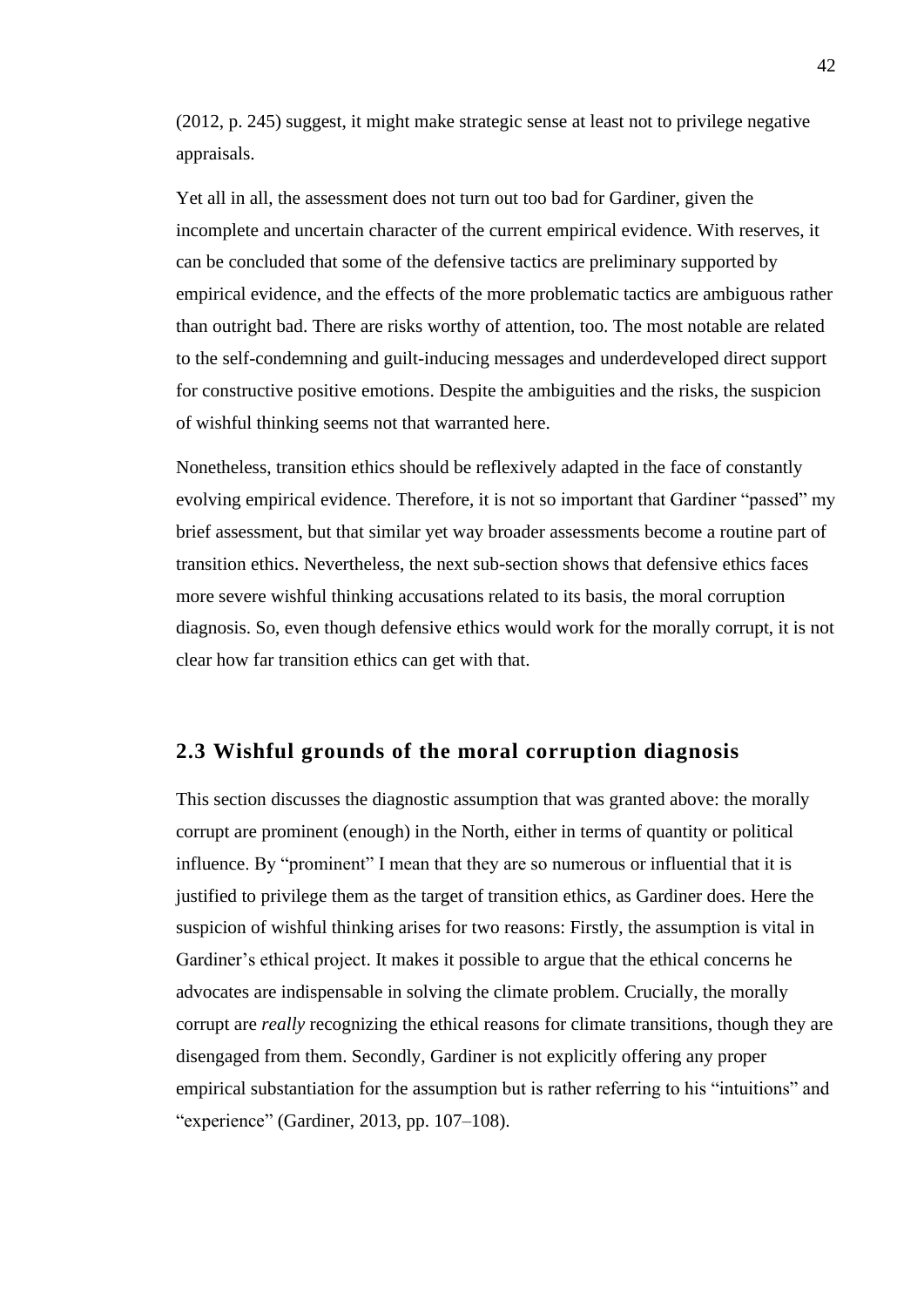(2012, p. 245) suggest, it might make strategic sense at least not to privilege negative appraisals.

Yet all in all, the assessment does not turn out too bad for Gardiner, given the incomplete and uncertain character of the current empirical evidence. With reserves, it can be concluded that some of the defensive tactics are preliminary supported by empirical evidence, and the effects of the more problematic tactics are ambiguous rather than outright bad. There are risks worthy of attention, too. The most notable are related to the self-condemning and guilt-inducing messages and underdeveloped direct support for constructive positive emotions. Despite the ambiguities and the risks, the suspicion of wishful thinking seems not that warranted here.

Nonetheless, transition ethics should be reflexively adapted in the face of constantly evolving empirical evidence. Therefore, it is not so important that Gardiner "passed" my brief assessment, but that similar yet way broader assessments become a routine part of transition ethics. Nevertheless, the next sub-section shows that defensive ethics faces more severe wishful thinking accusations related to its basis, the moral corruption diagnosis. So, even though defensive ethics would work for the morally corrupt, it is not clear how far transition ethics can get with that.

## 2.3 Wishful grounds of the moral corruption diagnosis

This section discusses the diagnostic assumption that was granted above: the morally corrupt are prominent (enough) in the North, either in terms of quantity or political influence. By "prominent" I mean that they are so numerous or influential that it is justified to privilege them as the target of transition ethics, as Gardiner does. Here the suspicion of wishful thinking arises for two reasons: Firstly, the assumption is vital in Gardiner's ethical project. It makes it possible to argue that the ethical concerns he advocates are indispensable in solving the climate problem. Crucially, the morally corrupt are *really* recognizing the ethical reasons for climate transitions, though they are disengaged from them. Secondly, Gardiner is not explicitly offering any proper empirical substantiation for the assumption but is rather referring to his "intuitions" and "experience" (Gardiner, 2013, pp. 107–108).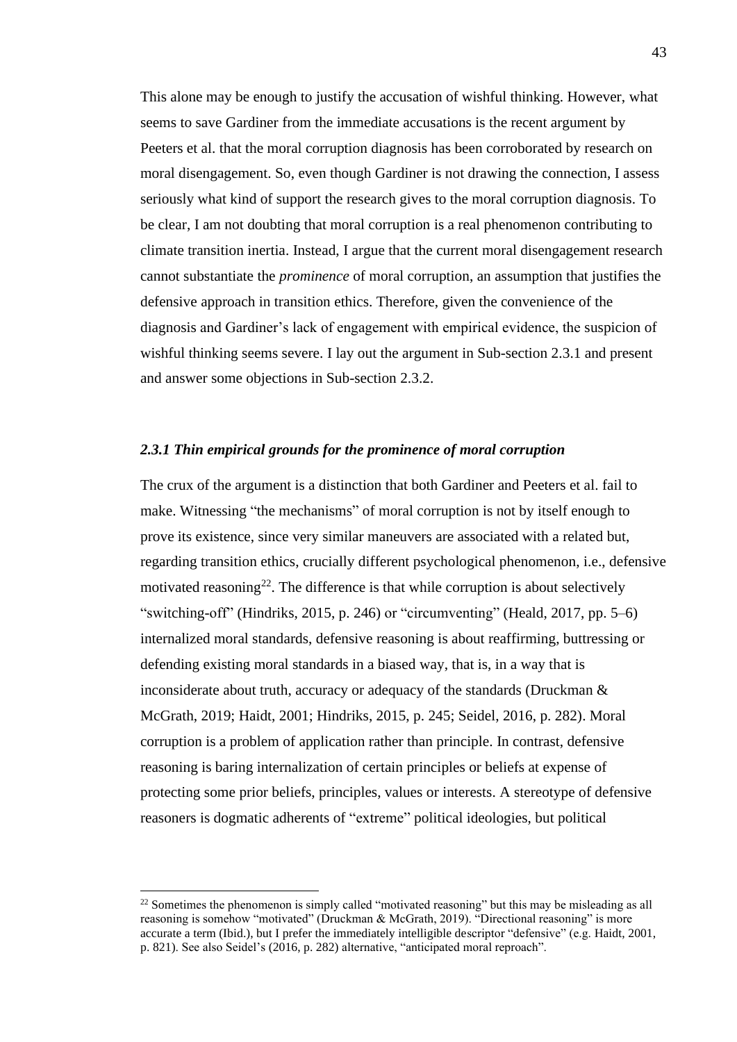This alone may be enough to justify the accusation of wishful thinking. However, what seems to save Gardiner from the immediate accusations is the recent argument by Peeters et al. that the moral corruption diagnosis has been corroborated by research on moral disengagement. So, even though Gardiner is not drawing the connection, I assess seriously what kind of support the research gives to the moral corruption diagnosis. To be clear, I am not doubting that moral corruption is a real phenomenon contributing to climate transition inertia. Instead, I argue that the current moral disengagement research cannot substantiate the *prominence* of moral corruption, an assumption that justifies the defensive approach in transition ethics. Therefore, given the convenience of the diagnosis and Gardiner's lack of engagement with empirical evidence, the suspicion of wishful thinking seems severe. I lay out the argument in Sub-section 2.3.1 and present and answer some objections in Sub-section 2.3.2.

### *2.3.1 Thin empirical grounds for the prominence of moral corruption*

The crux of the argument is a distinction that both Gardiner and Peeters et al. fail to make. Witnessing "the mechanisms" of moral corruption is not by itself enough to prove its existence, since very similar maneuvers are associated with a related but, regarding transition ethics, crucially different psychological phenomenon, i.e., defensive motivated reasoning[22]. The difference is that while corruption is about selectively "switching-off" (Hindriks, 2015, p. 246) or "circumventing" (Heald, 2017, pp. 5–6) internalized moral standards, defensive reasoning is about reaffirming, buttressing or defending existing moral standards in a biased way, that is, in a way that is inconsiderate about truth, accuracy or adequacy of the standards (Druckman & McGrath, 2019; Haidt, 2001; Hindriks, 2015, p. 245; Seidel, 2016, p. 282). Moral corruption is a problem of application rather than principle. In contrast, defensive reasoning is baring internalization of certain principles or beliefs at expense of protecting some prior beliefs, principles, values or interests. A stereotype of defensive reasoners is dogmatic adherents of "extreme" political ideologies, but political

[22] Sometimes the phenomenon is simply called "motivated reasoning" but this may be misleading as all reasoning is somehow "motivated" (Druckman & McGrath, 2019). "Directional reasoning" is more accurate a term (Ibid.), but I prefer the immediately intelligible descriptor "defensive" (e.g. Haidt, 2001, p. 821). See also Seidel's (2016, p. 282) alternative, "anticipated moral reproach".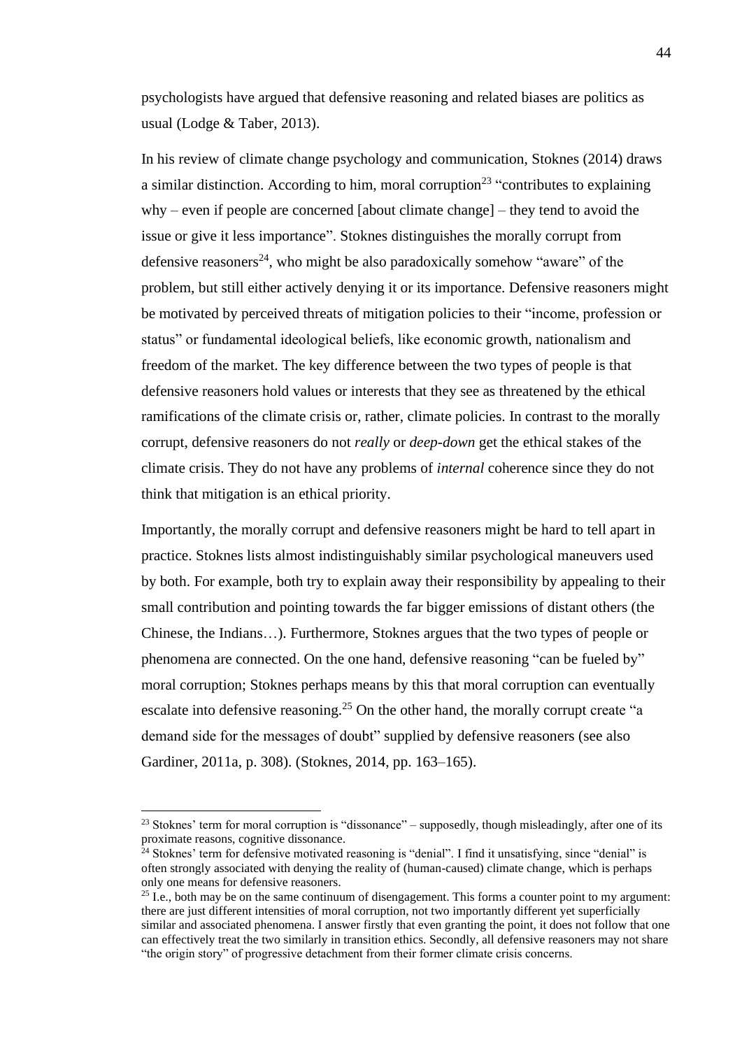psychologists have argued that defensive reasoning and related biases are politics as usual (Lodge & Taber, 2013).

In his review of climate change psychology and communication, Stoknes (2014) draws a similar distinction. According to him, moral corruption[23] "contributes to explaining why – even if people are concerned [about climate change] – they tend to avoid the issue or give it less importance". Stoknes distinguishes the morally corrupt from defensive reasoners[24], who might be also paradoxically somehow "aware" of the problem, but still either actively denying it or its importance. Defensive reasoners might be motivated by perceived threats of mitigation policies to their "income, profession or status" or fundamental ideological beliefs, like economic growth, nationalism and freedom of the market. The key difference between the two types of people is that defensive reasoners hold values or interests that they see as threatened by the ethical ramifications of the climate crisis or, rather, climate policies. In contrast to the morally corrupt, defensive reasoners do not *really* or *deep-down* get the ethical stakes of the climate crisis. They do not have any problems of *internal* coherence since they do not think that mitigation is an ethical priority.

Importantly, the morally corrupt and defensive reasoners might be hard to tell apart in practice. Stoknes lists almost indistinguishably similar psychological maneuvers used by both. For example, both try to explain away their responsibility by appealing to their small contribution and pointing towards the far bigger emissions of distant others (the Chinese, the Indians…). Furthermore, Stoknes argues that the two types of people or phenomena are connected. On the one hand, defensive reasoning "can be fueled by" moral corruption; Stoknes perhaps means by this that moral corruption can eventually escalate into defensive reasoning.[25] On the other hand, the morally corrupt create "a demand side for the messages of doubt" supplied by defensive reasoners (see also Gardiner, 2011a, p. 308). (Stoknes, 2014, pp. 163–165).

---

[23] Stoknes' term for moral corruption is "dissonance" – supposedly, though misleadingly, after one of its proximate reasons, cognitive dissonance.

[24] Stoknes' term for defensive motivated reasoning is "denial". I find it unsatisfying, since "denial" is often strongly associated with denying the reality of (human-caused) climate change, which is perhaps only one means for defensive reasoners.

[25] I.e., both may be on the same continuum of disengagement. This forms a counter point to my argument: there are just different intensities of moral corruption, not two importantly different yet superficially similar and associated phenomena. I answer firstly that even granting the point, it does not follow that one can effectively treat the two similarly in transition ethics. Secondly, all defensive reasoners may not share "the origin story" of progressive detachment from their former climate crisis concerns.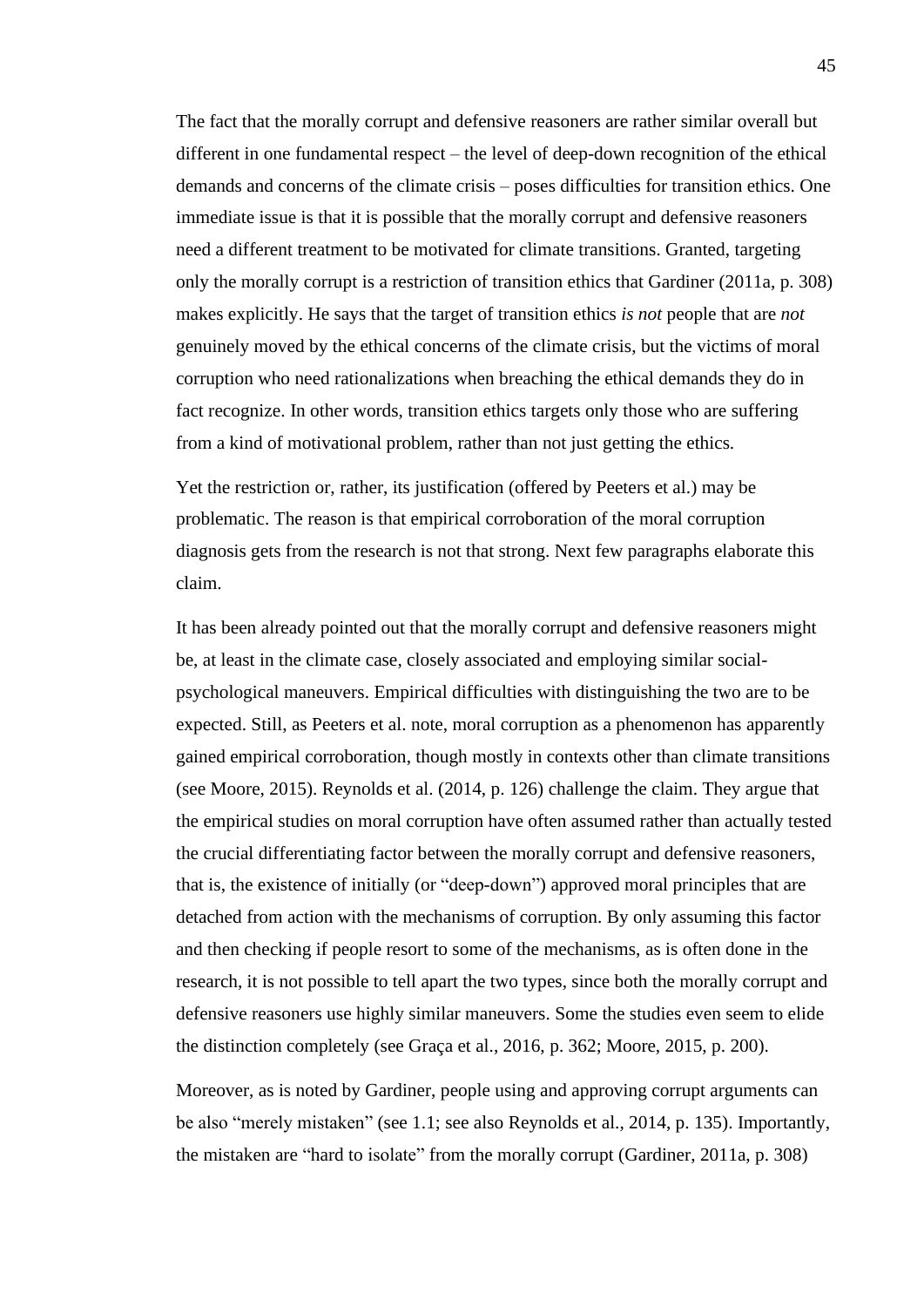The fact that the morally corrupt and defensive reasoners are rather similar overall but different in one fundamental respect – the level of deep-down recognition of the ethical demands and concerns of the climate crisis – poses difficulties for transition ethics. One immediate issue is that it is possible that the morally corrupt and defensive reasoners need a different treatment to be motivated for climate transitions. Granted, targeting only the morally corrupt is a restriction of transition ethics that Gardiner (2011a, p. 308) makes explicitly. He says that the target of transition ethics *is not* people that are *not* genuinely moved by the ethical concerns of the climate crisis, but the victims of moral corruption who need rationalizations when breaching the ethical demands they do in fact recognize. In other words, transition ethics targets only those who are suffering from a kind of motivational problem, rather than not just getting the ethics.

Yet the restriction or, rather, its justification (offered by Peeters et al.) may be problematic. The reason is that empirical corroboration of the moral corruption diagnosis gets from the research is not that strong. Next few paragraphs elaborate this claim.

It has been already pointed out that the morally corrupt and defensive reasoners might be, at least in the climate case, closely associated and employing similar social-psychological maneuvers. Empirical difficulties with distinguishing the two are to be expected. Still, as Peeters et al. note, moral corruption as a phenomenon has apparently gained empirical corroboration, though mostly in contexts other than climate transitions (see Moore, 2015). Reynolds et al. (2014, p. 126) challenge the claim. They argue that the empirical studies on moral corruption have often assumed rather than actually tested the crucial differentiating factor between the morally corrupt and defensive reasoners, that is, the existence of initially (or "deep-down") approved moral principles that are detached from action with the mechanisms of corruption. By only assuming this factor and then checking if people resort to some of the mechanisms, as is often done in the research, it is not possible to tell apart the two types, since both the morally corrupt and defensive reasoners use highly similar maneuvers. Some the studies even seem to elide the distinction completely (see Graça et al., 2016, p. 362; Moore, 2015, p. 200).

Moreover, as is noted by Gardiner, people using and approving corrupt arguments can be also "merely mistaken" (see 1.1; see also Reynolds et al., 2014, p. 135). Importantly, the mistaken are "hard to isolate" from the morally corrupt (Gardiner, 2011a, p. 308)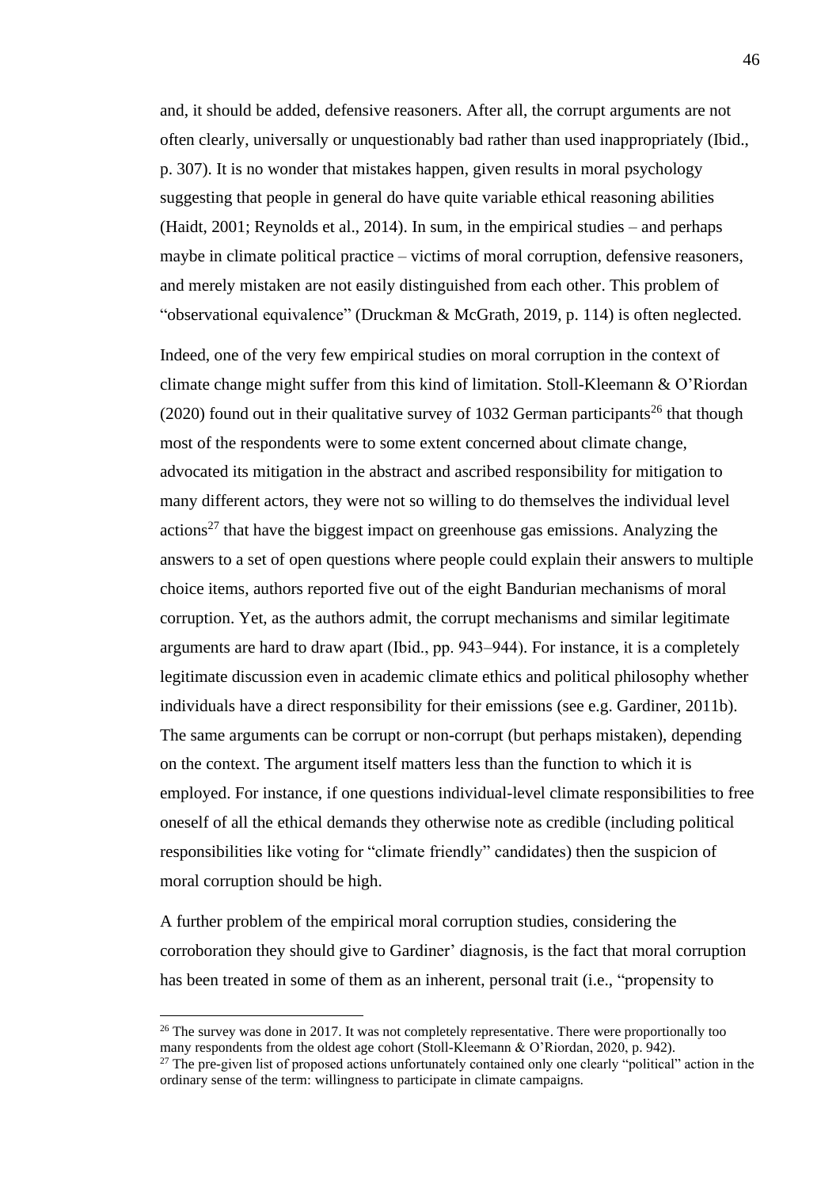and, it should be added, defensive reasoners. After all, the corrupt arguments are not often clearly, universally or unquestionably bad rather than used inappropriately (Ibid., p. 307). It is no wonder that mistakes happen, given results in moral psychology suggesting that people in general do have quite variable ethical reasoning abilities (Haidt, 2001; Reynolds et al., 2014). In sum, in the empirical studies – and perhaps maybe in climate political practice – victims of moral corruption, defensive reasoners, and merely mistaken are not easily distinguished from each other. This problem of "observational equivalence" (Druckman & McGrath, 2019, p. 114) is often neglected.

Indeed, one of the very few empirical studies on moral corruption in the context of climate change might suffer from this kind of limitation. Stoll-Kleemann & O'Riordan (2020) found out in their qualitative survey of 1032 German participants[26] that though most of the respondents were to some extent concerned about climate change, advocated its mitigation in the abstract and ascribed responsibility for mitigation to many different actors, they were not so willing to do themselves the individual level actions[27] that have the biggest impact on greenhouse gas emissions. Analyzing the answers to a set of open questions where people could explain their answers to multiple choice items, authors reported five out of the eight Bandurian mechanisms of moral corruption. Yet, as the authors admit, the corrupt mechanisms and similar legitimate arguments are hard to draw apart (Ibid., pp. 943–944). For instance, it is a completely legitimate discussion even in academic climate ethics and political philosophy whether individuals have a direct responsibility for their emissions (see e.g. Gardiner, 2011b). The same arguments can be corrupt or non-corrupt (but perhaps mistaken), depending on the context. The argument itself matters less than the function to which it is employed. For instance, if one questions individual-level climate responsibilities to free oneself of all the ethical demands they otherwise note as credible (including political responsibilities like voting for "climate friendly" candidates) then the suspicion of moral corruption should be high.

A further problem of the empirical moral corruption studies, considering the corroboration they should give to Gardiner' diagnosis, is the fact that moral corruption has been treated in some of them as an inherent, personal trait (i.e., "propensity to

[26] The survey was done in 2017. It was not completely representative. There were proportionally too many respondents from the oldest age cohort (Stoll-Kleemann & O'Riordan, 2020, p. 942).

[27] The pre-given list of proposed actions unfortunately contained only one clearly "political" action in the ordinary sense of the term: willingness to participate in climate campaigns.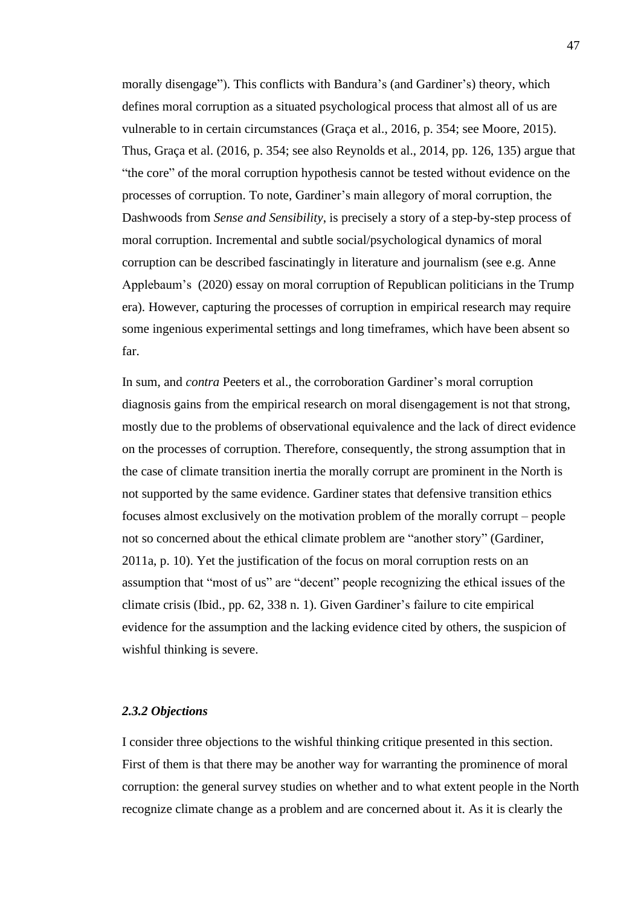morally disengage"). This conflicts with Bandura's (and Gardiner's) theory, which defines moral corruption as a situated psychological process that almost all of us are vulnerable to in certain circumstances (Graça et al., 2016, p. 354; see Moore, 2015). Thus, Graça et al. (2016, p. 354; see also Reynolds et al., 2014, pp. 126, 135) argue that "the core" of the moral corruption hypothesis cannot be tested without evidence on the processes of corruption. To note, Gardiner's main allegory of moral corruption, the Dashwoods from *Sense and Sensibility*, is precisely a story of a step-by-step process of moral corruption. Incremental and subtle social/psychological dynamics of moral corruption can be described fascinatingly in literature and journalism (see e.g. Anne Applebaum's (2020) essay on moral corruption of Republican politicians in the Trump era). However, capturing the processes of corruption in empirical research may require some ingenious experimental settings and long timeframes, which have been absent so far.

In sum, and *contra* Peeters et al., the corroboration Gardiner's moral corruption diagnosis gains from the empirical research on moral disengagement is not that strong, mostly due to the problems of observational equivalence and the lack of direct evidence on the processes of corruption. Therefore, consequently, the strong assumption that in the case of climate transition inertia the morally corrupt are prominent in the North is not supported by the same evidence. Gardiner states that defensive transition ethics focuses almost exclusively on the motivation problem of the morally corrupt – people not so concerned about the ethical climate problem are "another story" (Gardiner, 2011a, p. 10). Yet the justification of the focus on moral corruption rests on an assumption that "most of us" are "decent" people recognizing the ethical issues of the climate crisis (Ibid., pp. 62, 338 n. 1). Given Gardiner's failure to cite empirical evidence for the assumption and the lacking evidence cited by others, the suspicion of wishful thinking is severe.

### *2.3.2 Objections*

I consider three objections to the wishful thinking critique presented in this section. First of them is that there may be another way for warranting the prominence of moral corruption: the general survey studies on whether and to what extent people in the North recognize climate change as a problem and are concerned about it. As it is clearly the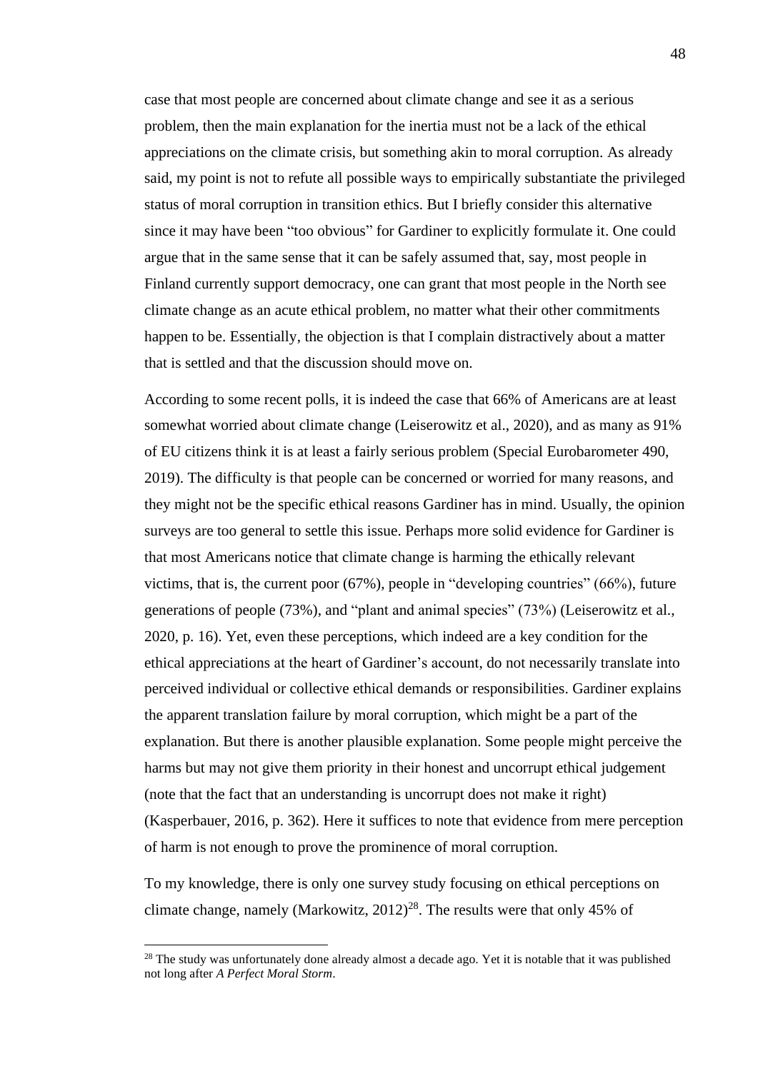case that most people are concerned about climate change and see it as a serious problem, then the main explanation for the inertia must not be a lack of the ethical appreciations on the climate crisis, but something akin to moral corruption. As already said, my point is not to refute all possible ways to empirically substantiate the privileged status of moral corruption in transition ethics. But I briefly consider this alternative since it may have been "too obvious" for Gardiner to explicitly formulate it. One could argue that in the same sense that it can be safely assumed that, say, most people in Finland currently support democracy, one can grant that most people in the North see climate change as an acute ethical problem, no matter what their other commitments happen to be. Essentially, the objection is that I complain distractively about a matter that is settled and that the discussion should move on.

According to some recent polls, it is indeed the case that 66% of Americans are at least somewhat worried about climate change (Leiserowitz et al., 2020), and as many as 91% of EU citizens think it is at least a fairly serious problem (Special Eurobarometer 490, 2019). The difficulty is that people can be concerned or worried for many reasons, and they might not be the specific ethical reasons Gardiner has in mind. Usually, the opinion surveys are too general to settle this issue. Perhaps more solid evidence for Gardiner is that most Americans notice that climate change is harming the ethically relevant victims, that is, the current poor (67%), people in "developing countries" (66%), future generations of people (73%), and "plant and animal species" (73%) (Leiserowitz et al., 2020, p. 16). Yet, even these perceptions, which indeed are a key condition for the ethical appreciations at the heart of Gardiner's account, do not necessarily translate into perceived individual or collective ethical demands or responsibilities. Gardiner explains the apparent translation failure by moral corruption, which might be a part of the explanation. But there is another plausible explanation. Some people might perceive the harms but may not give them priority in their honest and uncorrupt ethical judgement (note that the fact that an understanding is uncorrupt does not make it right) (Kasperbauer, 2016, p. 362). Here it suffices to note that evidence from mere perception of harm is not enough to prove the prominence of moral corruption.

To my knowledge, there is only one survey study focusing on ethical perceptions on climate change, namely (Markowitz, 2012)[28]. The results were that only 45% of

[28] The study was unfortunately done already almost a decade ago. Yet it is notable that it was published not long after *A Perfect Moral Storm*.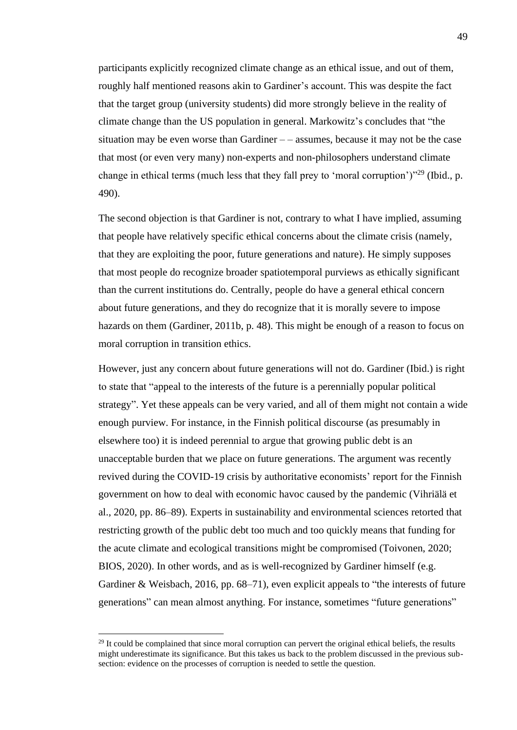participants explicitly recognized climate change as an ethical issue, and out of them, roughly half mentioned reasons akin to Gardiner's account. This was despite the fact that the target group (university students) did more strongly believe in the reality of climate change than the US population in general. Markowitz's concludes that "the situation may be even worse than Gardiner – – assumes, because it may not be the case that most (or even very many) non-experts and non-philosophers understand climate change in ethical terms (much less that they fall prey to 'moral corruption')"[29] (Ibid., p. 490).

The second objection is that Gardiner is not, contrary to what I have implied, assuming that people have relatively specific ethical concerns about the climate crisis (namely, that they are exploiting the poor, future generations and nature). He simply supposes that most people do recognize broader spatiotemporal purviews as ethically significant than the current institutions do. Centrally, people do have a general ethical concern about future generations, and they do recognize that it is morally severe to impose hazards on them (Gardiner, 2011b, p. 48). This might be enough of a reason to focus on moral corruption in transition ethics.

However, just any concern about future generations will not do. Gardiner (Ibid.) is right to state that "appeal to the interests of the future is a perennially popular political strategy". Yet these appeals can be very varied, and all of them might not contain a wide enough purview. For instance, in the Finnish political discourse (as presumably in elsewhere too) it is indeed perennial to argue that growing public debt is an unacceptable burden that we place on future generations. The argument was recently revived during the COVID-19 crisis by authoritative economists' report for the Finnish government on how to deal with economic havoc caused by the pandemic (Vihriälä et al., 2020, pp. 86–89). Experts in sustainability and environmental sciences retorted that restricting growth of the public debt too much and too quickly means that funding for the acute climate and ecological transitions might be compromised (Toivonen, 2020; BIOS, 2020). In other words, and as is well-recognized by Gardiner himself (e.g. Gardiner & Weisbach, 2016, pp. 68–71), even explicit appeals to "the interests of future generations" can mean almost anything. For instance, sometimes "future generations"

[29] It could be complained that since moral corruption can pervert the original ethical beliefs, the results might underestimate its significance. But this takes us back to the problem discussed in the previous sub-section: evidence on the processes of corruption is needed to settle the question.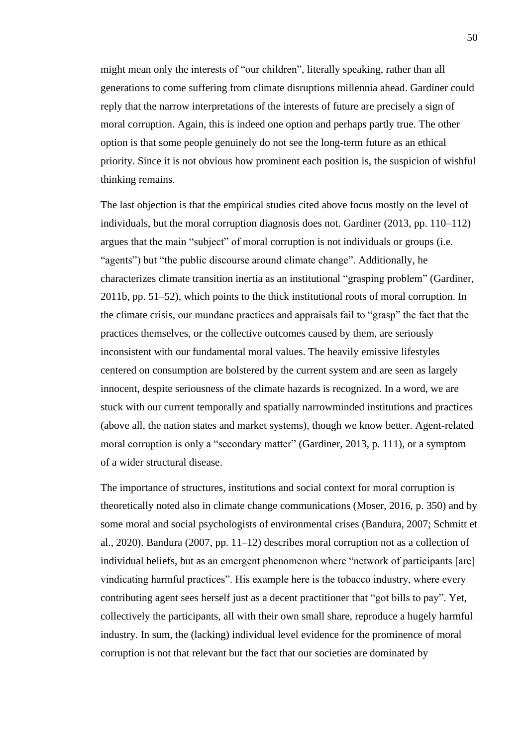might mean only the interests of "our children", literally speaking, rather than all generations to come suffering from climate disruptions millennia ahead. Gardiner could reply that the narrow interpretations of the interests of future are precisely a sign of moral corruption. Again, this is indeed one option and perhaps partly true. The other option is that some people genuinely do not see the long-term future as an ethical priority. Since it is not obvious how prominent each position is, the suspicion of wishful thinking remains.

The last objection is that the empirical studies cited above focus mostly on the level of individuals, but the moral corruption diagnosis does not. Gardiner (2013, pp. 110–112) argues that the main "subject" of moral corruption is not individuals or groups (i.e. "agents") but "the public discourse around climate change". Additionally, he characterizes climate transition inertia as an institutional "grasping problem" (Gardiner, 2011b, pp. 51–52), which points to the thick institutional roots of moral corruption. In the climate crisis, our mundane practices and appraisals fail to "grasp" the fact that the practices themselves, or the collective outcomes caused by them, are seriously inconsistent with our fundamental moral values. The heavily emissive lifestyles centered on consumption are bolstered by the current system and are seen as largely innocent, despite seriousness of the climate hazards is recognized. In a word, we are stuck with our current temporally and spatially narrowminded institutions and practices (above all, the nation states and market systems), though we know better. Agent-related moral corruption is only a "secondary matter" (Gardiner, 2013, p. 111), or a symptom of a wider structural disease.

The importance of structures, institutions and social context for moral corruption is theoretically noted also in climate change communications (Moser, 2016, p. 350) and by some moral and social psychologists of environmental crises (Bandura, 2007; Schmitt et al., 2020). Bandura (2007, pp. 11–12) describes moral corruption not as a collection of individual beliefs, but as an emergent phenomenon where "network of participants [are] vindicating harmful practices". His example here is the tobacco industry, where every contributing agent sees herself just as a decent practitioner that "got bills to pay". Yet, collectively the participants, all with their own small share, reproduce a hugely harmful industry. In sum, the (lacking) individual level evidence for the prominence of moral corruption is not that relevant but the fact that our societies are dominated by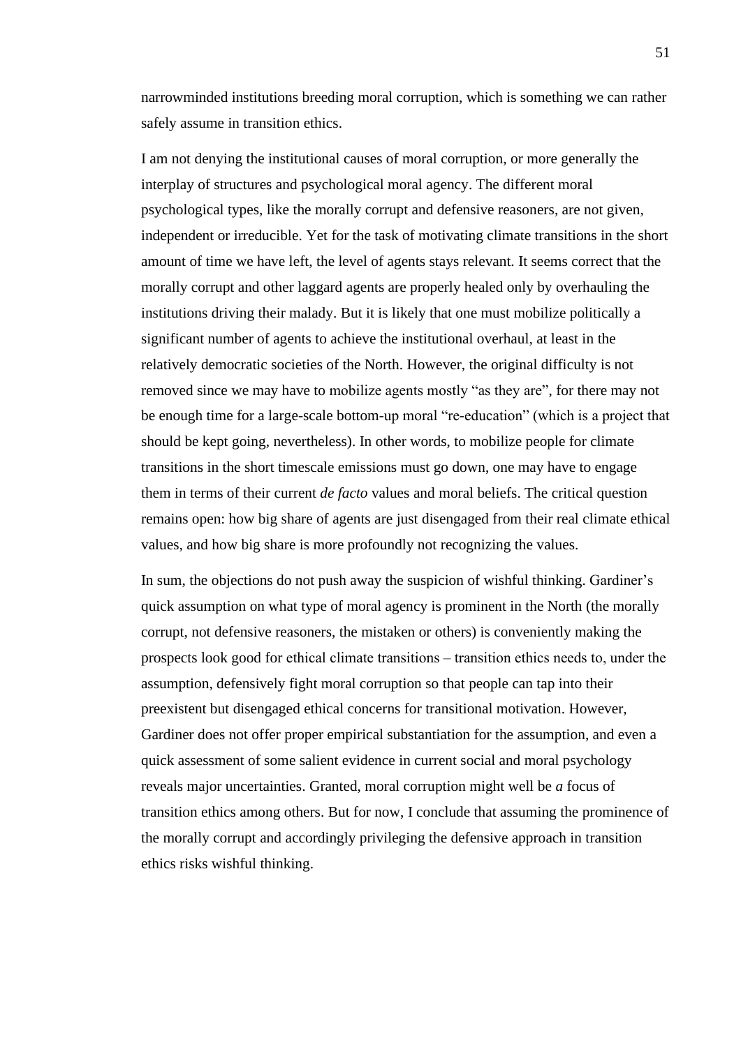narrowminded institutions breeding moral corruption, which is something we can rather safely assume in transition ethics.

I am not denying the institutional causes of moral corruption, or more generally the interplay of structures and psychological moral agency. The different moral psychological types, like the morally corrupt and defensive reasoners, are not given, independent or irreducible. Yet for the task of motivating climate transitions in the short amount of time we have left, the level of agents stays relevant. It seems correct that the morally corrupt and other laggard agents are properly healed only by overhauling the institutions driving their malady. But it is likely that one must mobilize politically a significant number of agents to achieve the institutional overhaul, at least in the relatively democratic societies of the North. However, the original difficulty is not removed since we may have to mobilize agents mostly "as they are", for there may not be enough time for a large-scale bottom-up moral "re-education" (which is a project that should be kept going, nevertheless). In other words, to mobilize people for climate transitions in the short timescale emissions must go down, one may have to engage them in terms of their current *de facto* values and moral beliefs. The critical question remains open: how big share of agents are just disengaged from their real climate ethical values, and how big share is more profoundly not recognizing the values.

In sum, the objections do not push away the suspicion of wishful thinking. Gardiner's quick assumption on what type of moral agency is prominent in the North (the morally corrupt, not defensive reasoners, the mistaken or others) is conveniently making the prospects look good for ethical climate transitions – transition ethics needs to, under the assumption, defensively fight moral corruption so that people can tap into their preexistent but disengaged ethical concerns for transitional motivation. However, Gardiner does not offer proper empirical substantiation for the assumption, and even a quick assessment of some salient evidence in current social and moral psychology reveals major uncertainties. Granted, moral corruption might well be *a* focus of transition ethics among others. But for now, I conclude that assuming the prominence of the morally corrupt and accordingly privileging the defensive approach in transition ethics risks wishful thinking.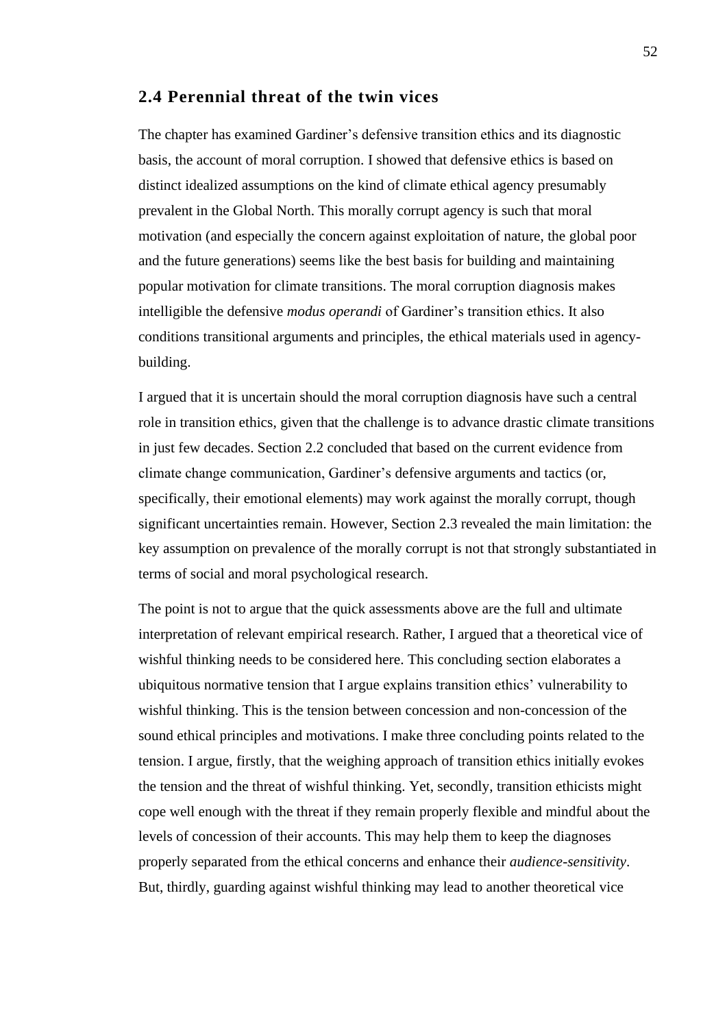## 2.4 Perennial threat of the twin vices

The chapter has examined Gardiner's defensive transition ethics and its diagnostic basis, the account of moral corruption. I showed that defensive ethics is based on distinct idealized assumptions on the kind of climate ethical agency presumably prevalent in the Global North. This morally corrupt agency is such that moral motivation (and especially the concern against exploitation of nature, the global poor and the future generations) seems like the best basis for building and maintaining popular motivation for climate transitions. The moral corruption diagnosis makes intelligible the defensive *modus operandi* of Gardiner's transition ethics. It also conditions transitional arguments and principles, the ethical materials used in agency-building.

I argued that it is uncertain should the moral corruption diagnosis have such a central role in transition ethics, given that the challenge is to advance drastic climate transitions in just few decades. Section 2.2 concluded that based on the current evidence from climate change communication, Gardiner's defensive arguments and tactics (or, specifically, their emotional elements) may work against the morally corrupt, though significant uncertainties remain. However, Section 2.3 revealed the main limitation: the key assumption on prevalence of the morally corrupt is not that strongly substantiated in terms of social and moral psychological research.

The point is not to argue that the quick assessments above are the full and ultimate interpretation of relevant empirical research. Rather, I argued that a theoretical vice of wishful thinking needs to be considered here. This concluding section elaborates a ubiquitous normative tension that I argue explains transition ethics' vulnerability to wishful thinking. This is the tension between concession and non-concession of the sound ethical principles and motivations. I make three concluding points related to the tension. I argue, firstly, that the weighing approach of transition ethics initially evokes the tension and the threat of wishful thinking. Yet, secondly, transition ethicists might cope well enough with the threat if they remain properly flexible and mindful about the levels of concession of their accounts. This may help them to keep the diagnoses properly separated from the ethical concerns and enhance their *audience-sensitivity*. But, thirdly, guarding against wishful thinking may lead to another theoretical vice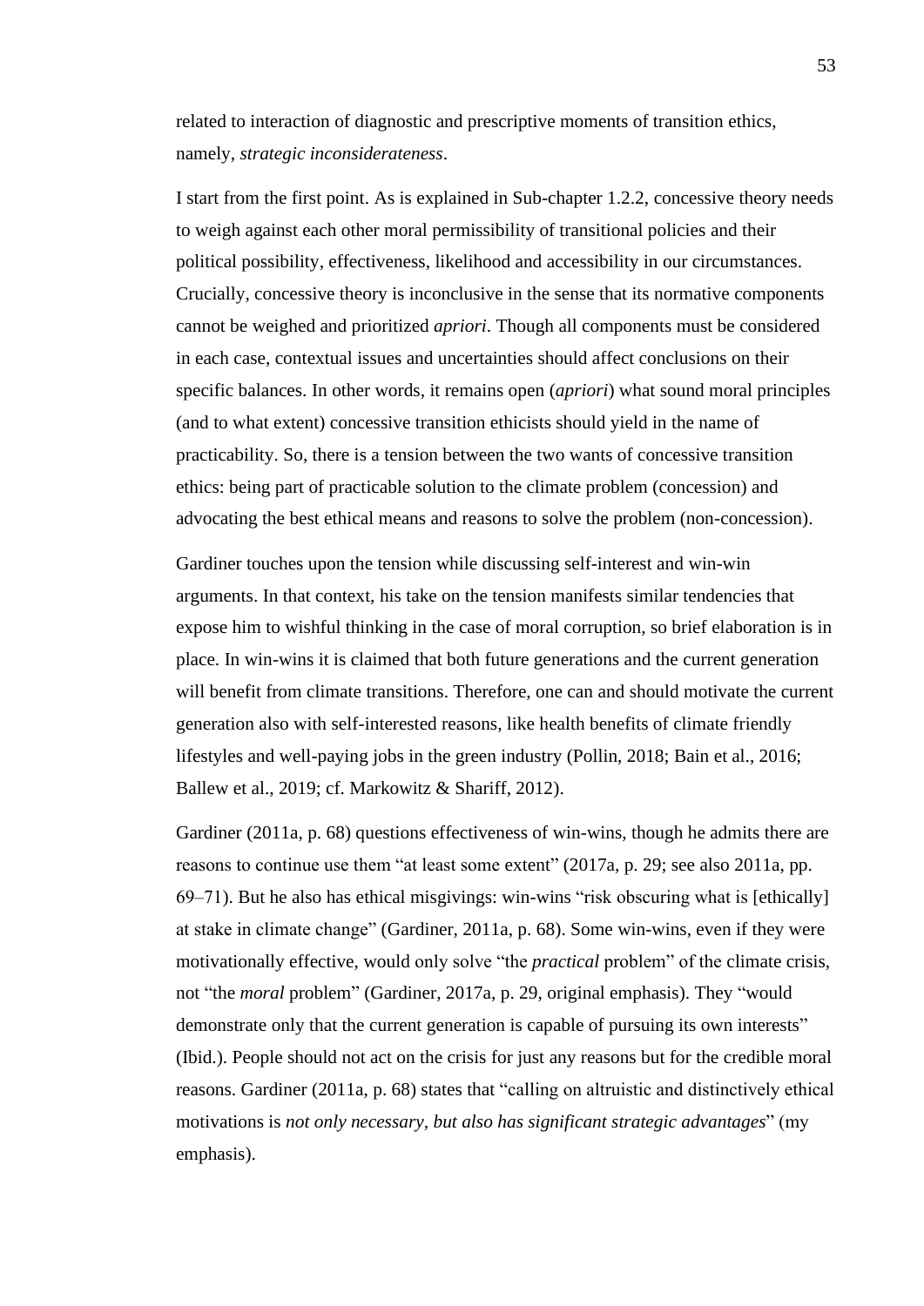related to interaction of diagnostic and prescriptive moments of transition ethics, namely, *strategic inconsiderateness*.

I start from the first point. As is explained in Sub-chapter 1.2.2, concessive theory needs to weigh against each other moral permissibility of transitional policies and their political possibility, effectiveness, likelihood and accessibility in our circumstances. Crucially, concessive theory is inconclusive in the sense that its normative components cannot be weighed and prioritized *apriori*. Though all components must be considered in each case, contextual issues and uncertainties should affect conclusions on their specific balances. In other words, it remains open (*apriori*) what sound moral principles (and to what extent) concessive transition ethicists should yield in the name of practicability. So, there is a tension between the two wants of concessive transition ethics: being part of practicable solution to the climate problem (concession) and advocating the best ethical means and reasons to solve the problem (non-concession).

Gardiner touches upon the tension while discussing self-interest and win-win arguments. In that context, his take on the tension manifests similar tendencies that expose him to wishful thinking in the case of moral corruption, so brief elaboration is in place. In win-wins it is claimed that both future generations and the current generation will benefit from climate transitions. Therefore, one can and should motivate the current generation also with self-interested reasons, like health benefits of climate friendly lifestyles and well-paying jobs in the green industry (Pollin, 2018; Bain et al., 2016; Ballew et al., 2019; cf. Markowitz & Shariff, 2012).

Gardiner (2011a, p. 68) questions effectiveness of win-wins, though he admits there are reasons to continue use them "at least some extent" (2017a, p. 29; see also 2011a, pp. 69–71). But he also has ethical misgivings: win-wins "risk obscuring what is [ethically] at stake in climate change" (Gardiner, 2011a, p. 68). Some win-wins, even if they were motivationally effective, would only solve "the *practical* problem" of the climate crisis, not "the *moral* problem" (Gardiner, 2017a, p. 29, original emphasis). They "would demonstrate only that the current generation is capable of pursuing its own interests" (Ibid.). People should not act on the crisis for just any reasons but for the credible moral reasons. Gardiner (2011a, p. 68) states that "calling on altruistic and distinctively ethical motivations is *not only necessary, but also has significant strategic advantages*" (my emphasis).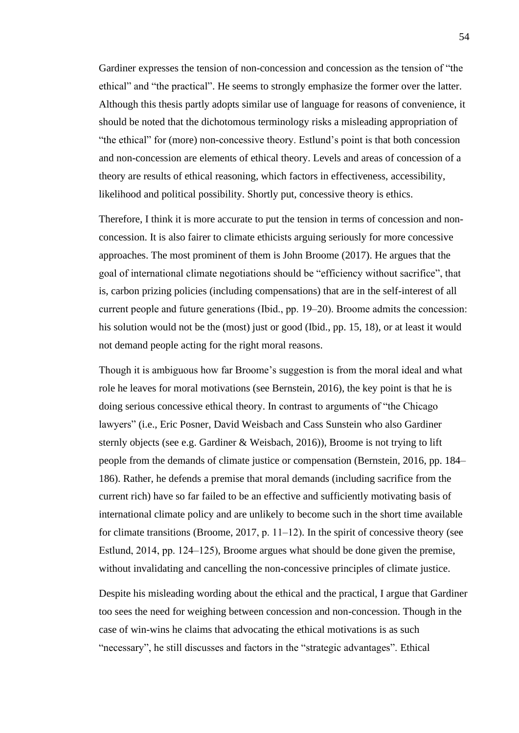Gardiner expresses the tension of non-concession and concession as the tension of "the ethical" and "the practical". He seems to strongly emphasize the former over the latter. Although this thesis partly adopts similar use of language for reasons of convenience, it should be noted that the dichotomous terminology risks a misleading appropriation of "the ethical" for (more) non-concessive theory. Estlund's point is that both concession and non-concession are elements of ethical theory. Levels and areas of concession of a theory are results of ethical reasoning, which factors in effectiveness, accessibility, likelihood and political possibility. Shortly put, concessive theory is ethics.

Therefore, I think it is more accurate to put the tension in terms of concession and non-concession. It is also fairer to climate ethicists arguing seriously for more concessive approaches. The most prominent of them is John Broome (2017). He argues that the goal of international climate negotiations should be "efficiency without sacrifice", that is, carbon prizing policies (including compensations) that are in the self-interest of all current people and future generations (Ibid., pp. 19–20). Broome admits the concession: his solution would not be the (most) just or good (Ibid., pp. 15, 18), or at least it would not demand people acting for the right moral reasons.

Though it is ambiguous how far Broome's suggestion is from the moral ideal and what role he leaves for moral motivations (see Bernstein, 2016), the key point is that he is doing serious concessive ethical theory. In contrast to arguments of "the Chicago lawyers" (i.e., Eric Posner, David Weisbach and Cass Sunstein who also Gardiner sternly objects (see e.g. Gardiner & Weisbach, 2016)), Broome is not trying to lift people from the demands of climate justice or compensation (Bernstein, 2016, pp. 184–186). Rather, he defends a premise that moral demands (including sacrifice from the current rich) have so far failed to be an effective and sufficiently motivating basis of international climate policy and are unlikely to become such in the short time available for climate transitions (Broome, 2017, p. 11–12). In the spirit of concessive theory (see Estlund, 2014, pp. 124–125), Broome argues what should be done given the premise, without invalidating and cancelling the non-concessive principles of climate justice.

Despite his misleading wording about the ethical and the practical, I argue that Gardiner too sees the need for weighing between concession and non-concession. Though in the case of win-wins he claims that advocating the ethical motivations is as such "necessary", he still discusses and factors in the "strategic advantages". Ethical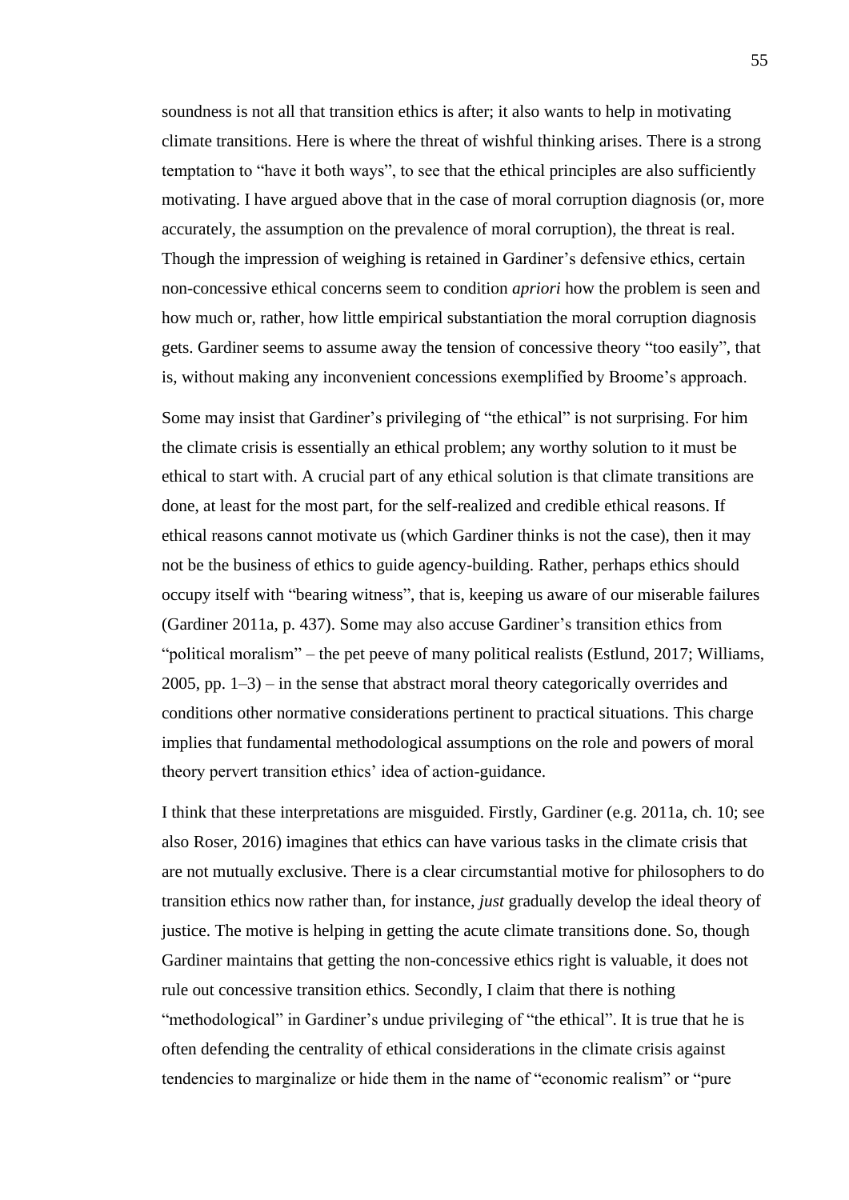soundness is not all that transition ethics is after; it also wants to help in motivating climate transitions. Here is where the threat of wishful thinking arises. There is a strong temptation to "have it both ways", to see that the ethical principles are also sufficiently motivating. I have argued above that in the case of moral corruption diagnosis (or, more accurately, the assumption on the prevalence of moral corruption), the threat is real. Though the impression of weighing is retained in Gardiner's defensive ethics, certain non-concessive ethical concerns seem to condition *apriori* how the problem is seen and how much or, rather, how little empirical substantiation the moral corruption diagnosis gets. Gardiner seems to assume away the tension of concessive theory "too easily", that is, without making any inconvenient concessions exemplified by Broome's approach.

Some may insist that Gardiner's privileging of "the ethical" is not surprising. For him the climate crisis is essentially an ethical problem; any worthy solution to it must be ethical to start with. A crucial part of any ethical solution is that climate transitions are done, at least for the most part, for the self-realized and credible ethical reasons. If ethical reasons cannot motivate us (which Gardiner thinks is not the case), then it may not be the business of ethics to guide agency-building. Rather, perhaps ethics should occupy itself with "bearing witness", that is, keeping us aware of our miserable failures (Gardiner 2011a, p. 437). Some may also accuse Gardiner's transition ethics from "political moralism" – the pet peeve of many political realists (Estlund, 2017; Williams, 2005, pp. 1–3) – in the sense that abstract moral theory categorically overrides and conditions other normative considerations pertinent to practical situations. This charge implies that fundamental methodological assumptions on the role and powers of moral theory pervert transition ethics' idea of action-guidance.

I think that these interpretations are misguided. Firstly, Gardiner (e.g. 2011a, ch. 10; see also Roser, 2016) imagines that ethics can have various tasks in the climate crisis that are not mutually exclusive. There is a clear circumstantial motive for philosophers to do transition ethics now rather than, for instance, *just* gradually develop the ideal theory of justice. The motive is helping in getting the acute climate transitions done. So, though Gardiner maintains that getting the non-concessive ethics right is valuable, it does not rule out concessive transition ethics. Secondly, I claim that there is nothing "methodological" in Gardiner's undue privileging of "the ethical". It is true that he is often defending the centrality of ethical considerations in the climate crisis against tendencies to marginalize or hide them in the name of "economic realism" or "pure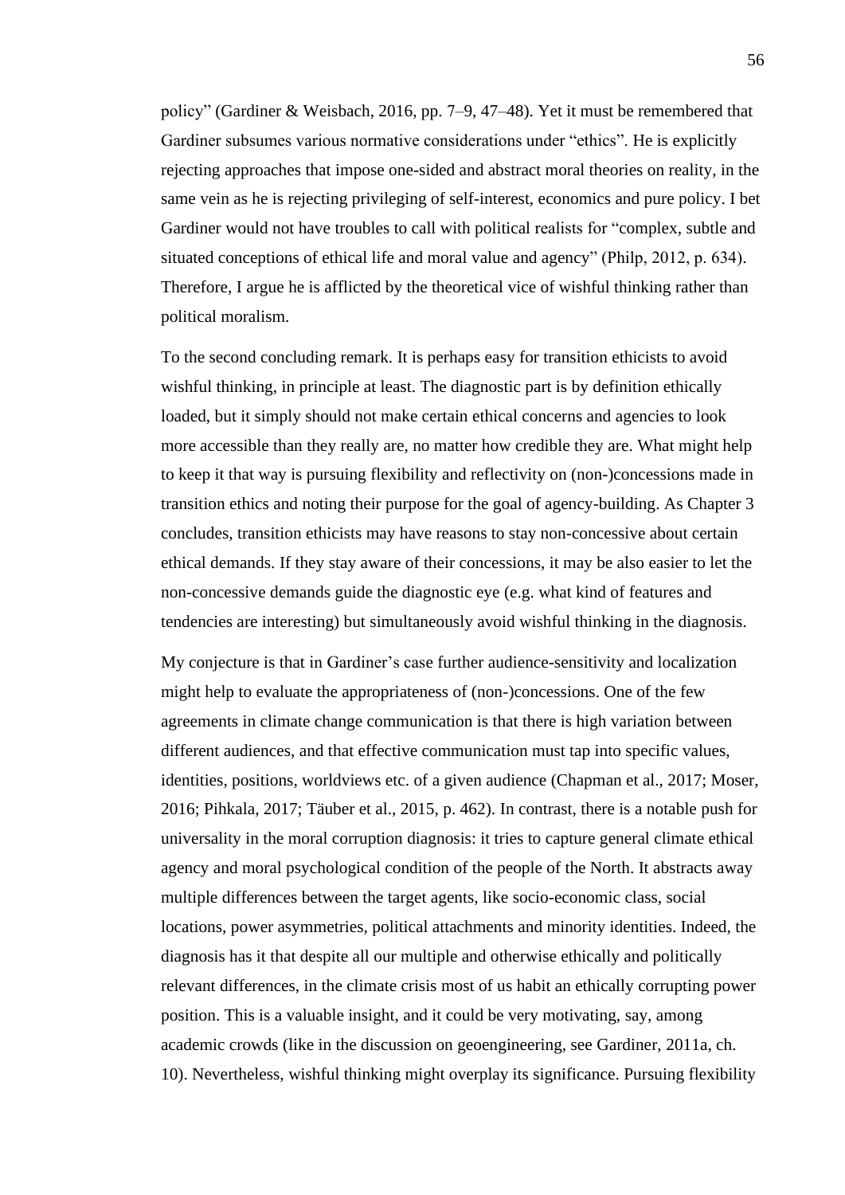policy" (Gardiner & Weisbach, 2016, pp. 7–9, 47–48). Yet it must be remembered that Gardiner subsumes various normative considerations under "ethics". He is explicitly rejecting approaches that impose one-sided and abstract moral theories on reality, in the same vein as he is rejecting privileging of self-interest, economics and pure policy. I bet Gardiner would not have troubles to call with political realists for "complex, subtle and situated conceptions of ethical life and moral value and agency" (Philp, 2012, p. 634). Therefore, I argue he is afflicted by the theoretical vice of wishful thinking rather than political moralism.

To the second concluding remark. It is perhaps easy for transition ethicists to avoid wishful thinking, in principle at least. The diagnostic part is by definition ethically loaded, but it simply should not make certain ethical concerns and agencies to look more accessible than they really are, no matter how credible they are. What might help to keep it that way is pursuing flexibility and reflectivity on (non-)concessions made in transition ethics and noting their purpose for the goal of agency-building. As Chapter 3 concludes, transition ethicists may have reasons to stay non-concessive about certain ethical demands. If they stay aware of their concessions, it may be also easier to let the non-concessive demands guide the diagnostic eye (e.g. what kind of features and tendencies are interesting) but simultaneously avoid wishful thinking in the diagnosis.

My conjecture is that in Gardiner's case further audience-sensitivity and localization might help to evaluate the appropriateness of (non-)concessions. One of the few agreements in climate change communication is that there is high variation between different audiences, and that effective communication must tap into specific values, identities, positions, worldviews etc. of a given audience (Chapman et al., 2017; Moser, 2016; Pihkala, 2017; Täuber et al., 2015, p. 462). In contrast, there is a notable push for universality in the moral corruption diagnosis: it tries to capture general climate ethical agency and moral psychological condition of the people of the North. It abstracts away multiple differences between the target agents, like socio-economic class, social locations, power asymmetries, political attachments and minority identities. Indeed, the diagnosis has it that despite all our multiple and otherwise ethically and politically relevant differences, in the climate crisis most of us habit an ethically corrupting power position. This is a valuable insight, and it could be very motivating, say, among academic crowds (like in the discussion on geoengineering, see Gardiner, 2011a, ch. 10). Nevertheless, wishful thinking might overplay its significance. Pursuing flexibility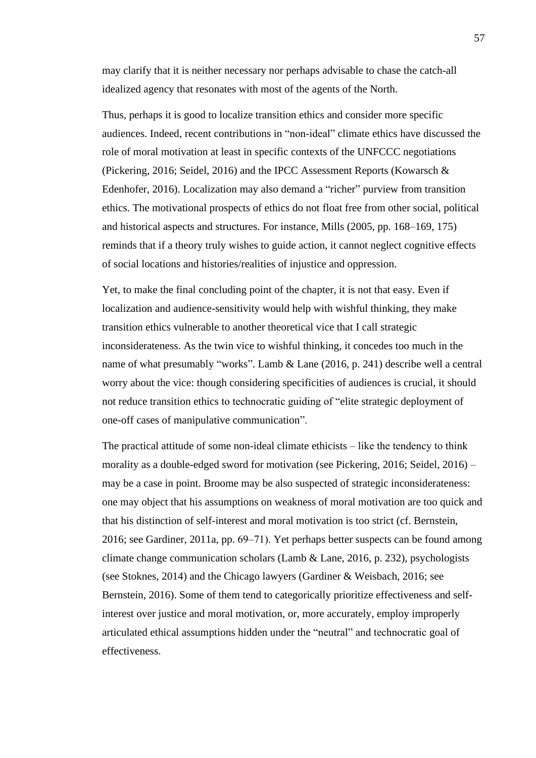may clarify that it is neither necessary nor perhaps advisable to chase the catch-all idealized agency that resonates with most of the agents of the North.

Thus, perhaps it is good to localize transition ethics and consider more specific audiences. Indeed, recent contributions in "non-ideal" climate ethics have discussed the role of moral motivation at least in specific contexts of the UNFCCC negotiations (Pickering, 2016; Seidel, 2016) and the IPCC Assessment Reports (Kowarsch & Edenhofer, 2016). Localization may also demand a "richer" purview from transition ethics. The motivational prospects of ethics do not float free from other social, political and historical aspects and structures. For instance, Mills (2005, pp. 168–169, 175) reminds that if a theory truly wishes to guide action, it cannot neglect cognitive effects of social locations and histories/realities of injustice and oppression.

Yet, to make the final concluding point of the chapter, it is not that easy. Even if localization and audience-sensitivity would help with wishful thinking, they make transition ethics vulnerable to another theoretical vice that I call strategic inconsiderateness. As the twin vice to wishful thinking, it concedes too much in the name of what presumably "works". Lamb & Lane (2016, p. 241) describe well a central worry about the vice: though considering specificities of audiences is crucial, it should not reduce transition ethics to technocratic guiding of "elite strategic deployment of one-off cases of manipulative communication".

The practical attitude of some non-ideal climate ethicists – like the tendency to think morality as a double-edged sword for motivation (see Pickering, 2016; Seidel, 2016) – may be a case in point. Broome may be also suspected of strategic inconsiderateness: one may object that his assumptions on weakness of moral motivation are too quick and that his distinction of self-interest and moral motivation is too strict (cf. Bernstein, 2016; see Gardiner, 2011a, pp. 69–71). Yet perhaps better suspects can be found among climate change communication scholars (Lamb & Lane, 2016, p. 232), psychologists (see Stoknes, 2014) and the Chicago lawyers (Gardiner & Weisbach, 2016; see Bernstein, 2016). Some of them tend to categorically prioritize effectiveness and self-interest over justice and moral motivation, or, more accurately, employ improperly articulated ethical assumptions hidden under the "neutral" and technocratic goal of effectiveness.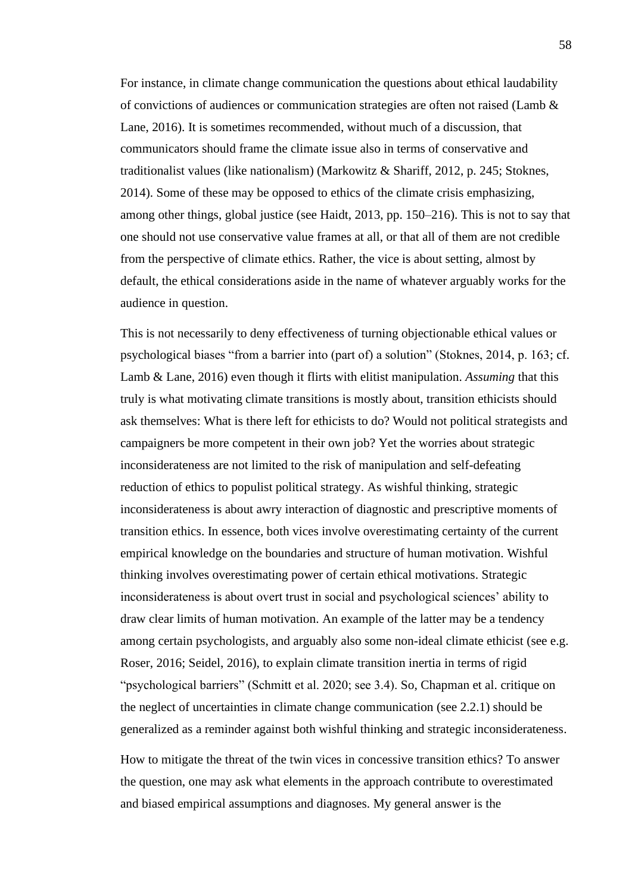For instance, in climate change communication the questions about ethical laudability of convictions of audiences or communication strategies are often not raised (Lamb & Lane, 2016). It is sometimes recommended, without much of a discussion, that communicators should frame the climate issue also in terms of conservative and traditionalist values (like nationalism) (Markowitz & Shariff, 2012, p. 245; Stoknes, 2014). Some of these may be opposed to ethics of the climate crisis emphasizing, among other things, global justice (see Haidt, 2013, pp. 150–216). This is not to say that one should not use conservative value frames at all, or that all of them are not credible from the perspective of climate ethics. Rather, the vice is about setting, almost by default, the ethical considerations aside in the name of whatever arguably works for the audience in question.

This is not necessarily to deny effectiveness of turning objectionable ethical values or psychological biases "from a barrier into (part of) a solution" (Stoknes, 2014, p. 163; cf. Lamb & Lane, 2016) even though it flirts with elitist manipulation. *Assuming* that this truly is what motivating climate transitions is mostly about, transition ethicists should ask themselves: What is there left for ethicists to do? Would not political strategists and campaigners be more competent in their own job? Yet the worries about strategic inconsiderateness are not limited to the risk of manipulation and self-defeating reduction of ethics to populist political strategy. As wishful thinking, strategic inconsiderateness is about awry interaction of diagnostic and prescriptive moments of transition ethics. In essence, both vices involve overestimating certainty of the current empirical knowledge on the boundaries and structure of human motivation. Wishful thinking involves overestimating power of certain ethical motivations. Strategic inconsiderateness is about overt trust in social and psychological sciences' ability to draw clear limits of human motivation. An example of the latter may be a tendency among certain psychologists, and arguably also some non-ideal climate ethicist (see e.g. Roser, 2016; Seidel, 2016), to explain climate transition inertia in terms of rigid "psychological barriers" (Schmitt et al. 2020; see 3.4). So, Chapman et al. critique on the neglect of uncertainties in climate change communication (see 2.2.1) should be generalized as a reminder against both wishful thinking and strategic inconsiderateness.

How to mitigate the threat of the twin vices in concessive transition ethics? To answer the question, one may ask what elements in the approach contribute to overestimated and biased empirical assumptions and diagnoses. My general answer is the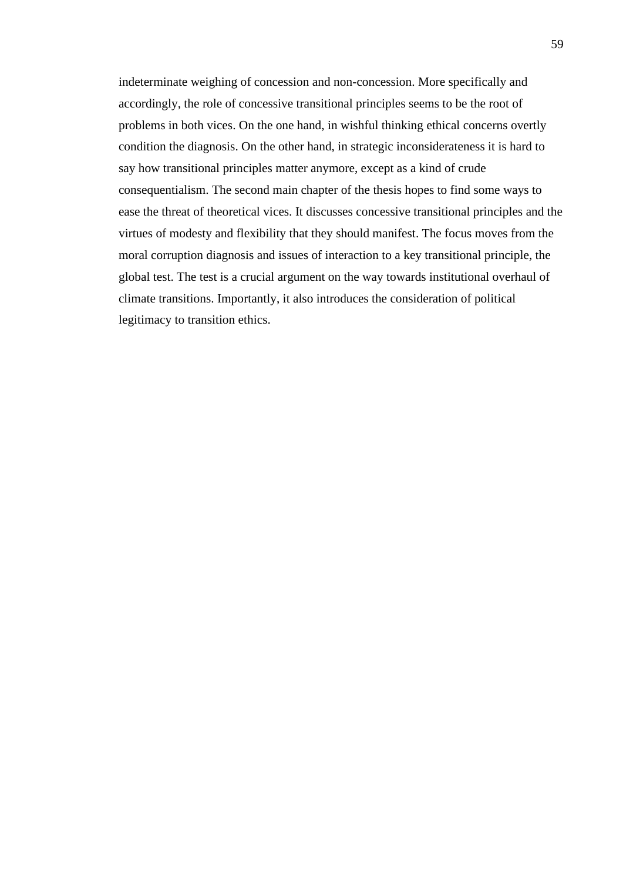indeterminate weighing of concession and non-concession. More specifically and accordingly, the role of concessive transitional principles seems to be the root of problems in both vices. On the one hand, in wishful thinking ethical concerns overtly condition the diagnosis. On the other hand, in strategic inconsiderateness it is hard to say how transitional principles matter anymore, except as a kind of crude consequentialism. The second main chapter of the thesis hopes to find some ways to ease the threat of theoretical vices. It discusses concessive transitional principles and the virtues of modesty and flexibility that they should manifest. The focus moves from the moral corruption diagnosis and issues of interaction to a key transitional principle, the global test. The test is a crucial argument on the way towards institutional overhaul of climate transitions. Importantly, it also introduces the consideration of political legitimacy to transition ethics.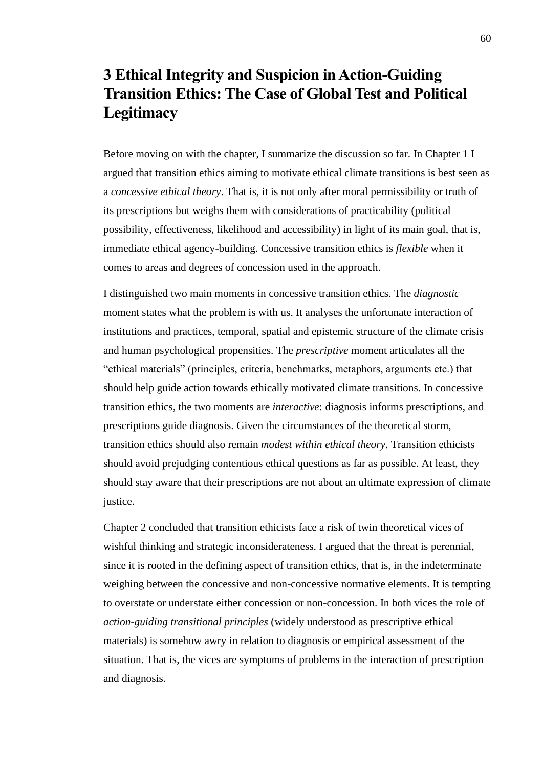# 3 Ethical Integrity and Suspicion in Action-Guiding Transition Ethics: The Case of Global Test and Political Legitimacy

Before moving on with the chapter, I summarize the discussion so far. In Chapter 1 I argued that transition ethics aiming to motivate ethical climate transitions is best seen as a *concessive ethical theory*. That is, it is not only after moral permissibility or truth of its prescriptions but weighs them with considerations of practicability (political possibility, effectiveness, likelihood and accessibility) in light of its main goal, that is, immediate ethical agency-building. Concessive transition ethics is *flexible* when it comes to areas and degrees of concession used in the approach.

I distinguished two main moments in concessive transition ethics. The *diagnostic* moment states what the problem is with us. It analyses the unfortunate interaction of institutions and practices, temporal, spatial and epistemic structure of the climate crisis and human psychological propensities. The *prescriptive* moment articulates all the "ethical materials" (principles, criteria, benchmarks, metaphors, arguments etc.) that should help guide action towards ethically motivated climate transitions. In concessive transition ethics, the two moments are *interactive*: diagnosis informs prescriptions, and prescriptions guide diagnosis. Given the circumstances of the theoretical storm, transition ethics should also remain *modest within ethical theory*. Transition ethicists should avoid prejudging contentious ethical questions as far as possible. At least, they should stay aware that their prescriptions are not about an ultimate expression of climate justice.

Chapter 2 concluded that transition ethicists face a risk of twin theoretical vices of wishful thinking and strategic inconsiderateness. I argued that the threat is perennial, since it is rooted in the defining aspect of transition ethics, that is, in the indeterminate weighing between the concessive and non-concessive normative elements. It is tempting to overstate or understate either concession or non-concession. In both vices the role of *action-guiding transitional principles* (widely understood as prescriptive ethical materials) is somehow awry in relation to diagnosis or empirical assessment of the situation. That is, the vices are symptoms of problems in the interaction of prescription and diagnosis.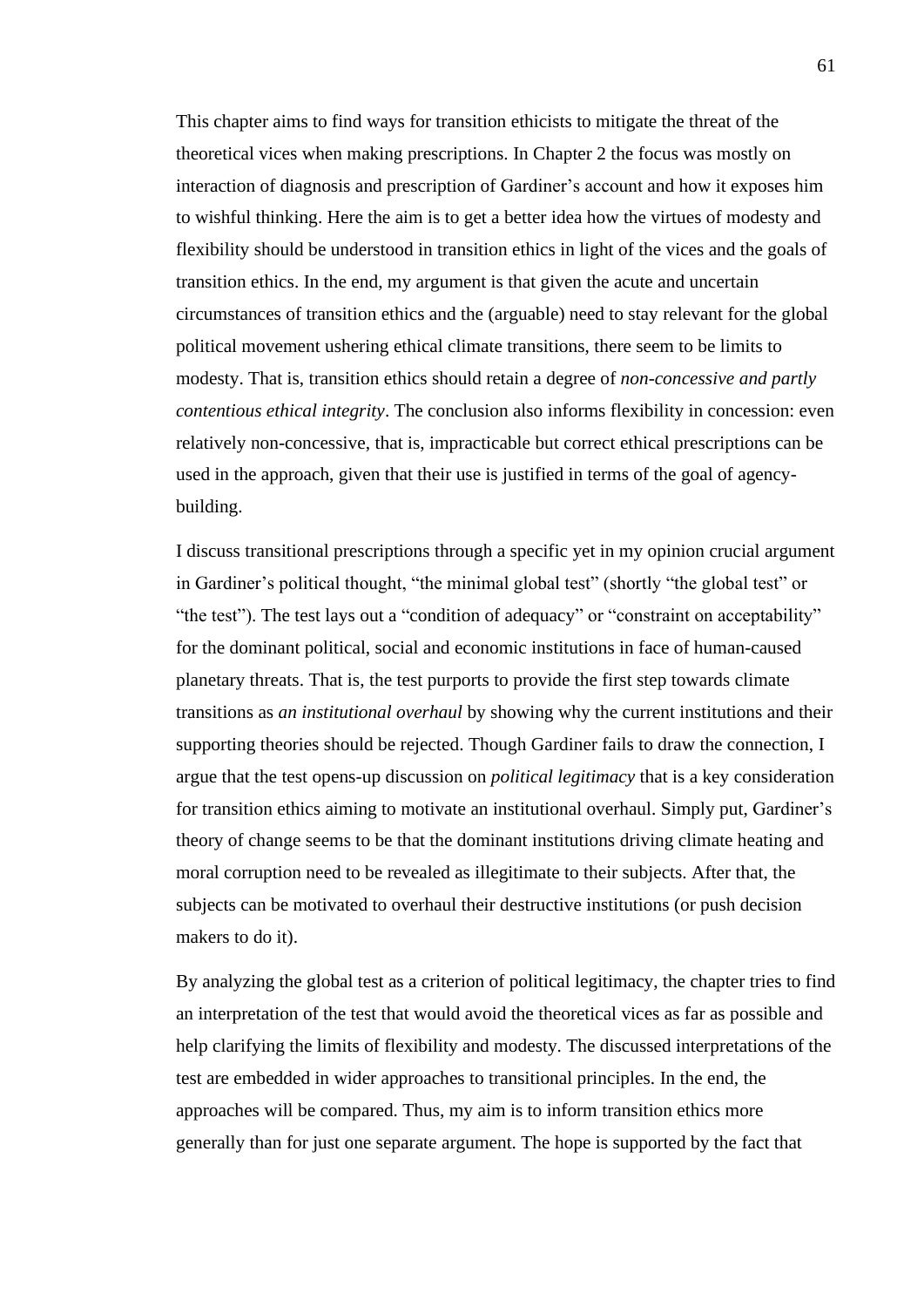This chapter aims to find ways for transition ethicists to mitigate the threat of the theoretical vices when making prescriptions. In Chapter 2 the focus was mostly on interaction of diagnosis and prescription of Gardiner's account and how it exposes him to wishful thinking. Here the aim is to get a better idea how the virtues of modesty and flexibility should be understood in transition ethics in light of the vices and the goals of transition ethics. In the end, my argument is that given the acute and uncertain circumstances of transition ethics and the (arguable) need to stay relevant for the global political movement ushering ethical climate transitions, there seem to be limits to modesty. That is, transition ethics should retain a degree of *non-concessive and partly contentious ethical integrity*. The conclusion also informs flexibility in concession: even relatively non-concessive, that is, impracticable but correct ethical prescriptions can be used in the approach, given that their use is justified in terms of the goal of agency-building.

I discuss transitional prescriptions through a specific yet in my opinion crucial argument in Gardiner's political thought, "the minimal global test" (shortly "the global test" or "the test"). The test lays out a "condition of adequacy" or "constraint on acceptability" for the dominant political, social and economic institutions in face of human-caused planetary threats. That is, the test purports to provide the first step towards climate transitions as *an institutional overhaul* by showing why the current institutions and their supporting theories should be rejected. Though Gardiner fails to draw the connection, I argue that the test opens-up discussion on *political legitimacy* that is a key consideration for transition ethics aiming to motivate an institutional overhaul. Simply put, Gardiner's theory of change seems to be that the dominant institutions driving climate heating and moral corruption need to be revealed as illegitimate to their subjects. After that, the subjects can be motivated to overhaul their destructive institutions (or push decision makers to do it).

By analyzing the global test as a criterion of political legitimacy, the chapter tries to find an interpretation of the test that would avoid the theoretical vices as far as possible and help clarifying the limits of flexibility and modesty. The discussed interpretations of the test are embedded in wider approaches to transitional principles. In the end, the approaches will be compared. Thus, my aim is to inform transition ethics more generally than for just one separate argument. The hope is supported by the fact that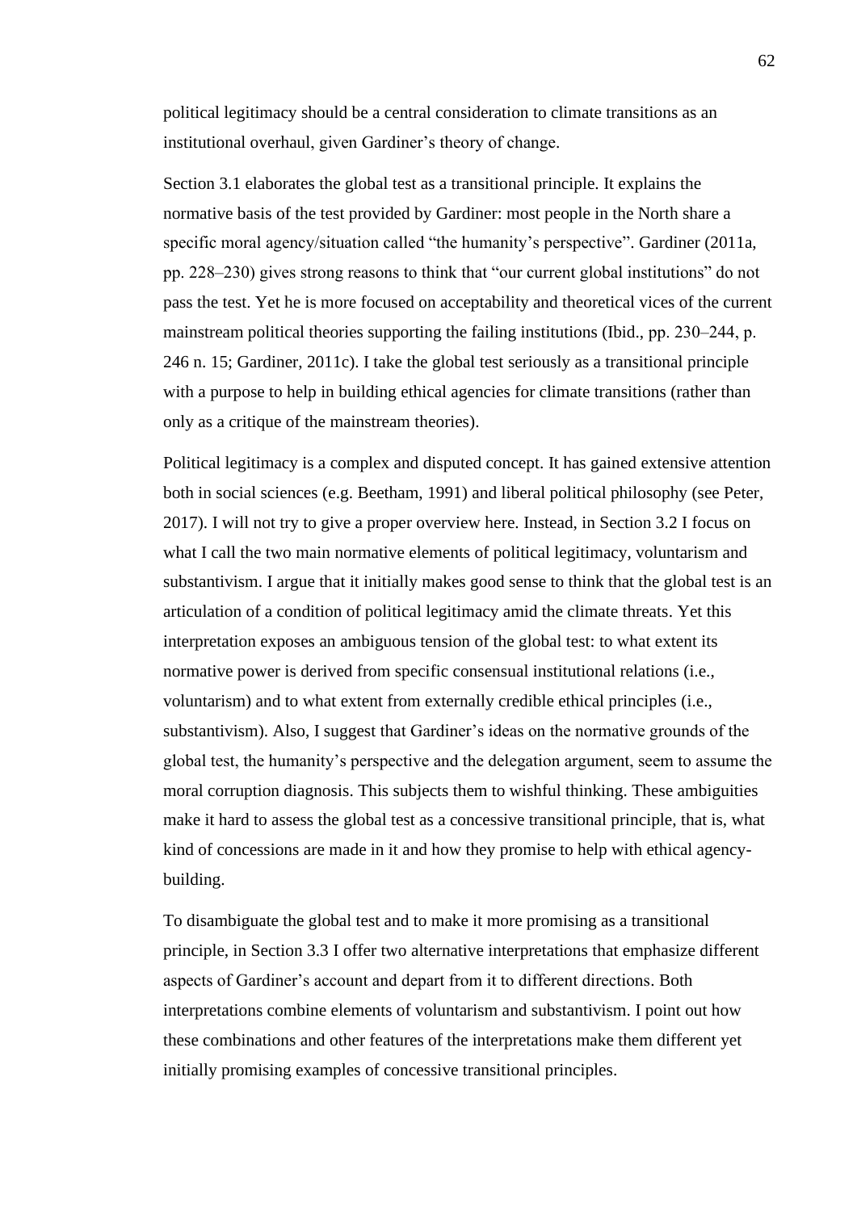political legitimacy should be a central consideration to climate transitions as an institutional overhaul, given Gardiner's theory of change.

Section 3.1 elaborates the global test as a transitional principle. It explains the normative basis of the test provided by Gardiner: most people in the North share a specific moral agency/situation called "the humanity's perspective". Gardiner (2011a, pp. 228–230) gives strong reasons to think that "our current global institutions" do not pass the test. Yet he is more focused on acceptability and theoretical vices of the current mainstream political theories supporting the failing institutions (Ibid., pp. 230–244, p. 246 n. 15; Gardiner, 2011c). I take the global test seriously as a transitional principle with a purpose to help in building ethical agencies for climate transitions (rather than only as a critique of the mainstream theories).

Political legitimacy is a complex and disputed concept. It has gained extensive attention both in social sciences (e.g. Beetham, 1991) and liberal political philosophy (see Peter, 2017). I will not try to give a proper overview here. Instead, in Section 3.2 I focus on what I call the two main normative elements of political legitimacy, voluntarism and substantivism. I argue that it initially makes good sense to think that the global test is an articulation of a condition of political legitimacy amid the climate threats. Yet this interpretation exposes an ambiguous tension of the global test: to what extent its normative power is derived from specific consensual institutional relations (i.e., voluntarism) and to what extent from externally credible ethical principles (i.e., substantivism). Also, I suggest that Gardiner's ideas on the normative grounds of the global test, the humanity's perspective and the delegation argument, seem to assume the moral corruption diagnosis. This subjects them to wishful thinking. These ambiguities make it hard to assess the global test as a concessive transitional principle, that is, what kind of concessions are made in it and how they promise to help with ethical agency-building.

To disambiguate the global test and to make it more promising as a transitional principle, in Section 3.3 I offer two alternative interpretations that emphasize different aspects of Gardiner's account and depart from it to different directions. Both interpretations combine elements of voluntarism and substantivism. I point out how these combinations and other features of the interpretations make them different yet initially promising examples of concessive transitional principles.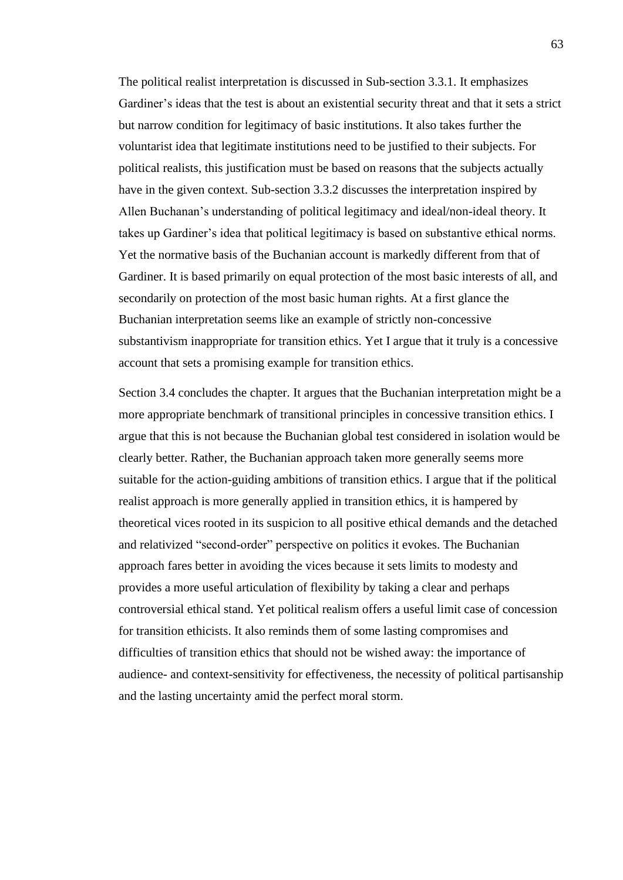The political realist interpretation is discussed in Sub-section 3.3.1. It emphasizes Gardiner's ideas that the test is about an existential security threat and that it sets a strict but narrow condition for legitimacy of basic institutions. It also takes further the voluntarist idea that legitimate institutions need to be justified to their subjects. For political realists, this justification must be based on reasons that the subjects actually have in the given context. Sub-section 3.3.2 discusses the interpretation inspired by Allen Buchanan's understanding of political legitimacy and ideal/non-ideal theory. It takes up Gardiner's idea that political legitimacy is based on substantive ethical norms. Yet the normative basis of the Buchanian account is markedly different from that of Gardiner. It is based primarily on equal protection of the most basic interests of all, and secondarily on protection of the most basic human rights. At a first glance the Buchanian interpretation seems like an example of strictly non-concessive substantivism inappropriate for transition ethics. Yet I argue that it truly is a concessive account that sets a promising example for transition ethics.

Section 3.4 concludes the chapter. It argues that the Buchanian interpretation might be a more appropriate benchmark of transitional principles in concessive transition ethics. I argue that this is not because the Buchanian global test considered in isolation would be clearly better. Rather, the Buchanian approach taken more generally seems more suitable for the action-guiding ambitions of transition ethics. I argue that if the political realist approach is more generally applied in transition ethics, it is hampered by theoretical vices rooted in its suspicion to all positive ethical demands and the detached and relativized "second-order" perspective on politics it evokes. The Buchanian approach fares better in avoiding the vices because it sets limits to modesty and provides a more useful articulation of flexibility by taking a clear and perhaps controversial ethical stand. Yet political realism offers a useful limit case of concession for transition ethicists. It also reminds them of some lasting compromises and difficulties of transition ethics that should not be wished away: the importance of audience- and context-sensitivity for effectiveness, the necessity of political partisanship and the lasting uncertainty amid the perfect moral storm.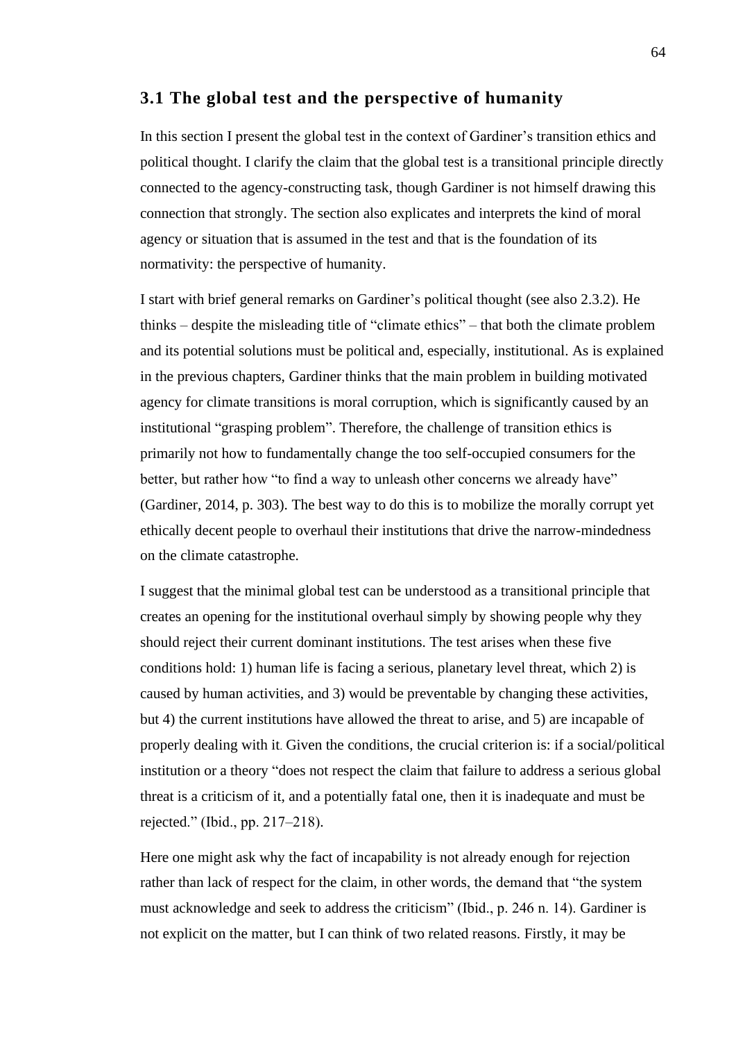## 3.1 The global test and the perspective of humanity

In this section I present the global test in the context of Gardiner's transition ethics and political thought. I clarify the claim that the global test is a transitional principle directly connected to the agency-constructing task, though Gardiner is not himself drawing this connection that strongly. The section also explicates and interprets the kind of moral agency or situation that is assumed in the test and that is the foundation of its normativity: the perspective of humanity.

I start with brief general remarks on Gardiner's political thought (see also 2.3.2). He thinks – despite the misleading title of "climate ethics" – that both the climate problem and its potential solutions must be political and, especially, institutional. As is explained in the previous chapters, Gardiner thinks that the main problem in building motivated agency for climate transitions is moral corruption, which is significantly caused by an institutional "grasping problem". Therefore, the challenge of transition ethics is primarily not how to fundamentally change the too self-occupied consumers for the better, but rather how "to find a way to unleash other concerns we already have" (Gardiner, 2014, p. 303). The best way to do this is to mobilize the morally corrupt yet ethically decent people to overhaul their institutions that drive the narrow-mindedness on the climate catastrophe.

I suggest that the minimal global test can be understood as a transitional principle that creates an opening for the institutional overhaul simply by showing people why they should reject their current dominant institutions. The test arises when these five conditions hold: 1) human life is facing a serious, planetary level threat, which 2) is caused by human activities, and 3) would be preventable by changing these activities, but 4) the current institutions have allowed the threat to arise, and 5) are incapable of properly dealing with it. Given the conditions, the crucial criterion is: if a social/political institution or a theory "does not respect the claim that failure to address a serious global threat is a criticism of it, and a potentially fatal one, then it is inadequate and must be rejected." (Ibid., pp. 217–218).

Here one might ask why the fact of incapability is not already enough for rejection rather than lack of respect for the claim, in other words, the demand that "the system must acknowledge and seek to address the criticism" (Ibid., p. 246 n. 14). Gardiner is not explicit on the matter, but I can think of two related reasons. Firstly, it may be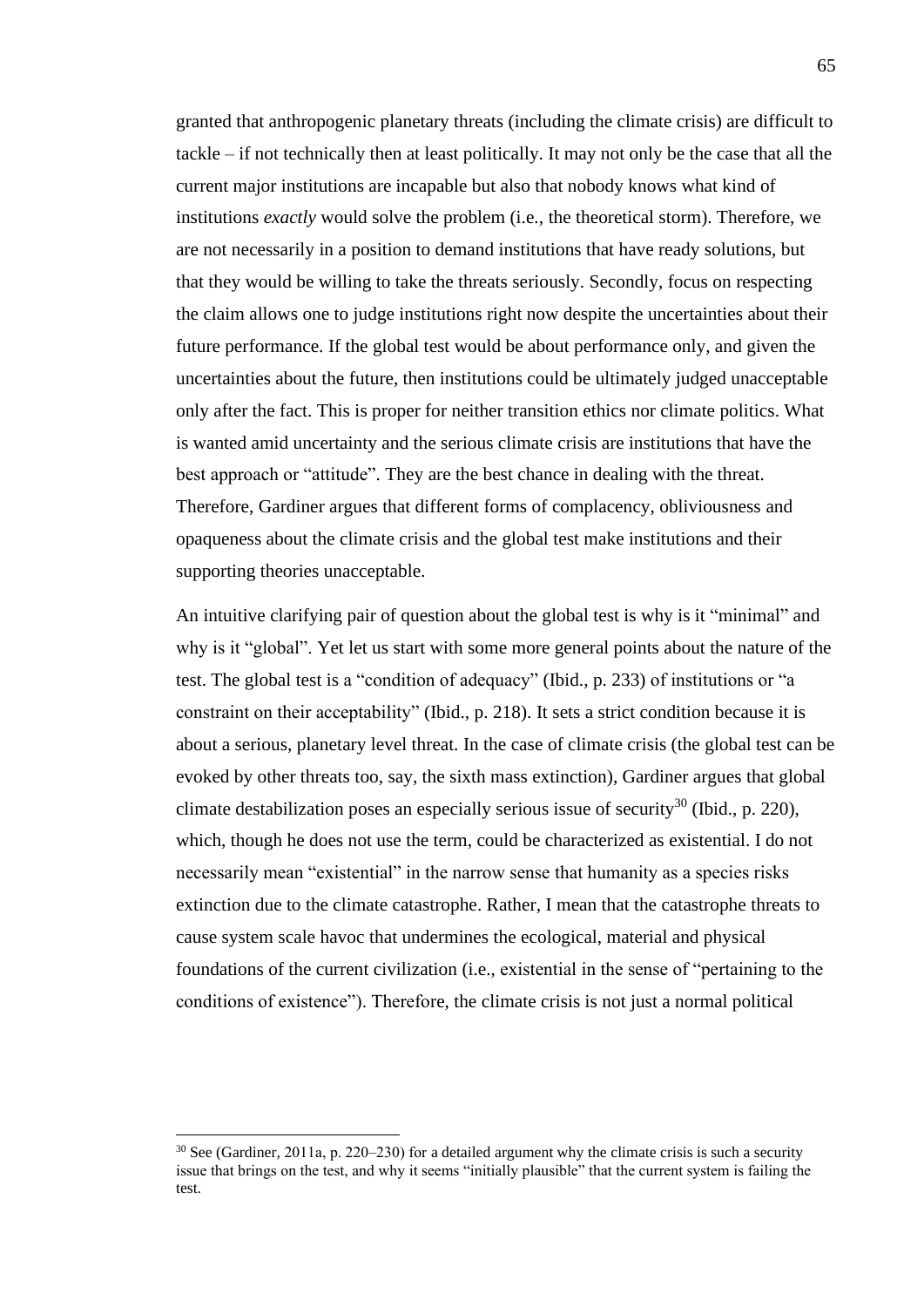granted that anthropogenic planetary threats (including the climate crisis) are difficult to tackle – if not technically then at least politically. It may not only be the case that all the current major institutions are incapable but also that nobody knows what kind of institutions *exactly* would solve the problem (i.e., the theoretical storm). Therefore, we are not necessarily in a position to demand institutions that have ready solutions, but that they would be willing to take the threats seriously. Secondly, focus on respecting the claim allows one to judge institutions right now despite the uncertainties about their future performance. If the global test would be about performance only, and given the uncertainties about the future, then institutions could be ultimately judged unacceptable only after the fact. This is proper for neither transition ethics nor climate politics. What is wanted amid uncertainty and the serious climate crisis are institutions that have the best approach or "attitude". They are the best chance in dealing with the threat. Therefore, Gardiner argues that different forms of complacency, obliviousness and opaqueness about the climate crisis and the global test make institutions and their supporting theories unacceptable.

An intuitive clarifying pair of question about the global test is why is it "minimal" and why is it "global". Yet let us start with some more general points about the nature of the test. The global test is a "condition of adequacy" (Ibid., p. 233) of institutions or "a constraint on their acceptability" (Ibid., p. 218). It sets a strict condition because it is about a serious, planetary level threat. In the case of climate crisis (the global test can be evoked by other threats too, say, the sixth mass extinction), Gardiner argues that global climate destabilization poses an especially serious issue of security[30] (Ibid., p. 220), which, though he does not use the term, could be characterized as existential. I do not necessarily mean "existential" in the narrow sense that humanity as a species risks extinction due to the climate catastrophe. Rather, I mean that the catastrophe threats to cause system scale havoc that undermines the ecological, material and physical foundations of the current civilization (i.e., existential in the sense of "pertaining to the conditions of existence"). Therefore, the climate crisis is not just a normal political

[30] See (Gardiner, 2011a, p. 220–230) for a detailed argument why the climate crisis is such a security issue that brings on the test, and why it seems "initially plausible" that the current system is failing the test.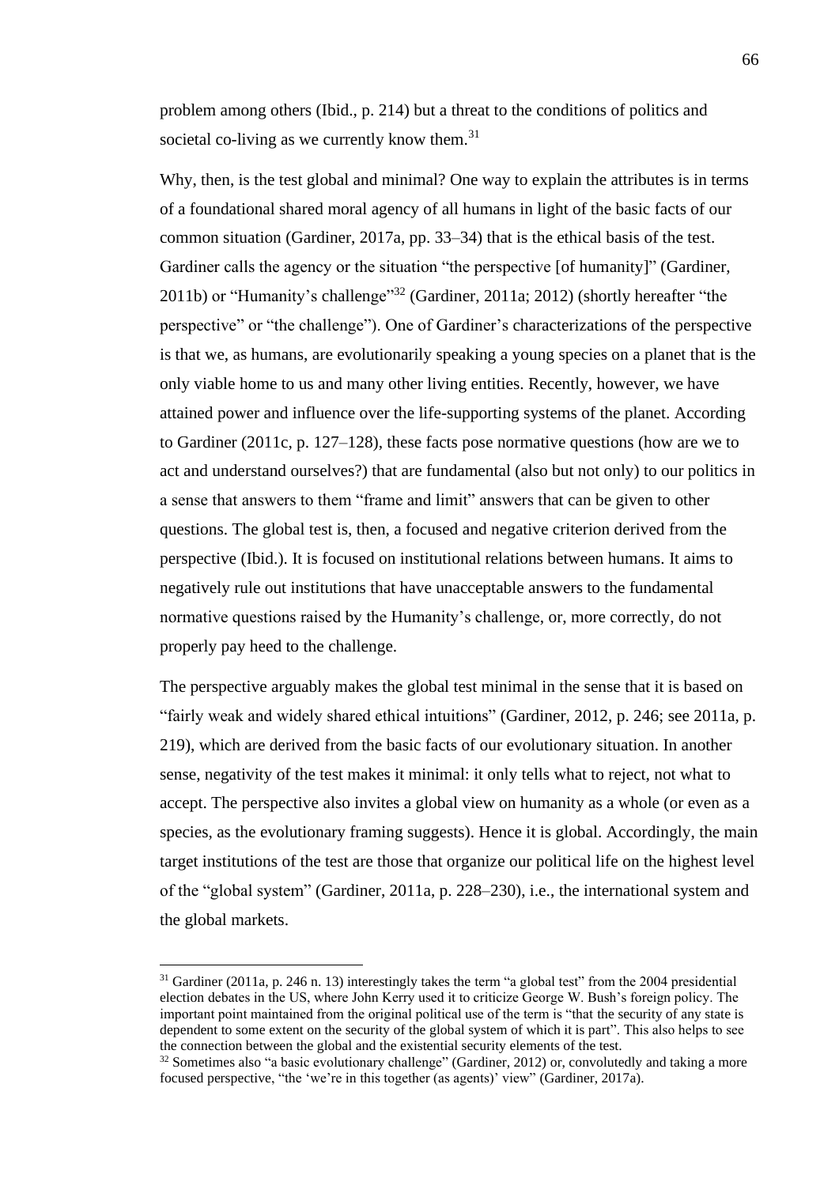problem among others (Ibid., p. 214) but a threat to the conditions of politics and societal co-living as we currently know them.[31]

Why, then, is the test global and minimal? One way to explain the attributes is in terms of a foundational shared moral agency of all humans in light of the basic facts of our common situation (Gardiner, 2017a, pp. 33–34) that is the ethical basis of the test. Gardiner calls the agency or the situation "the perspective [of humanity]" (Gardiner, 2011b) or "Humanity's challenge"[32] (Gardiner, 2011a; 2012) (shortly hereafter "the perspective" or "the challenge"). One of Gardiner's characterizations of the perspective is that we, as humans, are evolutionarily speaking a young species on a planet that is the only viable home to us and many other living entities. Recently, however, we have attained power and influence over the life-supporting systems of the planet. According to Gardiner (2011c, p. 127–128), these facts pose normative questions (how are we to act and understand ourselves?) that are fundamental (also but not only) to our politics in a sense that answers to them "frame and limit" answers that can be given to other questions. The global test is, then, a focused and negative criterion derived from the perspective (Ibid.). It is focused on institutional relations between humans. It aims to negatively rule out institutions that have unacceptable answers to the fundamental normative questions raised by the Humanity's challenge, or, more correctly, do not properly pay heed to the challenge.

The perspective arguably makes the global test minimal in the sense that it is based on "fairly weak and widely shared ethical intuitions" (Gardiner, 2012, p. 246; see 2011a, p. 219), which are derived from the basic facts of our evolutionary situation. In another sense, negativity of the test makes it minimal: it only tells what to reject, not what to accept. The perspective also invites a global view on humanity as a whole (or even as a species, as the evolutionary framing suggests). Hence it is global. Accordingly, the main target institutions of the test are those that organize our political life on the highest level of the "global system" (Gardiner, 2011a, p. 228–230), i.e., the international system and the global markets.

---

[31] Gardiner (2011a, p. 246 n. 13) interestingly takes the term "a global test" from the 2004 presidential election debates in the US, where John Kerry used it to criticize George W. Bush's foreign policy. The important point maintained from the original political use of the term is "that the security of any state is dependent to some extent on the security of the global system of which it is part". This also helps to see the connection between the global and the existential security elements of the test.

[32] Sometimes also "a basic evolutionary challenge" (Gardiner, 2012) or, convolutedly and taking a more focused perspective, "the 'we're in this together (as agents)' view" (Gardiner, 2017a).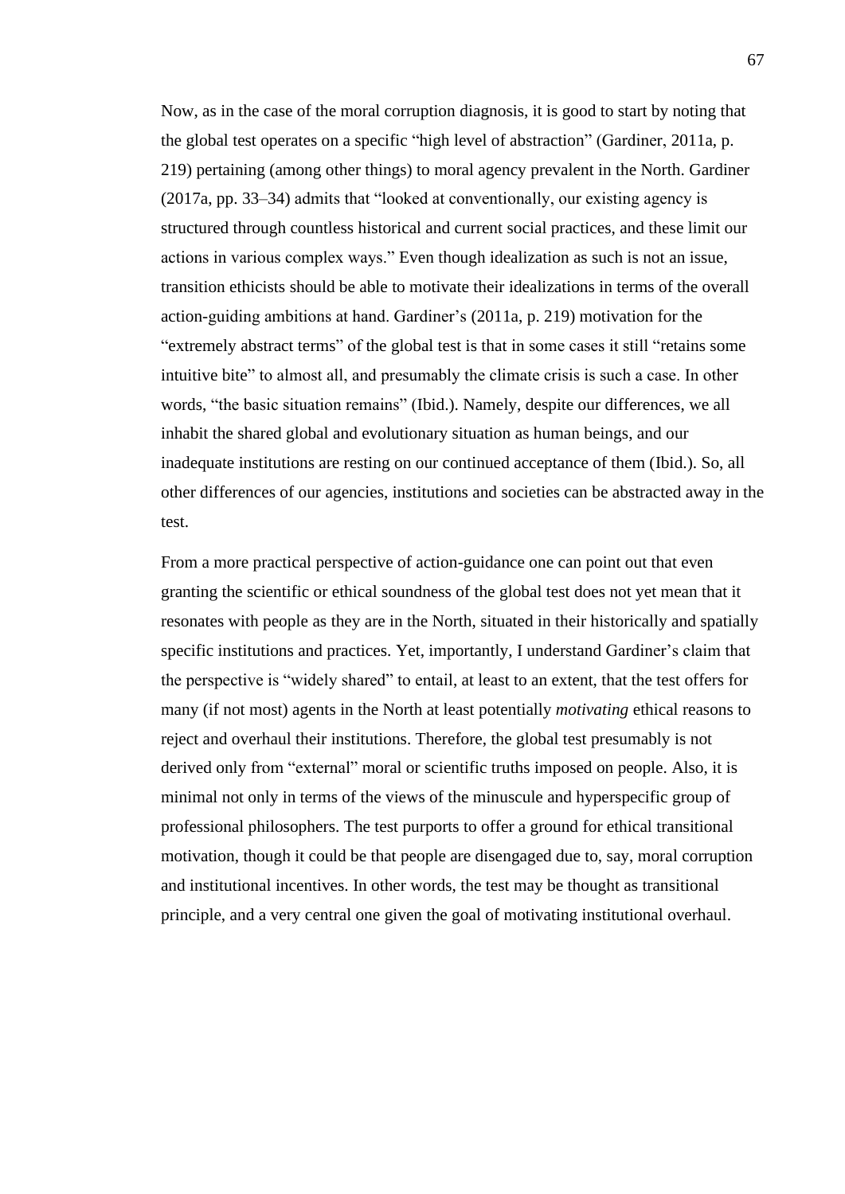Now, as in the case of the moral corruption diagnosis, it is good to start by noting that the global test operates on a specific "high level of abstraction" (Gardiner, 2011a, p. 219) pertaining (among other things) to moral agency prevalent in the North. Gardiner (2017a, pp. 33–34) admits that "looked at conventionally, our existing agency is structured through countless historical and current social practices, and these limit our actions in various complex ways." Even though idealization as such is not an issue, transition ethicists should be able to motivate their idealizations in terms of the overall action-guiding ambitions at hand. Gardiner's (2011a, p. 219) motivation for the "extremely abstract terms" of the global test is that in some cases it still "retains some intuitive bite" to almost all, and presumably the climate crisis is such a case. In other words, "the basic situation remains" (Ibid.). Namely, despite our differences, we all inhabit the shared global and evolutionary situation as human beings, and our inadequate institutions are resting on our continued acceptance of them (Ibid.). So, all other differences of our agencies, institutions and societies can be abstracted away in the test.

From a more practical perspective of action-guidance one can point out that even granting the scientific or ethical soundness of the global test does not yet mean that it resonates with people as they are in the North, situated in their historically and spatially specific institutions and practices. Yet, importantly, I understand Gardiner's claim that the perspective is "widely shared" to entail, at least to an extent, that the test offers for many (if not most) agents in the North at least potentially *motivating* ethical reasons to reject and overhaul their institutions. Therefore, the global test presumably is not derived only from "external" moral or scientific truths imposed on people. Also, it is minimal not only in terms of the views of the minuscule and hyperspecific group of professional philosophers. The test purports to offer a ground for ethical transitional motivation, though it could be that people are disengaged due to, say, moral corruption and institutional incentives. In other words, the test may be thought as transitional principle, and a very central one given the goal of motivating institutional overhaul.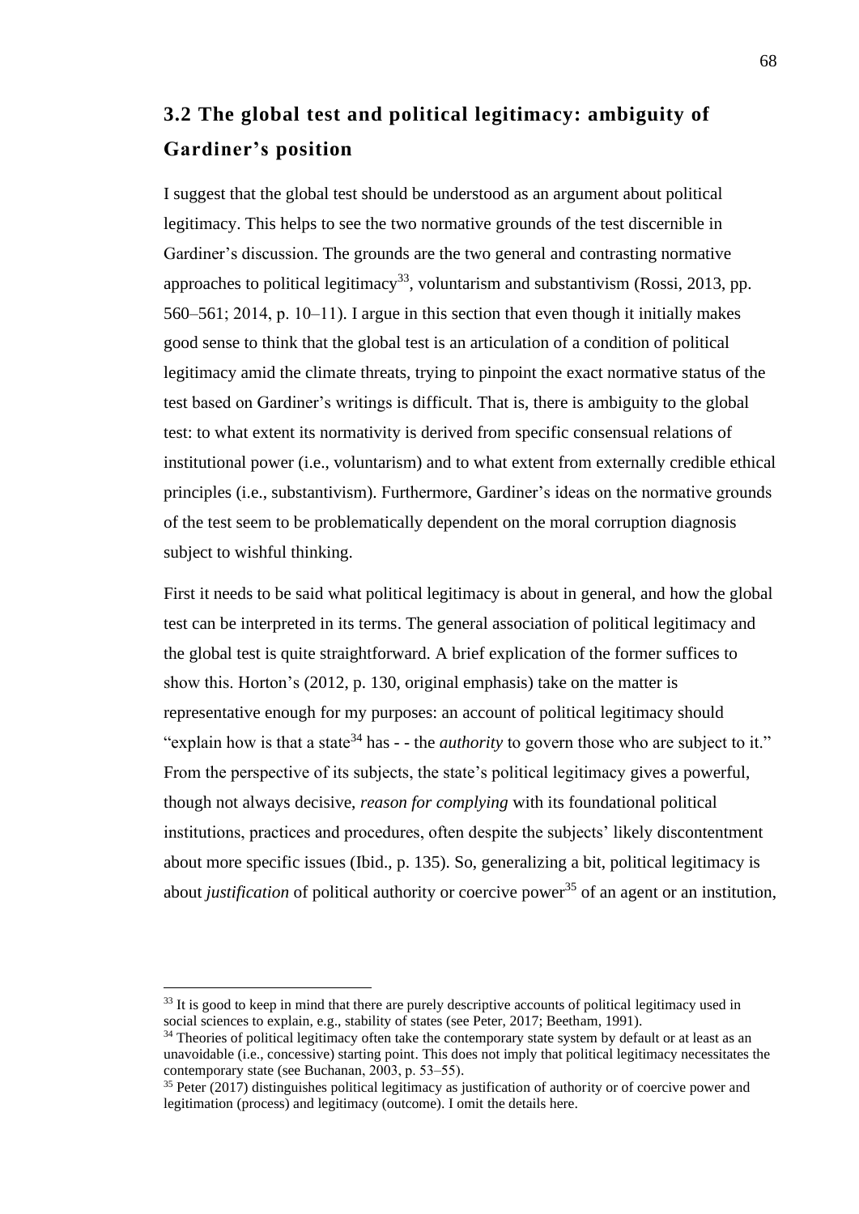## 3.2 The global test and political legitimacy: ambiguity of Gardiner's position

I suggest that the global test should be understood as an argument about political legitimacy. This helps to see the two normative grounds of the test discernible in Gardiner's discussion. The grounds are the two general and contrasting normative approaches to political legitimacy[33], voluntarism and substantivism (Rossi, 2013, pp. 560–561; 2014, p. 10–11). I argue in this section that even though it initially makes good sense to think that the global test is an articulation of a condition of political legitimacy amid the climate threats, trying to pinpoint the exact normative status of the test based on Gardiner's writings is difficult. That is, there is ambiguity to the global test: to what extent its normativity is derived from specific consensual relations of institutional power (i.e., voluntarism) and to what extent from externally credible ethical principles (i.e., substantivism). Furthermore, Gardiner's ideas on the normative grounds of the test seem to be problematically dependent on the moral corruption diagnosis subject to wishful thinking.

First it needs to be said what political legitimacy is about in general, and how the global test can be interpreted in its terms. The general association of political legitimacy and the global test is quite straightforward. A brief explication of the former suffices to show this. Horton's (2012, p. 130, original emphasis) take on the matter is representative enough for my purposes: an account of political legitimacy should "explain how is that a state[34] has - - the *authority* to govern those who are subject to it." From the perspective of its subjects, the state's political legitimacy gives a powerful, though not always decisive, *reason for complying* with its foundational political institutions, practices and procedures, often despite the subjects' likely discontentment about more specific issues (Ibid., p. 135). So, generalizing a bit, political legitimacy is about *justification* of political authority or coercive power[35] of an agent or an institution,

[33] It is good to keep in mind that there are purely descriptive accounts of political legitimacy used in social sciences to explain, e.g., stability of states (see Peter, 2017; Beetham, 1991).

[34] Theories of political legitimacy often take the contemporary state system by default or at least as an unavoidable (i.e., concessive) starting point. This does not imply that political legitimacy necessitates the contemporary state (see Buchanan, 2003, p. 53–55).

[35] Peter (2017) distinguishes political legitimacy as justification of authority or of coercive power and legitimation (process) and legitimacy (outcome). I omit the details here.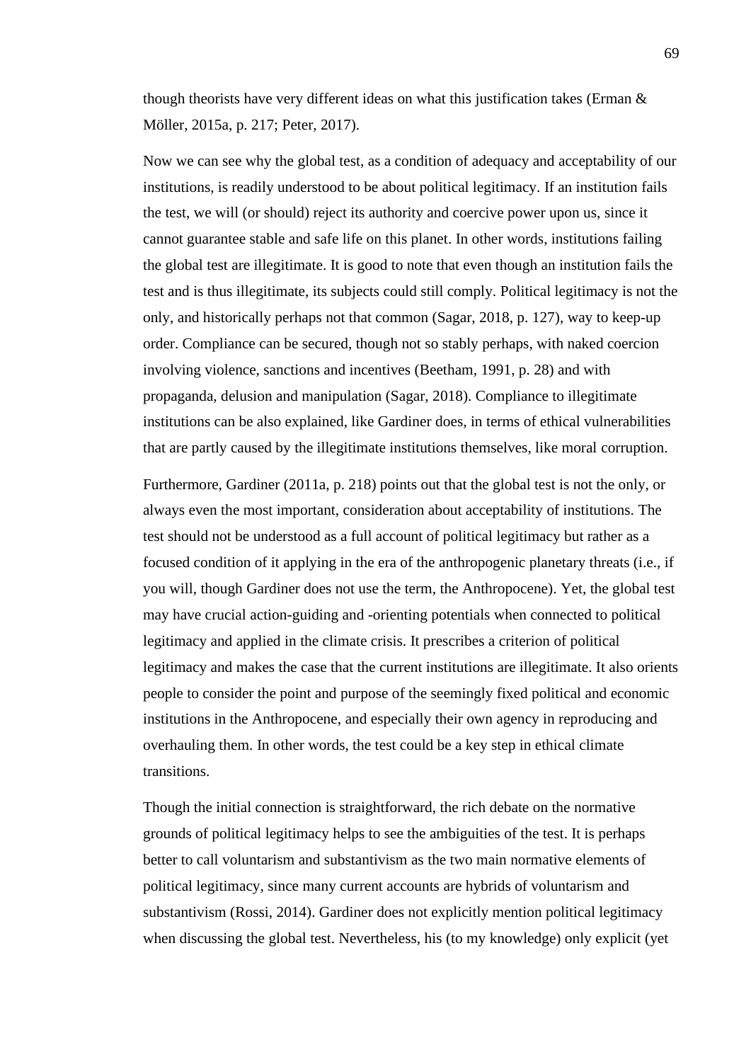though theorists have very different ideas on what this justification takes (Erman & Möller, 2015a, p. 217; Peter, 2017).

Now we can see why the global test, as a condition of adequacy and acceptability of our institutions, is readily understood to be about political legitimacy. If an institution fails the test, we will (or should) reject its authority and coercive power upon us, since it cannot guarantee stable and safe life on this planet. In other words, institutions failing the global test are illegitimate. It is good to note that even though an institution fails the test and is thus illegitimate, its subjects could still comply. Political legitimacy is not the only, and historically perhaps not that common (Sagar, 2018, p. 127), way to keep-up order. Compliance can be secured, though not so stably perhaps, with naked coercion involving violence, sanctions and incentives (Beetham, 1991, p. 28) and with propaganda, delusion and manipulation (Sagar, 2018). Compliance to illegitimate institutions can be also explained, like Gardiner does, in terms of ethical vulnerabilities that are partly caused by the illegitimate institutions themselves, like moral corruption.

Furthermore, Gardiner (2011a, p. 218) points out that the global test is not the only, or always even the most important, consideration about acceptability of institutions. The test should not be understood as a full account of political legitimacy but rather as a focused condition of it applying in the era of the anthropogenic planetary threats (i.e., if you will, though Gardiner does not use the term, the Anthropocene). Yet, the global test may have crucial action-guiding and -orienting potentials when connected to political legitimacy and applied in the climate crisis. It prescribes a criterion of political legitimacy and makes the case that the current institutions are illegitimate. It also orients people to consider the point and purpose of the seemingly fixed political and economic institutions in the Anthropocene, and especially their own agency in reproducing and overhauling them. In other words, the test could be a key step in ethical climate transitions.

Though the initial connection is straightforward, the rich debate on the normative grounds of political legitimacy helps to see the ambiguities of the test. It is perhaps better to call voluntarism and substantivism as the two main normative elements of political legitimacy, since many current accounts are hybrids of voluntarism and substantivism (Rossi, 2014). Gardiner does not explicitly mention political legitimacy when discussing the global test. Nevertheless, his (to my knowledge) only explicit (yet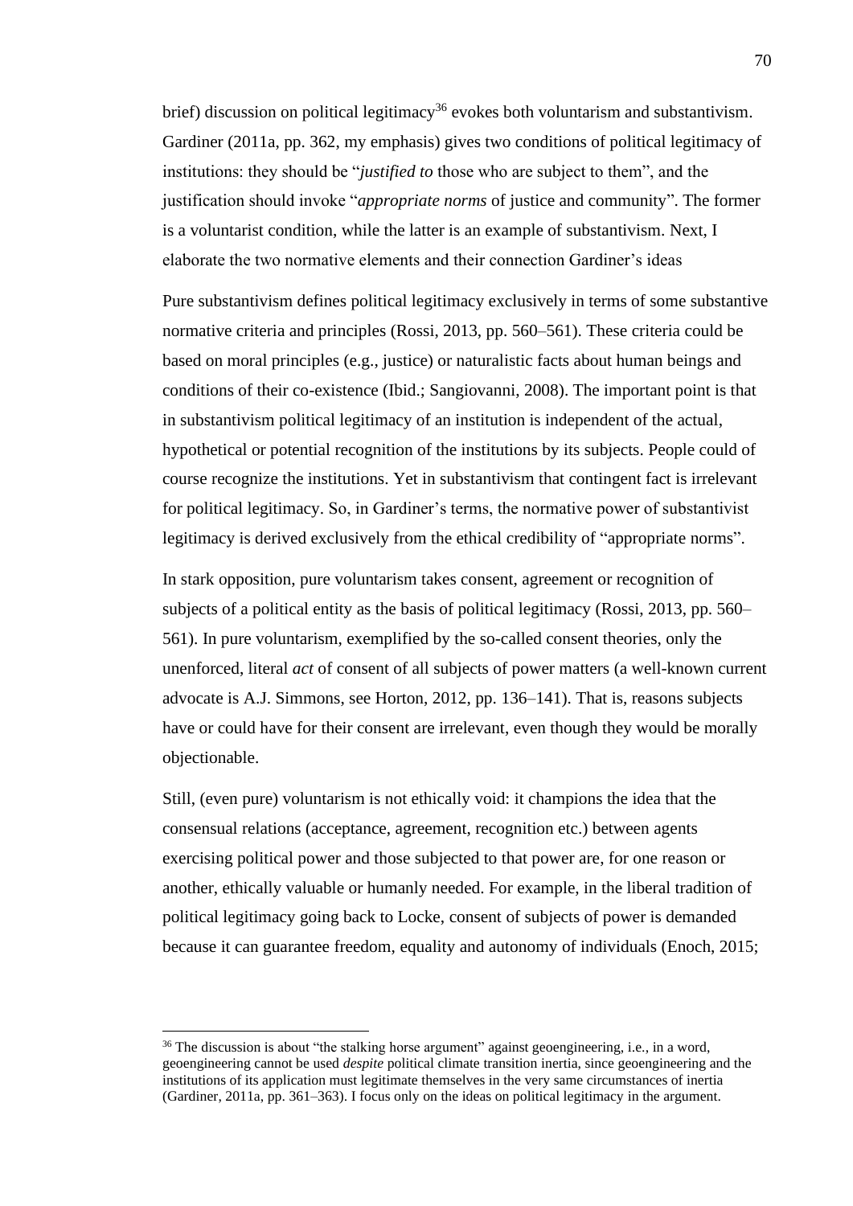brief) discussion on political legitimacy[36] evokes both voluntarism and substantivism. Gardiner (2011a, pp. 362, my emphasis) gives two conditions of political legitimacy of institutions: they should be "*justified to* those who are subject to them", and the justification should invoke "*appropriate norms* of justice and community". The former is a voluntarist condition, while the latter is an example of substantivism. Next, I elaborate the two normative elements and their connection Gardiner's ideas

Pure substantivism defines political legitimacy exclusively in terms of some substantive normative criteria and principles (Rossi, 2013, pp. 560–561). These criteria could be based on moral principles (e.g., justice) or naturalistic facts about human beings and conditions of their co-existence (Ibid.; Sangiovanni, 2008). The important point is that in substantivism political legitimacy of an institution is independent of the actual, hypothetical or potential recognition of the institutions by its subjects. People could of course recognize the institutions. Yet in substantivism that contingent fact is irrelevant for political legitimacy. So, in Gardiner's terms, the normative power of substantivist legitimacy is derived exclusively from the ethical credibility of "appropriate norms".

In stark opposition, pure voluntarism takes consent, agreement or recognition of subjects of a political entity as the basis of political legitimacy (Rossi, 2013, pp. 560–561). In pure voluntarism, exemplified by the so-called consent theories, only the unenforced, literal *act* of consent of all subjects of power matters (a well-known current advocate is A.J. Simmons, see Horton, 2012, pp. 136–141). That is, reasons subjects have or could have for their consent are irrelevant, even though they would be morally objectionable.

Still, (even pure) voluntarism is not ethically void: it champions the idea that the consensual relations (acceptance, agreement, recognition etc.) between agents exercising political power and those subjected to that power are, for one reason or another, ethically valuable or humanly needed. For example, in the liberal tradition of political legitimacy going back to Locke, consent of subjects of power is demanded because it can guarantee freedom, equality and autonomy of individuals (Enoch, 2015;

[36] The discussion is about "the stalking horse argument" against geoengineering, i.e., in a word, geoengineering cannot be used *despite* political climate transition inertia, since geoengineering and the institutions of its application must legitimate themselves in the very same circumstances of inertia (Gardiner, 2011a, pp. 361–363). I focus only on the ideas on political legitimacy in the argument.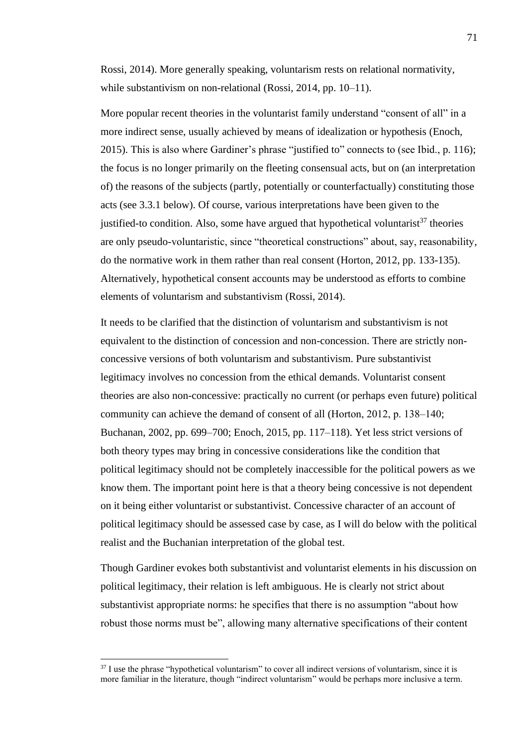Rossi, 2014). More generally speaking, voluntarism rests on relational normativity, while substantivism on non-relational (Rossi, 2014, pp. 10–11).

More popular recent theories in the voluntarist family understand "consent of all" in a more indirect sense, usually achieved by means of idealization or hypothesis (Enoch, 2015). This is also where Gardiner's phrase "justified to" connects to (see Ibid., p. 116); the focus is no longer primarily on the fleeting consensual acts, but on (an interpretation of) the reasons of the subjects (partly, potentially or counterfactually) constituting those acts (see 3.3.1 below). Of course, various interpretations have been given to the justified-to condition. Also, some have argued that hypothetical voluntarist[37] theories are only pseudo-voluntaristic, since "theoretical constructions" about, say, reasonability, do the normative work in them rather than real consent (Horton, 2012, pp. 133-135). Alternatively, hypothetical consent accounts may be understood as efforts to combine elements of voluntarism and substantivism (Rossi, 2014).

It needs to be clarified that the distinction of voluntarism and substantivism is not equivalent to the distinction of concession and non-concession. There are strictly non-concessive versions of both voluntarism and substantivism. Pure substantivist legitimacy involves no concession from the ethical demands. Voluntarist consent theories are also non-concessive: practically no current (or perhaps even future) political community can achieve the demand of consent of all (Horton, 2012, p. 138–140; Buchanan, 2002, pp. 699–700; Enoch, 2015, pp. 117–118). Yet less strict versions of both theory types may bring in concessive considerations like the condition that political legitimacy should not be completely inaccessible for the political powers as we know them. The important point here is that a theory being concessive is not dependent on it being either voluntarist or substantivist. Concessive character of an account of political legitimacy should be assessed case by case, as I will do below with the political realist and the Buchanian interpretation of the global test.

Though Gardiner evokes both substantivist and voluntarist elements in his discussion on political legitimacy, their relation is left ambiguous. He is clearly not strict about substantivist appropriate norms: he specifies that there is no assumption "about how robust those norms must be", allowing many alternative specifications of their content

[37] I use the phrase "hypothetical voluntarism" to cover all indirect versions of voluntarism, since it is more familiar in the literature, though "indirect voluntarism" would be perhaps more inclusive a term.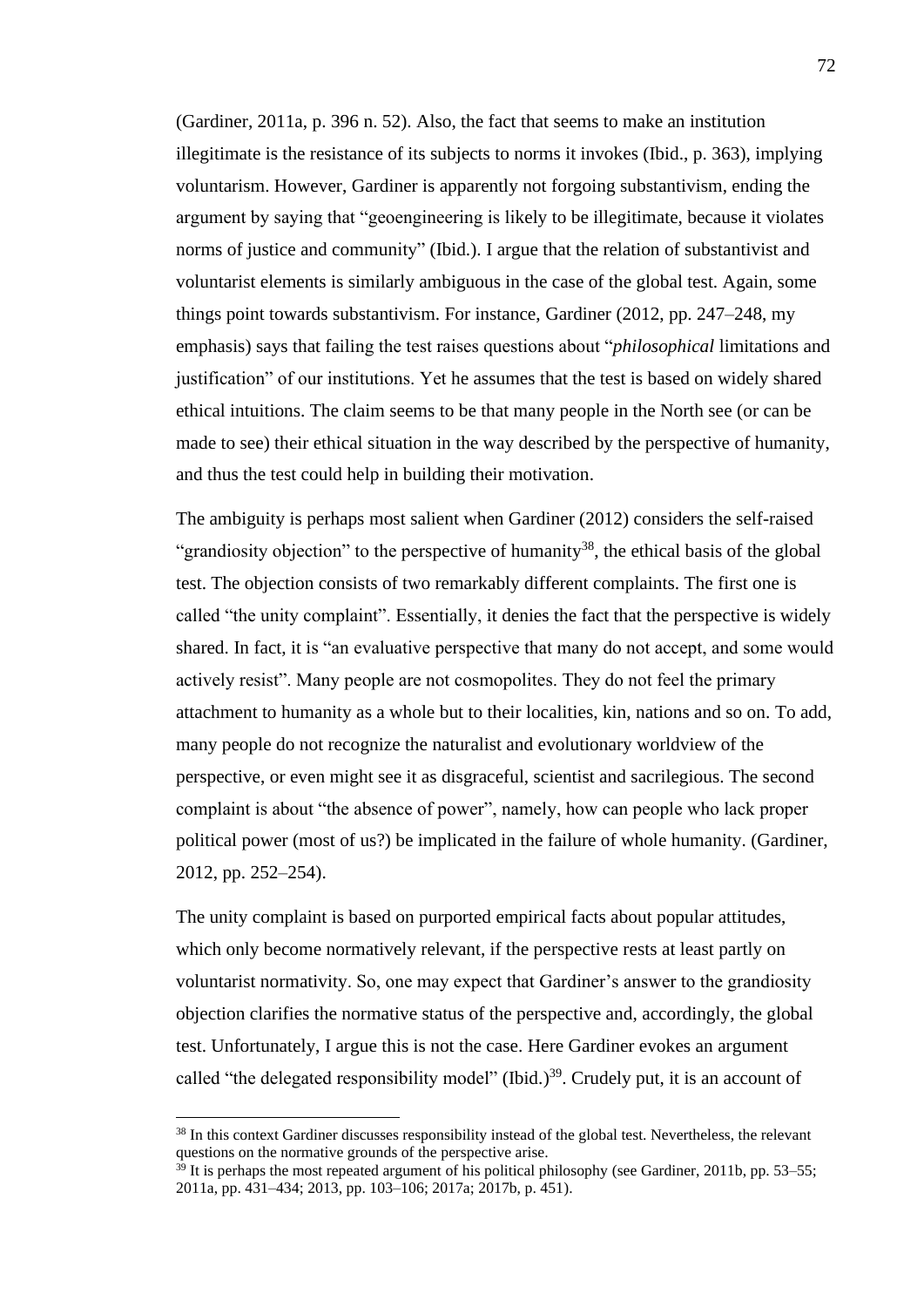(Gardiner, 2011a, p. 396 n. 52). Also, the fact that seems to make an institution illegitimate is the resistance of its subjects to norms it invokes (Ibid., p. 363), implying voluntarism. However, Gardiner is apparently not forgoing substantivism, ending the argument by saying that "geoengineering is likely to be illegitimate, because it violates norms of justice and community" (Ibid.). I argue that the relation of substantivist and voluntarist elements is similarly ambiguous in the case of the global test. Again, some things point towards substantivism. For instance, Gardiner (2012, pp. 247–248, my emphasis) says that failing the test raises questions about "*philosophical* limitations and justification" of our institutions. Yet he assumes that the test is based on widely shared ethical intuitions. The claim seems to be that many people in the North see (or can be made to see) their ethical situation in the way described by the perspective of humanity, and thus the test could help in building their motivation.

The ambiguity is perhaps most salient when Gardiner (2012) considers the self-raised "grandiosity objection" to the perspective of humanity[38], the ethical basis of the global test. The objection consists of two remarkably different complaints. The first one is called "the unity complaint". Essentially, it denies the fact that the perspective is widely shared. In fact, it is "an evaluative perspective that many do not accept, and some would actively resist". Many people are not cosmopolites. They do not feel the primary attachment to humanity as a whole but to their localities, kin, nations and so on. To add, many people do not recognize the naturalist and evolutionary worldview of the perspective, or even might see it as disgraceful, scientist and sacrilegious. The second complaint is about "the absence of power", namely, how can people who lack proper political power (most of us?) be implicated in the failure of whole humanity. (Gardiner, 2012, pp. 252–254).

The unity complaint is based on purported empirical facts about popular attitudes, which only become normatively relevant, if the perspective rests at least partly on voluntarist normativity. So, one may expect that Gardiner's answer to the grandiosity objection clarifies the normative status of the perspective and, accordingly, the global test. Unfortunately, I argue this is not the case. Here Gardiner evokes an argument called "the delegated responsibility model" (Ibid.)[39]. Crudely put, it is an account of

---

[38] In this context Gardiner discusses responsibility instead of the global test. Nevertheless, the relevant questions on the normative grounds of the perspective arise.

[39] It is perhaps the most repeated argument of his political philosophy (see Gardiner, 2011b, pp. 53–55; 2011a, pp. 431–434; 2013, pp. 103–106; 2017a; 2017b, p. 451).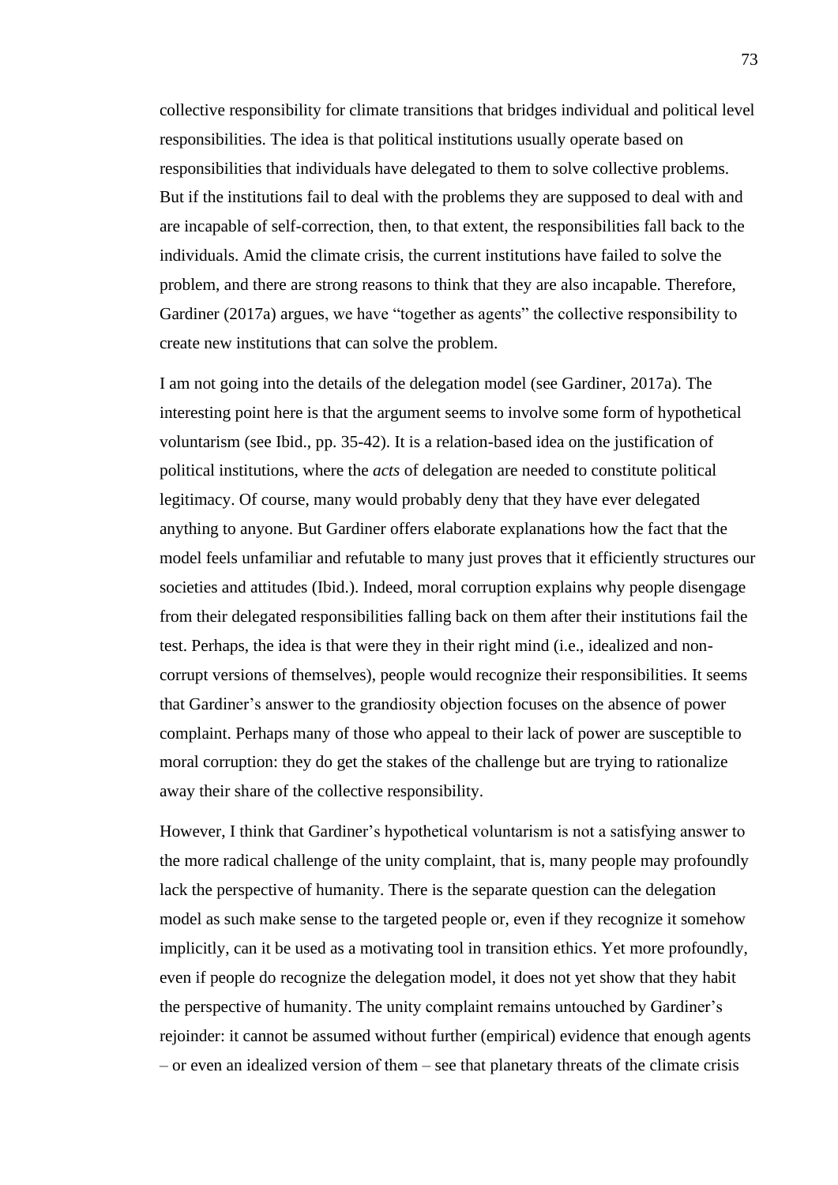collective responsibility for climate transitions that bridges individual and political level responsibilities. The idea is that political institutions usually operate based on responsibilities that individuals have delegated to them to solve collective problems. But if the institutions fail to deal with the problems they are supposed to deal with and are incapable of self-correction, then, to that extent, the responsibilities fall back to the individuals. Amid the climate crisis, the current institutions have failed to solve the problem, and there are strong reasons to think that they are also incapable. Therefore, Gardiner (2017a) argues, we have "together as agents" the collective responsibility to create new institutions that can solve the problem.

I am not going into the details of the delegation model (see Gardiner, 2017a). The interesting point here is that the argument seems to involve some form of hypothetical voluntarism (see Ibid., pp. 35-42). It is a relation-based idea on the justification of political institutions, where the *acts* of delegation are needed to constitute political legitimacy. Of course, many would probably deny that they have ever delegated anything to anyone. But Gardiner offers elaborate explanations how the fact that the model feels unfamiliar and refutable to many just proves that it efficiently structures our societies and attitudes (Ibid.). Indeed, moral corruption explains why people disengage from their delegated responsibilities falling back on them after their institutions fail the test. Perhaps, the idea is that were they in their right mind (i.e., idealized and non-corrupt versions of themselves), people would recognize their responsibilities. It seems that Gardiner's answer to the grandiosity objection focuses on the absence of power complaint. Perhaps many of those who appeal to their lack of power are susceptible to moral corruption: they do get the stakes of the challenge but are trying to rationalize away their share of the collective responsibility.

However, I think that Gardiner's hypothetical voluntarism is not a satisfying answer to the more radical challenge of the unity complaint, that is, many people may profoundly lack the perspective of humanity. There is the separate question can the delegation model as such make sense to the targeted people or, even if they recognize it somehow implicitly, can it be used as a motivating tool in transition ethics. Yet more profoundly, even if people do recognize the delegation model, it does not yet show that they habit the perspective of humanity. The unity complaint remains untouched by Gardiner's rejoinder: it cannot be assumed without further (empirical) evidence that enough agents – or even an idealized version of them – see that planetary threats of the climate crisis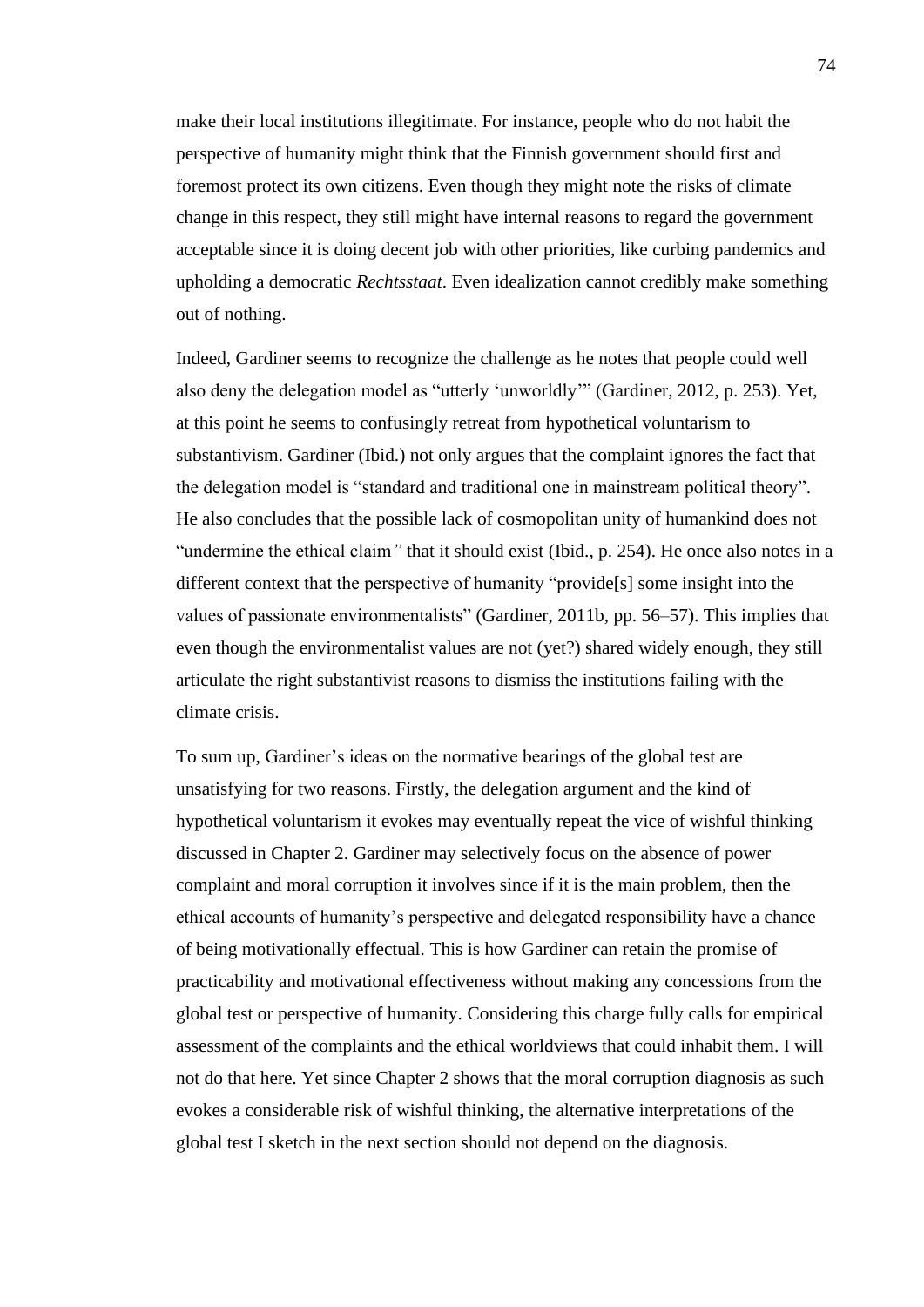make their local institutions illegitimate. For instance, people who do not habit the perspective of humanity might think that the Finnish government should first and foremost protect its own citizens. Even though they might note the risks of climate change in this respect, they still might have internal reasons to regard the government acceptable since it is doing decent job with other priorities, like curbing pandemics and upholding a democratic *Rechtsstaat*. Even idealization cannot credibly make something out of nothing.

Indeed, Gardiner seems to recognize the challenge as he notes that people could well also deny the delegation model as "utterly 'unworldly'" (Gardiner, 2012, p. 253). Yet, at this point he seems to confusingly retreat from hypothetical voluntarism to substantivism. Gardiner (Ibid.) not only argues that the complaint ignores the fact that the delegation model is "standard and traditional one in mainstream political theory". He also concludes that the possible lack of cosmopolitan unity of humankind does not "undermine the ethical claim*"* that it should exist (Ibid., p. 254). He once also notes in a different context that the perspective of humanity "provide[s] some insight into the values of passionate environmentalists" (Gardiner, 2011b, pp. 56–57). This implies that even though the environmentalist values are not (yet?) shared widely enough, they still articulate the right substantivist reasons to dismiss the institutions failing with the climate crisis.

To sum up, Gardiner's ideas on the normative bearings of the global test are unsatisfying for two reasons. Firstly, the delegation argument and the kind of hypothetical voluntarism it evokes may eventually repeat the vice of wishful thinking discussed in Chapter 2. Gardiner may selectively focus on the absence of power complaint and moral corruption it involves since if it is the main problem, then the ethical accounts of humanity's perspective and delegated responsibility have a chance of being motivationally effectual. This is how Gardiner can retain the promise of practicability and motivational effectiveness without making any concessions from the global test or perspective of humanity. Considering this charge fully calls for empirical assessment of the complaints and the ethical worldviews that could inhabit them. I will not do that here. Yet since Chapter 2 shows that the moral corruption diagnosis as such evokes a considerable risk of wishful thinking, the alternative interpretations of the global test I sketch in the next section should not depend on the diagnosis.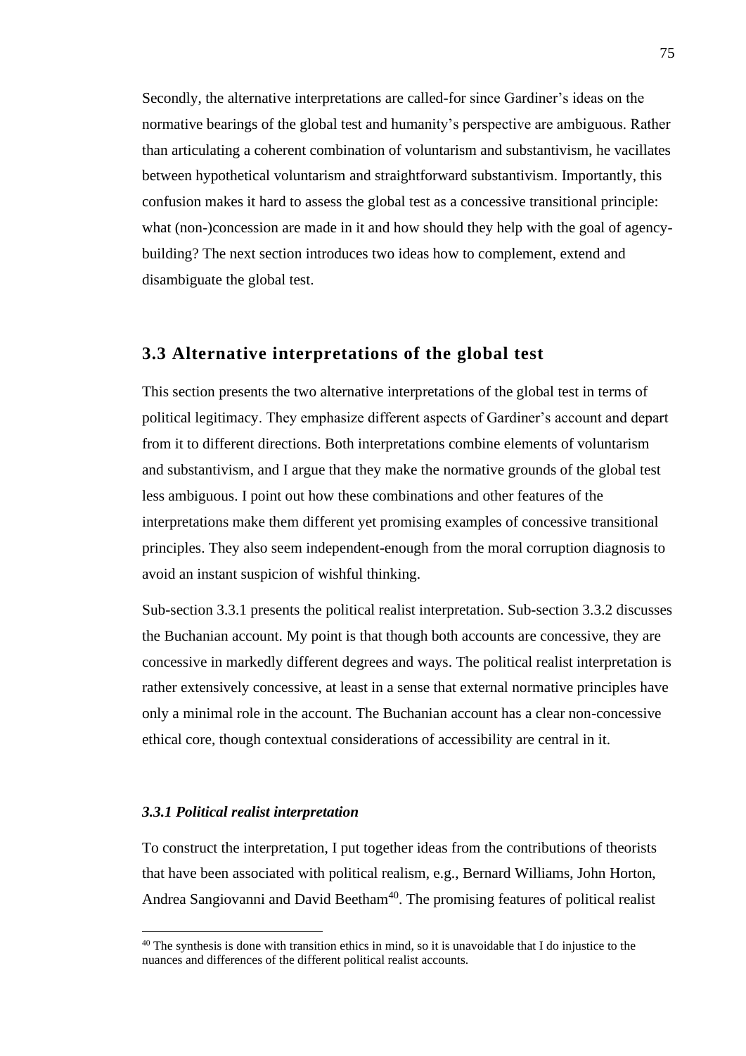Secondly, the alternative interpretations are called-for since Gardiner's ideas on the normative bearings of the global test and humanity's perspective are ambiguous. Rather than articulating a coherent combination of voluntarism and substantivism, he vacillates between hypothetical voluntarism and straightforward substantivism. Importantly, this confusion makes it hard to assess the global test as a concessive transitional principle: what (non-)concession are made in it and how should they help with the goal of agency-building? The next section introduces two ideas how to complement, extend and disambiguate the global test.

## 3.3 Alternative interpretations of the global test

This section presents the two alternative interpretations of the global test in terms of political legitimacy. They emphasize different aspects of Gardiner's account and depart from it to different directions. Both interpretations combine elements of voluntarism and substantivism, and I argue that they make the normative grounds of the global test less ambiguous. I point out how these combinations and other features of the interpretations make them different yet promising examples of concessive transitional principles. They also seem independent-enough from the moral corruption diagnosis to avoid an instant suspicion of wishful thinking.

Sub-section 3.3.1 presents the political realist interpretation. Sub-section 3.3.2 discusses the Buchanian account. My point is that though both accounts are concessive, they are concessive in markedly different degrees and ways. The political realist interpretation is rather extensively concessive, at least in a sense that external normative principles have only a minimal role in the account. The Buchanian account has a clear non-concessive ethical core, though contextual considerations of accessibility are central in it.

### *3.3.1 Political realist interpretation*

To construct the interpretation, I put together ideas from the contributions of theorists that have been associated with political realism, e.g., Bernard Williams, John Horton, Andrea Sangiovanni and David Beetham[40]. The promising features of political realist

[40] The synthesis is done with transition ethics in mind, so it is unavoidable that I do injustice to the nuances and differences of the different political realist accounts.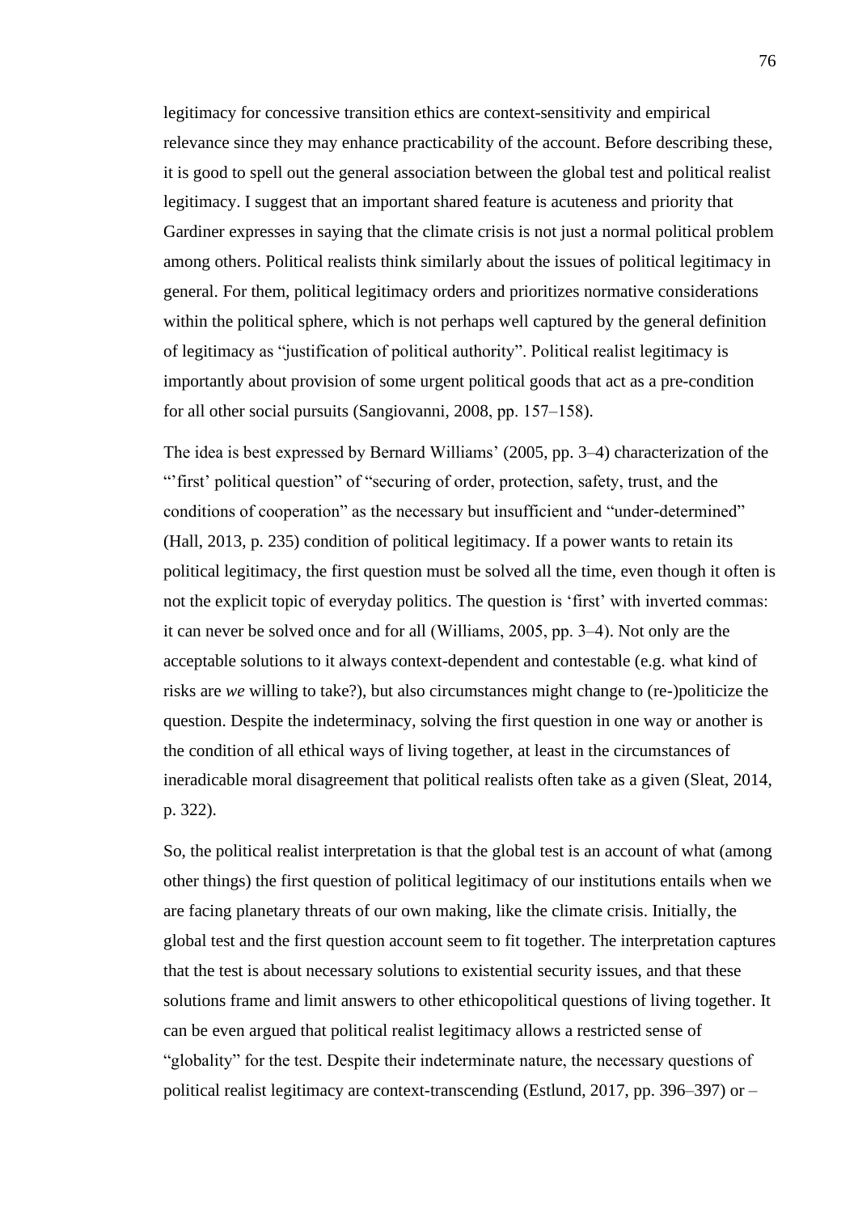legitimacy for concessive transition ethics are context-sensitivity and empirical relevance since they may enhance practicability of the account. Before describing these, it is good to spell out the general association between the global test and political realist legitimacy. I suggest that an important shared feature is acuteness and priority that Gardiner expresses in saying that the climate crisis is not just a normal political problem among others. Political realists think similarly about the issues of political legitimacy in general. For them, political legitimacy orders and prioritizes normative considerations within the political sphere, which is not perhaps well captured by the general definition of legitimacy as "justification of political authority". Political realist legitimacy is importantly about provision of some urgent political goods that act as a pre-condition for all other social pursuits (Sangiovanni, 2008, pp. 157–158).

The idea is best expressed by Bernard Williams' (2005, pp. 3–4) characterization of the "'first' political question" of "securing of order, protection, safety, trust, and the conditions of cooperation" as the necessary but insufficient and "under-determined" (Hall, 2013, p. 235) condition of political legitimacy. If a power wants to retain its political legitimacy, the first question must be solved all the time, even though it often is not the explicit topic of everyday politics. The question is 'first' with inverted commas: it can never be solved once and for all (Williams, 2005, pp. 3–4). Not only are the acceptable solutions to it always context-dependent and contestable (e.g. what kind of risks are *we* willing to take?), but also circumstances might change to (re-)politicize the question. Despite the indeterminacy, solving the first question in one way or another is the condition of all ethical ways of living together, at least in the circumstances of ineradicable moral disagreement that political realists often take as a given (Sleat, 2014, p. 322).

So, the political realist interpretation is that the global test is an account of what (among other things) the first question of political legitimacy of our institutions entails when we are facing planetary threats of our own making, like the climate crisis. Initially, the global test and the first question account seem to fit together. The interpretation captures that the test is about necessary solutions to existential security issues, and that these solutions frame and limit answers to other ethicopolitical questions of living together. It can be even argued that political realist legitimacy allows a restricted sense of "globality" for the test. Despite their indeterminate nature, the necessary questions of political realist legitimacy are context-transcending (Estlund, 2017, pp. 396–397) or –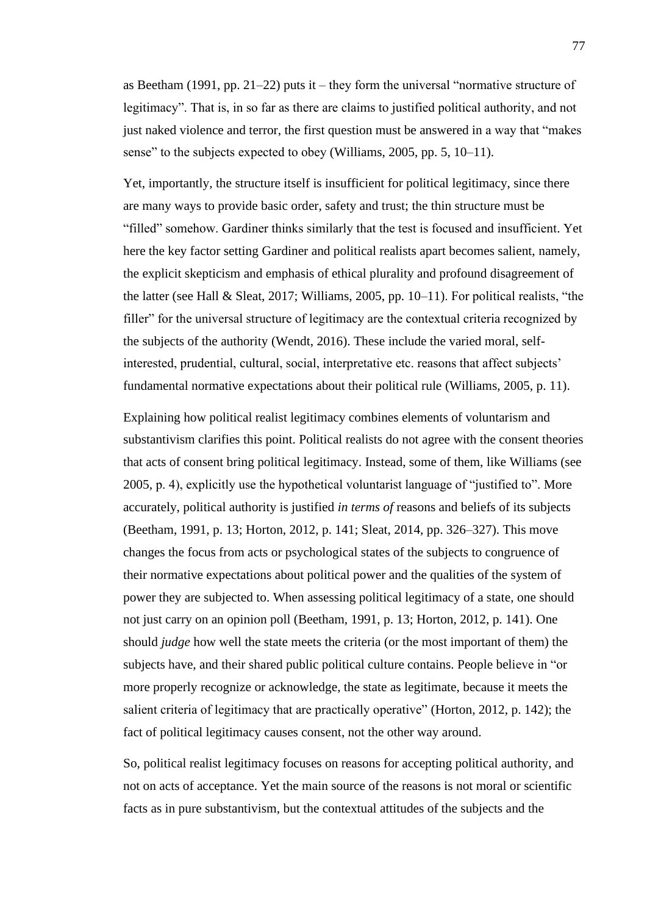as Beetham (1991, pp. 21–22) puts it – they form the universal "normative structure of legitimacy". That is, in so far as there are claims to justified political authority, and not just naked violence and terror, the first question must be answered in a way that "makes sense" to the subjects expected to obey (Williams, 2005, pp. 5, 10–11).

Yet, importantly, the structure itself is insufficient for political legitimacy, since there are many ways to provide basic order, safety and trust; the thin structure must be "filled" somehow. Gardiner thinks similarly that the test is focused and insufficient. Yet here the key factor setting Gardiner and political realists apart becomes salient, namely, the explicit skepticism and emphasis of ethical plurality and profound disagreement of the latter (see Hall & Sleat, 2017; Williams, 2005, pp. 10–11). For political realists, "the filler" for the universal structure of legitimacy are the contextual criteria recognized by the subjects of the authority (Wendt, 2016). These include the varied moral, self-interested, prudential, cultural, social, interpretative etc. reasons that affect subjects' fundamental normative expectations about their political rule (Williams, 2005, p. 11).

Explaining how political realist legitimacy combines elements of voluntarism and substantivism clarifies this point. Political realists do not agree with the consent theories that acts of consent bring political legitimacy. Instead, some of them, like Williams (see 2005, p. 4), explicitly use the hypothetical voluntarist language of "justified to". More accurately, political authority is justified *in terms of* reasons and beliefs of its subjects (Beetham, 1991, p. 13; Horton, 2012, p. 141; Sleat, 2014, pp. 326–327). This move changes the focus from acts or psychological states of the subjects to congruence of their normative expectations about political power and the qualities of the system of power they are subjected to. When assessing political legitimacy of a state, one should not just carry on an opinion poll (Beetham, 1991, p. 13; Horton, 2012, p. 141). One should *judge* how well the state meets the criteria (or the most important of them) the subjects have, and their shared public political culture contains. People believe in "or more properly recognize or acknowledge, the state as legitimate, because it meets the salient criteria of legitimacy that are practically operative" (Horton, 2012, p. 142); the fact of political legitimacy causes consent, not the other way around.

So, political realist legitimacy focuses on reasons for accepting political authority, and not on acts of acceptance. Yet the main source of the reasons is not moral or scientific facts as in pure substantivism, but the contextual attitudes of the subjects and the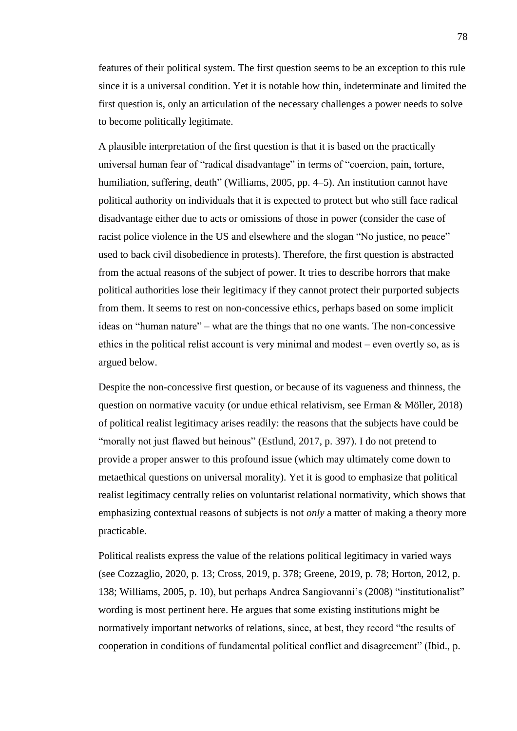features of their political system. The first question seems to be an exception to this rule since it is a universal condition. Yet it is notable how thin, indeterminate and limited the first question is, only an articulation of the necessary challenges a power needs to solve to become politically legitimate.

A plausible interpretation of the first question is that it is based on the practically universal human fear of "radical disadvantage" in terms of "coercion, pain, torture, humiliation, suffering, death" (Williams, 2005, pp. 4–5). An institution cannot have political authority on individuals that it is expected to protect but who still face radical disadvantage either due to acts or omissions of those in power (consider the case of racist police violence in the US and elsewhere and the slogan "No justice, no peace" used to back civil disobedience in protests). Therefore, the first question is abstracted from the actual reasons of the subject of power. It tries to describe horrors that make political authorities lose their legitimacy if they cannot protect their purported subjects from them. It seems to rest on non-concessive ethics, perhaps based on some implicit ideas on "human nature" – what are the things that no one wants. The non-concessive ethics in the political relist account is very minimal and modest – even overtly so, as is argued below.

Despite the non-concessive first question, or because of its vagueness and thinness, the question on normative vacuity (or undue ethical relativism, see Erman & Möller, 2018) of political realist legitimacy arises readily: the reasons that the subjects have could be "morally not just flawed but heinous" (Estlund, 2017, p. 397). I do not pretend to provide a proper answer to this profound issue (which may ultimately come down to metaethical questions on universal morality). Yet it is good to emphasize that political realist legitimacy centrally relies on voluntarist relational normativity, which shows that emphasizing contextual reasons of subjects is not *only* a matter of making a theory more practicable.

Political realists express the value of the relations political legitimacy in varied ways (see Cozzaglio, 2020, p. 13; Cross, 2019, p. 378; Greene, 2019, p. 78; Horton, 2012, p. 138; Williams, 2005, p. 10), but perhaps Andrea Sangiovanni's (2008) "institutionalist" wording is most pertinent here. He argues that some existing institutions might be normatively important networks of relations, since, at best, they record "the results of cooperation in conditions of fundamental political conflict and disagreement" (Ibid., p.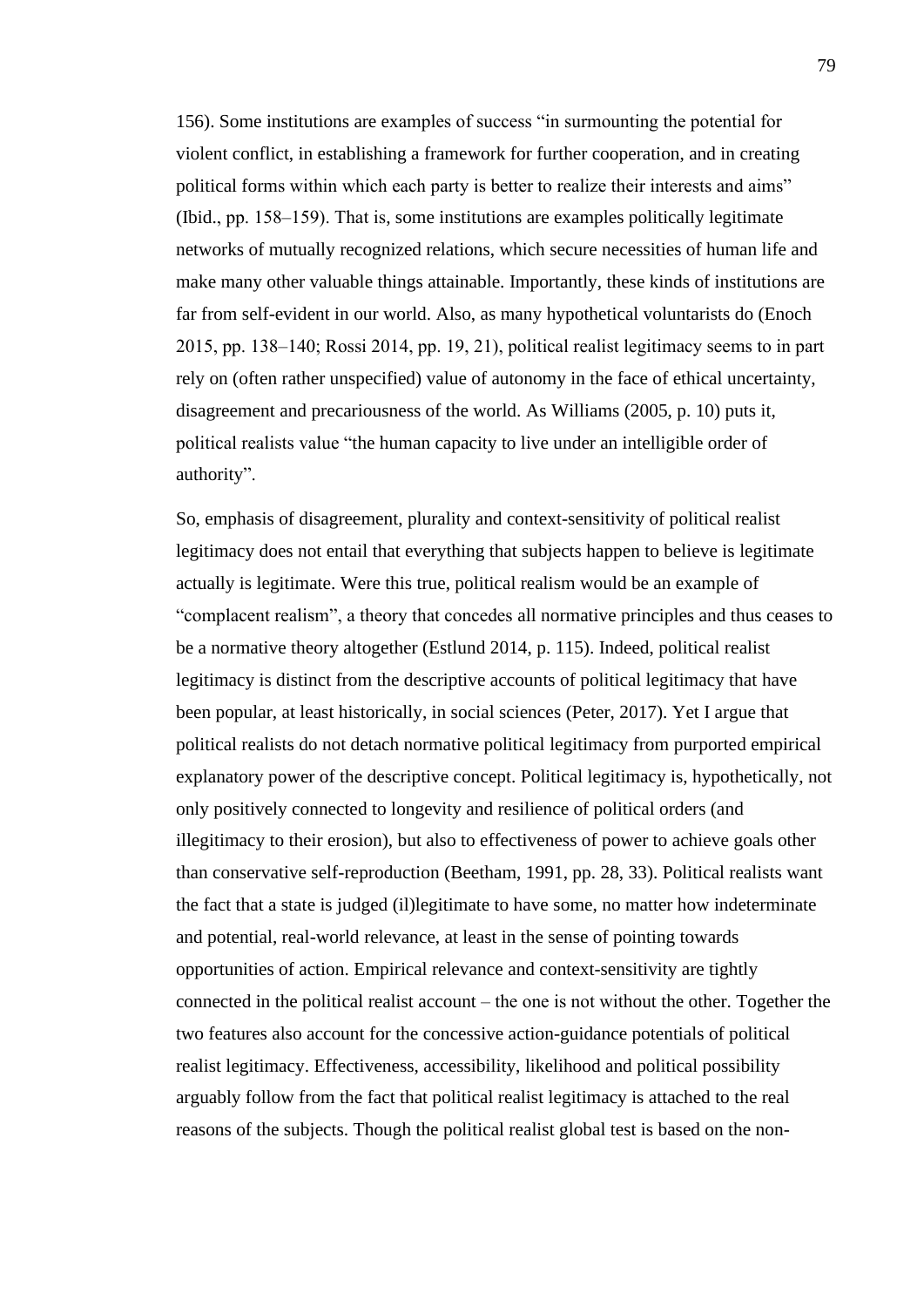156). Some institutions are examples of success "in surmounting the potential for violent conflict, in establishing a framework for further cooperation, and in creating political forms within which each party is better to realize their interests and aims" (Ibid., pp. 158–159). That is, some institutions are examples politically legitimate networks of mutually recognized relations, which secure necessities of human life and make many other valuable things attainable. Importantly, these kinds of institutions are far from self-evident in our world. Also, as many hypothetical voluntarists do (Enoch 2015, pp. 138–140; Rossi 2014, pp. 19, 21), political realist legitimacy seems to in part rely on (often rather unspecified) value of autonomy in the face of ethical uncertainty, disagreement and precariousness of the world. As Williams (2005, p. 10) puts it, political realists value "the human capacity to live under an intelligible order of authority".

So, emphasis of disagreement, plurality and context-sensitivity of political realist legitimacy does not entail that everything that subjects happen to believe is legitimate actually is legitimate. Were this true, political realism would be an example of "complacent realism", a theory that concedes all normative principles and thus ceases to be a normative theory altogether (Estlund 2014, p. 115). Indeed, political realist legitimacy is distinct from the descriptive accounts of political legitimacy that have been popular, at least historically, in social sciences (Peter, 2017). Yet I argue that political realists do not detach normative political legitimacy from purported empirical explanatory power of the descriptive concept. Political legitimacy is, hypothetically, not only positively connected to longevity and resilience of political orders (and illegitimacy to their erosion), but also to effectiveness of power to achieve goals other than conservative self-reproduction (Beetham, 1991, pp. 28, 33). Political realists want the fact that a state is judged (il)legitimate to have some, no matter how indeterminate and potential, real-world relevance, at least in the sense of pointing towards opportunities of action. Empirical relevance and context-sensitivity are tightly connected in the political realist account – the one is not without the other. Together the two features also account for the concessive action-guidance potentials of political realist legitimacy. Effectiveness, accessibility, likelihood and political possibility arguably follow from the fact that political realist legitimacy is attached to the real reasons of the subjects. Though the political realist global test is based on the non-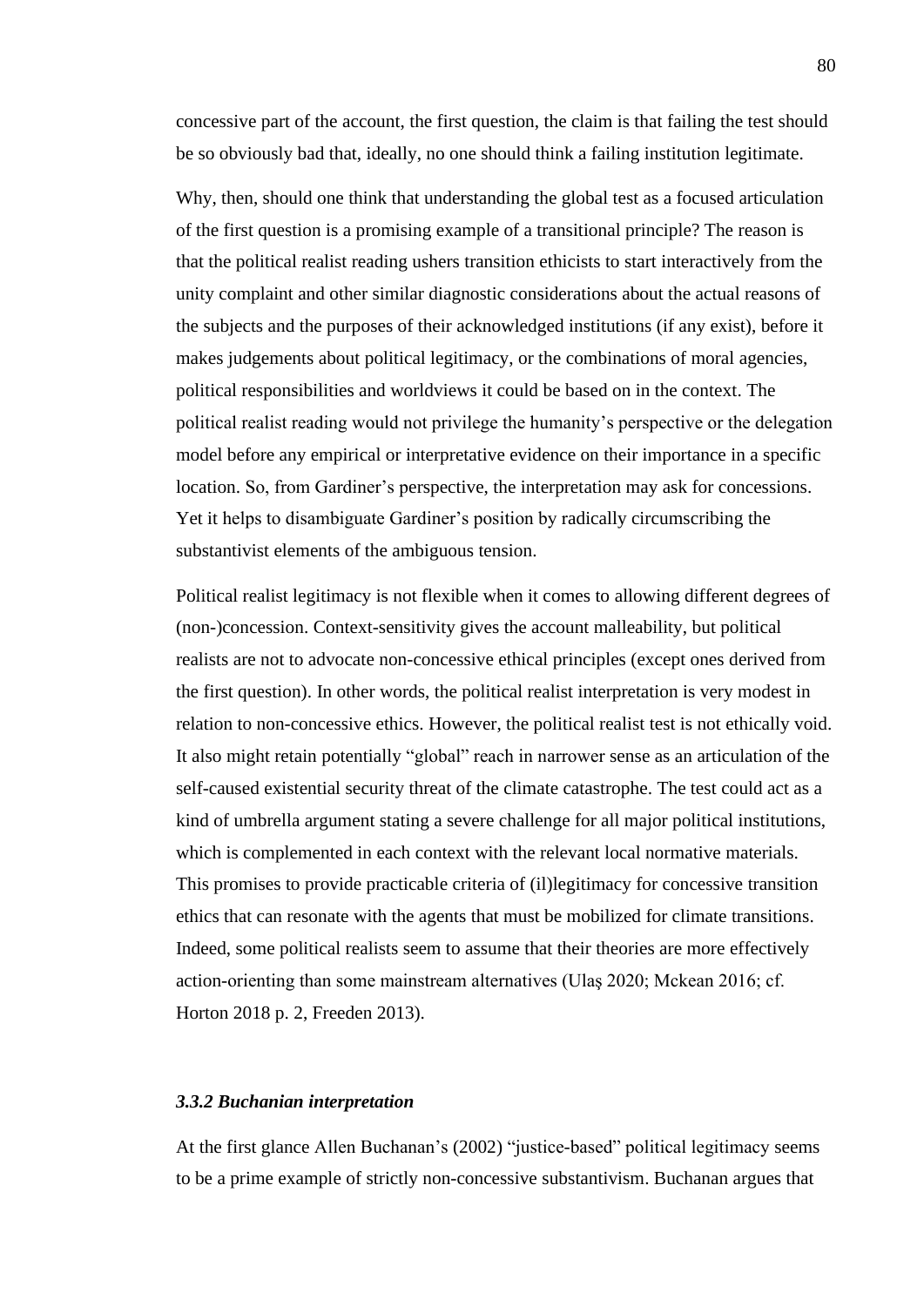concessive part of the account, the first question, the claim is that failing the test should be so obviously bad that, ideally, no one should think a failing institution legitimate.

Why, then, should one think that understanding the global test as a focused articulation of the first question is a promising example of a transitional principle? The reason is that the political realist reading ushers transition ethicists to start interactively from the unity complaint and other similar diagnostic considerations about the actual reasons of the subjects and the purposes of their acknowledged institutions (if any exist), before it makes judgements about political legitimacy, or the combinations of moral agencies, political responsibilities and worldviews it could be based on in the context. The political realist reading would not privilege the humanity's perspective or the delegation model before any empirical or interpretative evidence on their importance in a specific location. So, from Gardiner's perspective, the interpretation may ask for concessions. Yet it helps to disambiguate Gardiner's position by radically circumscribing the substantivist elements of the ambiguous tension.

Political realist legitimacy is not flexible when it comes to allowing different degrees of (non-)concession. Context-sensitivity gives the account malleability, but political realists are not to advocate non-concessive ethical principles (except ones derived from the first question). In other words, the political realist interpretation is very modest in relation to non-concessive ethics. However, the political realist test is not ethically void. It also might retain potentially "global" reach in narrower sense as an articulation of the self-caused existential security threat of the climate catastrophe. The test could act as a kind of umbrella argument stating a severe challenge for all major political institutions, which is complemented in each context with the relevant local normative materials. This promises to provide practicable criteria of (il)legitimacy for concessive transition ethics that can resonate with the agents that must be mobilized for climate transitions. Indeed, some political realists seem to assume that their theories are more effectively action-orienting than some mainstream alternatives (Ulaş 2020; Mckean 2016; cf. Horton 2018 p. 2, Freeden 2013).

### *3.3.2 Buchanian interpretation*

At the first glance Allen Buchanan's (2002) "justice-based" political legitimacy seems to be a prime example of strictly non-concessive substantivism. Buchanan argues that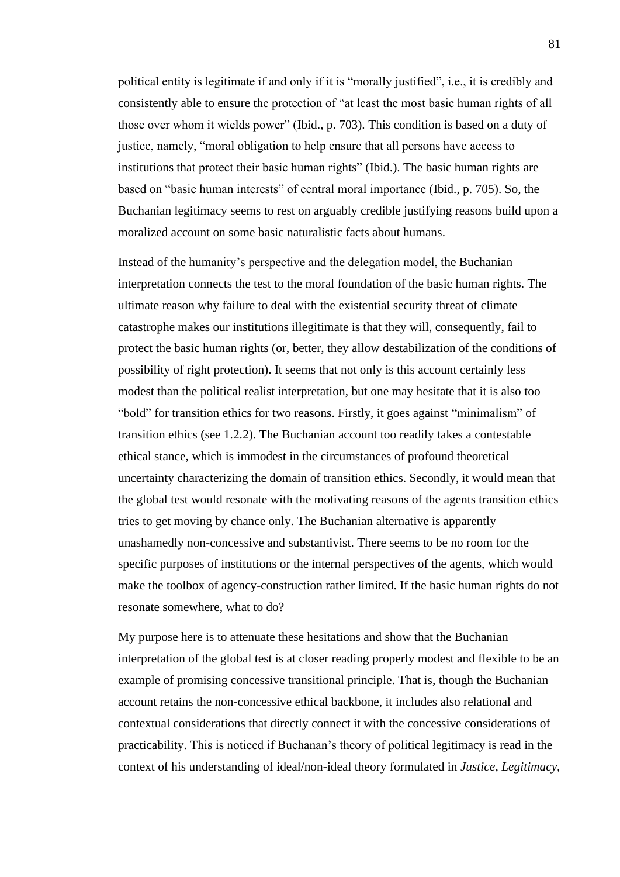political entity is legitimate if and only if it is "morally justified", i.e., it is credibly and consistently able to ensure the protection of "at least the most basic human rights of all those over whom it wields power" (Ibid., p. 703). This condition is based on a duty of justice, namely, "moral obligation to help ensure that all persons have access to institutions that protect their basic human rights" (Ibid.). The basic human rights are based on "basic human interests" of central moral importance (Ibid., p. 705). So, the Buchanian legitimacy seems to rest on arguably credible justifying reasons build upon a moralized account on some basic naturalistic facts about humans.

Instead of the humanity's perspective and the delegation model, the Buchanian interpretation connects the test to the moral foundation of the basic human rights. The ultimate reason why failure to deal with the existential security threat of climate catastrophe makes our institutions illegitimate is that they will, consequently, fail to protect the basic human rights (or, better, they allow destabilization of the conditions of possibility of right protection). It seems that not only is this account certainly less modest than the political realist interpretation, but one may hesitate that it is also too "bold" for transition ethics for two reasons. Firstly, it goes against "minimalism" of transition ethics (see 1.2.2). The Buchanian account too readily takes a contestable ethical stance, which is immodest in the circumstances of profound theoretical uncertainty characterizing the domain of transition ethics. Secondly, it would mean that the global test would resonate with the motivating reasons of the agents transition ethics tries to get moving by chance only. The Buchanian alternative is apparently unashamedly non-concessive and substantivist. There seems to be no room for the specific purposes of institutions or the internal perspectives of the agents, which would make the toolbox of agency-construction rather limited. If the basic human rights do not resonate somewhere, what to do?

My purpose here is to attenuate these hesitations and show that the Buchanian interpretation of the global test is at closer reading properly modest and flexible to be an example of promising concessive transitional principle. That is, though the Buchanian account retains the non-concessive ethical backbone, it includes also relational and contextual considerations that directly connect it with the concessive considerations of practicability. This is noticed if Buchanan's theory of political legitimacy is read in the context of his understanding of ideal/non-ideal theory formulated in *Justice, Legitimacy,*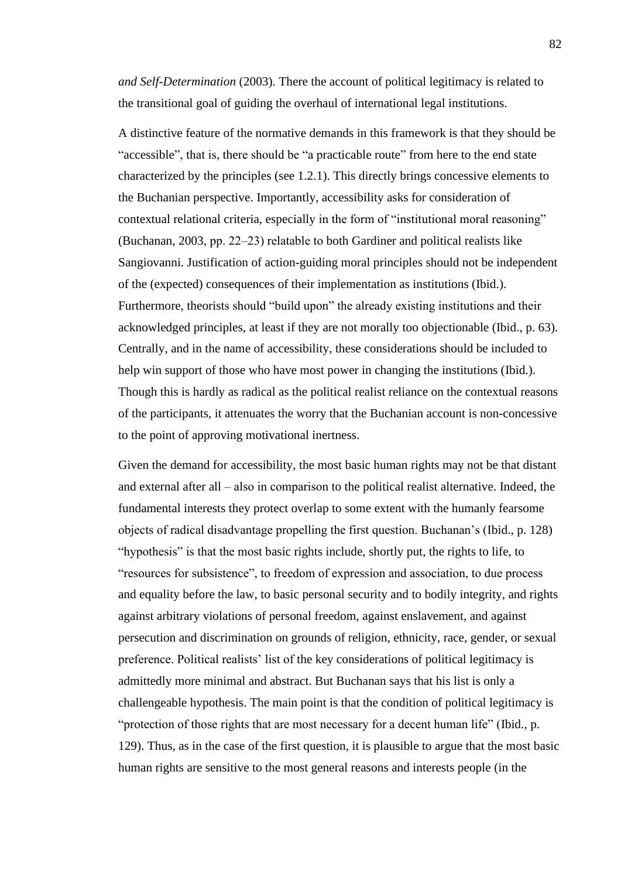*and Self-Determination* (2003). There the account of political legitimacy is related to the transitional goal of guiding the overhaul of international legal institutions.

A distinctive feature of the normative demands in this framework is that they should be "accessible", that is, there should be "a practicable route" from here to the end state characterized by the principles (see 1.2.1). This directly brings concessive elements to the Buchanian perspective. Importantly, accessibility asks for consideration of contextual relational criteria, especially in the form of "institutional moral reasoning" (Buchanan, 2003, pp. 22–23) relatable to both Gardiner and political realists like Sangiovanni. Justification of action-guiding moral principles should not be independent of the (expected) consequences of their implementation as institutions (Ibid.). Furthermore, theorists should "build upon" the already existing institutions and their acknowledged principles, at least if they are not morally too objectionable (Ibid., p. 63). Centrally, and in the name of accessibility, these considerations should be included to help win support of those who have most power in changing the institutions (Ibid.). Though this is hardly as radical as the political realist reliance on the contextual reasons of the participants, it attenuates the worry that the Buchanian account is non-concessive to the point of approving motivational inertness.

Given the demand for accessibility, the most basic human rights may not be that distant and external after all – also in comparison to the political realist alternative. Indeed, the fundamental interests they protect overlap to some extent with the humanly fearsome objects of radical disadvantage propelling the first question. Buchanan's (Ibid., p. 128) "hypothesis" is that the most basic rights include, shortly put, the rights to life, to "resources for subsistence", to freedom of expression and association, to due process and equality before the law, to basic personal security and to bodily integrity, and rights against arbitrary violations of personal freedom, against enslavement, and against persecution and discrimination on grounds of religion, ethnicity, race, gender, or sexual preference. Political realists' list of the key considerations of political legitimacy is admittedly more minimal and abstract. But Buchanan says that his list is only a challengeable hypothesis. The main point is that the condition of political legitimacy is "protection of those rights that are most necessary for a decent human life" (Ibid., p. 129). Thus, as in the case of the first question, it is plausible to argue that the most basic human rights are sensitive to the most general reasons and interests people (in the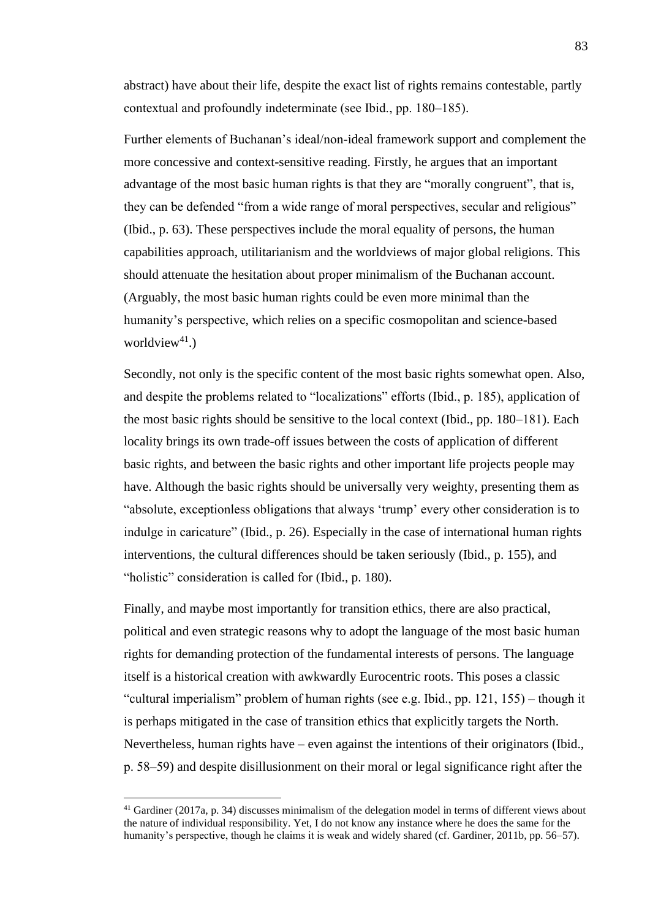abstract) have about their life, despite the exact list of rights remains contestable, partly contextual and profoundly indeterminate (see Ibid., pp. 180–185).

Further elements of Buchanan's ideal/non-ideal framework support and complement the more concessive and context-sensitive reading. Firstly, he argues that an important advantage of the most basic human rights is that they are "morally congruent", that is, they can be defended "from a wide range of moral perspectives, secular and religious" (Ibid., p. 63). These perspectives include the moral equality of persons, the human capabilities approach, utilitarianism and the worldviews of major global religions. This should attenuate the hesitation about proper minimalism of the Buchanan account. (Arguably, the most basic human rights could be even more minimal than the humanity's perspective, which relies on a specific cosmopolitan and science-based worldview[41].)

Secondly, not only is the specific content of the most basic rights somewhat open. Also, and despite the problems related to "localizations" efforts (Ibid., p. 185), application of the most basic rights should be sensitive to the local context (Ibid., pp. 180–181). Each locality brings its own trade-off issues between the costs of application of different basic rights, and between the basic rights and other important life projects people may have. Although the basic rights should be universally very weighty, presenting them as "absolute, exceptionless obligations that always 'trump' every other consideration is to indulge in caricature" (Ibid., p. 26). Especially in the case of international human rights interventions, the cultural differences should be taken seriously (Ibid., p. 155), and "holistic" consideration is called for (Ibid., p. 180).

Finally, and maybe most importantly for transition ethics, there are also practical, political and even strategic reasons why to adopt the language of the most basic human rights for demanding protection of the fundamental interests of persons. The language itself is a historical creation with awkwardly Eurocentric roots. This poses a classic "cultural imperialism" problem of human rights (see e.g. Ibid., pp. 121, 155) – though it is perhaps mitigated in the case of transition ethics that explicitly targets the North. Nevertheless, human rights have – even against the intentions of their originators (Ibid., p. 58–59) and despite disillusionment on their moral or legal significance right after the

[41] Gardiner (2017a, p. 34) discusses minimalism of the delegation model in terms of different views about the nature of individual responsibility. Yet, I do not know any instance where he does the same for the humanity's perspective, though he claims it is weak and widely shared (cf. Gardiner, 2011b, pp. 56–57).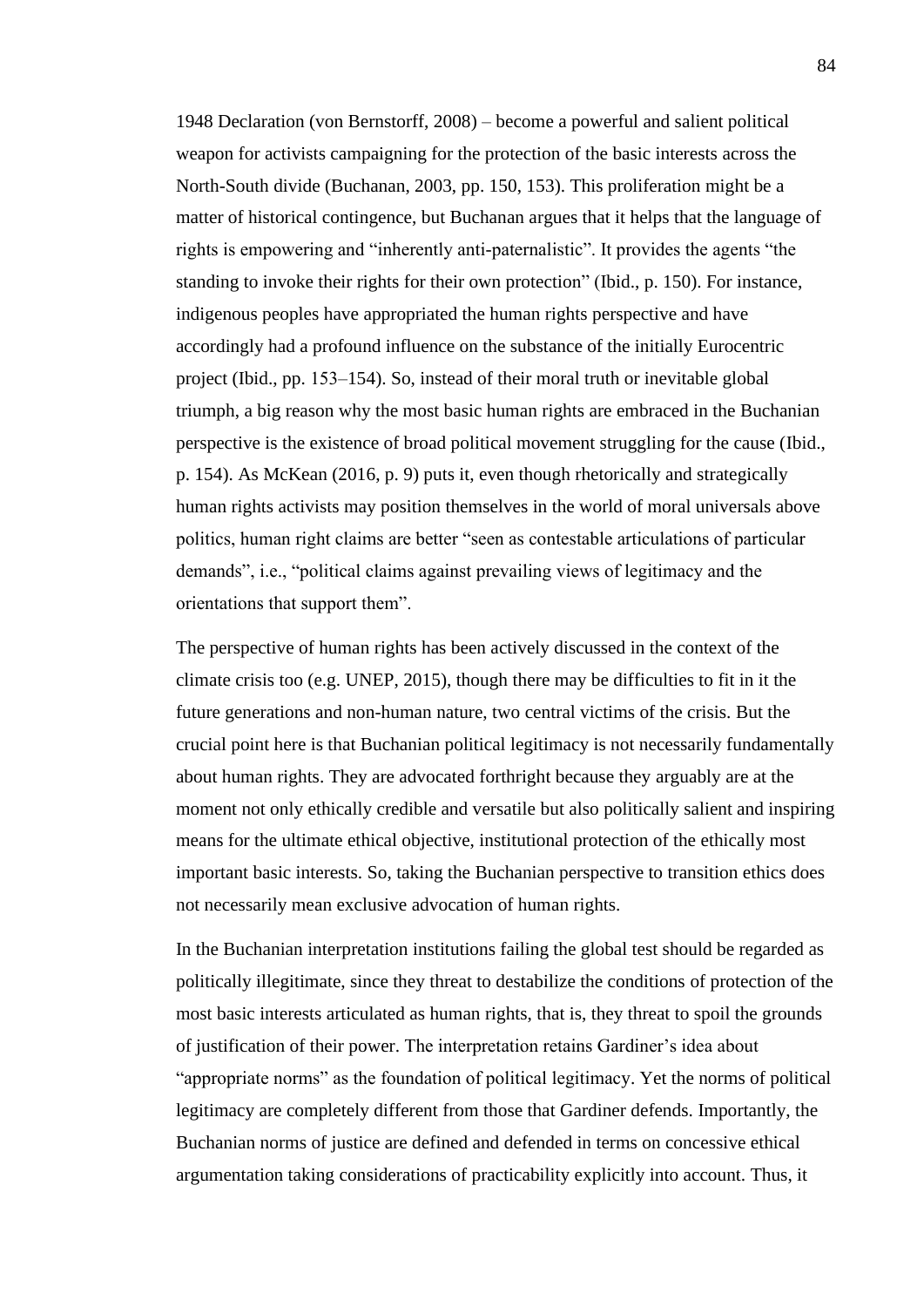1948 Declaration (von Bernstorff, 2008) – become a powerful and salient political weapon for activists campaigning for the protection of the basic interests across the North-South divide (Buchanan, 2003, pp. 150, 153). This proliferation might be a matter of historical contingence, but Buchanan argues that it helps that the language of rights is empowering and "inherently anti-paternalistic". It provides the agents "the standing to invoke their rights for their own protection" (Ibid., p. 150). For instance, indigenous peoples have appropriated the human rights perspective and have accordingly had a profound influence on the substance of the initially Eurocentric project (Ibid., pp. 153–154). So, instead of their moral truth or inevitable global triumph, a big reason why the most basic human rights are embraced in the Buchanian perspective is the existence of broad political movement struggling for the cause (Ibid., p. 154). As McKean (2016, p. 9) puts it, even though rhetorically and strategically human rights activists may position themselves in the world of moral universals above politics, human right claims are better "seen as contestable articulations of particular demands", i.e., "political claims against prevailing views of legitimacy and the orientations that support them".

The perspective of human rights has been actively discussed in the context of the climate crisis too (e.g. UNEP, 2015), though there may be difficulties to fit in it the future generations and non-human nature, two central victims of the crisis. But the crucial point here is that Buchanian political legitimacy is not necessarily fundamentally about human rights. They are advocated forthright because they arguably are at the moment not only ethically credible and versatile but also politically salient and inspiring means for the ultimate ethical objective, institutional protection of the ethically most important basic interests. So, taking the Buchanian perspective to transition ethics does not necessarily mean exclusive advocation of human rights.

In the Buchanian interpretation institutions failing the global test should be regarded as politically illegitimate, since they threat to destabilize the conditions of protection of the most basic interests articulated as human rights, that is, they threat to spoil the grounds of justification of their power. The interpretation retains Gardiner's idea about "appropriate norms" as the foundation of political legitimacy. Yet the norms of political legitimacy are completely different from those that Gardiner defends. Importantly, the Buchanian norms of justice are defined and defended in terms on concessive ethical argumentation taking considerations of practicability explicitly into account. Thus, it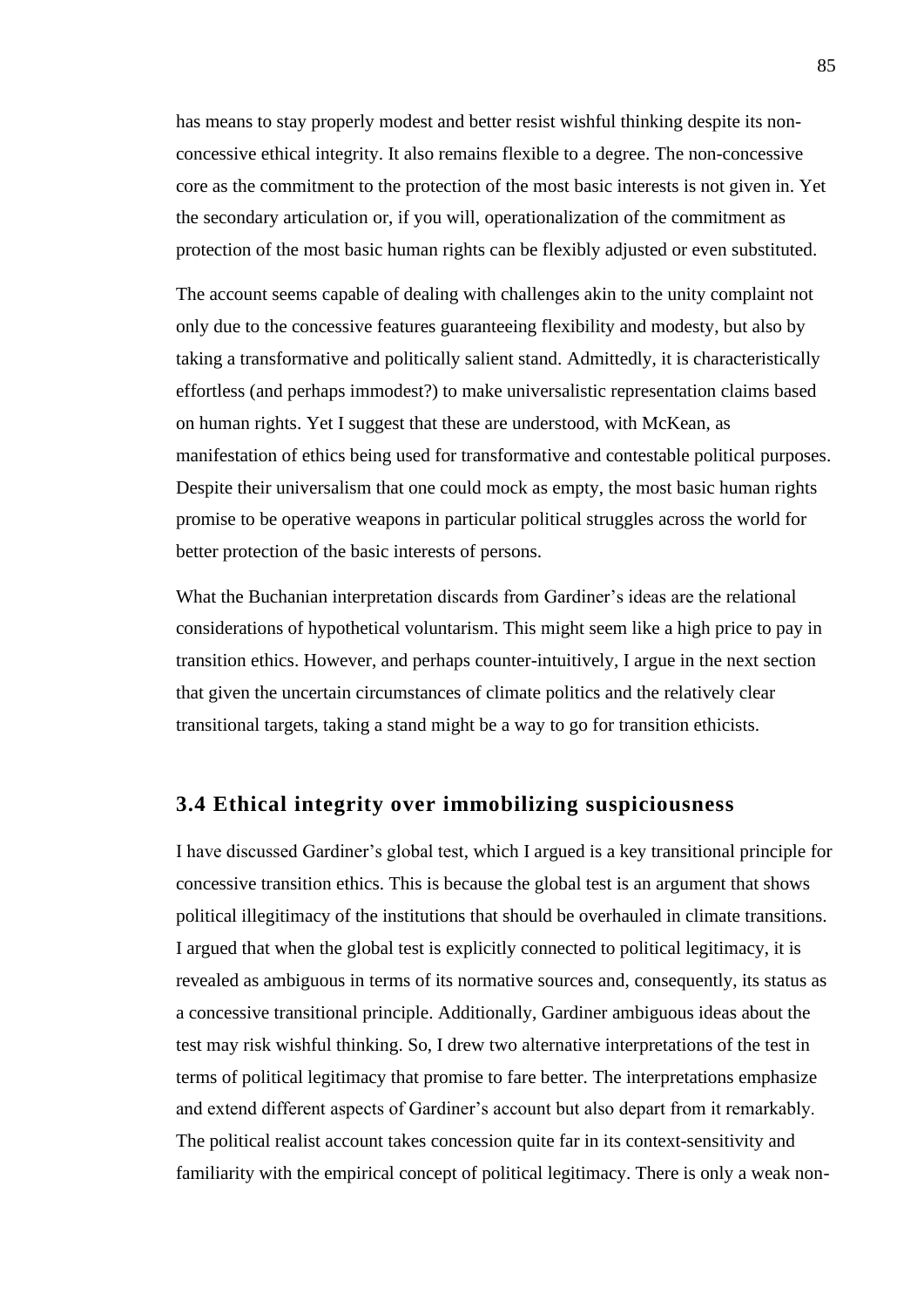has means to stay properly modest and better resist wishful thinking despite its non-concessive ethical integrity. It also remains flexible to a degree. The non-concessive core as the commitment to the protection of the most basic interests is not given in. Yet the secondary articulation or, if you will, operationalization of the commitment as protection of the most basic human rights can be flexibly adjusted or even substituted.

The account seems capable of dealing with challenges akin to the unity complaint not only due to the concessive features guaranteeing flexibility and modesty, but also by taking a transformative and politically salient stand. Admittedly, it is characteristically effortless (and perhaps immodest?) to make universalistic representation claims based on human rights. Yet I suggest that these are understood, with McKean, as manifestation of ethics being used for transformative and contestable political purposes. Despite their universalism that one could mock as empty, the most basic human rights promise to be operative weapons in particular political struggles across the world for better protection of the basic interests of persons.

What the Buchanian interpretation discards from Gardiner's ideas are the relational considerations of hypothetical voluntarism. This might seem like a high price to pay in transition ethics. However, and perhaps counter-intuitively, I argue in the next section that given the uncertain circumstances of climate politics and the relatively clear transitional targets, taking a stand might be a way to go for transition ethicists.

## 3.4 Ethical integrity over immobilizing suspiciousness

I have discussed Gardiner's global test, which I argued is a key transitional principle for concessive transition ethics. This is because the global test is an argument that shows political illegitimacy of the institutions that should be overhauled in climate transitions. I argued that when the global test is explicitly connected to political legitimacy, it is revealed as ambiguous in terms of its normative sources and, consequently, its status as a concessive transitional principle. Additionally, Gardiner ambiguous ideas about the test may risk wishful thinking. So, I drew two alternative interpretations of the test in terms of political legitimacy that promise to fare better. The interpretations emphasize and extend different aspects of Gardiner's account but also depart from it remarkably. The political realist account takes concession quite far in its context-sensitivity and familiarity with the empirical concept of political legitimacy. There is only a weak non-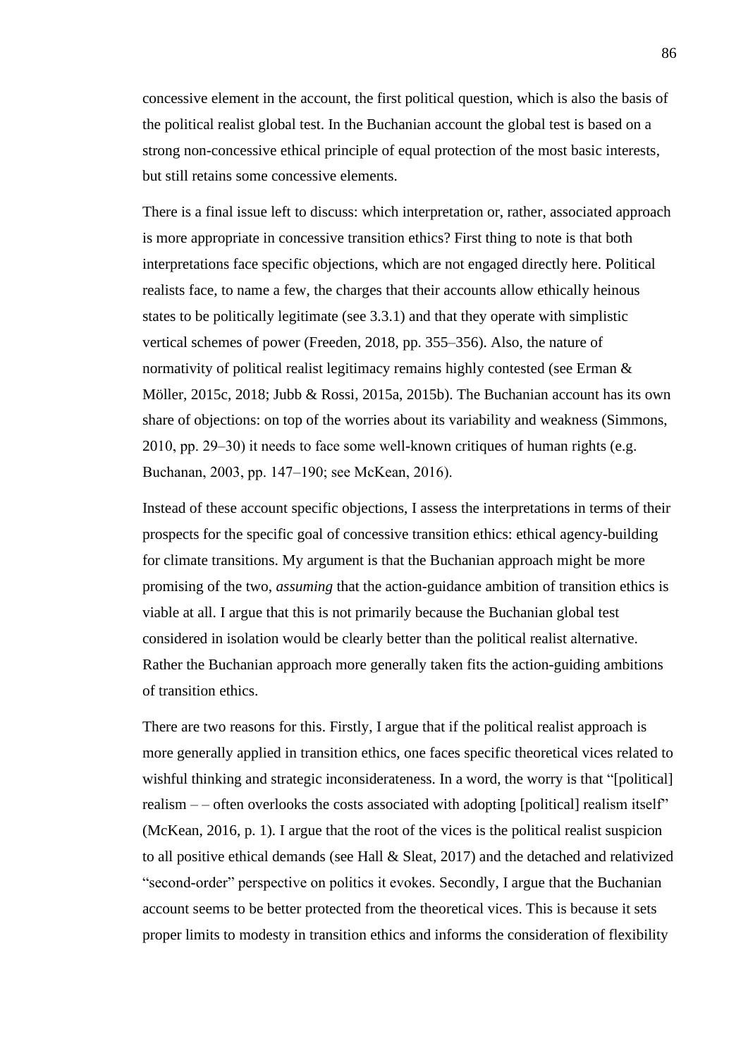concessive element in the account, the first political question, which is also the basis of the political realist global test. In the Buchanian account the global test is based on a strong non-concessive ethical principle of equal protection of the most basic interests, but still retains some concessive elements.

There is a final issue left to discuss: which interpretation or, rather, associated approach is more appropriate in concessive transition ethics? First thing to note is that both interpretations face specific objections, which are not engaged directly here. Political realists face, to name a few, the charges that their accounts allow ethically heinous states to be politically legitimate (see 3.3.1) and that they operate with simplistic vertical schemes of power (Freeden, 2018, pp. 355–356). Also, the nature of normativity of political realist legitimacy remains highly contested (see Erman & Möller, 2015c, 2018; Jubb & Rossi, 2015a, 2015b). The Buchanian account has its own share of objections: on top of the worries about its variability and weakness (Simmons, 2010, pp. 29–30) it needs to face some well-known critiques of human rights (e.g. Buchanan, 2003, pp. 147–190; see McKean, 2016).

Instead of these account specific objections, I assess the interpretations in terms of their prospects for the specific goal of concessive transition ethics: ethical agency-building for climate transitions. My argument is that the Buchanian approach might be more promising of the two, *assuming* that the action-guidance ambition of transition ethics is viable at all. I argue that this is not primarily because the Buchanian global test considered in isolation would be clearly better than the political realist alternative. Rather the Buchanian approach more generally taken fits the action-guiding ambitions of transition ethics.

There are two reasons for this. Firstly, I argue that if the political realist approach is more generally applied in transition ethics, one faces specific theoretical vices related to wishful thinking and strategic inconsiderateness. In a word, the worry is that "[political] realism – – often overlooks the costs associated with adopting [political] realism itself" (McKean, 2016, p. 1). I argue that the root of the vices is the political realist suspicion to all positive ethical demands (see Hall & Sleat, 2017) and the detached and relativized "second-order" perspective on politics it evokes. Secondly, I argue that the Buchanian account seems to be better protected from the theoretical vices. This is because it sets proper limits to modesty in transition ethics and informs the consideration of flexibility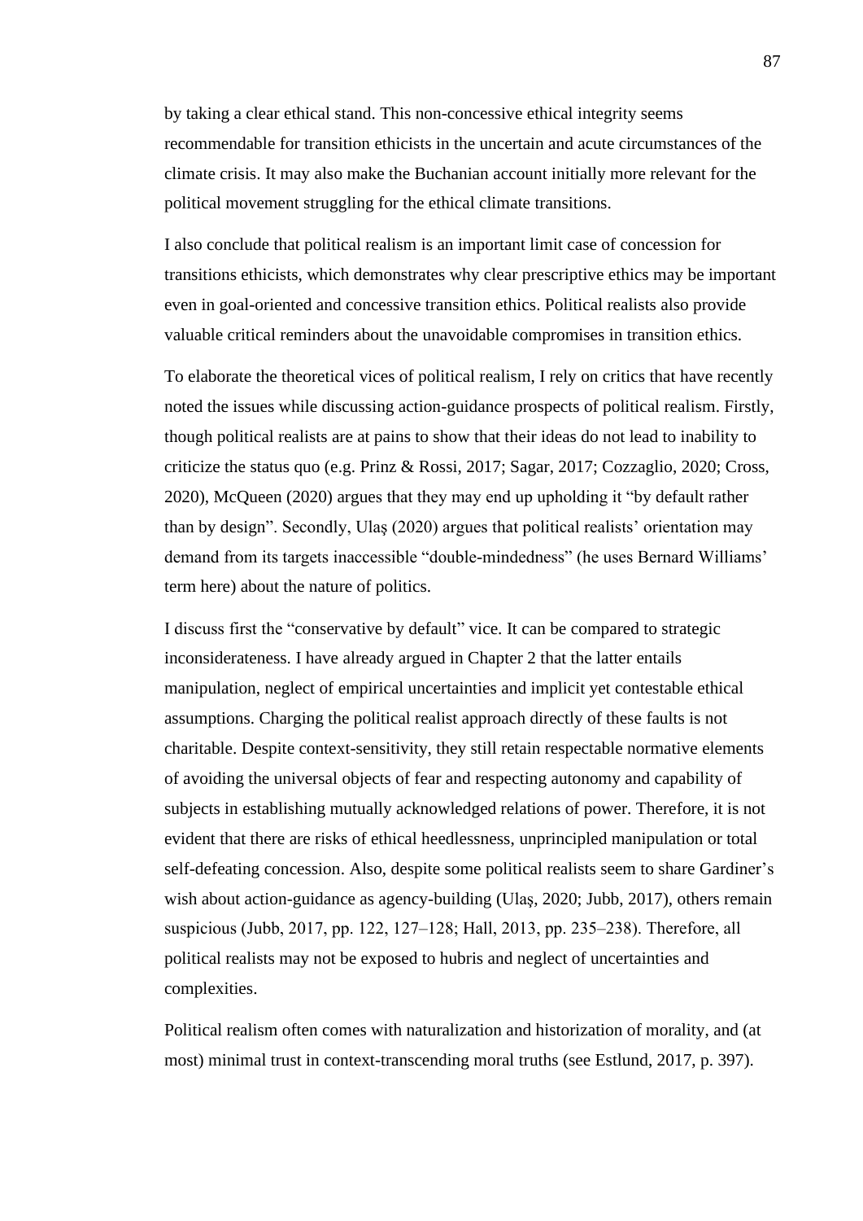by taking a clear ethical stand. This non-concessive ethical integrity seems recommendable for transition ethicists in the uncertain and acute circumstances of the climate crisis. It may also make the Buchanian account initially more relevant for the political movement struggling for the ethical climate transitions.

I also conclude that political realism is an important limit case of concession for transitions ethicists, which demonstrates why clear prescriptive ethics may be important even in goal-oriented and concessive transition ethics. Political realists also provide valuable critical reminders about the unavoidable compromises in transition ethics.

To elaborate the theoretical vices of political realism, I rely on critics that have recently noted the issues while discussing action-guidance prospects of political realism. Firstly, though political realists are at pains to show that their ideas do not lead to inability to criticize the status quo (e.g. Prinz & Rossi, 2017; Sagar, 2017; Cozzaglio, 2020; Cross, 2020), McQueen (2020) argues that they may end up upholding it "by default rather than by design". Secondly, Ulaş (2020) argues that political realists' orientation may demand from its targets inaccessible "double-mindedness" (he uses Bernard Williams' term here) about the nature of politics.

I discuss first the "conservative by default" vice. It can be compared to strategic inconsiderateness. I have already argued in Chapter 2 that the latter entails manipulation, neglect of empirical uncertainties and implicit yet contestable ethical assumptions. Charging the political realist approach directly of these faults is not charitable. Despite context-sensitivity, they still retain respectable normative elements of avoiding the universal objects of fear and respecting autonomy and capability of subjects in establishing mutually acknowledged relations of power. Therefore, it is not evident that there are risks of ethical heedlessness, unprincipled manipulation or total self-defeating concession. Also, despite some political realists seem to share Gardiner's wish about action-guidance as agency-building (Ulaş, 2020; Jubb, 2017), others remain suspicious (Jubb, 2017, pp. 122, 127–128; Hall, 2013, pp. 235–238). Therefore, all political realists may not be exposed to hubris and neglect of uncertainties and complexities.

Political realism often comes with naturalization and historization of morality, and (at most) minimal trust in context-transcending moral truths (see Estlund, 2017, p. 397).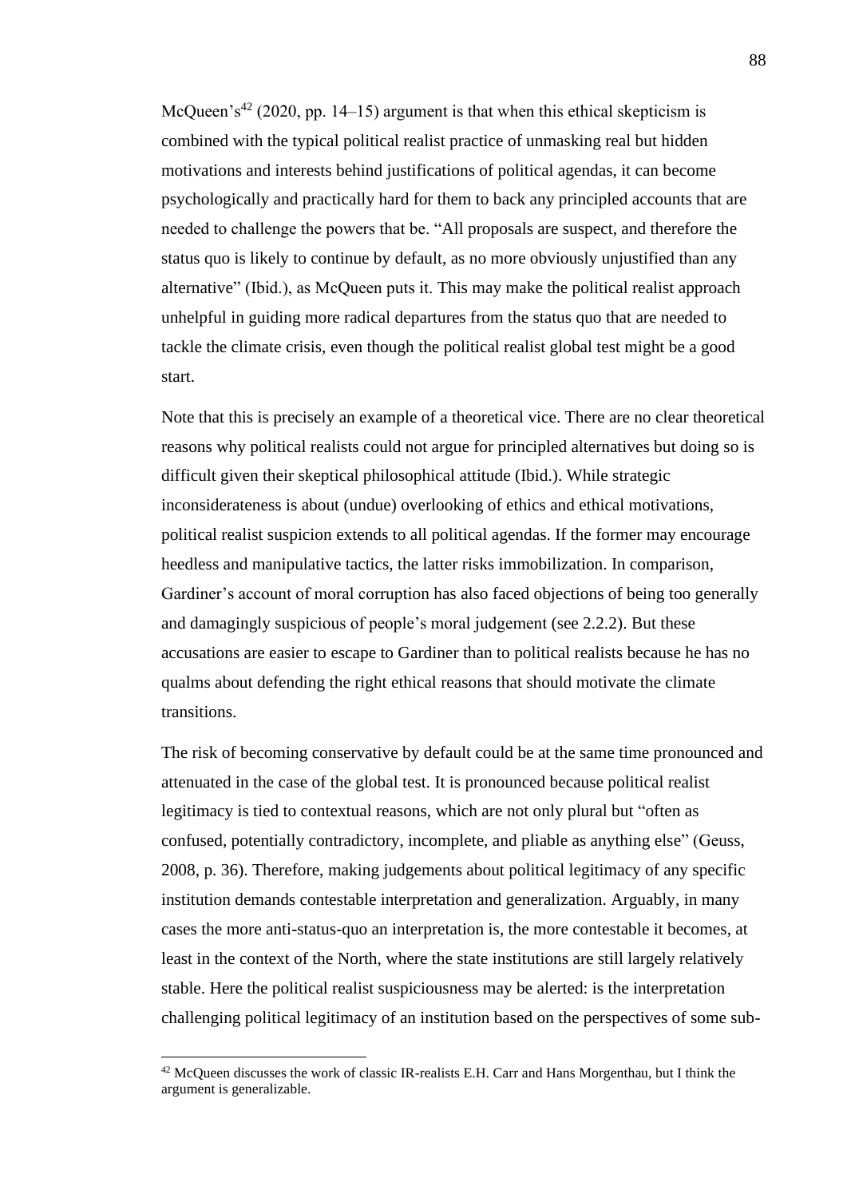McQueen's[42] (2020, pp. 14–15) argument is that when this ethical skepticism is combined with the typical political realist practice of unmasking real but hidden motivations and interests behind justifications of political agendas, it can become psychologically and practically hard for them to back any principled accounts that are needed to challenge the powers that be. "All proposals are suspect, and therefore the status quo is likely to continue by default, as no more obviously unjustified than any alternative" (Ibid.), as McQueen puts it. This may make the political realist approach unhelpful in guiding more radical departures from the status quo that are needed to tackle the climate crisis, even though the political realist global test might be a good start.

Note that this is precisely an example of a theoretical vice. There are no clear theoretical reasons why political realists could not argue for principled alternatives but doing so is difficult given their skeptical philosophical attitude (Ibid.). While strategic inconsiderateness is about (undue) overlooking of ethics and ethical motivations, political realist suspicion extends to all political agendas. If the former may encourage heedless and manipulative tactics, the latter risks immobilization. In comparison, Gardiner's account of moral corruption has also faced objections of being too generally and damagingly suspicious of people's moral judgement (see 2.2.2). But these accusations are easier to escape to Gardiner than to political realists because he has no qualms about defending the right ethical reasons that should motivate the climate transitions.

The risk of becoming conservative by default could be at the same time pronounced and attenuated in the case of the global test. It is pronounced because political realist legitimacy is tied to contextual reasons, which are not only plural but "often as confused, potentially contradictory, incomplete, and pliable as anything else" (Geuss, 2008, p. 36). Therefore, making judgements about political legitimacy of any specific institution demands contestable interpretation and generalization. Arguably, in many cases the more anti-status-quo an interpretation is, the more contestable it becomes, at least in the context of the North, where the state institutions are still largely relatively stable. Here the political realist suspiciousness may be alerted: is the interpretation challenging political legitimacy of an institution based on the perspectives of some sub-

[42] McQueen discusses the work of classic IR-realists E.H. Carr and Hans Morgenthau, but I think the argument is generalizable.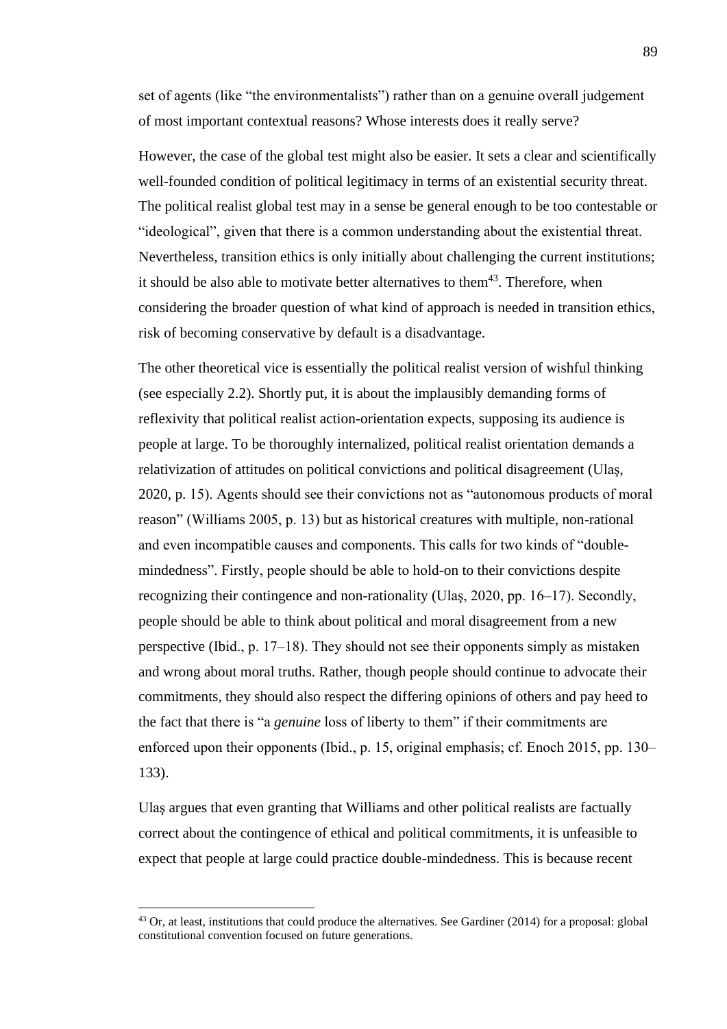set of agents (like "the environmentalists") rather than on a genuine overall judgement of most important contextual reasons? Whose interests does it really serve?

However, the case of the global test might also be easier. It sets a clear and scientifically well-founded condition of political legitimacy in terms of an existential security threat. The political realist global test may in a sense be general enough to be too contestable or "ideological", given that there is a common understanding about the existential threat. Nevertheless, transition ethics is only initially about challenging the current institutions; it should be also able to motivate better alternatives to them[43]. Therefore, when considering the broader question of what kind of approach is needed in transition ethics, risk of becoming conservative by default is a disadvantage.

The other theoretical vice is essentially the political realist version of wishful thinking (see especially 2.2). Shortly put, it is about the implausibly demanding forms of reflexivity that political realist action-orientation expects, supposing its audience is people at large. To be thoroughly internalized, political realist orientation demands a relativization of attitudes on political convictions and political disagreement (Ulaş, 2020, p. 15). Agents should see their convictions not as "autonomous products of moral reason" (Williams 2005, p. 13) but as historical creatures with multiple, non-rational and even incompatible causes and components. This calls for two kinds of "double-mindedness". Firstly, people should be able to hold-on to their convictions despite recognizing their contingence and non-rationality (Ulaş, 2020, pp. 16–17). Secondly, people should be able to think about political and moral disagreement from a new perspective (Ibid., p. 17–18). They should not see their opponents simply as mistaken and wrong about moral truths. Rather, though people should continue to advocate their commitments, they should also respect the differing opinions of others and pay heed to the fact that there is "a *genuine* loss of liberty to them" if their commitments are enforced upon their opponents (Ibid., p. 15, original emphasis; cf. Enoch 2015, pp. 130–133).

Ulaş argues that even granting that Williams and other political realists are factually correct about the contingence of ethical and political commitments, it is unfeasible to expect that people at large could practice double-mindedness. This is because recent

[43] Or, at least, institutions that could produce the alternatives. See Gardiner (2014) for a proposal: global constitutional convention focused on future generations.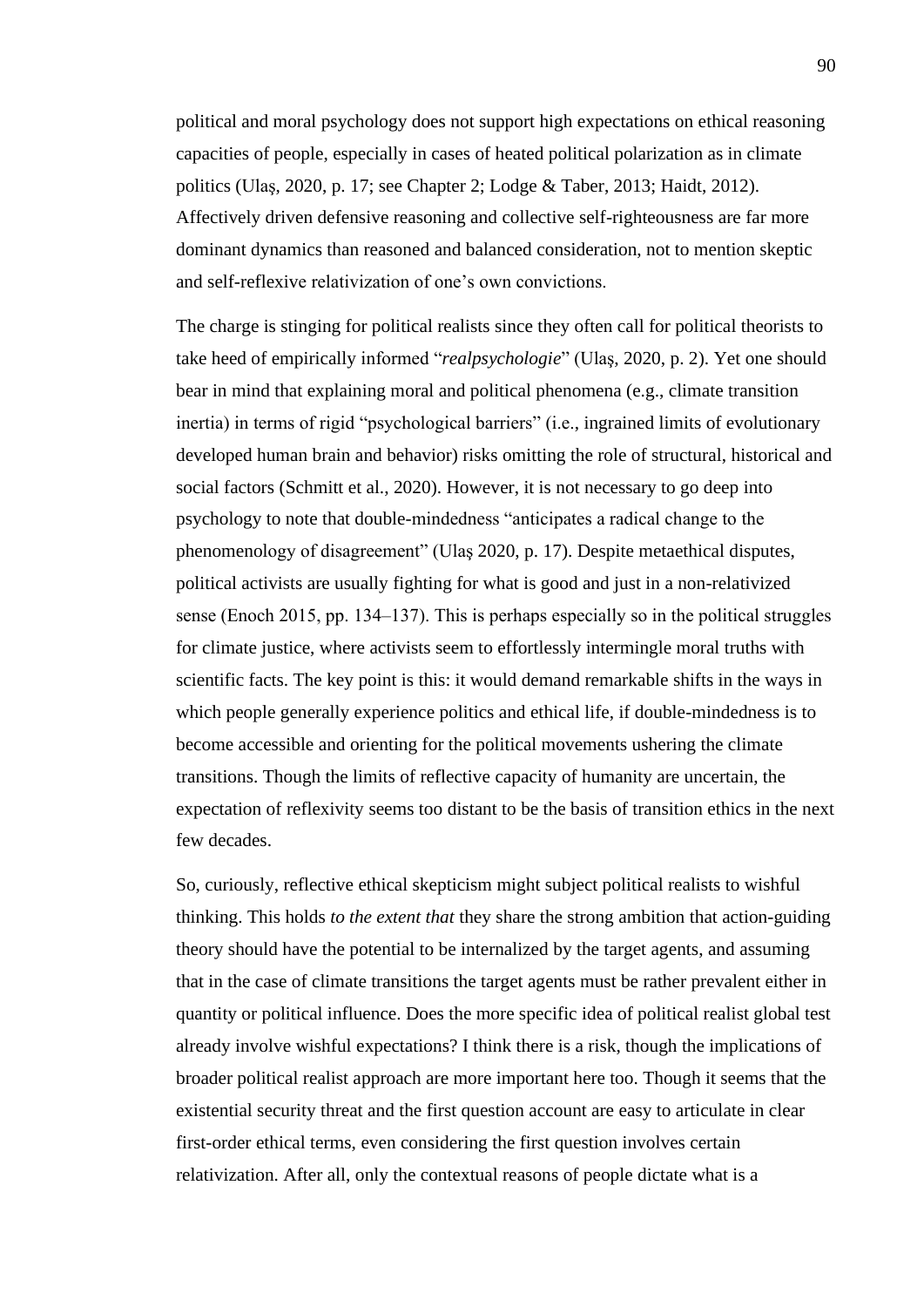political and moral psychology does not support high expectations on ethical reasoning capacities of people, especially in cases of heated political polarization as in climate politics (Ulaş, 2020, p. 17; see Chapter 2; Lodge & Taber, 2013; Haidt, 2012). Affectively driven defensive reasoning and collective self-righteousness are far more dominant dynamics than reasoned and balanced consideration, not to mention skeptic and self-reflexive relativization of one's own convictions.

The charge is stinging for political realists since they often call for political theorists to take heed of empirically informed "*realpsychologie*" (Ulaş, 2020, p. 2). Yet one should bear in mind that explaining moral and political phenomena (e.g., climate transition inertia) in terms of rigid "psychological barriers" (i.e., ingrained limits of evolutionary developed human brain and behavior) risks omitting the role of structural, historical and social factors (Schmitt et al., 2020). However, it is not necessary to go deep into psychology to note that double-mindedness "anticipates a radical change to the phenomenology of disagreement" (Ulaş 2020, p. 17). Despite metaethical disputes, political activists are usually fighting for what is good and just in a non-relativized sense (Enoch 2015, pp. 134–137). This is perhaps especially so in the political struggles for climate justice, where activists seem to effortlessly intermingle moral truths with scientific facts. The key point is this: it would demand remarkable shifts in the ways in which people generally experience politics and ethical life, if double-mindedness is to become accessible and orienting for the political movements ushering the climate transitions. Though the limits of reflective capacity of humanity are uncertain, the expectation of reflexivity seems too distant to be the basis of transition ethics in the next few decades.

So, curiously, reflective ethical skepticism might subject political realists to wishful thinking. This holds *to the extent that* they share the strong ambition that action-guiding theory should have the potential to be internalized by the target agents, and assuming that in the case of climate transitions the target agents must be rather prevalent either in quantity or political influence. Does the more specific idea of political realist global test already involve wishful expectations? I think there is a risk, though the implications of broader political realist approach are more important here too. Though it seems that the existential security threat and the first question account are easy to articulate in clear first-order ethical terms, even considering the first question involves certain relativization. After all, only the contextual reasons of people dictate what is a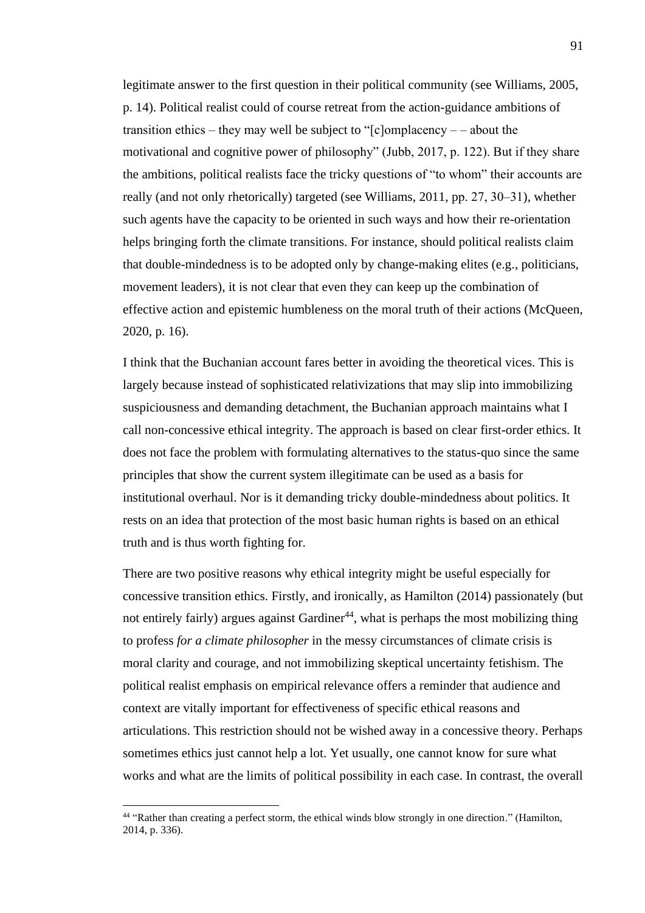legitimate answer to the first question in their political community (see Williams, 2005, p. 14). Political realist could of course retreat from the action-guidance ambitions of transition ethics – they may well be subject to "[c]omplacency – – about the motivational and cognitive power of philosophy" (Jubb, 2017, p. 122). But if they share the ambitions, political realists face the tricky questions of "to whom" their accounts are really (and not only rhetorically) targeted (see Williams, 2011, pp. 27, 30–31), whether such agents have the capacity to be oriented in such ways and how their re-orientation helps bringing forth the climate transitions. For instance, should political realists claim that double-mindedness is to be adopted only by change-making elites (e.g., politicians, movement leaders), it is not clear that even they can keep up the combination of effective action and epistemic humbleness on the moral truth of their actions (McQueen, 2020, p. 16).

I think that the Buchanian account fares better in avoiding the theoretical vices. This is largely because instead of sophisticated relativizations that may slip into immobilizing suspiciousness and demanding detachment, the Buchanian approach maintains what I call non-concessive ethical integrity. The approach is based on clear first-order ethics. It does not face the problem with formulating alternatives to the status-quo since the same principles that show the current system illegitimate can be used as a basis for institutional overhaul. Nor is it demanding tricky double-mindedness about politics. It rests on an idea that protection of the most basic human rights is based on an ethical truth and is thus worth fighting for.

There are two positive reasons why ethical integrity might be useful especially for concessive transition ethics. Firstly, and ironically, as Hamilton (2014) passionately (but not entirely fairly) argues against Gardiner[44], what is perhaps the most mobilizing thing to profess *for a climate philosopher* in the messy circumstances of climate crisis is moral clarity and courage, and not immobilizing skeptical uncertainty fetishism. The political realist emphasis on empirical relevance offers a reminder that audience and context are vitally important for effectiveness of specific ethical reasons and articulations. This restriction should not be wished away in a concessive theory. Perhaps sometimes ethics just cannot help a lot. Yet usually, one cannot know for sure what works and what are the limits of political possibility in each case. In contrast, the overall

[44] "Rather than creating a perfect storm, the ethical winds blow strongly in one direction." (Hamilton, 2014, p. 336).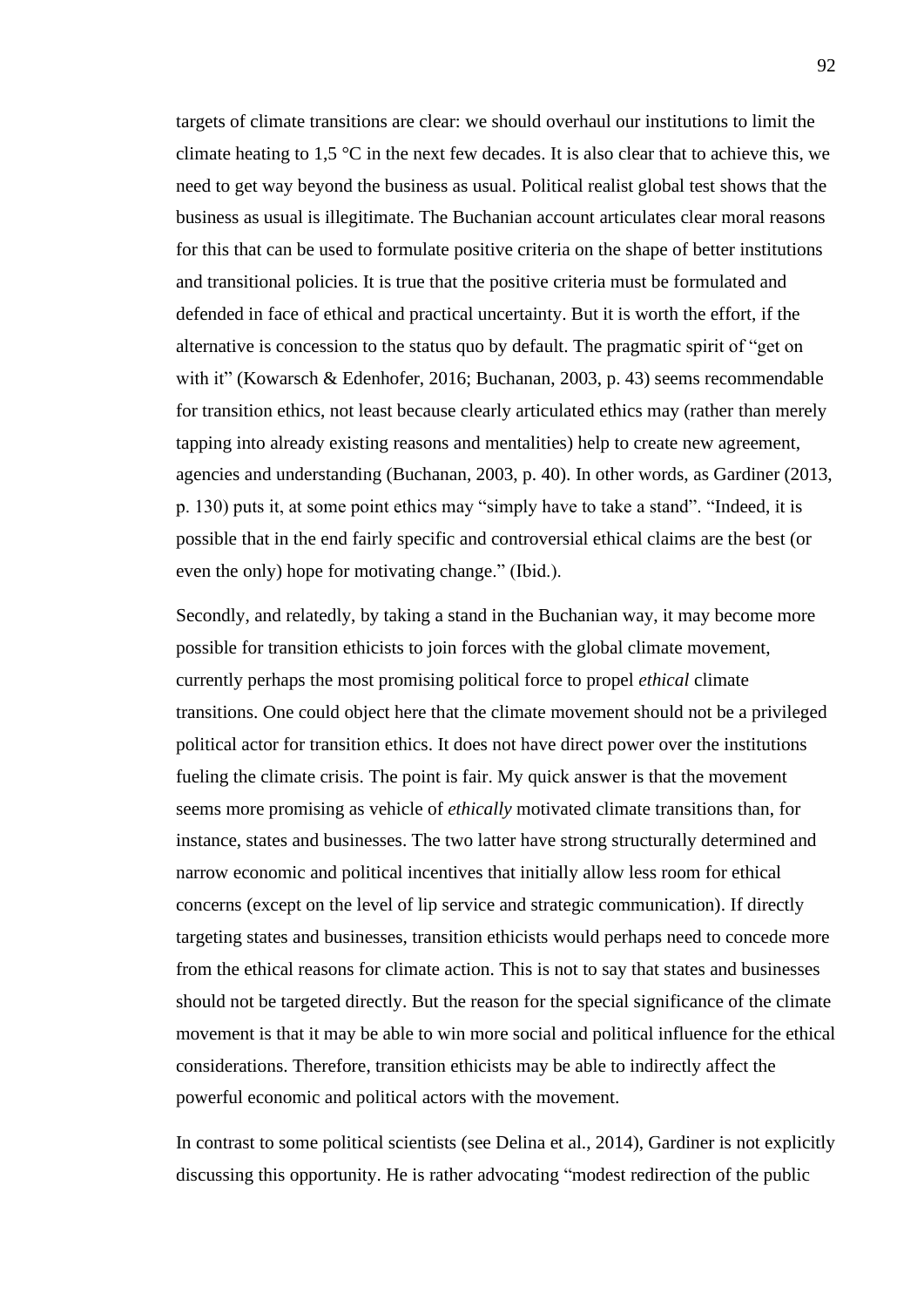targets of climate transitions are clear: we should overhaul our institutions to limit the climate heating to 1,5 °C in the next few decades. It is also clear that to achieve this, we need to get way beyond the business as usual. Political realist global test shows that the business as usual is illegitimate. The Buchanian account articulates clear moral reasons for this that can be used to formulate positive criteria on the shape of better institutions and transitional policies. It is true that the positive criteria must be formulated and defended in face of ethical and practical uncertainty. But it is worth the effort, if the alternative is concession to the status quo by default. The pragmatic spirit of "get on with it" (Kowarsch & Edenhofer, 2016; Buchanan, 2003, p. 43) seems recommendable for transition ethics, not least because clearly articulated ethics may (rather than merely tapping into already existing reasons and mentalities) help to create new agreement, agencies and understanding (Buchanan, 2003, p. 40). In other words, as Gardiner (2013, p. 130) puts it, at some point ethics may "simply have to take a stand". "Indeed, it is possible that in the end fairly specific and controversial ethical claims are the best (or even the only) hope for motivating change." (Ibid.).

Secondly, and relatedly, by taking a stand in the Buchanian way, it may become more possible for transition ethicists to join forces with the global climate movement, currently perhaps the most promising political force to propel *ethical* climate transitions. One could object here that the climate movement should not be a privileged political actor for transition ethics. It does not have direct power over the institutions fueling the climate crisis. The point is fair. My quick answer is that the movement seems more promising as vehicle of *ethically* motivated climate transitions than, for instance, states and businesses. The two latter have strong structurally determined and narrow economic and political incentives that initially allow less room for ethical concerns (except on the level of lip service and strategic communication). If directly targeting states and businesses, transition ethicists would perhaps need to concede more from the ethical reasons for climate action. This is not to say that states and businesses should not be targeted directly. But the reason for the special significance of the climate movement is that it may be able to win more social and political influence for the ethical considerations. Therefore, transition ethicists may be able to indirectly affect the powerful economic and political actors with the movement.

In contrast to some political scientists (see Delina et al., 2014), Gardiner is not explicitly discussing this opportunity. He is rather advocating "modest redirection of the public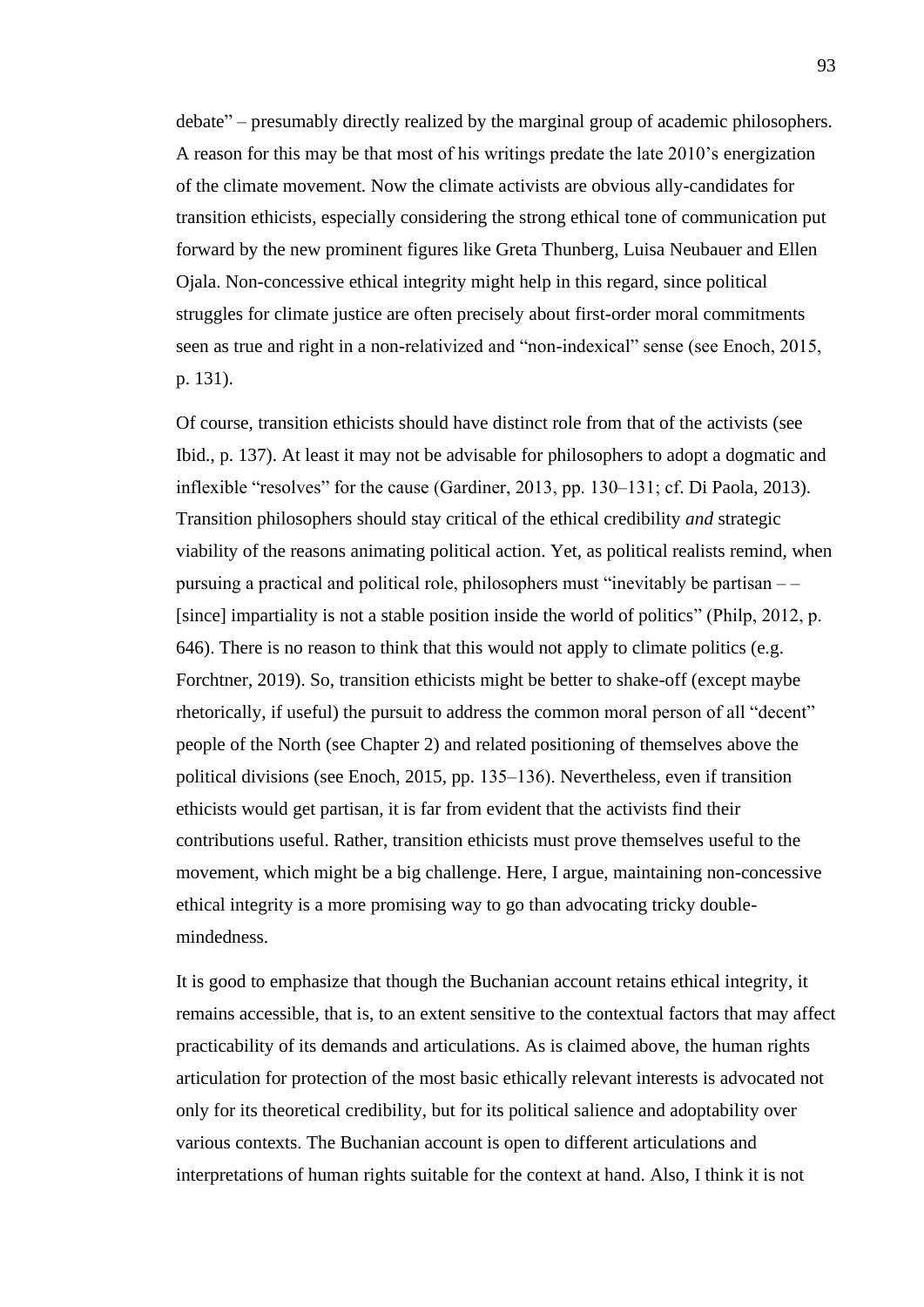debate" – presumably directly realized by the marginal group of academic philosophers. A reason for this may be that most of his writings predate the late 2010's energization of the climate movement. Now the climate activists are obvious ally-candidates for transition ethicists, especially considering the strong ethical tone of communication put forward by the new prominent figures like Greta Thunberg, Luisa Neubauer and Ellen Ojala. Non-concessive ethical integrity might help in this regard, since political struggles for climate justice are often precisely about first-order moral commitments seen as true and right in a non-relativized and "non-indexical" sense (see Enoch, 2015, p. 131).

Of course, transition ethicists should have distinct role from that of the activists (see Ibid., p. 137). At least it may not be advisable for philosophers to adopt a dogmatic and inflexible "resolves" for the cause (Gardiner, 2013, pp. 130–131; cf. Di Paola, 2013). Transition philosophers should stay critical of the ethical credibility *and* strategic viability of the reasons animating political action. Yet, as political realists remind, when pursuing a practical and political role, philosophers must "inevitably be partisan – – [since] impartiality is not a stable position inside the world of politics" (Philp, 2012, p. 646). There is no reason to think that this would not apply to climate politics (e.g. Forchtner, 2019). So, transition ethicists might be better to shake-off (except maybe rhetorically, if useful) the pursuit to address the common moral person of all "decent" people of the North (see Chapter 2) and related positioning of themselves above the political divisions (see Enoch, 2015, pp. 135–136). Nevertheless, even if transition ethicists would get partisan, it is far from evident that the activists find their contributions useful. Rather, transition ethicists must prove themselves useful to the movement, which might be a big challenge. Here, I argue, maintaining non-concessive ethical integrity is a more promising way to go than advocating tricky double-mindedness.

It is good to emphasize that though the Buchanian account retains ethical integrity, it remains accessible, that is, to an extent sensitive to the contextual factors that may affect practicability of its demands and articulations. As is claimed above, the human rights articulation for protection of the most basic ethically relevant interests is advocated not only for its theoretical credibility, but for its political salience and adoptability over various contexts. The Buchanian account is open to different articulations and interpretations of human rights suitable for the context at hand. Also, I think it is not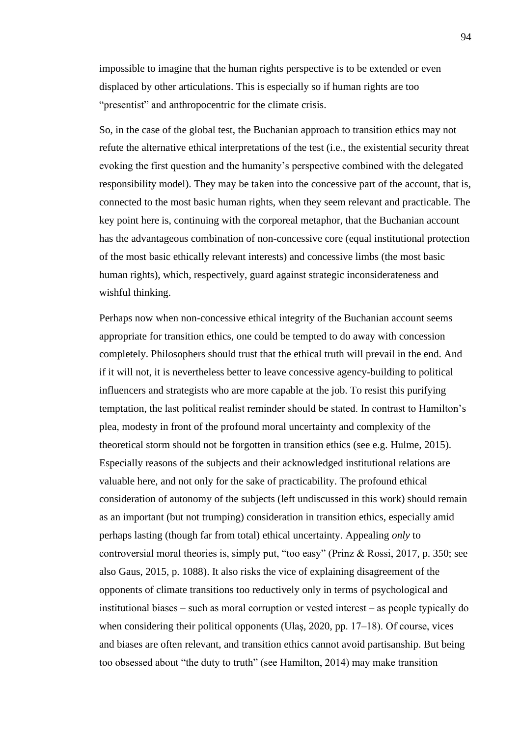impossible to imagine that the human rights perspective is to be extended or even displaced by other articulations. This is especially so if human rights are too "presentist" and anthropocentric for the climate crisis.

So, in the case of the global test, the Buchanian approach to transition ethics may not refute the alternative ethical interpretations of the test (i.e., the existential security threat evoking the first question and the humanity's perspective combined with the delegated responsibility model). They may be taken into the concessive part of the account, that is, connected to the most basic human rights, when they seem relevant and practicable. The key point here is, continuing with the corporeal metaphor, that the Buchanian account has the advantageous combination of non-concessive core (equal institutional protection of the most basic ethically relevant interests) and concessive limbs (the most basic human rights), which, respectively, guard against strategic inconsiderateness and wishful thinking.

Perhaps now when non-concessive ethical integrity of the Buchanian account seems appropriate for transition ethics, one could be tempted to do away with concession completely. Philosophers should trust that the ethical truth will prevail in the end. And if it will not, it is nevertheless better to leave concessive agency-building to political influencers and strategists who are more capable at the job. To resist this purifying temptation, the last political realist reminder should be stated. In contrast to Hamilton's plea, modesty in front of the profound moral uncertainty and complexity of the theoretical storm should not be forgotten in transition ethics (see e.g. Hulme, 2015). Especially reasons of the subjects and their acknowledged institutional relations are valuable here, and not only for the sake of practicability. The profound ethical consideration of autonomy of the subjects (left undiscussed in this work) should remain as an important (but not trumping) consideration in transition ethics, especially amid perhaps lasting (though far from total) ethical uncertainty. Appealing *only* to controversial moral theories is, simply put, "too easy" (Prinz & Rossi, 2017, p. 350; see also Gaus, 2015, p. 1088). It also risks the vice of explaining disagreement of the opponents of climate transitions too reductively only in terms of psychological and institutional biases – such as moral corruption or vested interest – as people typically do when considering their political opponents (Ulaş, 2020, pp. 17–18). Of course, vices and biases are often relevant, and transition ethics cannot avoid partisanship. But being too obsessed about "the duty to truth" (see Hamilton, 2014) may make transition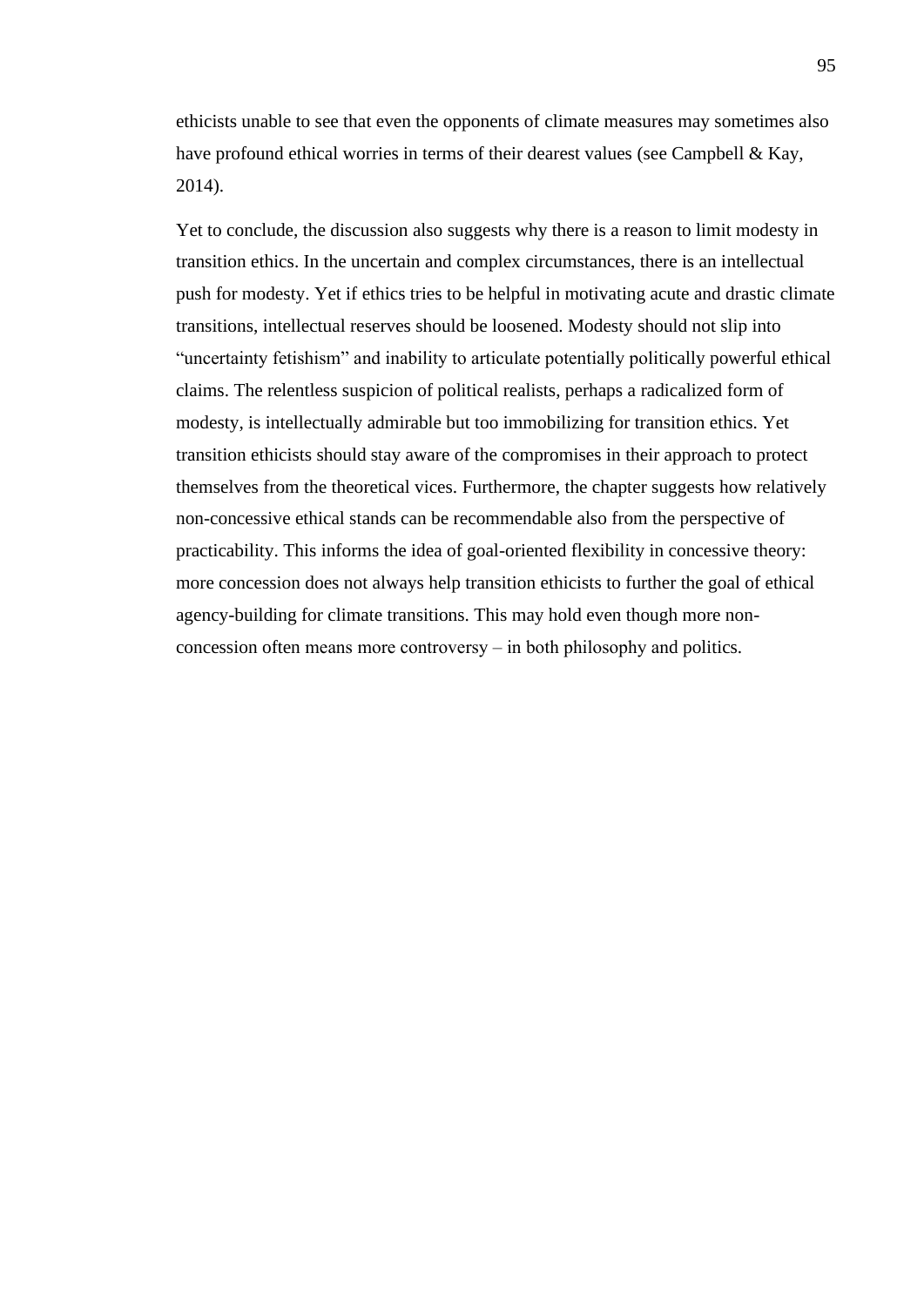ethicists unable to see that even the opponents of climate measures may sometimes also have profound ethical worries in terms of their dearest values (see Campbell & Kay, 2014).

Yet to conclude, the discussion also suggests why there is a reason to limit modesty in transition ethics. In the uncertain and complex circumstances, there is an intellectual push for modesty. Yet if ethics tries to be helpful in motivating acute and drastic climate transitions, intellectual reserves should be loosened. Modesty should not slip into “uncertainty fetishism” and inability to articulate potentially politically powerful ethical claims. The relentless suspicion of political realists, perhaps a radicalized form of modesty, is intellectually admirable but too immobilizing for transition ethics. Yet transition ethicists should stay aware of the compromises in their approach to protect themselves from the theoretical vices. Furthermore, the chapter suggests how relatively non-concessive ethical stands can be recommendable also from the perspective of practicability. This informs the idea of goal-oriented flexibility in concessive theory: more concession does not always help transition ethicists to further the goal of ethical agency-building for climate transitions. This may hold even though more non-concession often means more controversy – in both philosophy and politics.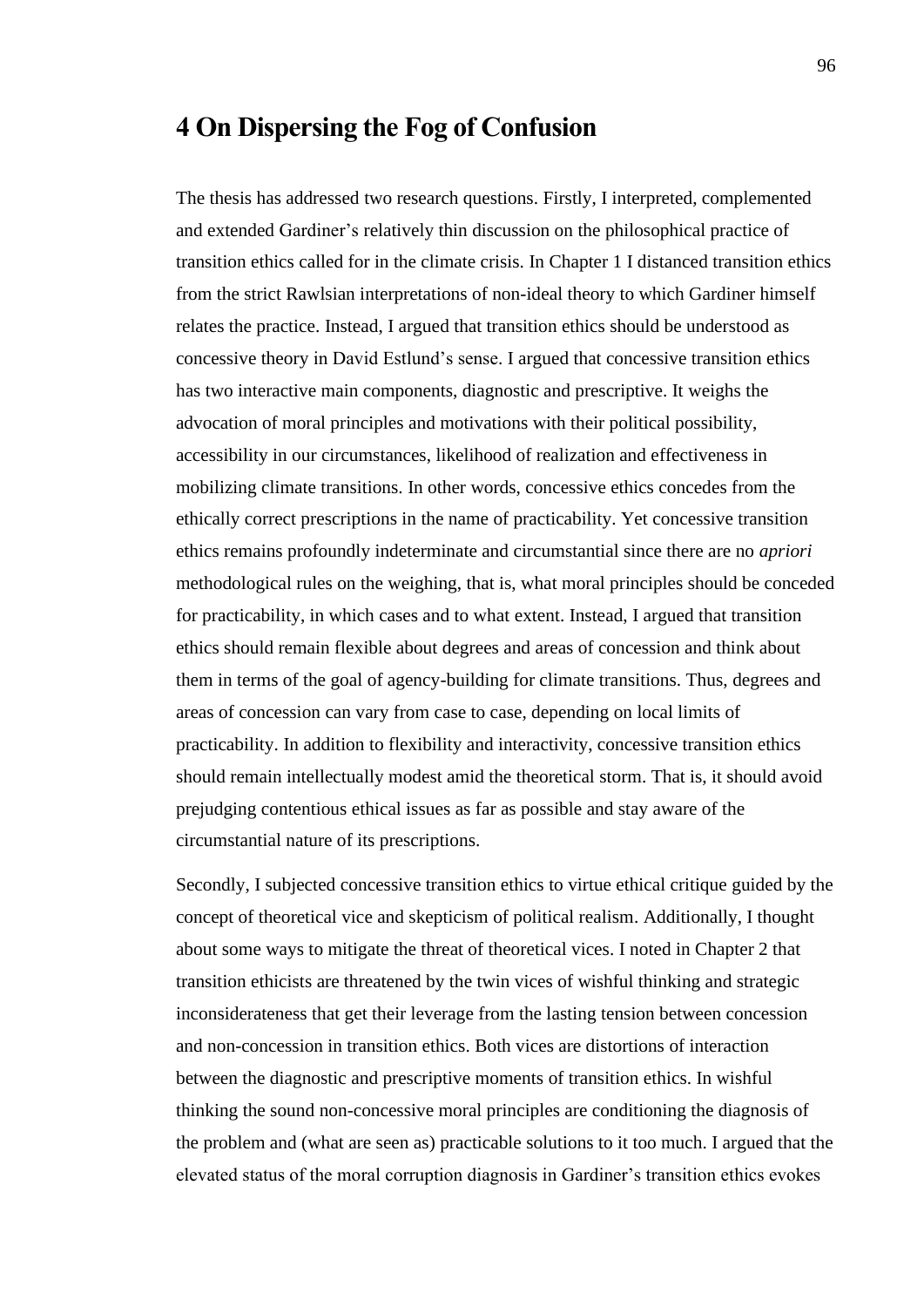# 4 On Dispersing the Fog of Confusion

The thesis has addressed two research questions. Firstly, I interpreted, complemented and extended Gardiner's relatively thin discussion on the philosophical practice of transition ethics called for in the climate crisis. In Chapter 1 I distanced transition ethics from the strict Rawlsian interpretations of non-ideal theory to which Gardiner himself relates the practice. Instead, I argued that transition ethics should be understood as concessive theory in David Estlund's sense. I argued that concessive transition ethics has two interactive main components, diagnostic and prescriptive. It weighs the advocation of moral principles and motivations with their political possibility, accessibility in our circumstances, likelihood of realization and effectiveness in mobilizing climate transitions. In other words, concessive ethics concedes from the ethically correct prescriptions in the name of practicability. Yet concessive transition ethics remains profoundly indeterminate and circumstantial since there are no *apriori* methodological rules on the weighing, that is, what moral principles should be conceded for practicability, in which cases and to what extent. Instead, I argued that transition ethics should remain flexible about degrees and areas of concession and think about them in terms of the goal of agency-building for climate transitions. Thus, degrees and areas of concession can vary from case to case, depending on local limits of practicability. In addition to flexibility and interactivity, concessive transition ethics should remain intellectually modest amid the theoretical storm. That is, it should avoid prejudging contentious ethical issues as far as possible and stay aware of the circumstantial nature of its prescriptions.

Secondly, I subjected concessive transition ethics to virtue ethical critique guided by the concept of theoretical vice and skepticism of political realism. Additionally, I thought about some ways to mitigate the threat of theoretical vices. I noted in Chapter 2 that transition ethicists are threatened by the twin vices of wishful thinking and strategic inconsiderateness that get their leverage from the lasting tension between concession and non-concession in transition ethics. Both vices are distortions of interaction between the diagnostic and prescriptive moments of transition ethics. In wishful thinking the sound non-concessive moral principles are conditioning the diagnosis of the problem and (what are seen as) practicable solutions to it too much. I argued that the elevated status of the moral corruption diagnosis in Gardiner's transition ethics evokes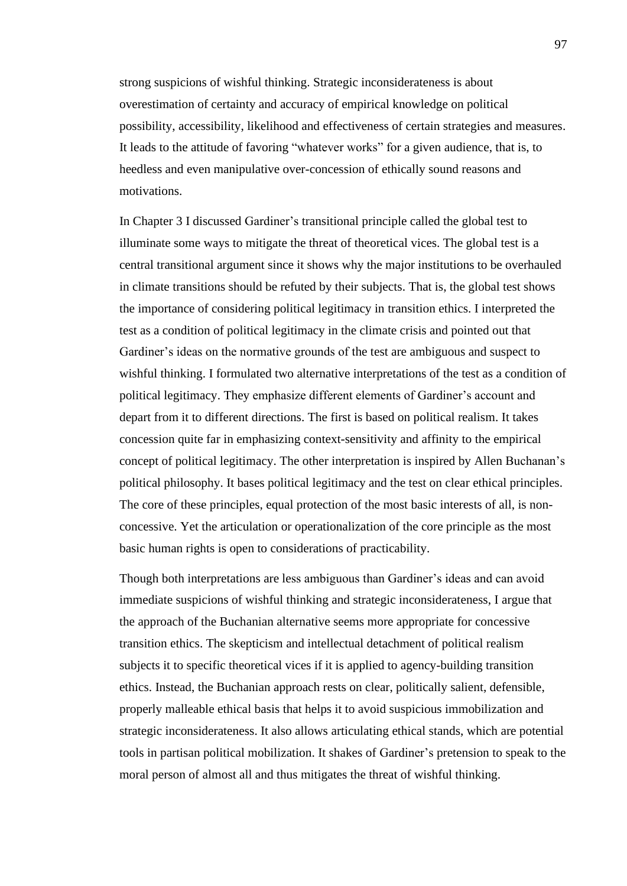strong suspicions of wishful thinking. Strategic inconsiderateness is about overestimation of certainty and accuracy of empirical knowledge on political possibility, accessibility, likelihood and effectiveness of certain strategies and measures. It leads to the attitude of favoring "whatever works" for a given audience, that is, to heedless and even manipulative over-concession of ethically sound reasons and motivations.

In Chapter 3 I discussed Gardiner's transitional principle called the global test to illuminate some ways to mitigate the threat of theoretical vices. The global test is a central transitional argument since it shows why the major institutions to be overhauled in climate transitions should be refuted by their subjects. That is, the global test shows the importance of considering political legitimacy in transition ethics. I interpreted the test as a condition of political legitimacy in the climate crisis and pointed out that Gardiner's ideas on the normative grounds of the test are ambiguous and suspect to wishful thinking. I formulated two alternative interpretations of the test as a condition of political legitimacy. They emphasize different elements of Gardiner's account and depart from it to different directions. The first is based on political realism. It takes concession quite far in emphasizing context-sensitivity and affinity to the empirical concept of political legitimacy. The other interpretation is inspired by Allen Buchanan's political philosophy. It bases political legitimacy and the test on clear ethical principles. The core of these principles, equal protection of the most basic interests of all, is non-concessive. Yet the articulation or operationalization of the core principle as the most basic human rights is open to considerations of practicability.

Though both interpretations are less ambiguous than Gardiner's ideas and can avoid immediate suspicions of wishful thinking and strategic inconsiderateness, I argue that the approach of the Buchanian alternative seems more appropriate for concessive transition ethics. The skepticism and intellectual detachment of political realism subjects it to specific theoretical vices if it is applied to agency-building transition ethics. Instead, the Buchanian approach rests on clear, politically salient, defensible, properly malleable ethical basis that helps it to avoid suspicious immobilization and strategic inconsiderateness. It also allows articulating ethical stands, which are potential tools in partisan political mobilization. It shakes of Gardiner's pretension to speak to the moral person of almost all and thus mitigates the threat of wishful thinking.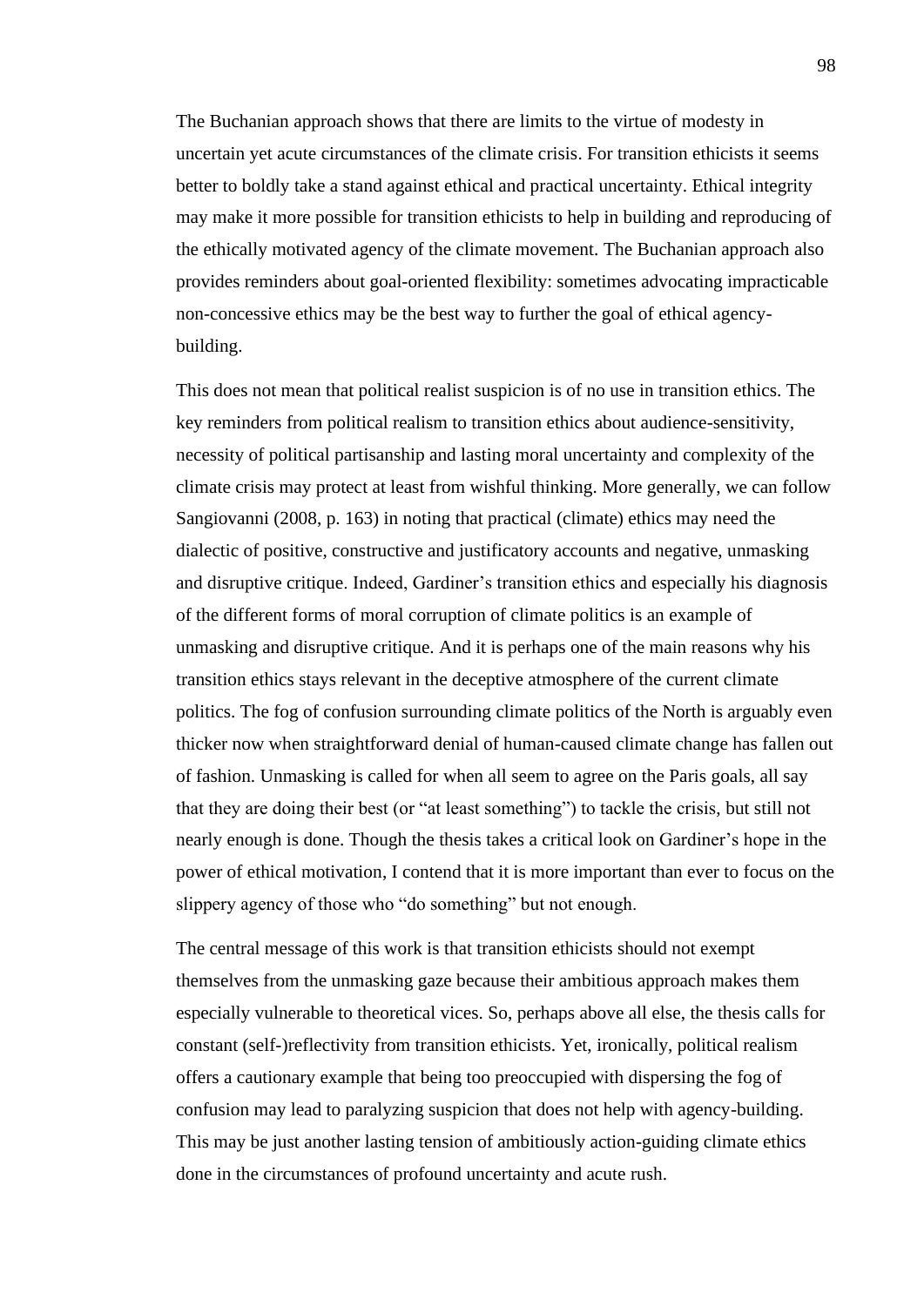The Buchanian approach shows that there are limits to the virtue of modesty in uncertain yet acute circumstances of the climate crisis. For transition ethicists it seems better to boldly take a stand against ethical and practical uncertainty. Ethical integrity may make it more possible for transition ethicists to help in building and reproducing of the ethically motivated agency of the climate movement. The Buchanian approach also provides reminders about goal-oriented flexibility: sometimes advocating impracticable non-concessive ethics may be the best way to further the goal of ethical agency-building.

This does not mean that political realist suspicion is of no use in transition ethics. The key reminders from political realism to transition ethics about audience-sensitivity, necessity of political partisanship and lasting moral uncertainty and complexity of the climate crisis may protect at least from wishful thinking. More generally, we can follow Sangiovanni (2008, p. 163) in noting that practical (climate) ethics may need the dialectic of positive, constructive and justificatory accounts and negative, unmasking and disruptive critique. Indeed, Gardiner's transition ethics and especially his diagnosis of the different forms of moral corruption of climate politics is an example of unmasking and disruptive critique. And it is perhaps one of the main reasons why his transition ethics stays relevant in the deceptive atmosphere of the current climate politics. The fog of confusion surrounding climate politics of the North is arguably even thicker now when straightforward denial of human-caused climate change has fallen out of fashion. Unmasking is called for when all seem to agree on the Paris goals, all say that they are doing their best (or "at least something") to tackle the crisis, but still not nearly enough is done. Though the thesis takes a critical look on Gardiner's hope in the power of ethical motivation, I contend that it is more important than ever to focus on the slippery agency of those who "do something" but not enough.

The central message of this work is that transition ethicists should not exempt themselves from the unmasking gaze because their ambitious approach makes them especially vulnerable to theoretical vices. So, perhaps above all else, the thesis calls for constant (self-)reflectivity from transition ethicists. Yet, ironically, political realism offers a cautionary example that being too preoccupied with dispersing the fog of confusion may lead to paralyzing suspicion that does not help with agency-building. This may be just another lasting tension of ambitiously action-guiding climate ethics done in the circumstances of profound uncertainty and acute rush.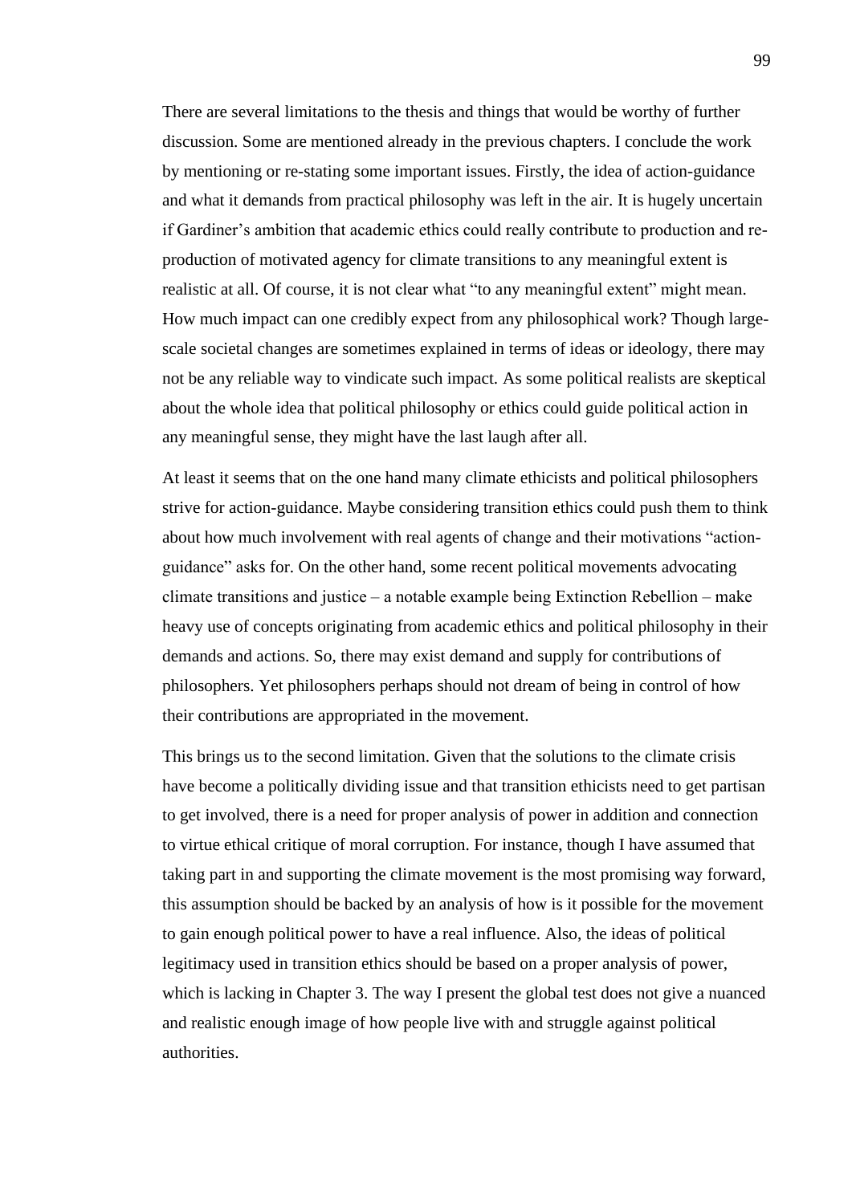There are several limitations to the thesis and things that would be worthy of further discussion. Some are mentioned already in the previous chapters. I conclude the work by mentioning or re-stating some important issues. Firstly, the idea of action-guidance and what it demands from practical philosophy was left in the air. It is hugely uncertain if Gardiner's ambition that academic ethics could really contribute to production and re-production of motivated agency for climate transitions to any meaningful extent is realistic at all. Of course, it is not clear what "to any meaningful extent" might mean. How much impact can one credibly expect from any philosophical work? Though large-scale societal changes are sometimes explained in terms of ideas or ideology, there may not be any reliable way to vindicate such impact. As some political realists are skeptical about the whole idea that political philosophy or ethics could guide political action in any meaningful sense, they might have the last laugh after all.

At least it seems that on the one hand many climate ethicists and political philosophers strive for action-guidance. Maybe considering transition ethics could push them to think about how much involvement with real agents of change and their motivations "action-guidance" asks for. On the other hand, some recent political movements advocating climate transitions and justice – a notable example being Extinction Rebellion – make heavy use of concepts originating from academic ethics and political philosophy in their demands and actions. So, there may exist demand and supply for contributions of philosophers. Yet philosophers perhaps should not dream of being in control of how their contributions are appropriated in the movement.

This brings us to the second limitation. Given that the solutions to the climate crisis have become a politically dividing issue and that transition ethicists need to get partisan to get involved, there is a need for proper analysis of power in addition and connection to virtue ethical critique of moral corruption. For instance, though I have assumed that taking part in and supporting the climate movement is the most promising way forward, this assumption should be backed by an analysis of how is it possible for the movement to gain enough political power to have a real influence. Also, the ideas of political legitimacy used in transition ethics should be based on a proper analysis of power, which is lacking in Chapter 3. The way I present the global test does not give a nuanced and realistic enough image of how people live with and struggle against political authorities.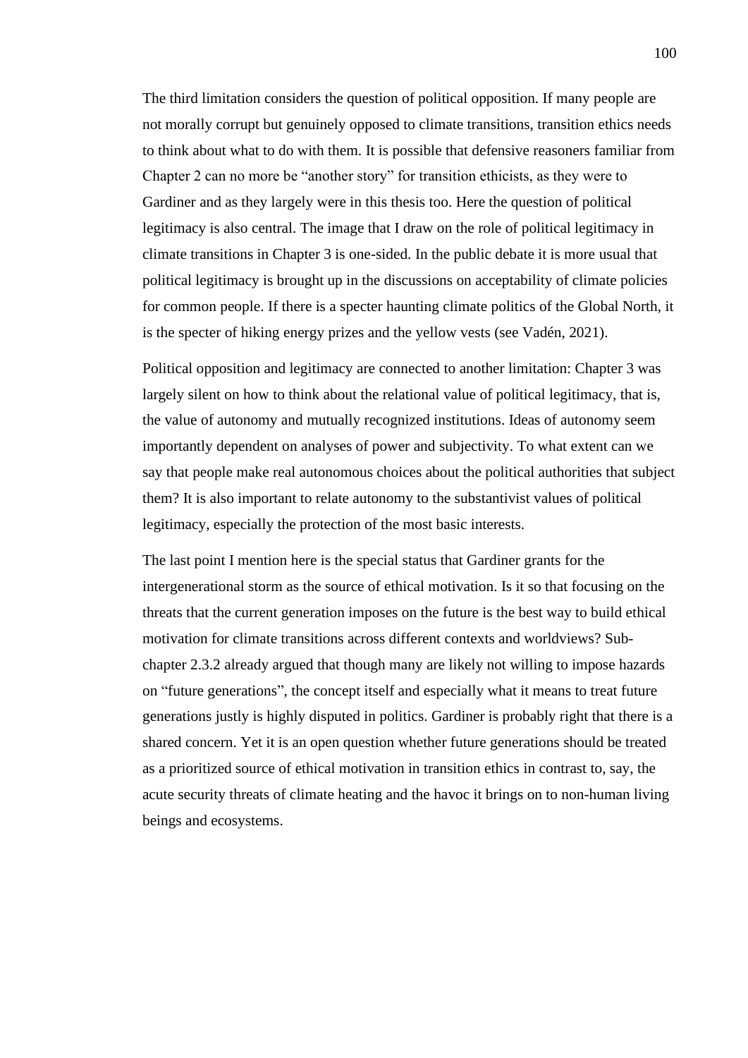The third limitation considers the question of political opposition. If many people are not morally corrupt but genuinely opposed to climate transitions, transition ethics needs to think about what to do with them. It is possible that defensive reasoners familiar from Chapter 2 can no more be "another story" for transition ethicists, as they were to Gardiner and as they largely were in this thesis too. Here the question of political legitimacy is also central. The image that I draw on the role of political legitimacy in climate transitions in Chapter 3 is one-sided. In the public debate it is more usual that political legitimacy is brought up in the discussions on acceptability of climate policies for common people. If there is a specter haunting climate politics of the Global North, it is the specter of hiking energy prizes and the yellow vests (see Vadén, 2021).

Political opposition and legitimacy are connected to another limitation: Chapter 3 was largely silent on how to think about the relational value of political legitimacy, that is, the value of autonomy and mutually recognized institutions. Ideas of autonomy seem importantly dependent on analyses of power and subjectivity. To what extent can we say that people make real autonomous choices about the political authorities that subject them? It is also important to relate autonomy to the substantivist values of political legitimacy, especially the protection of the most basic interests.

The last point I mention here is the special status that Gardiner grants for the intergenerational storm as the source of ethical motivation. Is it so that focusing on the threats that the current generation imposes on the future is the best way to build ethical motivation for climate transitions across different contexts and worldviews? Sub-chapter 2.3.2 already argued that though many are likely not willing to impose hazards on "future generations", the concept itself and especially what it means to treat future generations justly is highly disputed in politics. Gardiner is probably right that there is a shared concern. Yet it is an open question whether future generations should be treated as a prioritized source of ethical motivation in transition ethics in contrast to, say, the acute security threats of climate heating and the havoc it brings on to non-human living beings and ecosystems.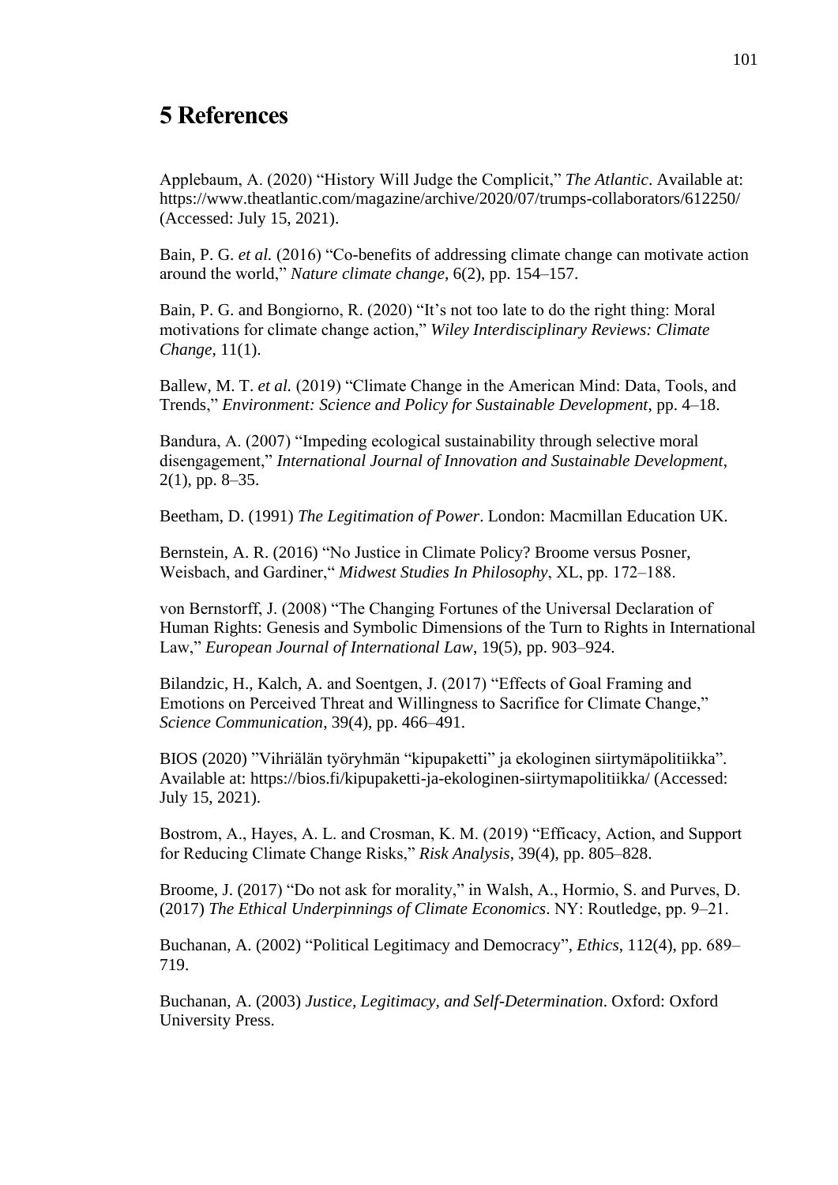# 5 References

Applebaum, A. (2020) "History Will Judge the Complicit," *The Atlantic*. Available at: https://www.theatlantic.com/magazine/archive/2020/07/trumps-collaborators/612250/ (Accessed: July 15, 2021).

Bain, P. G. *et al.* (2016) "Co-benefits of addressing climate change can motivate action around the world," *Nature climate change*, 6(2), pp. 154–157.

Bain, P. G. and Bongiorno, R. (2020) "It's not too late to do the right thing: Moral motivations for climate change action," *Wiley Interdisciplinary Reviews: Climate Change*, 11(1).

Ballew, M. T. *et al.* (2019) "Climate Change in the American Mind: Data, Tools, and Trends," *Environment: Science and Policy for Sustainable Development*, pp. 4–18.

Bandura, A. (2007) "Impeding ecological sustainability through selective moral disengagement," *International Journal of Innovation and Sustainable Development*, 2(1), pp. 8–35.

Beetham, D. (1991) *The Legitimation of Power*. London: Macmillan Education UK.

Bernstein, A. R. (2016) "No Justice in Climate Policy? Broome versus Posner, Weisbach, and Gardiner," *Midwest Studies In Philosophy*, XL, pp. 172–188.

von Bernstorff, J. (2008) "The Changing Fortunes of the Universal Declaration of Human Rights: Genesis and Symbolic Dimensions of the Turn to Rights in International Law," *European Journal of International Law*, 19(5), pp. 903–924.

Bilandzic, H., Kalch, A. and Soentgen, J. (2017) "Effects of Goal Framing and Emotions on Perceived Threat and Willingness to Sacrifice for Climate Change," *Science Communication*, 39(4), pp. 466–491.

BIOS (2020) "Vihriälän työryhmän "kipupaketti" ja ekologinen siirtymäpolitiikka". Available at: https://bios.fi/kipupaketti-ja-ekologinen-siirtymapolitiikka/ (Accessed: July 15, 2021).

Bostrom, A., Hayes, A. L. and Crosman, K. M. (2019) "Efficacy, Action, and Support for Reducing Climate Change Risks," *Risk Analysis*, 39(4), pp. 805–828.

Broome, J. (2017) "Do not ask for morality," in Walsh, A., Hormio, S. and Purves, D. (2017) *The Ethical Underpinnings of Climate Economics*. NY: Routledge, pp. 9–21.

Buchanan, A. (2002) "Political Legitimacy and Democracy", *Ethics*, 112(4), pp. 689–719.

Buchanan, A. (2003) *Justice, Legitimacy, and Self-Determination*. Oxford: Oxford University Press.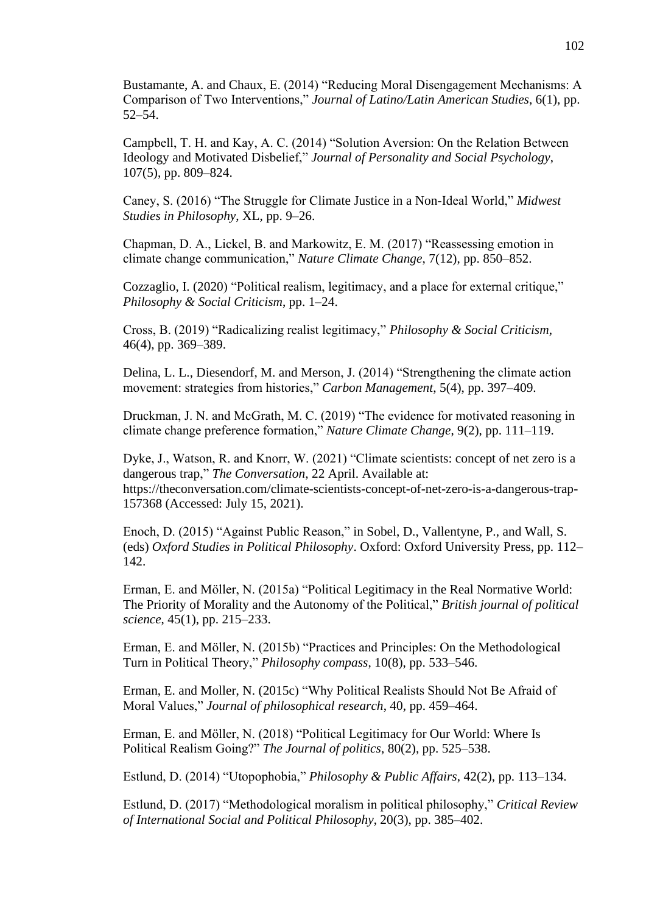Bustamante, A. and Chaux, E. (2014) "Reducing Moral Disengagement Mechanisms: A Comparison of Two Interventions," *Journal of Latino/Latin American Studies*, 6(1), pp. 52–54.

Campbell, T. H. and Kay, A. C. (2014) "Solution Aversion: On the Relation Between Ideology and Motivated Disbelief," *Journal of Personality and Social Psychology*, 107(5), pp. 809–824.

Caney, S. (2016) "The Struggle for Climate Justice in a Non-Ideal World," *Midwest Studies in Philosophy*, XL, pp. 9–26.

Chapman, D. A., Lickel, B. and Markowitz, E. M. (2017) "Reassessing emotion in climate change communication," *Nature Climate Change*, 7(12), pp. 850–852.

Cozzaglio, I. (2020) "Political realism, legitimacy, and a place for external critique," *Philosophy & Social Criticism*, pp. 1–24.

Cross, B. (2019) "Radicalizing realist legitimacy," *Philosophy & Social Criticism*, 46(4), pp. 369–389.

Delina, L. L., Diesendorf, M. and Merson, J. (2014) "Strengthening the climate action movement: strategies from histories," *Carbon Management*, 5(4), pp. 397–409.

Druckman, J. N. and McGrath, M. C. (2019) "The evidence for motivated reasoning in climate change preference formation," *Nature Climate Change*, 9(2), pp. 111–119.

Dyke, J., Watson, R. and Knorr, W. (2021) "Climate scientists: concept of net zero is a dangerous trap," *The Conversation*, 22 April. Available at: https://theconversation.com/climate-scientists-concept-of-net-zero-is-a-dangerous-trap-157368 (Accessed: July 15, 2021).

Enoch, D. (2015) "Against Public Reason," in Sobel, D., Vallentyne, P., and Wall, S. (eds) *Oxford Studies in Political Philosophy*. Oxford: Oxford University Press, pp. 112–142.

Erman, E. and Möller, N. (2015a) "Political Legitimacy in the Real Normative World: The Priority of Morality and the Autonomy of the Political," *British journal of political science*, 45(1), pp. 215–233.

Erman, E. and Möller, N. (2015b) "Practices and Principles: On the Methodological Turn in Political Theory," *Philosophy compass*, 10(8), pp. 533–546.

Erman, E. and Moller, N. (2015c) "Why Political Realists Should Not Be Afraid of Moral Values," *Journal of philosophical research*, 40, pp. 459–464.

Erman, E. and Möller, N. (2018) "Political Legitimacy for Our World: Where Is Political Realism Going?" *The Journal of politics*, 80(2), pp. 525–538.

Estlund, D. (2014) "Utopophobia," *Philosophy & Public Affairs*, 42(2), pp. 113–134.

Estlund, D. (2017) "Methodological moralism in political philosophy," *Critical Review of International Social and Political Philosophy*, 20(3), pp. 385–402.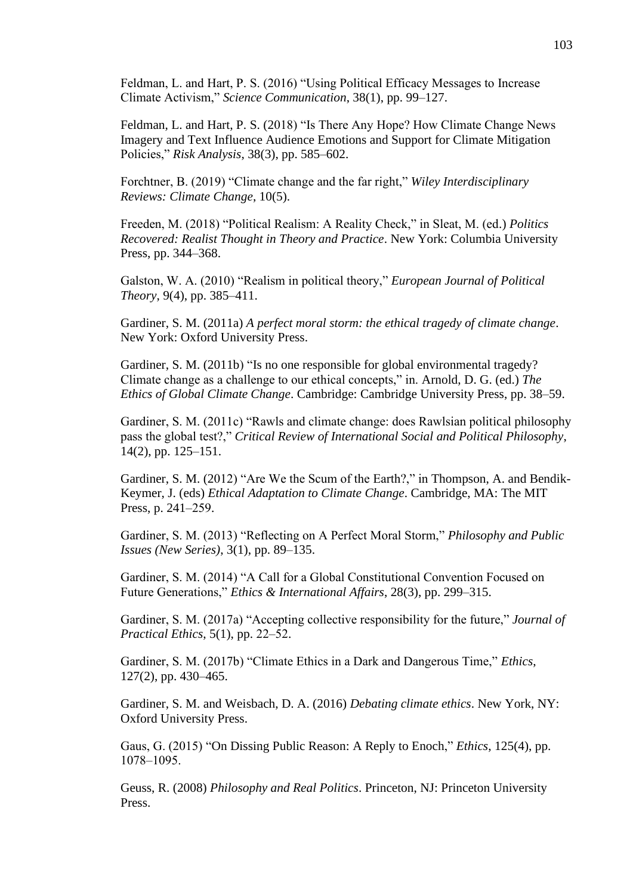Feldman, L. and Hart, P. S. (2016) “Using Political Efficacy Messages to Increase Climate Activism,” *Science Communication*, 38(1), pp. 99–127.

Feldman, L. and Hart, P. S. (2018) “Is There Any Hope? How Climate Change News Imagery and Text Influence Audience Emotions and Support for Climate Mitigation Policies,” *Risk Analysis*, 38(3), pp. 585–602.

Forchtner, B. (2019) “Climate change and the far right,” *Wiley Interdisciplinary Reviews: Climate Change*, 10(5).

Freeden, M. (2018) “Political Realism: A Reality Check,” in Sleat, M. (ed.) *Politics Recovered: Realist Thought in Theory and Practice*. New York: Columbia University Press, pp. 344–368.

Galston, W. A. (2010) “Realism in political theory,” *European Journal of Political Theory*, 9(4), pp. 385–411.

Gardiner, S. M. (2011a) *A perfect moral storm: the ethical tragedy of climate change*. New York: Oxford University Press.

Gardiner, S. M. (2011b) “Is no one responsible for global environmental tragedy? Climate change as a challenge to our ethical concepts,” in. Arnold, D. G. (ed.) *The Ethics of Global Climate Change*. Cambridge: Cambridge University Press, pp. 38–59.

Gardiner, S. M. (2011c) “Rawls and climate change: does Rawlsian political philosophy pass the global test?,” *Critical Review of International Social and Political Philosophy*, 14(2), pp. 125–151.

Gardiner, S. M. (2012) “Are We the Scum of the Earth?,” in Thompson, A. and Bendik-Keymer, J. (eds) *Ethical Adaptation to Climate Change*. Cambridge, MA: The MIT Press, p. 241–259.

Gardiner, S. M. (2013) “Reflecting on A Perfect Moral Storm,” *Philosophy and Public Issues (New Series)*, 3(1), pp. 89–135.

Gardiner, S. M. (2014) “A Call for a Global Constitutional Convention Focused on Future Generations,” *Ethics & International Affairs*, 28(3), pp. 299–315.

Gardiner, S. M. (2017a) “Accepting collective responsibility for the future,” *Journal of Practical Ethics*, 5(1), pp. 22–52.

Gardiner, S. M. (2017b) “Climate Ethics in a Dark and Dangerous Time,” *Ethics*, 127(2), pp. 430–465.

Gardiner, S. M. and Weisbach, D. A. (2016) *Debating climate ethics*. New York, NY: Oxford University Press.

Gaus, G. (2015) “On Dissing Public Reason: A Reply to Enoch,” *Ethics*, 125(4), pp. 1078–1095.

Geuss, R. (2008) *Philosophy and Real Politics*. Princeton, NJ: Princeton University Press.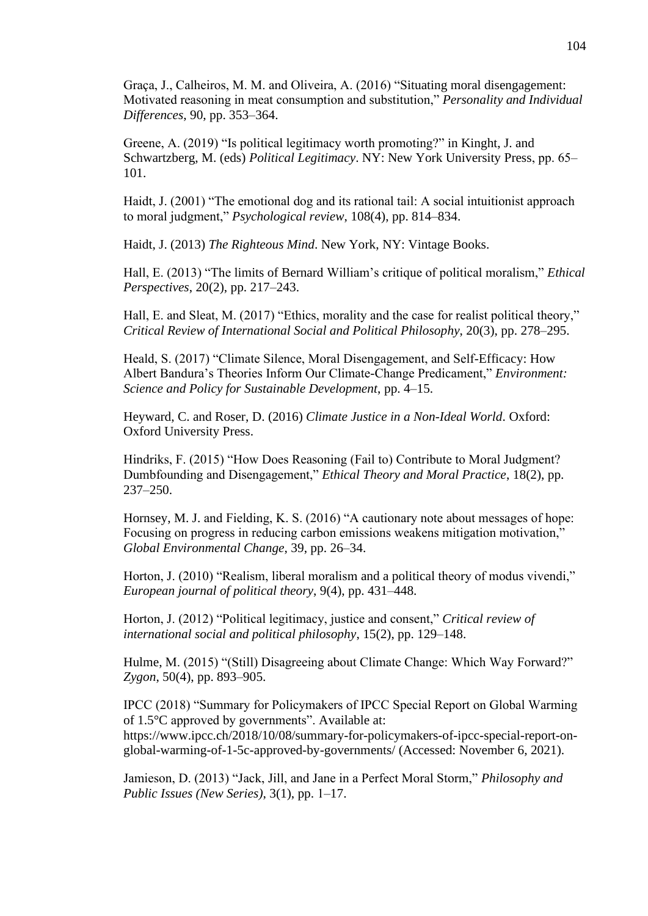Graça, J., Calheiros, M. M. and Oliveira, A. (2016) "Situating moral disengagement: Motivated reasoning in meat consumption and substitution," *Personality and Individual Differences*, 90, pp. 353–364.

Greene, A. (2019) "Is political legitimacy worth promoting?" in Kinght, J. and Schwartzberg, M. (eds) *Political Legitimacy*. NY: New York University Press, pp. 65–101.

Haidt, J. (2001) "The emotional dog and its rational tail: A social intuitionist approach to moral judgment," *Psychological review*, 108(4), pp. 814–834.

Haidt, J. (2013) *The Righteous Mind*. New York, NY: Vintage Books.

Hall, E. (2013) "The limits of Bernard William's critique of political moralism," *Ethical Perspectives*, 20(2), pp. 217–243.

Hall, E. and Sleat, M. (2017) "Ethics, morality and the case for realist political theory," *Critical Review of International Social and Political Philosophy*, 20(3), pp. 278–295.

Heald, S. (2017) "Climate Silence, Moral Disengagement, and Self-Efficacy: How Albert Bandura's Theories Inform Our Climate-Change Predicament," *Environment: Science and Policy for Sustainable Development*, pp. 4–15.

Heyward, C. and Roser, D. (2016) *Climate Justice in a Non-Ideal World*. Oxford: Oxford University Press.

Hindriks, F. (2015) "How Does Reasoning (Fail to) Contribute to Moral Judgment? Dumbfounding and Disengagement," *Ethical Theory and Moral Practice*, 18(2), pp. 237–250.

Hornsey, M. J. and Fielding, K. S. (2016) "A cautionary note about messages of hope: Focusing on progress in reducing carbon emissions weakens mitigation motivation," *Global Environmental Change*, 39, pp. 26–34.

Horton, J. (2010) "Realism, liberal moralism and a political theory of modus vivendi," *European journal of political theory*, 9(4), pp. 431–448.

Horton, J. (2012) "Political legitimacy, justice and consent," *Critical review of international social and political philosophy*, 15(2), pp. 129–148.

Hulme, M. (2015) "(Still) Disagreeing about Climate Change: Which Way Forward?" *Zygon*, 50(4), pp. 893–905.

IPCC (2018) "Summary for Policymakers of IPCC Special Report on Global Warming of 1.5°C approved by governments". Available at: https://www.ipcc.ch/2018/10/08/summary-for-policymakers-of-ipcc-special-report-on-global-warming-of-1-5c-approved-by-governments/ (Accessed: November 6, 2021).

Jamieson, D. (2013) "Jack, Jill, and Jane in a Perfect Moral Storm," *Philosophy and Public Issues (New Series)*, 3(1), pp. 1–17.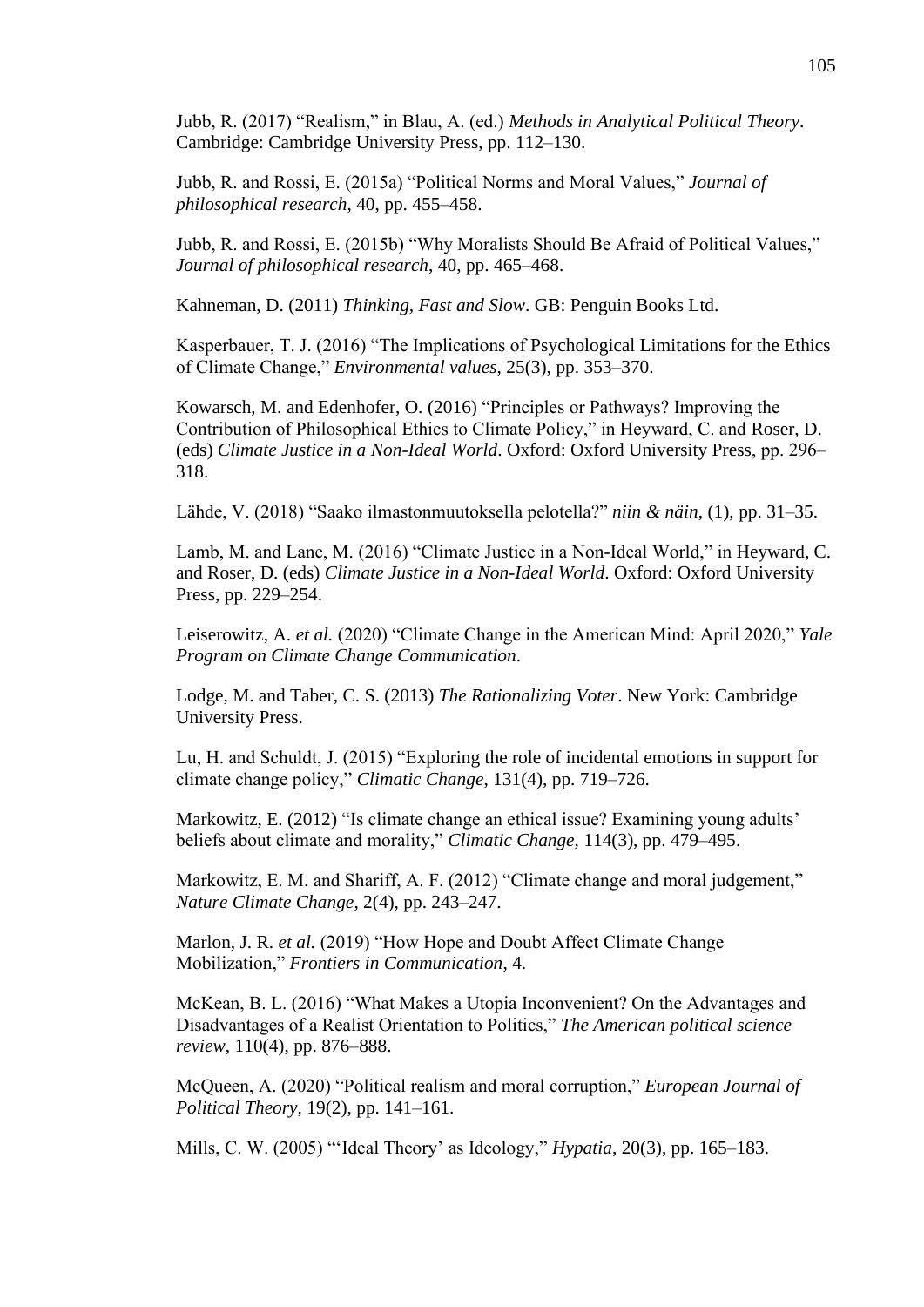Jubb, R. (2017) “Realism,” in Blau, A. (ed.) *Methods in Analytical Political Theory*. Cambridge: Cambridge University Press, pp. 112–130.

Jubb, R. and Rossi, E. (2015a) “Political Norms and Moral Values,” *Journal of philosophical research*, 40, pp. 455–458.

Jubb, R. and Rossi, E. (2015b) “Why Moralists Should Be Afraid of Political Values,” *Journal of philosophical research*, 40, pp. 465–468.

Kahneman, D. (2011) *Thinking, Fast and Slow*. GB: Penguin Books Ltd.

Kasperbauer, T. J. (2016) “The Implications of Psychological Limitations for the Ethics of Climate Change,” *Environmental values*, 25(3), pp. 353–370.

Kowarsch, M. and Edenhofer, O. (2016) “Principles or Pathways? Improving the Contribution of Philosophical Ethics to Climate Policy,” in Heyward, C. and Roser, D. (eds) *Climate Justice in a Non-Ideal World*. Oxford: Oxford University Press, pp. 296–318.

Lähde, V. (2018) “Saako ilmastonmuutoksella pelotella?” *niin & näin*, (1), pp. 31–35.

Lamb, M. and Lane, M. (2016) “Climate Justice in a Non-Ideal World,” in Heyward, C. and Roser, D. (eds) *Climate Justice in a Non-Ideal World*. Oxford: Oxford University Press, pp. 229–254.

Leiserowitz, A. *et al.* (2020) “Climate Change in the American Mind: April 2020,” *Yale Program on Climate Change Communication*.

Lodge, M. and Taber, C. S. (2013) *The Rationalizing Voter*. New York: Cambridge University Press.

Lu, H. and Schuldt, J. (2015) “Exploring the role of incidental emotions in support for climate change policy,” *Climatic Change*, 131(4), pp. 719–726.

Markowitz, E. (2012) “Is climate change an ethical issue? Examining young adults’ beliefs about climate and morality,” *Climatic Change*, 114(3), pp. 479–495.

Markowitz, E. M. and Shariff, A. F. (2012) “Climate change and moral judgement,” *Nature Climate Change*, 2(4), pp. 243–247.

Marlon, J. R. *et al.* (2019) “How Hope and Doubt Affect Climate Change Mobilization,” *Frontiers in Communication*, 4.

McKean, B. L. (2016) “What Makes a Utopia Inconvenient? On the Advantages and Disadvantages of a Realist Orientation to Politics,” *The American political science review*, 110(4), pp. 876–888.

McQueen, A. (2020) “Political realism and moral corruption,” *European Journal of Political Theory*, 19(2), pp. 141–161.

Mills, C. W. (2005) “‘Ideal Theory’ as Ideology,” *Hypatia*, 20(3), pp. 165–183.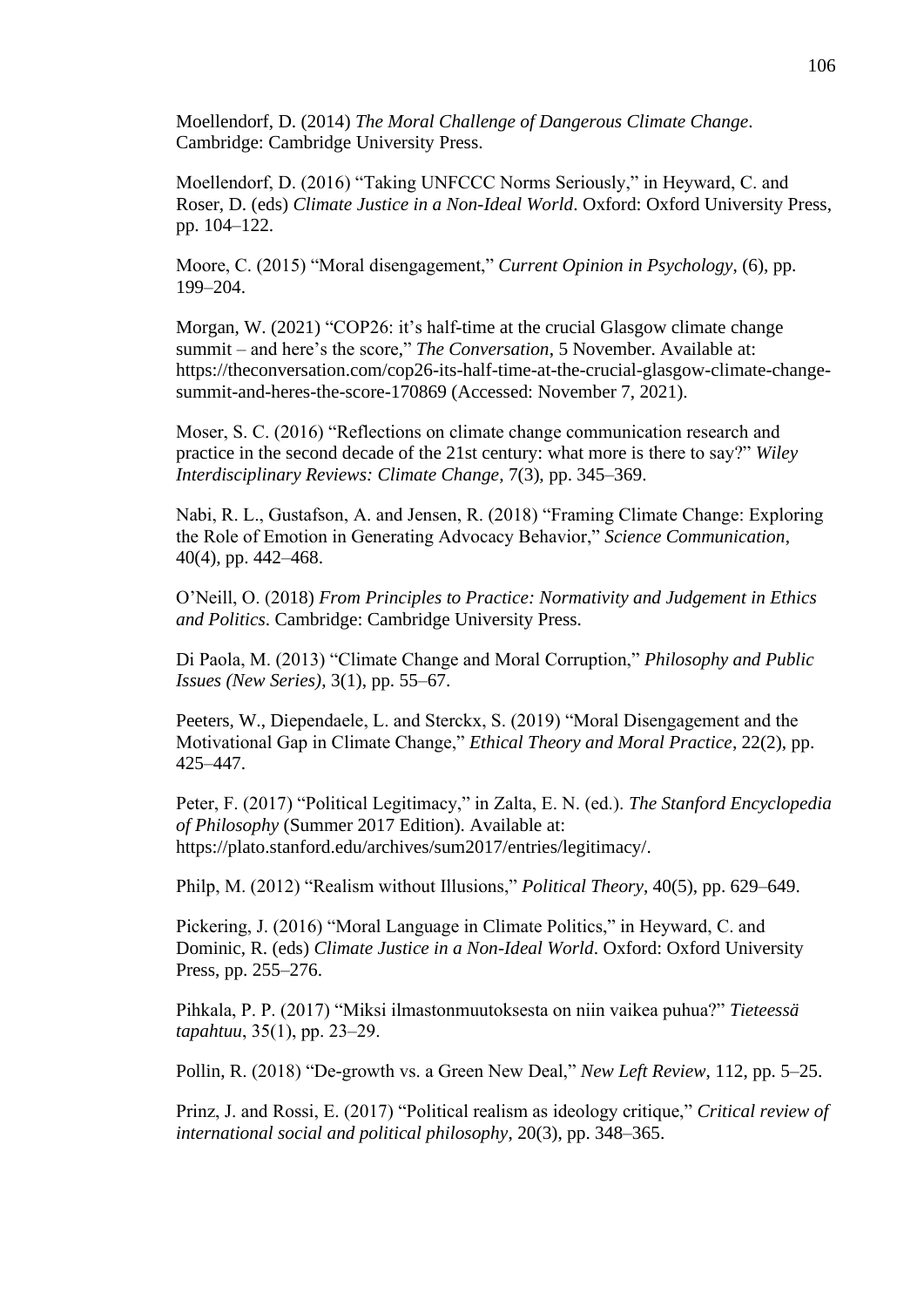Moellendorf, D. (2014) *The Moral Challenge of Dangerous Climate Change*. Cambridge: Cambridge University Press.

Moellendorf, D. (2016) “Taking UNFCCC Norms Seriously,” in Heyward, C. and Roser, D. (eds) *Climate Justice in a Non-Ideal World*. Oxford: Oxford University Press, pp. 104–122.

Moore, C. (2015) “Moral disengagement,” *Current Opinion in Psychology*, (6), pp. 199–204.

Morgan, W. (2021) “COP26: it’s half-time at the crucial Glasgow climate change summit – and here’s the score,” *The Conversation*, 5 November. Available at: https://theconversation.com/cop26-its-half-time-at-the-crucial-glasgow-climate-change-summit-and-heres-the-score-170869 (Accessed: November 7, 2021).

Moser, S. C. (2016) “Reflections on climate change communication research and practice in the second decade of the 21st century: what more is there to say?” *Wiley Interdisciplinary Reviews: Climate Change*, 7(3), pp. 345–369.

Nabi, R. L., Gustafson, A. and Jensen, R. (2018) “Framing Climate Change: Exploring the Role of Emotion in Generating Advocacy Behavior,” *Science Communication*, 40(4), pp. 442–468.

O’Neill, O. (2018) *From Principles to Practice: Normativity and Judgement in Ethics and Politics*. Cambridge: Cambridge University Press.

Di Paola, M. (2013) “Climate Change and Moral Corruption,” *Philosophy and Public Issues (New Series)*, 3(1), pp. 55–67.

Peeters, W., Diependaele, L. and Sterckx, S. (2019) “Moral Disengagement and the Motivational Gap in Climate Change,” *Ethical Theory and Moral Practice*, 22(2), pp. 425–447.

Peter, F. (2017) “Political Legitimacy,” in Zalta, E. N. (ed.). *The Stanford Encyclopedia of Philosophy* (Summer 2017 Edition). Available at: https://plato.stanford.edu/archives/sum2017/entries/legitimacy/.

Philp, M. (2012) “Realism without Illusions,” *Political Theory*, 40(5), pp. 629–649.

Pickering, J. (2016) “Moral Language in Climate Politics,” in Heyward, C. and Dominic, R. (eds) *Climate Justice in a Non-Ideal World*. Oxford: Oxford University Press, pp. 255–276.

Pihkala, P. P. (2017) “Miksi ilmastonmuutoksesta on niin vaikea puhua?” *Tieteessä tapahtuu*, 35(1), pp. 23–29.

Pollin, R. (2018) “De-growth vs. a Green New Deal,” *New Left Review*, 112, pp. 5–25.

Prinz, J. and Rossi, E. (2017) “Political realism as ideology critique,” *Critical review of international social and political philosophy*, 20(3), pp. 348–365.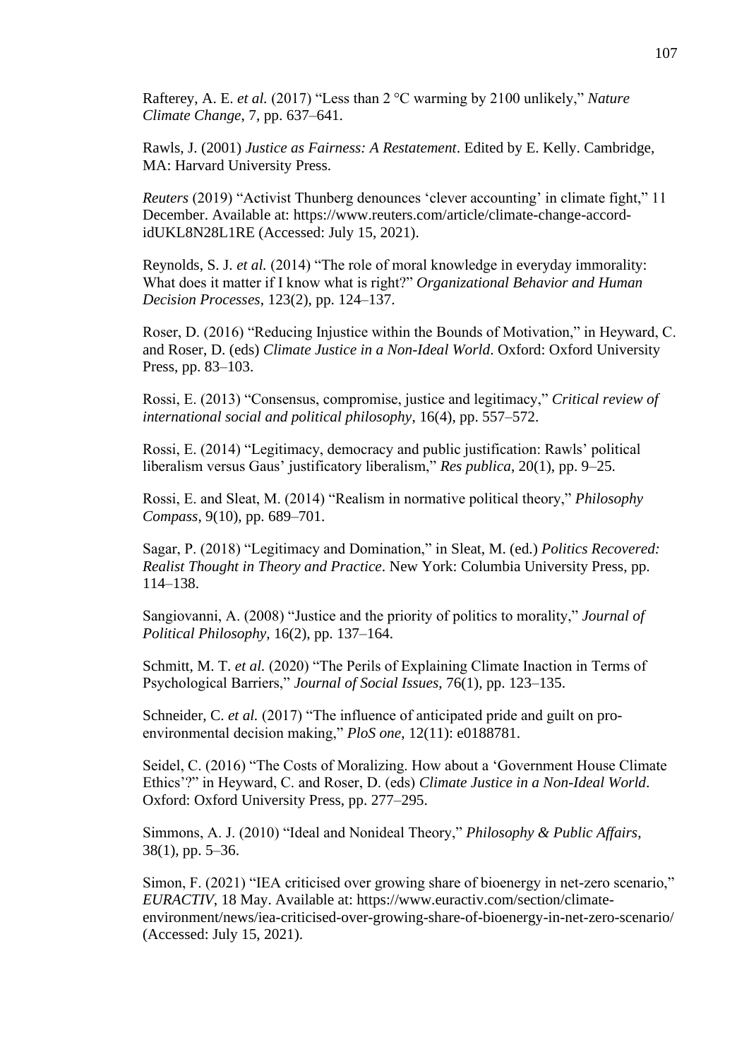Rafterey, A. E. *et al.* (2017) "Less than 2 °C warming by 2100 unlikely," *Nature Climate Change*, 7, pp. 637–641.

Rawls, J. (2001) *Justice as Fairness: A Restatement*. Edited by E. Kelly. Cambridge, MA: Harvard University Press.

*Reuters* (2019) "Activist Thunberg denounces 'clever accounting' in climate fight," 11 December. Available at: https://www.reuters.com/article/climate-change-accord-idUKL8N28L1RE (Accessed: July 15, 2021).

Reynolds, S. J. *et al.* (2014) "The role of moral knowledge in everyday immorality: What does it matter if I know what is right?" *Organizational Behavior and Human Decision Processes*, 123(2), pp. 124–137.

Roser, D. (2016) "Reducing Injustice within the Bounds of Motivation," in Heyward, C. and Roser, D. (eds) *Climate Justice in a Non-Ideal World*. Oxford: Oxford University Press, pp. 83–103.

Rossi, E. (2013) "Consensus, compromise, justice and legitimacy," *Critical review of international social and political philosophy*, 16(4), pp. 557–572.

Rossi, E. (2014) "Legitimacy, democracy and public justification: Rawls' political liberalism versus Gaus' justificatory liberalism," *Res publica*, 20(1), pp. 9–25.

Rossi, E. and Sleat, M. (2014) "Realism in normative political theory," *Philosophy Compass*, 9(10), pp. 689–701.

Sagar, P. (2018) "Legitimacy and Domination," in Sleat, M. (ed.) *Politics Recovered: Realist Thought in Theory and Practice*. New York: Columbia University Press, pp. 114–138.

Sangiovanni, A. (2008) "Justice and the priority of politics to morality," *Journal of Political Philosophy*, 16(2), pp. 137–164.

Schmitt, M. T. *et al.* (2020) "The Perils of Explaining Climate Inaction in Terms of Psychological Barriers," *Journal of Social Issues*, 76(1), pp. 123–135.

Schneider, C. *et al.* (2017) "The influence of anticipated pride and guilt on pro-environmental decision making," *PloS one*, 12(11): e0188781.

Seidel, C. (2016) "The Costs of Moralizing. How about a 'Government House Climate Ethics'?" in Heyward, C. and Roser, D. (eds) *Climate Justice in a Non-Ideal World*. Oxford: Oxford University Press, pp. 277–295.

Simmons, A. J. (2010) "Ideal and Nonideal Theory," *Philosophy & Public Affairs*, 38(1), pp. 5–36.

Simon, F. (2021) "IEA criticised over growing share of bioenergy in net-zero scenario," *EURACTIV*, 18 May. Available at: https://www.euractiv.com/section/climate-environment/news/iea-criticised-over-growing-share-of-bioenergy-in-net-zero-scenario/ (Accessed: July 15, 2021).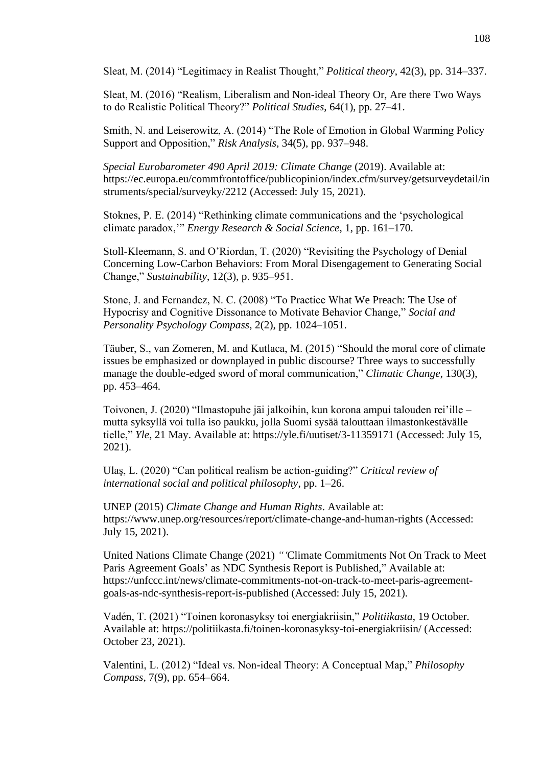Sleat, M. (2014) "Legitimacy in Realist Thought," *Political theory*, 42(3), pp. 314–337.

Sleat, M. (2016) "Realism, Liberalism and Non-ideal Theory Or, Are there Two Ways to do Realistic Political Theory?" *Political Studies*, 64(1), pp. 27–41.

Smith, N. and Leiserowitz, A. (2014) "The Role of Emotion in Global Warming Policy Support and Opposition," *Risk Analysis*, 34(5), pp. 937–948.

*Special Eurobarometer 490 April 2019: Climate Change* (2019). Available at: https://ec.europa.eu/commfrontoffice/publicopinion/index.cfm/survey/getsurveydetail/instruments/special/surveyky/2212 (Accessed: July 15, 2021).

Stoknes, P. E. (2014) "Rethinking climate communications and the 'psychological climate paradox,'" *Energy Research & Social Science*, 1, pp. 161–170.

Stoll-Kleemann, S. and O'Riordan, T. (2020) "Revisiting the Psychology of Denial Concerning Low-Carbon Behaviors: From Moral Disengagement to Generating Social Change," *Sustainability*, 12(3), p. 935–951.

Stone, J. and Fernandez, N. C. (2008) "To Practice What We Preach: The Use of Hypocrisy and Cognitive Dissonance to Motivate Behavior Change," *Social and Personality Psychology Compass*, 2(2), pp. 1024–1051.

Täuber, S., van Zomeren, M. and Kutlaca, M. (2015) "Should the moral core of climate issues be emphasized or downplayed in public discourse? Three ways to successfully manage the double-edged sword of moral communication," *Climatic Change*, 130(3), pp. 453–464.

Toivonen, J. (2020) "Ilmastopuhe jäi jalkoihin, kun korona ampui talouden rei'ille – mutta syksyllä voi tulla iso paukku, jolla Suomi sysää talouttaan ilmastonkestävälle tielle," *Yle*, 21 May. Available at: https://yle.fi/uutiset/3-11359171 (Accessed: July 15, 2021).

Ulaş, L. (2020) "Can political realism be action-guiding?" *Critical review of international social and political philosophy*, pp. 1–26.

UNEP (2015) *Climate Change and Human Rights*. Available at: https://www.unep.org/resources/report/climate-change-and-human-rights (Accessed: July 15, 2021).

United Nations Climate Change (2021) "'Climate Commitments Not On Track to Meet Paris Agreement Goals' as NDC Synthesis Report is Published," Available at: https://unfccc.int/news/climate-commitments-not-on-track-to-meet-paris-agreement-goals-as-ndc-synthesis-report-is-published (Accessed: July 15, 2021).

Vadén, T. (2021) "Toinen koronasyksy toi energiakriisin," *Politiikasta*, 19 October. Available at: https://politiikasta.fi/toinen-koronasyksy-toi-energiakriisin/ (Accessed: October 23, 2021).

Valentini, L. (2012) "Ideal vs. Non-ideal Theory: A Conceptual Map," *Philosophy Compass*, 7(9), pp. 654–664.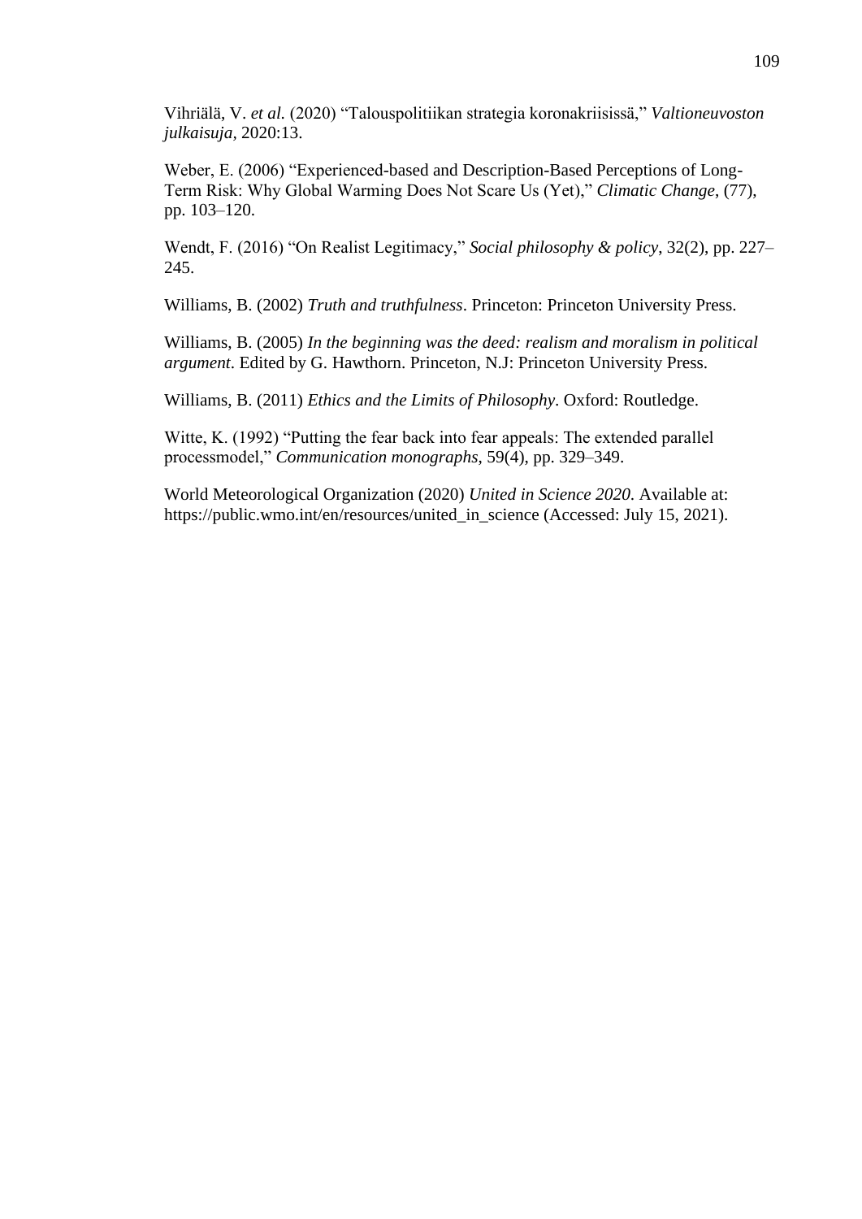Vihriälä, V. *et al.* (2020) "Talouspolitiikan strategia koronakriisissä," *Valtioneuvoston julkaisuja*, 2020:13.

Weber, E. (2006) "Experienced-based and Description-Based Perceptions of Long-Term Risk: Why Global Warming Does Not Scare Us (Yet)," *Climatic Change*, (77), pp. 103–120.

Wendt, F. (2016) "On Realist Legitimacy," *Social philosophy & policy*, 32(2), pp. 227–245.

Williams, B. (2002) *Truth and truthfulness*. Princeton: Princeton University Press.

Williams, B. (2005) *In the beginning was the deed: realism and moralism in political argument*. Edited by G. Hawthorn. Princeton, N.J: Princeton University Press.

Williams, B. (2011) *Ethics and the Limits of Philosophy*. Oxford: Routledge.

Witte, K. (1992) "Putting the fear back into fear appeals: The extended parallel processmodel," *Communication monographs*, 59(4), pp. 329–349.

World Meteorological Organization (2020) *United in Science 2020*. Available at: https://public.wmo.int/en/resources/united_in_science (Accessed: July 15, 2021).